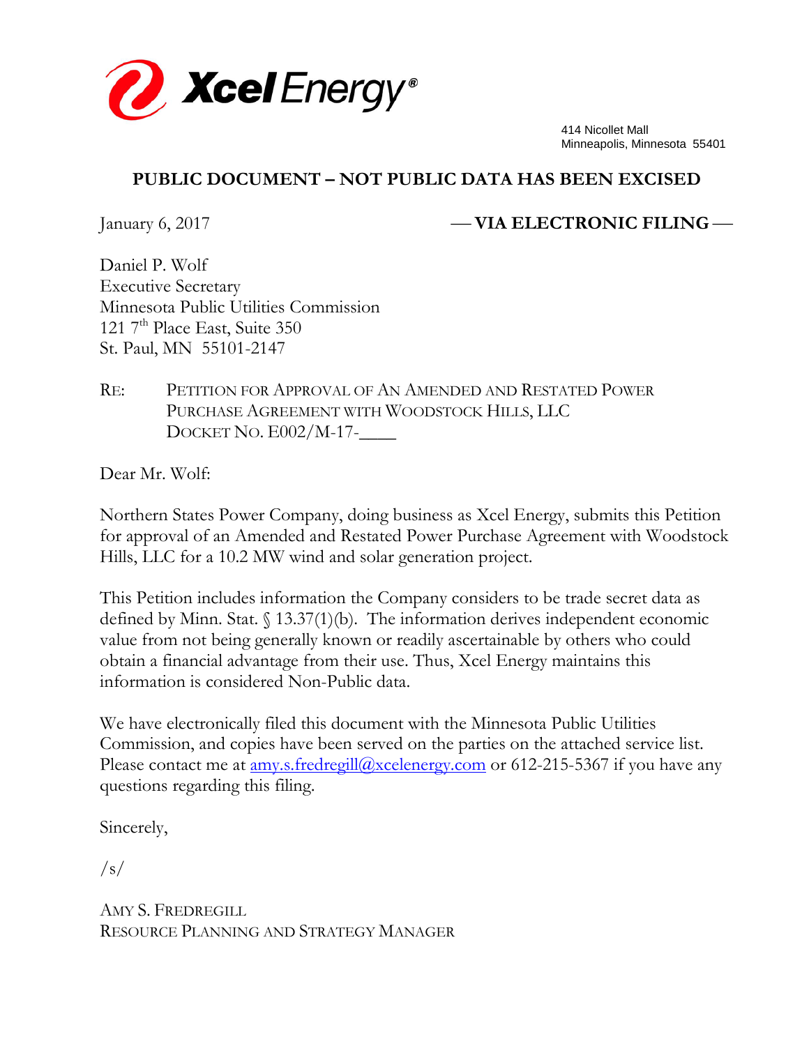Xcel Energy®

414 Nicollet Mall
Minneapolis, Minnesota 55401

**PUBLIC DOCUMENT – NOT PUBLIC DATA HAS BEEN EXCISED**

January 6, 2017 **— VIA ELECTRONIC FILING —**

Daniel P. Wolf
Executive Secretary
Minnesota Public Utilities Commission
121 7th Place East, Suite 350
St. Paul, MN 55101-2147

RE: PETITION FOR APPROVAL OF AN AMENDED AND RESTATED POWER PURCHASE AGREEMENT WITH WOODSTOCK HILLS, LLC
DOCKET NO. E002/M-17-____

Dear Mr. Wolf:

Northern States Power Company, doing business as Xcel Energy, submits this Petition for approval of an Amended and Restated Power Purchase Agreement with Woodstock Hills, LLC for a 10.2 MW wind and solar generation project.

This Petition includes information the Company considers to be trade secret data as defined by Minn. Stat. § 13.37(1)(b). The information derives independent economic value from not being generally known or readily ascertainable by others who could obtain a financial advantage from their use. Thus, Xcel Energy maintains this information is considered Non-Public data.

We have electronically filed this document with the Minnesota Public Utilities Commission, and copies have been served on the parties on the attached service list. Please contact me at amy.s.fredregill@xcelenergy.com or 612-215-5367 if you have any questions regarding this filing.

Sincerely,

/s/

AMY S. FREDREGILL
RESOURCE PLANNING AND STRATEGY MANAGER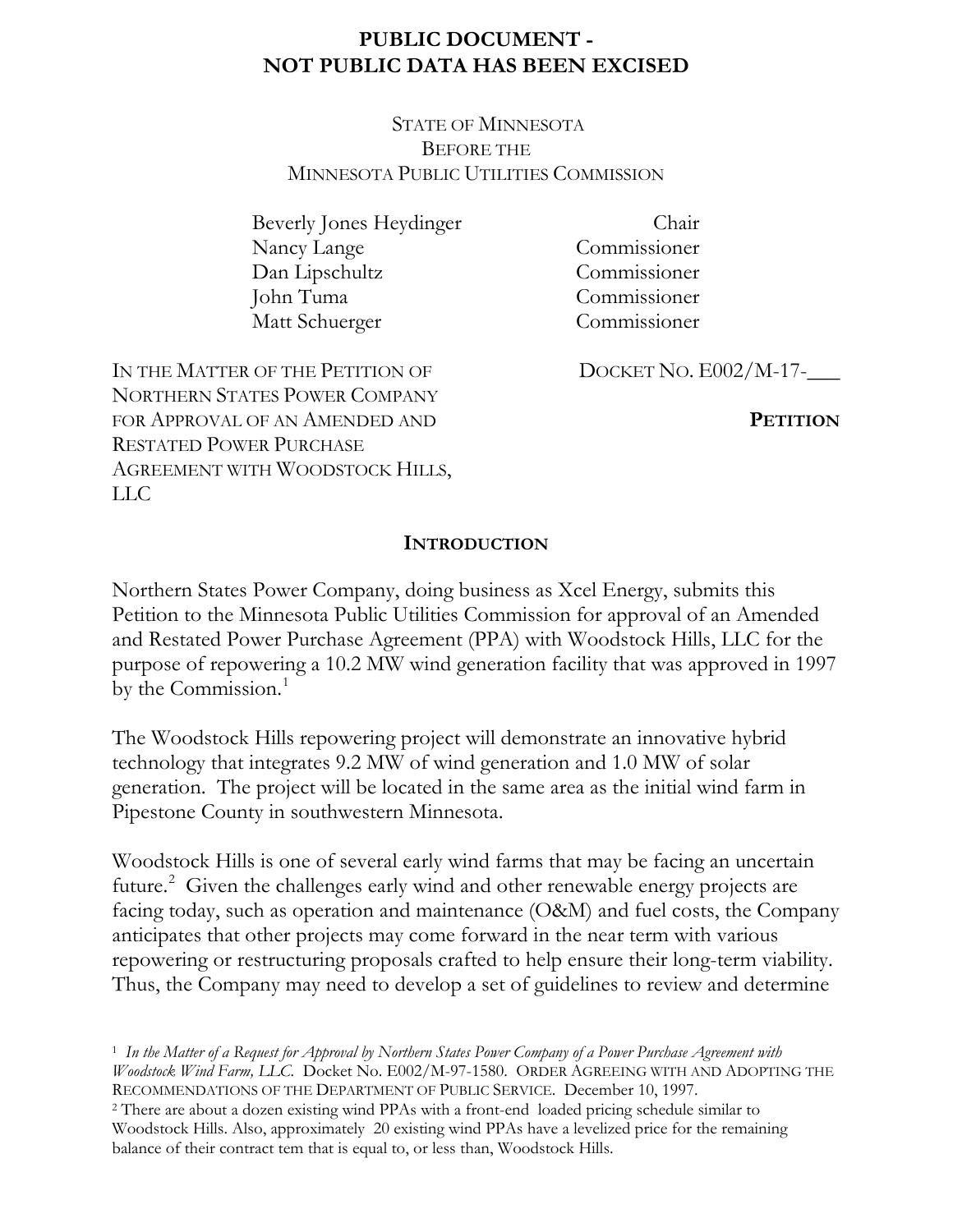**PUBLIC DOCUMENT -**
**NOT PUBLIC DATA HAS BEEN EXCISED**

STATE OF MINNESOTA
BEFORE THE
MINNESOTA PUBLIC UTILITIES COMMISSION

| | |
|---|---|
| Beverly Jones Heydinger | Chair |
| Nancy Lange | Commissioner |
| Dan Lipschultz | Commissioner |
| John Tuma | Commissioner |
| Matt Schuerger | Commissioner |

IN THE MATTER OF THE PETITION OF NORTHERN STATES POWER COMPANY FOR APPROVAL OF AN AMENDED AND RESTATED POWER PURCHASE AGREEMENT WITH WOODSTOCK HILLS, LLC

DOCKET NO. E002/M-17-___

**PETITION**

## INTRODUCTION

Northern States Power Company, doing business as Xcel Energy, submits this Petition to the Minnesota Public Utilities Commission for approval of an Amended and Restated Power Purchase Agreement (PPA) with Woodstock Hills, LLC for the purpose of repowering a 10.2 MW wind generation facility that was approved in 1997 by the Commission.[1]

The Woodstock Hills repowering project will demonstrate an innovative hybrid technology that integrates 9.2 MW of wind generation and 1.0 MW of solar generation. The project will be located in the same area as the initial wind farm in Pipestone County in southwestern Minnesota.

Woodstock Hills is one of several early wind farms that may be facing an uncertain future.[2] Given the challenges early wind and other renewable energy projects are facing today, such as operation and maintenance (O&M) and fuel costs, the Company anticipates that other projects may come forward in the near term with various repowering or restructuring proposals crafted to help ensure their long-term viability. Thus, the Company may need to develop a set of guidelines to review and determine

[1] *In the Matter of a Request for Approval by Northern States Power Company of a Power Purchase Agreement with Woodstock Wind Farm, LLC.* Docket No. E002/M-97-1580. ORDER AGREEING WITH AND ADOPTING THE RECOMMENDATIONS OF THE DEPARTMENT OF PUBLIC SERVICE. December 10, 1997.

[2] There are about a dozen existing wind PPAs with a front-end loaded pricing schedule similar to Woodstock Hills. Also, approximately 20 existing wind PPAs have a levelized price for the remaining balance of their contract tem that is equal to, or less than, Woodstock Hills.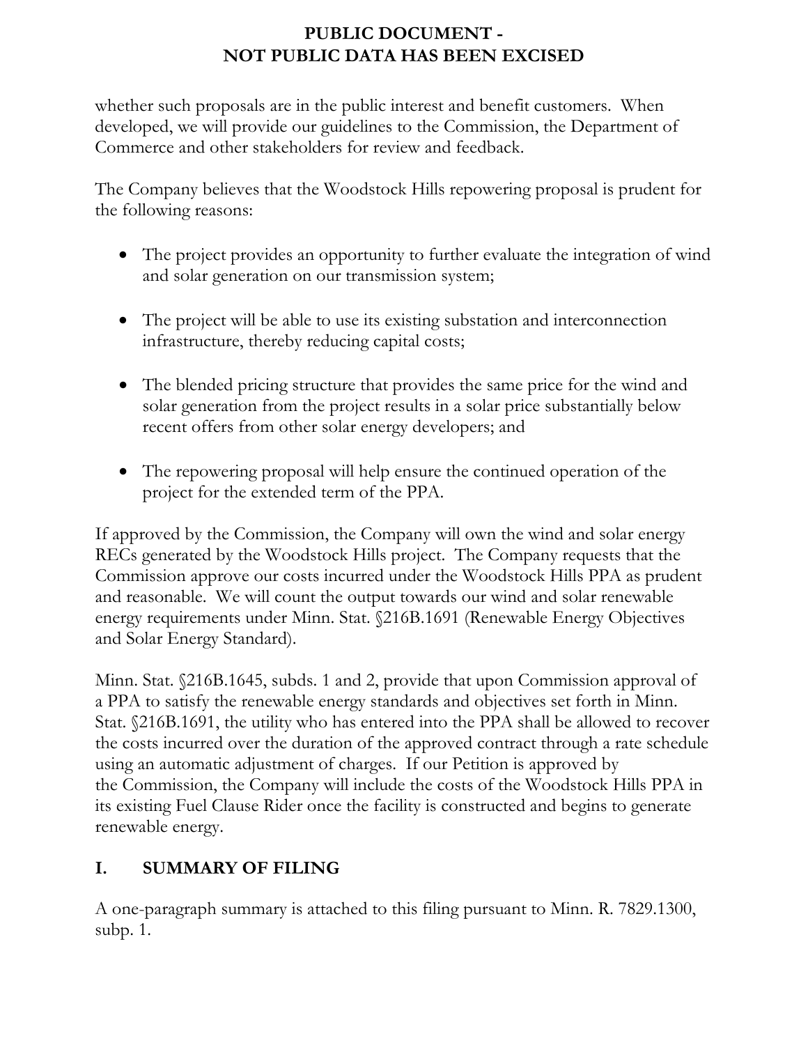whether such proposals are in the public interest and benefit customers. When developed, we will provide our guidelines to the Commission, the Department of Commerce and other stakeholders for review and feedback.

The Company believes that the Woodstock Hills repowering proposal is prudent for the following reasons:

- The project provides an opportunity to further evaluate the integration of wind and solar generation on our transmission system;
- The project will be able to use its existing substation and interconnection infrastructure, thereby reducing capital costs;
- The blended pricing structure that provides the same price for the wind and solar generation from the project results in a solar price substantially below recent offers from other solar energy developers; and
- The repowering proposal will help ensure the continued operation of the project for the extended term of the PPA.

If approved by the Commission, the Company will own the wind and solar energy RECs generated by the Woodstock Hills project. The Company requests that the Commission approve our costs incurred under the Woodstock Hills PPA as prudent and reasonable. We will count the output towards our wind and solar renewable energy requirements under Minn. Stat. §216B.1691 (Renewable Energy Objectives and Solar Energy Standard).

Minn. Stat. §216B.1645, subds. 1 and 2, provide that upon Commission approval of a PPA to satisfy the renewable energy standards and objectives set forth in Minn. Stat. §216B.1691, the utility who has entered into the PPA shall be allowed to recover the costs incurred over the duration of the approved contract through a rate schedule using an automatic adjustment of charges. If our Petition is approved by the Commission, the Company will include the costs of the Woodstock Hills PPA in its existing Fuel Clause Rider once the facility is constructed and begins to generate renewable energy.

## I. SUMMARY OF FILING

A one-paragraph summary is attached to this filing pursuant to Minn. R. 7829.1300, subp. 1.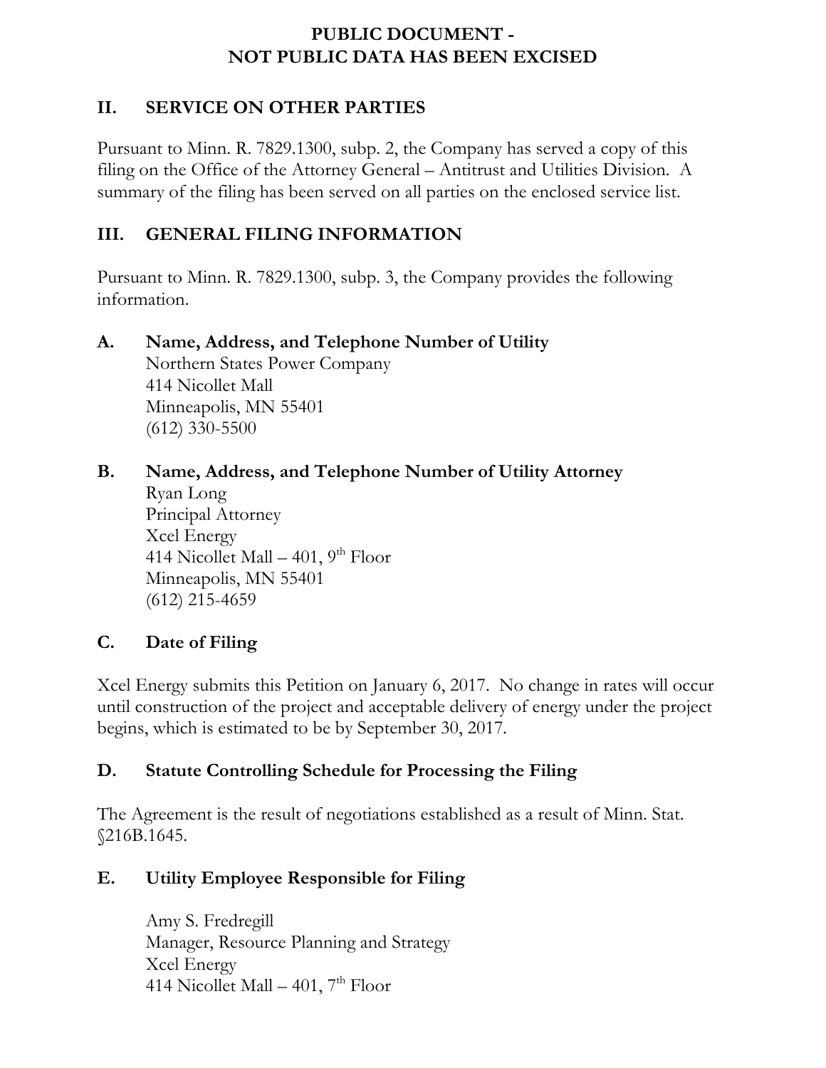**PUBLIC DOCUMENT -**
**NOT PUBLIC DATA HAS BEEN EXCISED**

## II. SERVICE ON OTHER PARTIES

Pursuant to Minn. R. 7829.1300, subp. 2, the Company has served a copy of this filing on the Office of the Attorney General – Antitrust and Utilities Division. A summary of the filing has been served on all parties on the enclosed service list.

## III. GENERAL FILING INFORMATION

Pursuant to Minn. R. 7829.1300, subp. 3, the Company provides the following information.

### A. Name, Address, and Telephone Number of Utility

Northern States Power Company
414 Nicollet Mall
Minneapolis, MN 55401
(612) 330-5500

### B. Name, Address, and Telephone Number of Utility Attorney

Ryan Long
Principal Attorney
Xcel Energy
414 Nicollet Mall – 401, 9th Floor
Minneapolis, MN 55401
(612) 215-4659

### C. Date of Filing

Xcel Energy submits this Petition on January 6, 2017. No change in rates will occur until construction of the project and acceptable delivery of energy under the project begins, which is estimated to be by September 30, 2017.

### D. Statute Controlling Schedule for Processing the Filing

The Agreement is the result of negotiations established as a result of Minn. Stat. §216B.1645.

### E. Utility Employee Responsible for Filing

Amy S. Fredregill
Manager, Resource Planning and Strategy
Xcel Energy
414 Nicollet Mall – 401, 7th Floor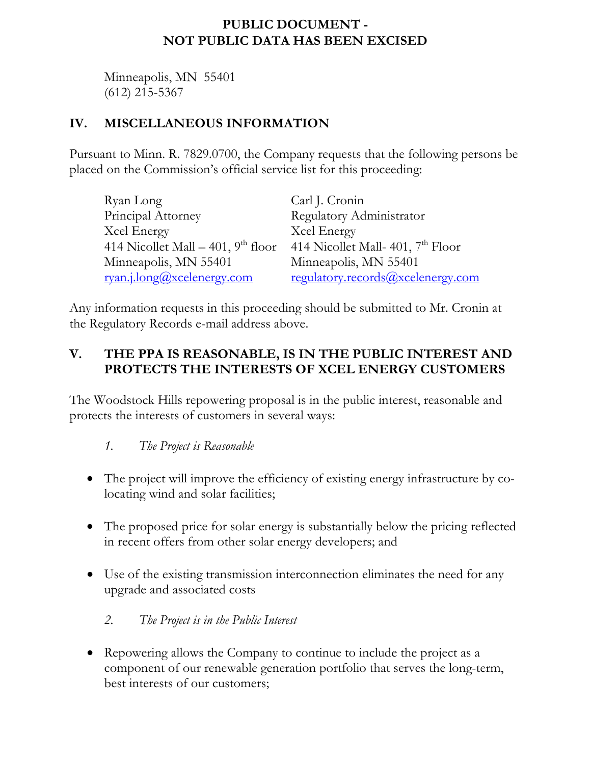**PUBLIC DOCUMENT -
NOT PUBLIC DATA HAS BEEN EXCISED**

Minneapolis, MN 55401
(612) 215-5367

## IV. MISCELLANEOUS INFORMATION

Pursuant to Minn. R. 7829.0700, the Company requests that the following persons be placed on the Commission's official service list for this proceeding:

Ryan Long
Principal Attorney
Xcel Energy
414 Nicollet Mall – 401, 9th floor
Minneapolis, MN 55401
ryan.j.long@xcelenergy.com

Carl J. Cronin
Regulatory Administrator
Xcel Energy
414 Nicollet Mall- 401, 7th Floor
Minneapolis, MN 55401
regulatory.records@xcelenergy.com

Any information requests in this proceeding should be submitted to Mr. Cronin at the Regulatory Records e-mail address above.

## V. THE PPA IS REASONABLE, IS IN THE PUBLIC INTEREST AND PROTECTS THE INTERESTS OF XCEL ENERGY CUSTOMERS

The Woodstock Hills repowering proposal is in the public interest, reasonable and protects the interests of customers in several ways:

*1. The Project is Reasonable*

- The project will improve the efficiency of existing energy infrastructure by co-locating wind and solar facilities;
- The proposed price for solar energy is substantially below the pricing reflected in recent offers from other solar energy developers; and
- Use of the existing transmission interconnection eliminates the need for any upgrade and associated costs

*2. The Project is in the Public Interest*

- Repowering allows the Company to continue to include the project as a component of our renewable generation portfolio that serves the long-term, best interests of our customers;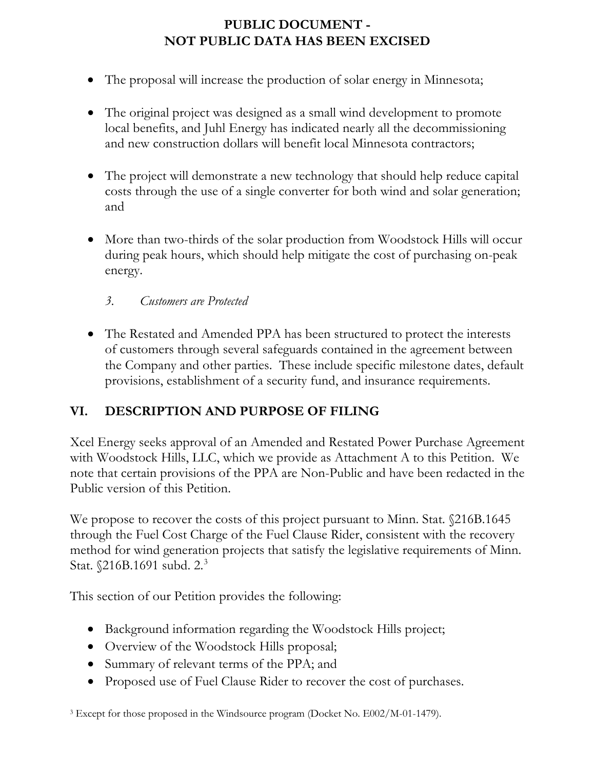**PUBLIC DOCUMENT -**
**NOT PUBLIC DATA HAS BEEN EXCISED**

- The proposal will increase the production of solar energy in Minnesota;
- The original project was designed as a small wind development to promote local benefits, and Juhl Energy has indicated nearly all the decommissioning and new construction dollars will benefit local Minnesota contractors;
- The project will demonstrate a new technology that should help reduce capital costs through the use of a single converter for both wind and solar generation; and
- More than two-thirds of the solar production from Woodstock Hills will occur during peak hours, which should help mitigate the cost of purchasing on-peak energy.

### *3. Customers are Protected*

- The Restated and Amended PPA has been structured to protect the interests of customers through several safeguards contained in the agreement between the Company and other parties. These include specific milestone dates, default provisions, establishment of a security fund, and insurance requirements.

## VI. DESCRIPTION AND PURPOSE OF FILING

Xcel Energy seeks approval of an Amended and Restated Power Purchase Agreement with Woodstock Hills, LLC, which we provide as Attachment A to this Petition. We note that certain provisions of the PPA are Non-Public and have been redacted in the Public version of this Petition.

We propose to recover the costs of this project pursuant to Minn. Stat. §216B.1645 through the Fuel Cost Charge of the Fuel Clause Rider, consistent with the recovery method for wind generation projects that satisfy the legislative requirements of Minn. Stat. §216B.1691 subd. 2.[3]

This section of our Petition provides the following:

- Background information regarding the Woodstock Hills project;
- Overview of the Woodstock Hills proposal;
- Summary of relevant terms of the PPA; and
- Proposed use of Fuel Clause Rider to recover the cost of purchases.

[3] Except for those proposed in the Windsource program (Docket No. E002/M-01-1479).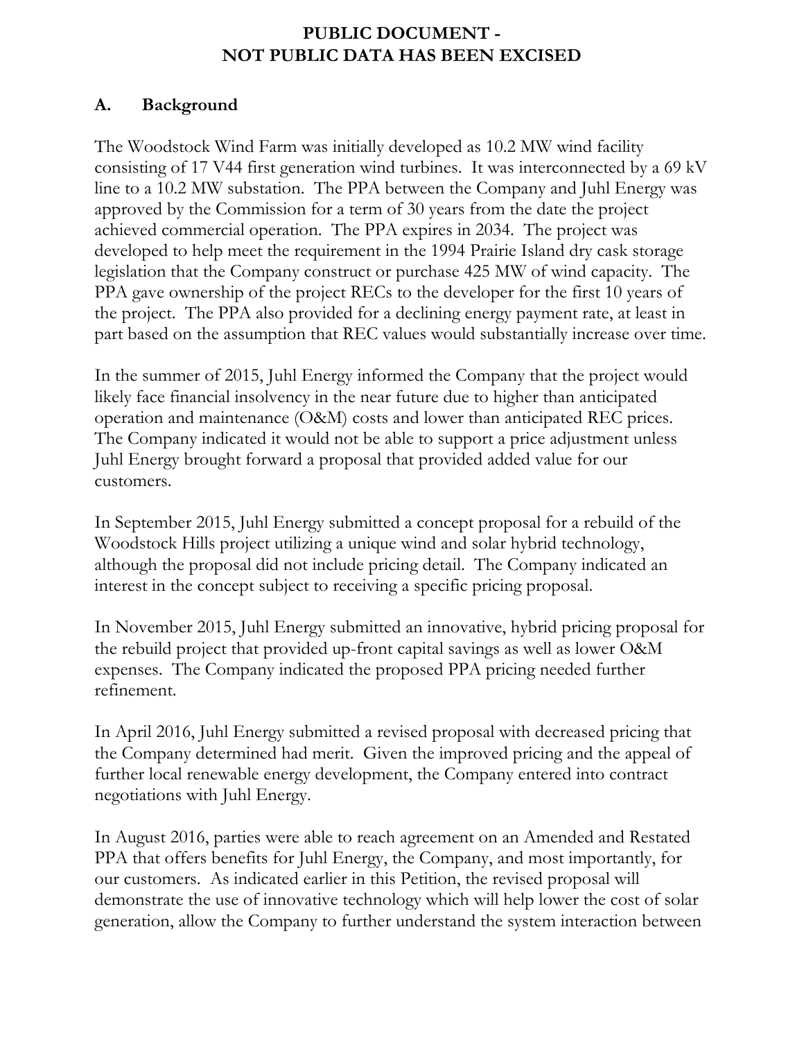**PUBLIC DOCUMENT -**
**NOT PUBLIC DATA HAS BEEN EXCISED**

## A. Background

The Woodstock Wind Farm was initially developed as 10.2 MW wind facility consisting of 17 V44 first generation wind turbines. It was interconnected by a 69 kV line to a 10.2 MW substation. The PPA between the Company and Juhl Energy was approved by the Commission for a term of 30 years from the date the project achieved commercial operation. The PPA expires in 2034. The project was developed to help meet the requirement in the 1994 Prairie Island dry cask storage legislation that the Company construct or purchase 425 MW of wind capacity. The PPA gave ownership of the project RECs to the developer for the first 10 years of the project. The PPA also provided for a declining energy payment rate, at least in part based on the assumption that REC values would substantially increase over time.

In the summer of 2015, Juhl Energy informed the Company that the project would likely face financial insolvency in the near future due to higher than anticipated operation and maintenance (O&M) costs and lower than anticipated REC prices. The Company indicated it would not be able to support a price adjustment unless Juhl Energy brought forward a proposal that provided added value for our customers.

In September 2015, Juhl Energy submitted a concept proposal for a rebuild of the Woodstock Hills project utilizing a unique wind and solar hybrid technology, although the proposal did not include pricing detail. The Company indicated an interest in the concept subject to receiving a specific pricing proposal.

In November 2015, Juhl Energy submitted an innovative, hybrid pricing proposal for the rebuild project that provided up-front capital savings as well as lower O&M expenses. The Company indicated the proposed PPA pricing needed further refinement.

In April 2016, Juhl Energy submitted a revised proposal with decreased pricing that the Company determined had merit. Given the improved pricing and the appeal of further local renewable energy development, the Company entered into contract negotiations with Juhl Energy.

In August 2016, parties were able to reach agreement on an Amended and Restated PPA that offers benefits for Juhl Energy, the Company, and most importantly, for our customers. As indicated earlier in this Petition, the revised proposal will demonstrate the use of innovative technology which will help lower the cost of solar generation, allow the Company to further understand the system interaction between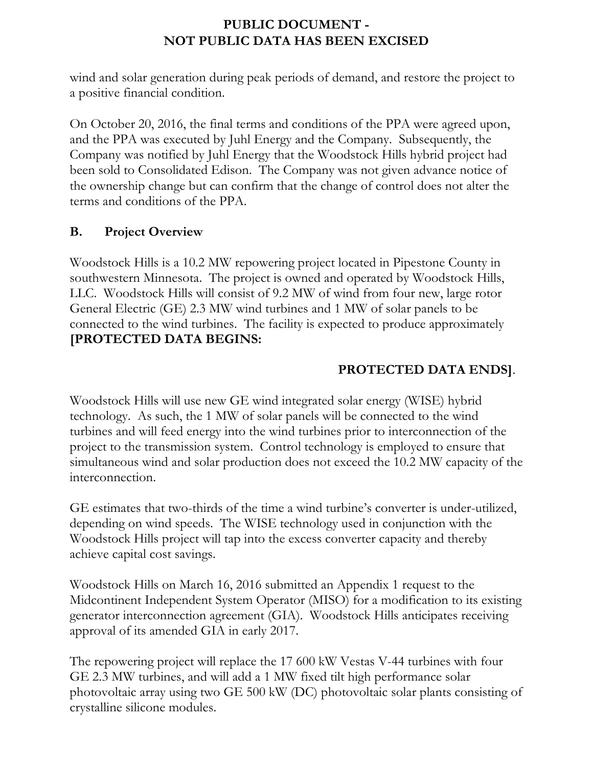wind and solar generation during peak periods of demand, and restore the project to a positive financial condition.

On October 20, 2016, the final terms and conditions of the PPA were agreed upon, and the PPA was executed by Juhl Energy and the Company. Subsequently, the Company was notified by Juhl Energy that the Woodstock Hills hybrid project had been sold to Consolidated Edison. The Company was not given advance notice of the ownership change but can confirm that the change of control does not alter the terms and conditions of the PPA.

## B. Project Overview

Woodstock Hills is a 10.2 MW repowering project located in Pipestone County in southwestern Minnesota. The project is owned and operated by Woodstock Hills, LLC. Woodstock Hills will consist of 9.2 MW of wind from four new, large rotor General Electric (GE) 2.3 MW wind turbines and 1 MW of solar panels to be connected to the wind turbines. The facility is expected to produce approximately **[PROTECTED DATA BEGINS:**

**PROTECTED DATA ENDS]**.

Woodstock Hills will use new GE wind integrated solar energy (WISE) hybrid technology. As such, the 1 MW of solar panels will be connected to the wind turbines and will feed energy into the wind turbines prior to interconnection of the project to the transmission system. Control technology is employed to ensure that simultaneous wind and solar production does not exceed the 10.2 MW capacity of the interconnection.

GE estimates that two-thirds of the time a wind turbine's converter is under-utilized, depending on wind speeds. The WISE technology used in conjunction with the Woodstock Hills project will tap into the excess converter capacity and thereby achieve capital cost savings.

Woodstock Hills on March 16, 2016 submitted an Appendix 1 request to the Midcontinent Independent System Operator (MISO) for a modification to its existing generator interconnection agreement (GIA). Woodstock Hills anticipates receiving approval of its amended GIA in early 2017.

The repowering project will replace the 17 600 kW Vestas V-44 turbines with four GE 2.3 MW turbines, and will add a 1 MW fixed tilt high performance solar photovoltaic array using two GE 500 kW (DC) photovoltaic solar plants consisting of crystalline silicone modules.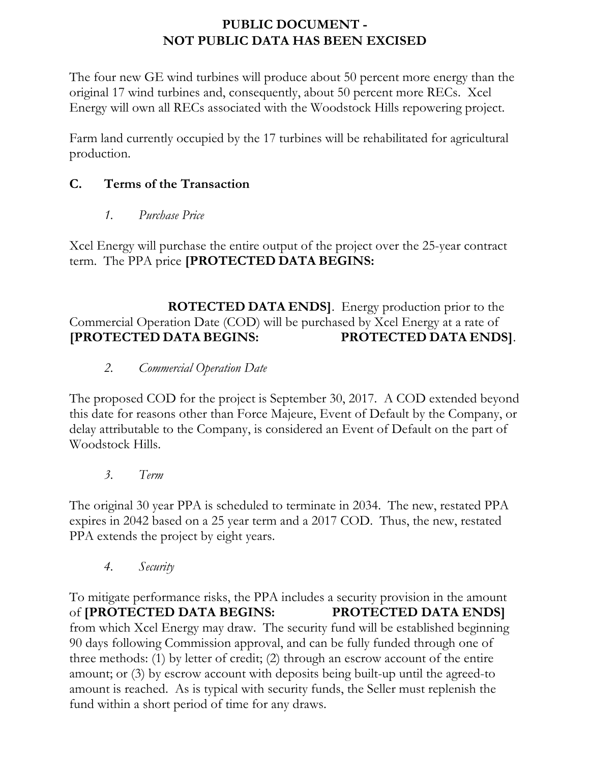**PUBLIC DOCUMENT -**
**NOT PUBLIC DATA HAS BEEN EXCISED**

The four new GE wind turbines will produce about 50 percent more energy than the original 17 wind turbines and, consequently, about 50 percent more RECs. Xcel Energy will own all RECs associated with the Woodstock Hills repowering project.

Farm land currently occupied by the 17 turbines will be rehabilitated for agricultural production.

## C. Terms of the Transaction

### *1. Purchase Price*

Xcel Energy will purchase the entire output of the project over the 25-year contract term. The PPA price **[PROTECTED DATA BEGINS:**

**ROTECTED DATA ENDS]**. Energy production prior to the Commercial Operation Date (COD) will be purchased by Xcel Energy at a rate of **[PROTECTED DATA BEGINS: PROTECTED DATA ENDS]**.

### *2. Commercial Operation Date*

The proposed COD for the project is September 30, 2017. A COD extended beyond this date for reasons other than Force Majeure, Event of Default by the Company, or delay attributable to the Company, is considered an Event of Default on the part of Woodstock Hills.

### *3. Term*

The original 30 year PPA is scheduled to terminate in 2034. The new, restated PPA expires in 2042 based on a 25 year term and a 2017 COD. Thus, the new, restated PPA extends the project by eight years.

### *4. Security*

To mitigate performance risks, the PPA includes a security provision in the amount of **[PROTECTED DATA BEGINS: PROTECTED DATA ENDS]** from which Xcel Energy may draw. The security fund will be established beginning 90 days following Commission approval, and can be fully funded through one of three methods: (1) by letter of credit; (2) through an escrow account of the entire amount; or (3) by escrow account with deposits being built-up until the agreed-to amount is reached. As is typical with security funds, the Seller must replenish the fund within a short period of time for any draws.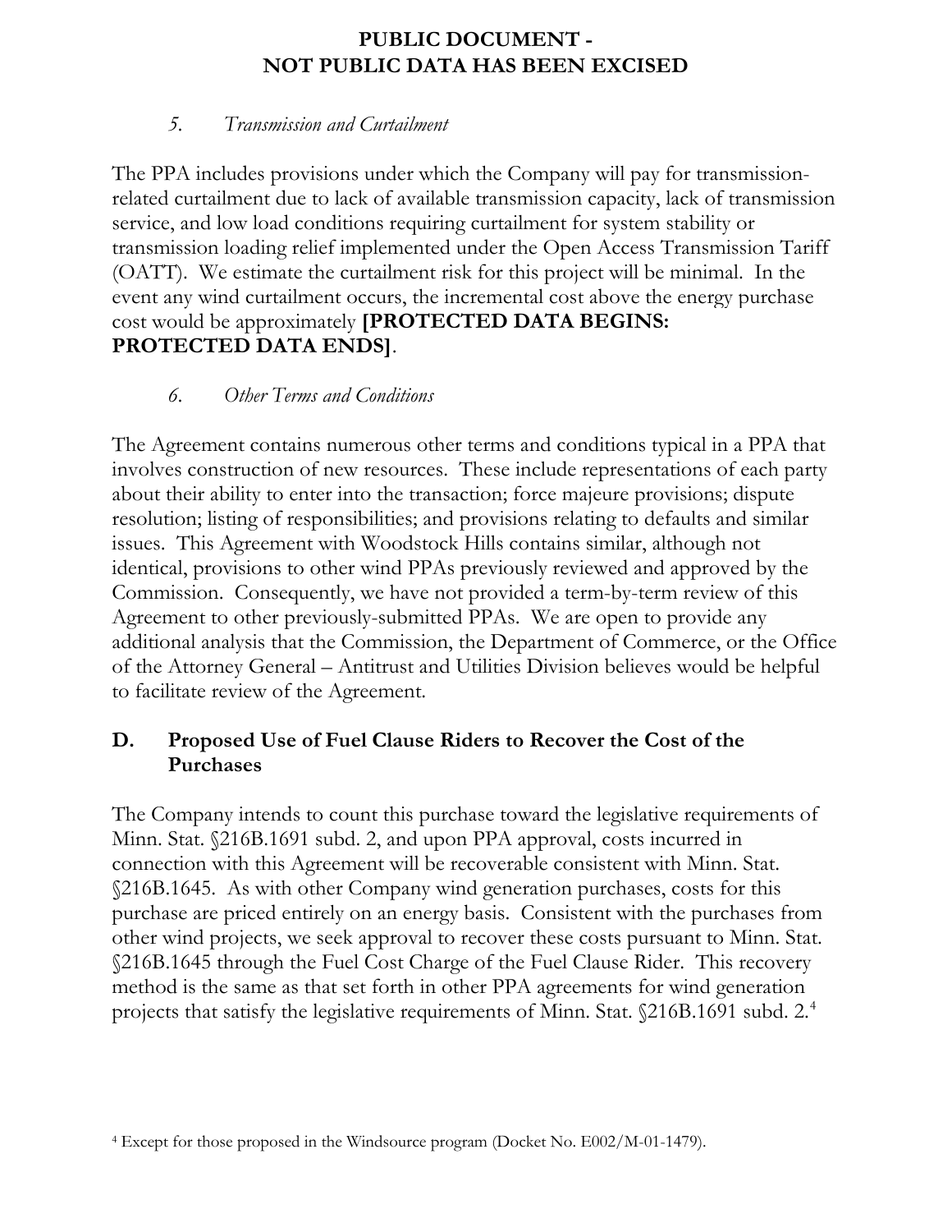**PUBLIC DOCUMENT -**
**NOT PUBLIC DATA HAS BEEN EXCISED**

*5. Transmission and Curtailment*

The PPA includes provisions under which the Company will pay for transmission-related curtailment due to lack of available transmission capacity, lack of transmission service, and low load conditions requiring curtailment for system stability or transmission loading relief implemented under the Open Access Transmission Tariff (OATT). We estimate the curtailment risk for this project will be minimal. In the event any wind curtailment occurs, the incremental cost above the energy purchase cost would be approximately **[PROTECTED DATA BEGINS: PROTECTED DATA ENDS]**.

*6. Other Terms and Conditions*

The Agreement contains numerous other terms and conditions typical in a PPA that involves construction of new resources. These include representations of each party about their ability to enter into the transaction; force majeure provisions; dispute resolution; listing of responsibilities; and provisions relating to defaults and similar issues. This Agreement with Woodstock Hills contains similar, although not identical, provisions to other wind PPAs previously reviewed and approved by the Commission. Consequently, we have not provided a term-by-term review of this Agreement to other previously-submitted PPAs. We are open to provide any additional analysis that the Commission, the Department of Commerce, or the Office of the Attorney General – Antitrust and Utilities Division believes would be helpful to facilitate review of the Agreement.

## D. Proposed Use of Fuel Clause Riders to Recover the Cost of the Purchases

The Company intends to count this purchase toward the legislative requirements of Minn. Stat. §216B.1691 subd. 2, and upon PPA approval, costs incurred in connection with this Agreement will be recoverable consistent with Minn. Stat. §216B.1645. As with other Company wind generation purchases, costs for this purchase are priced entirely on an energy basis. Consistent with the purchases from other wind projects, we seek approval to recover these costs pursuant to Minn. Stat. §216B.1645 through the Fuel Cost Charge of the Fuel Clause Rider. This recovery method is the same as that set forth in other PPA agreements for wind generation projects that satisfy the legislative requirements of Minn. Stat. §216B.1691 subd. 2.[4]

[4] Except for those proposed in the Windsource program (Docket No. E002/M-01-1479).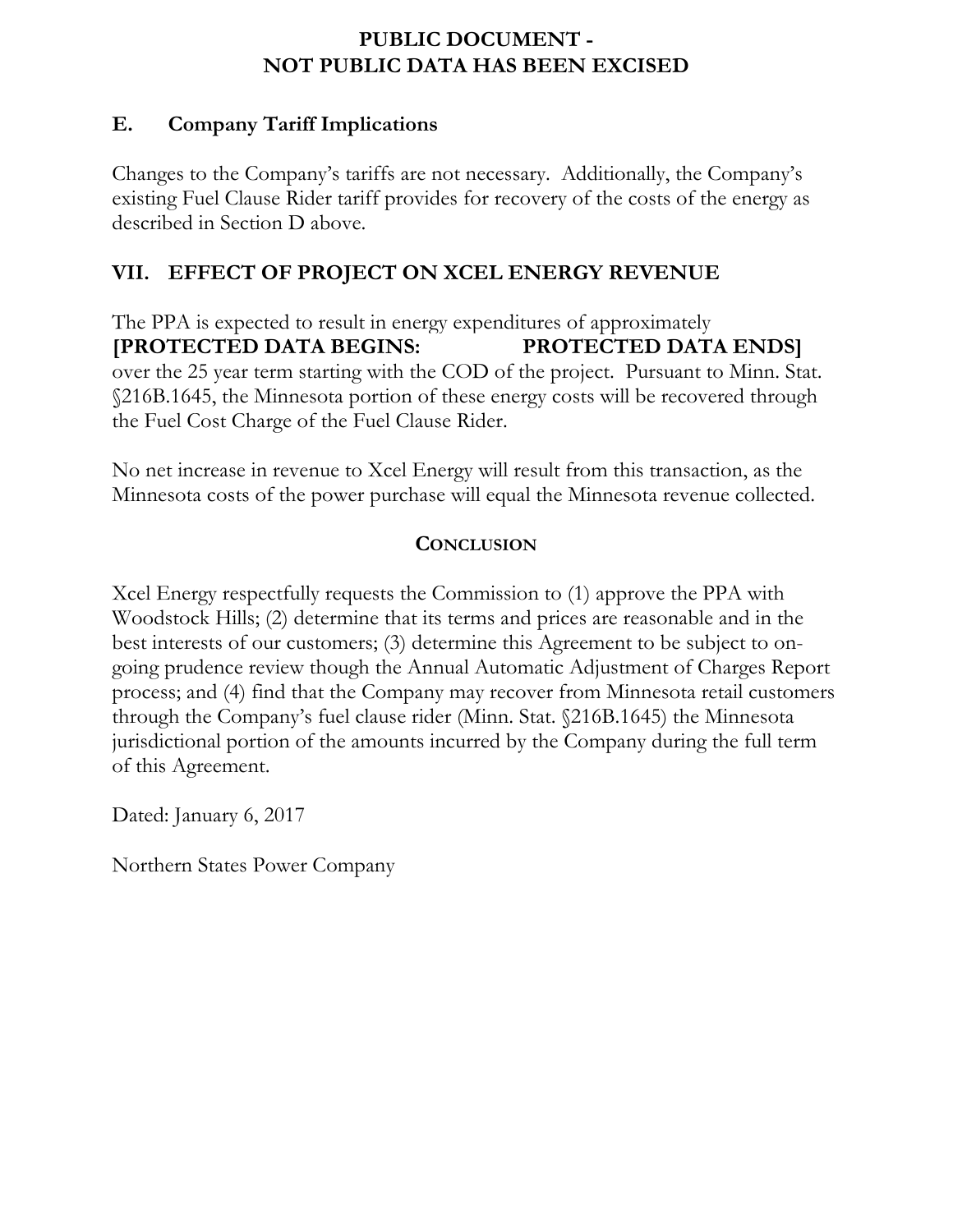**PUBLIC DOCUMENT -**
**NOT PUBLIC DATA HAS BEEN EXCISED**

## E. Company Tariff Implications

Changes to the Company's tariffs are not necessary. Additionally, the Company's existing Fuel Clause Rider tariff provides for recovery of the costs of the energy as described in Section D above.

# VII. EFFECT OF PROJECT ON XCEL ENERGY REVENUE

The PPA is expected to result in energy expenditures of approximately **[PROTECTED DATA BEGINS: PROTECTED DATA ENDS]** over the 25 year term starting with the COD of the project. Pursuant to Minn. Stat. §216B.1645, the Minnesota portion of these energy costs will be recovered through the Fuel Cost Charge of the Fuel Clause Rider.

No net increase in revenue to Xcel Energy will result from this transaction, as the Minnesota costs of the power purchase will equal the Minnesota revenue collected.

## CONCLUSION

Xcel Energy respectfully requests the Commission to (1) approve the PPA with Woodstock Hills; (2) determine that its terms and prices are reasonable and in the best interests of our customers; (3) determine this Agreement to be subject to on-going prudence review though the Annual Automatic Adjustment of Charges Report process; and (4) find that the Company may recover from Minnesota retail customers through the Company's fuel clause rider (Minn. Stat. §216B.1645) the Minnesota jurisdictional portion of the amounts incurred by the Company during the full term of this Agreement.

Dated: January 6, 2017

Northern States Power Company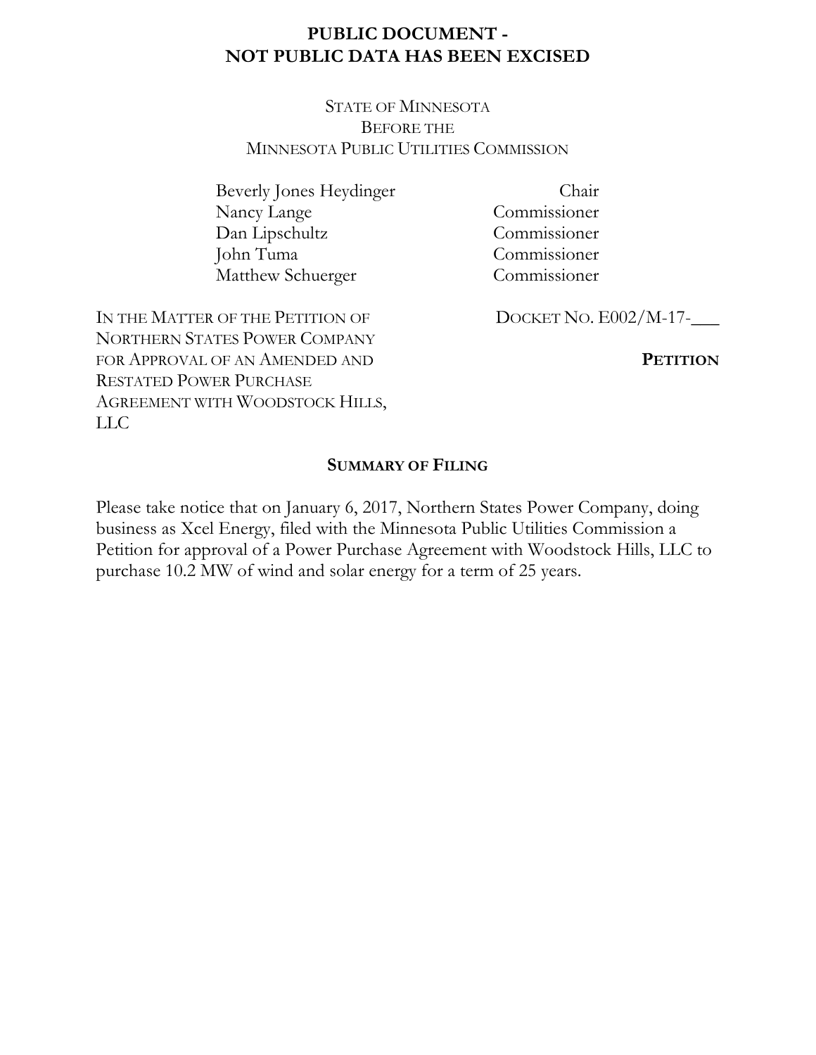**PUBLIC DOCUMENT -**
**NOT PUBLIC DATA HAS BEEN EXCISED**

STATE OF MINNESOTA
BEFORE THE
MINNESOTA PUBLIC UTILITIES COMMISSION

| | |
|---|---|
| Beverly Jones Heydinger | Chair |
| Nancy Lange | Commissioner |
| Dan Lipschultz | Commissioner |
| John Tuma | Commissioner |
| Matthew Schuerger | Commissioner |

IN THE MATTER OF THE PETITION OF NORTHERN STATES POWER COMPANY FOR APPROVAL OF AN AMENDED AND RESTATED POWER PURCHASE AGREEMENT WITH WOODSTOCK HILLS, LLC

DOCKET NO. E002/M-17-___

**PETITION**

**SUMMARY OF FILING**

Please take notice that on January 6, 2017, Northern States Power Company, doing business as Xcel Energy, filed with the Minnesota Public Utilities Commission a Petition for approval of a Power Purchase Agreement with Woodstock Hills, LLC to purchase 10.2 MW of wind and solar energy for a term of 25 years.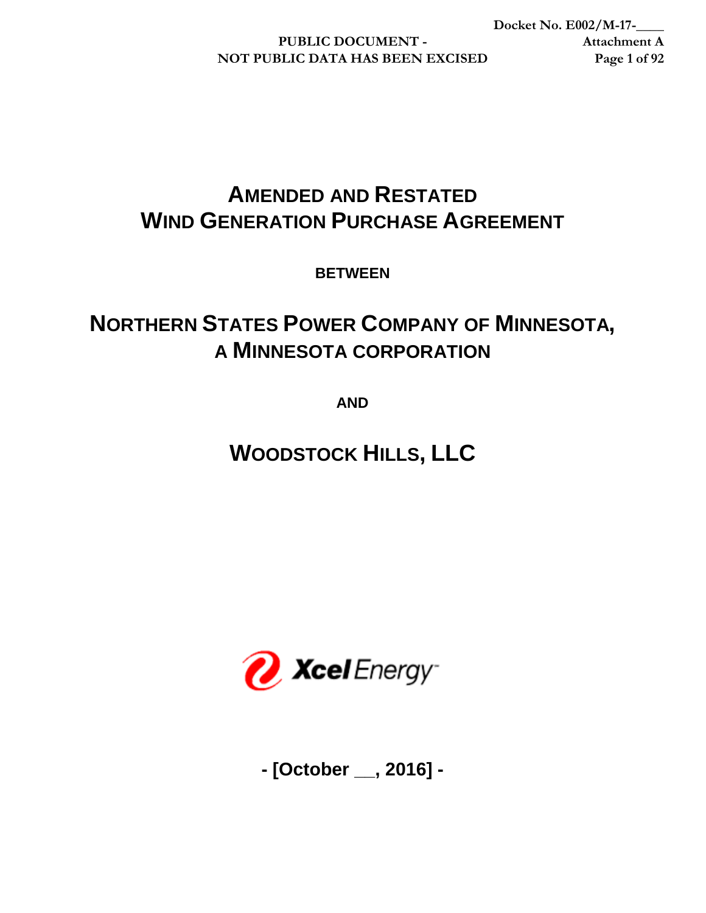# Amended and Restated Wind Generation Purchase Agreement

**BETWEEN**

## Northern States Power Company of Minnesota, a Minnesota corporation

**AND**

## Woodstock Hills, LLC

**- [October __, 2016] -**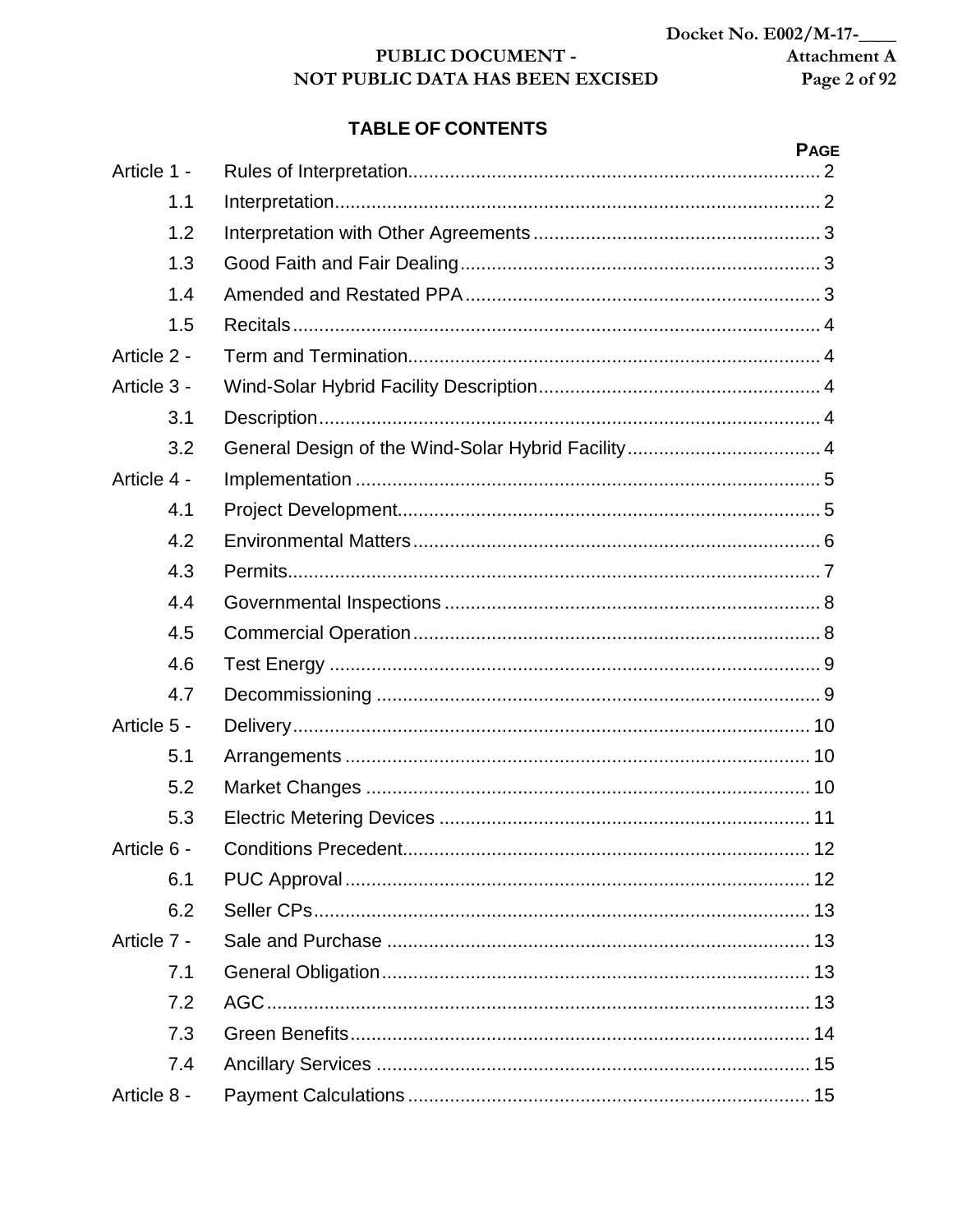# TABLE OF CONTENTS

| | | PAGE |
|---|---|---|
| Article 1 - | Rules of Interpretation | 2 |
| 1.1 | Interpretation | 2 |
| 1.2 | Interpretation with Other Agreements | 3 |
| 1.3 | Good Faith and Fair Dealing | 3 |
| 1.4 | Amended and Restated PPA | 3 |
| 1.5 | Recitals | 4 |
| Article 2 - | Term and Termination | 4 |
| Article 3 - | Wind-Solar Hybrid Facility Description | 4 |
| 3.1 | Description | 4 |
| 3.2 | General Design of the Wind-Solar Hybrid Facility | 4 |
| Article 4 - | Implementation | 5 |
| 4.1 | Project Development | 5 |
| 4.2 | Environmental Matters | 6 |
| 4.3 | Permits | 7 |
| 4.4 | Governmental Inspections | 8 |
| 4.5 | Commercial Operation | 8 |
| 4.6 | Test Energy | 9 |
| 4.7 | Decommissioning | 9 |
| Article 5 - | Delivery | 10 |
| 5.1 | Arrangements | 10 |
| 5.2 | Market Changes | 10 |
| 5.3 | Electric Metering Devices | 11 |
| Article 6 - | Conditions Precedent | 12 |
| 6.1 | PUC Approval | 12 |
| 6.2 | Seller CPs | 13 |
| Article 7 - | Sale and Purchase | 13 |
| 7.1 | General Obligation | 13 |
| 7.2 | AGC | 13 |
| 7.3 | Green Benefits | 14 |
| 7.4 | Ancillary Services | 15 |
| Article 8 - | Payment Calculations | 15 |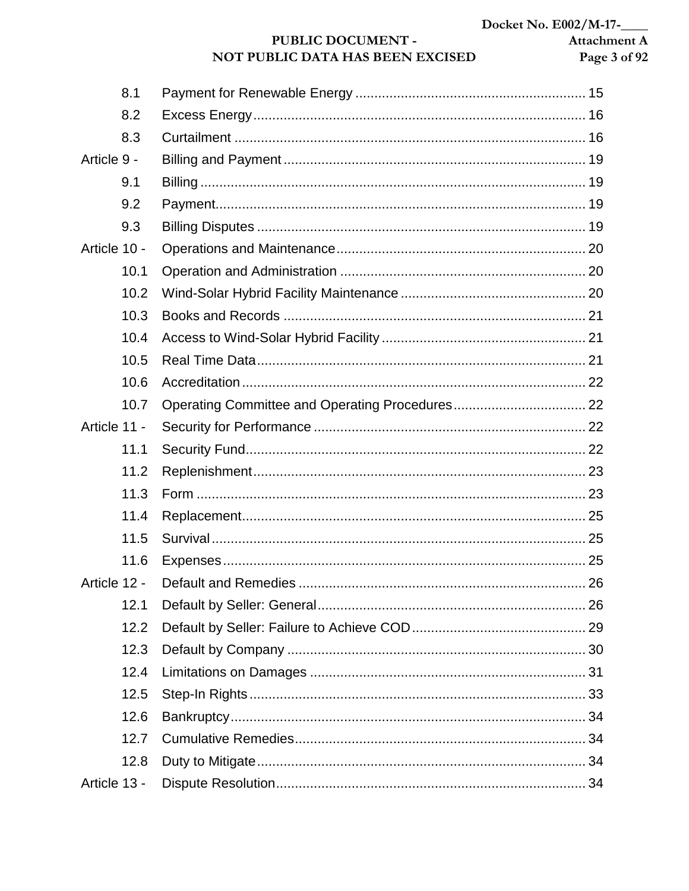| | | |
|---|---|---|
| 8.1 | Payment for Renewable Energy | 15 |
| 8.2 | Excess Energy | 16 |
| 8.3 | Curtailment | 16 |
| Article 9 - | Billing and Payment | 19 |
| 9.1 | Billing | 19 |
| 9.2 | Payment | 19 |
| 9.3 | Billing Disputes | 19 |
| Article 10 - | Operations and Maintenance | 20 |
| 10.1 | Operation and Administration | 20 |
| 10.2 | Wind-Solar Hybrid Facility Maintenance | 20 |
| 10.3 | Books and Records | 21 |
| 10.4 | Access to Wind-Solar Hybrid Facility | 21 |
| 10.5 | Real Time Data | 21 |
| 10.6 | Accreditation | 22 |
| 10.7 | Operating Committee and Operating Procedures | 22 |
| Article 11 - | Security for Performance | 22 |
| 11.1 | Security Fund | 22 |
| 11.2 | Replenishment | 23 |
| 11.3 | Form | 23 |
| 11.4 | Replacement | 25 |
| 11.5 | Survival | 25 |
| 11.6 | Expenses | 25 |
| Article 12 - | Default and Remedies | 26 |
| 12.1 | Default by Seller: General | 26 |
| 12.2 | Default by Seller: Failure to Achieve COD | 29 |
| 12.3 | Default by Company | 30 |
| 12.4 | Limitations on Damages | 31 |
| 12.5 | Step-In Rights | 33 |
| 12.6 | Bankruptcy | 34 |
| 12.7 | Cumulative Remedies | 34 |
| 12.8 | Duty to Mitigate | 34 |
| Article 13 - | Dispute Resolution | 34 |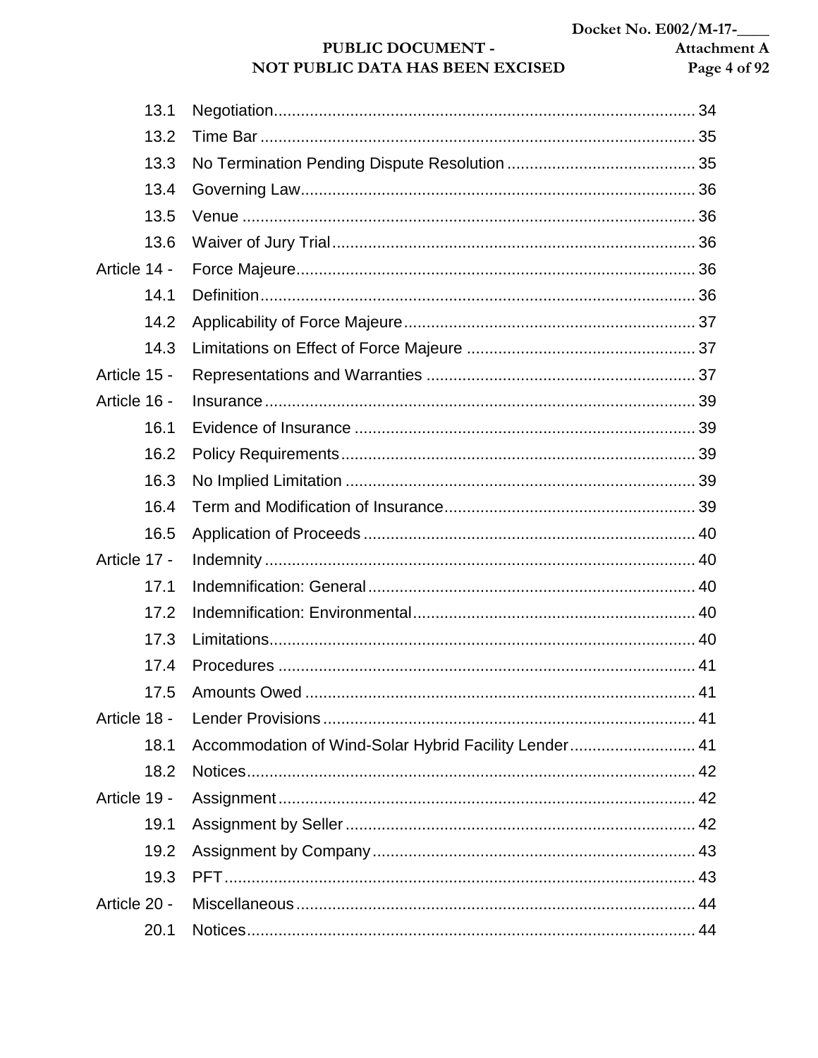| | | |
|---|---|---|
| 13.1 | Negotiation | 34 |
| 13.2 | Time Bar | 35 |
| 13.3 | No Termination Pending Dispute Resolution | 35 |
| 13.4 | Governing Law | 36 |
| 13.5 | Venue | 36 |
| 13.6 | Waiver of Jury Trial | 36 |
| Article 14 - | Force Majeure | 36 |
| 14.1 | Definition | 36 |
| 14.2 | Applicability of Force Majeure | 37 |
| 14.3 | Limitations on Effect of Force Majeure | 37 |
| Article 15 - | Representations and Warranties | 37 |
| Article 16 - | Insurance | 39 |
| 16.1 | Evidence of Insurance | 39 |
| 16.2 | Policy Requirements | 39 |
| 16.3 | No Implied Limitation | 39 |
| 16.4 | Term and Modification of Insurance | 39 |
| 16.5 | Application of Proceeds | 40 |
| Article 17 - | Indemnity | 40 |
| 17.1 | Indemnification: General | 40 |
| 17.2 | Indemnification: Environmental | 40 |
| 17.3 | Limitations | 40 |
| 17.4 | Procedures | 41 |
| 17.5 | Amounts Owed | 41 |
| Article 18 - | Lender Provisions | 41 |
| 18.1 | Accommodation of Wind-Solar Hybrid Facility Lender | 41 |
| 18.2 | Notices | 42 |
| Article 19 - | Assignment | 42 |
| 19.1 | Assignment by Seller | 42 |
| 19.2 | Assignment by Company | 43 |
| 19.3 | PFT | 43 |
| Article 20 - | Miscellaneous | 44 |
| 20.1 | Notices | 44 |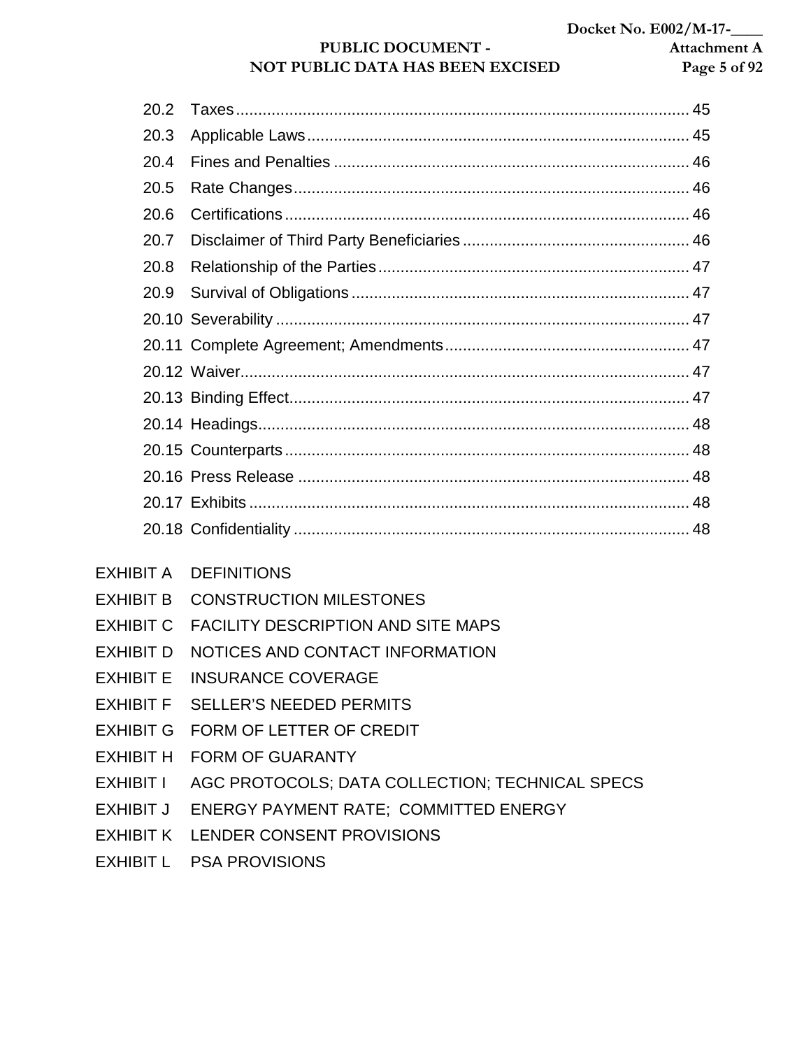20.2 Taxes .................................................................................................... 45

20.3 Applicable Laws .................................................................................... 45

20.4 Fines and Penalties ............................................................................... 46

20.5 Rate Changes ........................................................................................ 46

20.6 Certifications .......................................................................................... 46

20.7 Disclaimer of Third Party Beneficiaries .................................................. 46

20.8 Relationship of the Parties ..................................................................... 47

20.9 Survival of Obligations ........................................................................... 47

20.10 Severability ........................................................................................... 47

20.11 Complete Agreement; Amendments ...................................................... 47

20.12 Waiver ................................................................................................... 47

20.13 Binding Effect ........................................................................................ 47

20.14 Headings ................................................................................................ 48

20.15 Counterparts .......................................................................................... 48

20.16 Press Release ....................................................................................... 48

20.17 Exhibits .................................................................................................. 48

20.18 Confidentiality ........................................................................................ 48

EXHIBIT A DEFINITIONS

EXHIBIT B CONSTRUCTION MILESTONES

EXHIBIT C FACILITY DESCRIPTION AND SITE MAPS

EXHIBIT D NOTICES AND CONTACT INFORMATION

EXHIBIT E INSURANCE COVERAGE

EXHIBIT F SELLER'S NEEDED PERMITS

EXHIBIT G FORM OF LETTER OF CREDIT

EXHIBIT H FORM OF GUARANTY

EXHIBIT I AGC PROTOCOLS; DATA COLLECTION; TECHNICAL SPECS

EXHIBIT J ENERGY PAYMENT RATE; COMMITTED ENERGY

EXHIBIT K LENDER CONSENT PROVISIONS

EXHIBIT L PSA PROVISIONS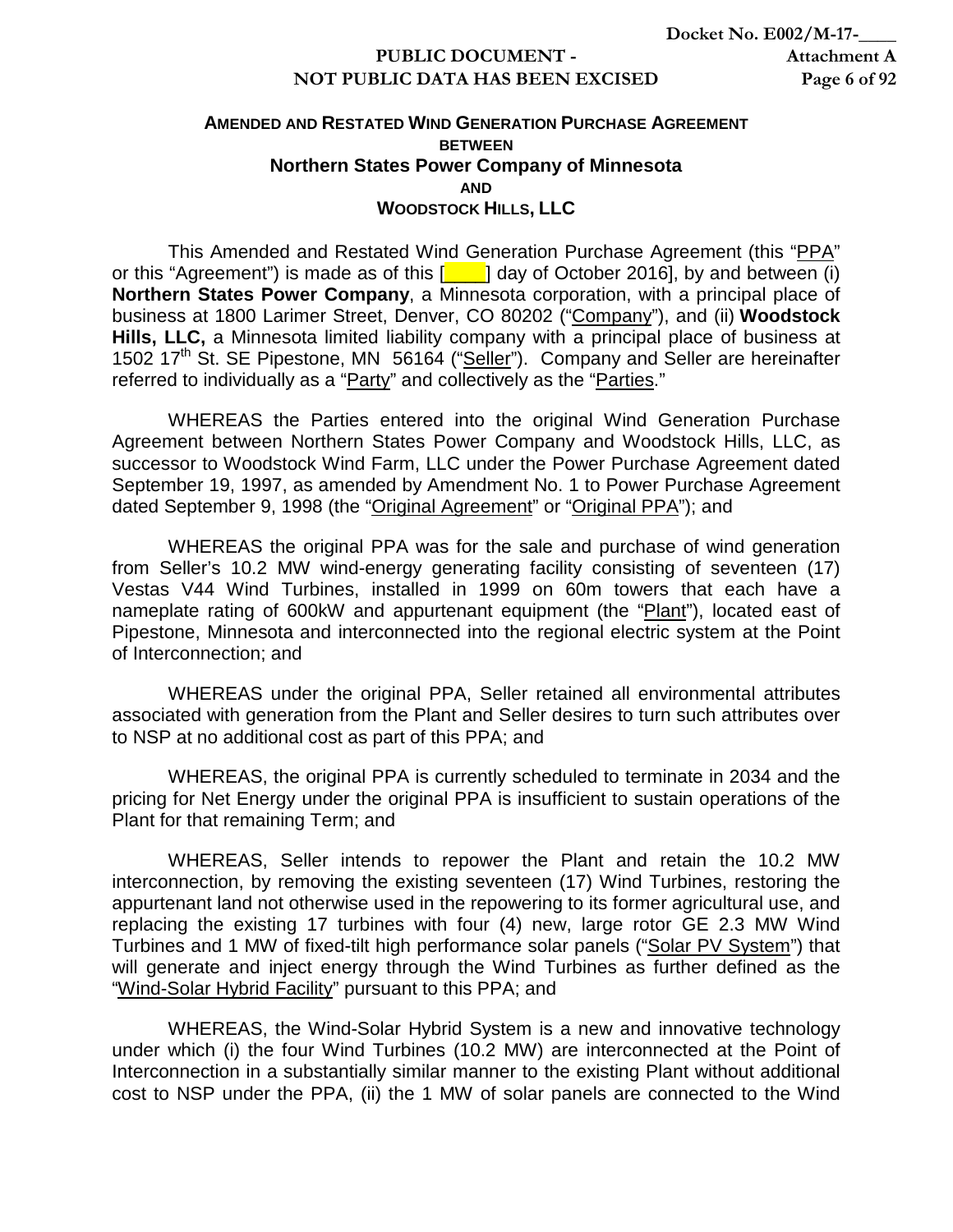**AMENDED AND RESTATED WIND GENERATION PURCHASE AGREEMENT**
**BETWEEN**
**Northern States Power Company of Minnesota**
**AND**
**WOODSTOCK HILLS, LLC**

This Amended and Restated Wind Generation Purchase Agreement (this "PPA" or this "Agreement") is made as of this [____] day of October 2016], by and between (i) **Northern States Power Company**, a Minnesota corporation, with a principal place of business at 1800 Larimer Street, Denver, CO 80202 ("Company"), and (ii) **Woodstock Hills, LLC,** a Minnesota limited liability company with a principal place of business at 1502 17th St. SE Pipestone, MN 56164 ("Seller"). Company and Seller are hereinafter referred to individually as a "Party" and collectively as the "Parties."

WHEREAS the Parties entered into the original Wind Generation Purchase Agreement between Northern States Power Company and Woodstock Hills, LLC, as successor to Woodstock Wind Farm, LLC under the Power Purchase Agreement dated September 19, 1997, as amended by Amendment No. 1 to Power Purchase Agreement dated September 9, 1998 (the "Original Agreement" or "Original PPA"); and

WHEREAS the original PPA was for the sale and purchase of wind generation from Seller's 10.2 MW wind-energy generating facility consisting of seventeen (17) Vestas V44 Wind Turbines, installed in 1999 on 60m towers that each have a nameplate rating of 600kW and appurtenant equipment (the "Plant"), located east of Pipestone, Minnesota and interconnected into the regional electric system at the Point of Interconnection; and

WHEREAS under the original PPA, Seller retained all environmental attributes associated with generation from the Plant and Seller desires to turn such attributes over to NSP at no additional cost as part of this PPA; and

WHEREAS, the original PPA is currently scheduled to terminate in 2034 and the pricing for Net Energy under the original PPA is insufficient to sustain operations of the Plant for that remaining Term; and

WHEREAS, Seller intends to repower the Plant and retain the 10.2 MW interconnection, by removing the existing seventeen (17) Wind Turbines, restoring the appurtenant land not otherwise used in the repowering to its former agricultural use, and replacing the existing 17 turbines with four (4) new, large rotor GE 2.3 MW Wind Turbines and 1 MW of fixed-tilt high performance solar panels ("Solar PV System") that will generate and inject energy through the Wind Turbines as further defined as the "Wind-Solar Hybrid Facility" pursuant to this PPA; and

WHEREAS, the Wind-Solar Hybrid System is a new and innovative technology under which (i) the four Wind Turbines (10.2 MW) are interconnected at the Point of Interconnection in a substantially similar manner to the existing Plant without additional cost to NSP under the PPA, (ii) the 1 MW of solar panels are connected to the Wind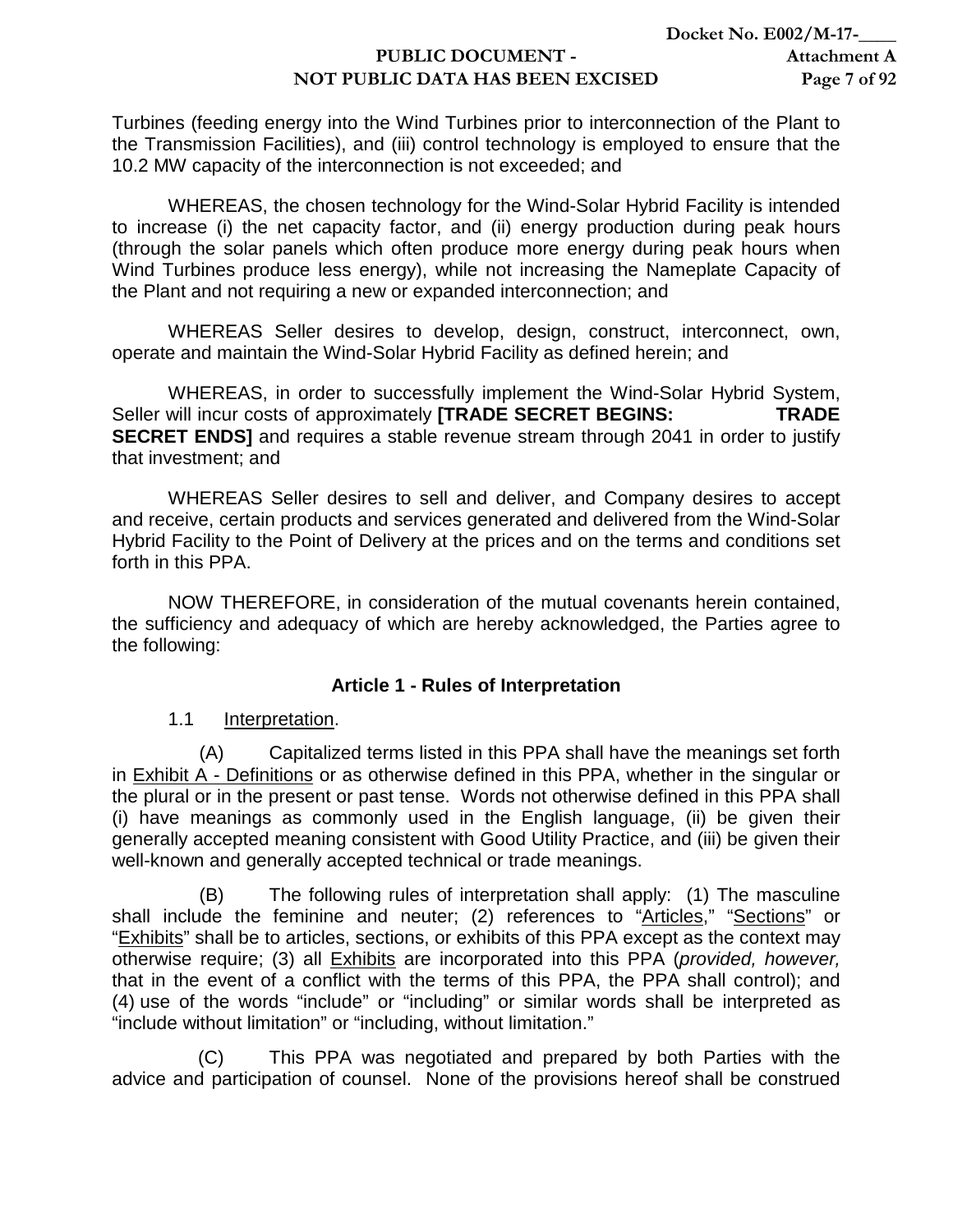Turbines (feeding energy into the Wind Turbines prior to interconnection of the Plant to the Transmission Facilities), and (iii) control technology is employed to ensure that the 10.2 MW capacity of the interconnection is not exceeded; and

WHEREAS, the chosen technology for the Wind-Solar Hybrid Facility is intended to increase (i) the net capacity factor, and (ii) energy production during peak hours (through the solar panels which often produce more energy during peak hours when Wind Turbines produce less energy), while not increasing the Nameplate Capacity of the Plant and not requiring a new or expanded interconnection; and

WHEREAS Seller desires to develop, design, construct, interconnect, own, operate and maintain the Wind-Solar Hybrid Facility as defined herein; and

WHEREAS, in order to successfully implement the Wind-Solar Hybrid System, Seller will incur costs of approximately **[TRADE SECRET BEGINS: TRADE SECRET ENDS]** and requires a stable revenue stream through 2041 in order to justify that investment; and

WHEREAS Seller desires to sell and deliver, and Company desires to accept and receive, certain products and services generated and delivered from the Wind-Solar Hybrid Facility to the Point of Delivery at the prices and on the terms and conditions set forth in this PPA.

NOW THEREFORE, in consideration of the mutual covenants herein contained, the sufficiency and adequacy of which are hereby acknowledged, the Parties agree to the following:

## Article 1 - Rules of Interpretation

1.1 Interpretation.

(A) Capitalized terms listed in this PPA shall have the meanings set forth in Exhibit A - Definitions or as otherwise defined in this PPA, whether in the singular or the plural or in the present or past tense. Words not otherwise defined in this PPA shall (i) have meanings as commonly used in the English language, (ii) be given their generally accepted meaning consistent with Good Utility Practice, and (iii) be given their well-known and generally accepted technical or trade meanings.

(B) The following rules of interpretation shall apply: (1) The masculine shall include the feminine and neuter; (2) references to "Articles," "Sections" or "Exhibits" shall be to articles, sections, or exhibits of this PPA except as the context may otherwise require; (3) all Exhibits are incorporated into this PPA (*provided, however,* that in the event of a conflict with the terms of this PPA, the PPA shall control); and (4) use of the words "include" or "including" or similar words shall be interpreted as "include without limitation" or "including, without limitation."

(C) This PPA was negotiated and prepared by both Parties with the advice and participation of counsel. None of the provisions hereof shall be construed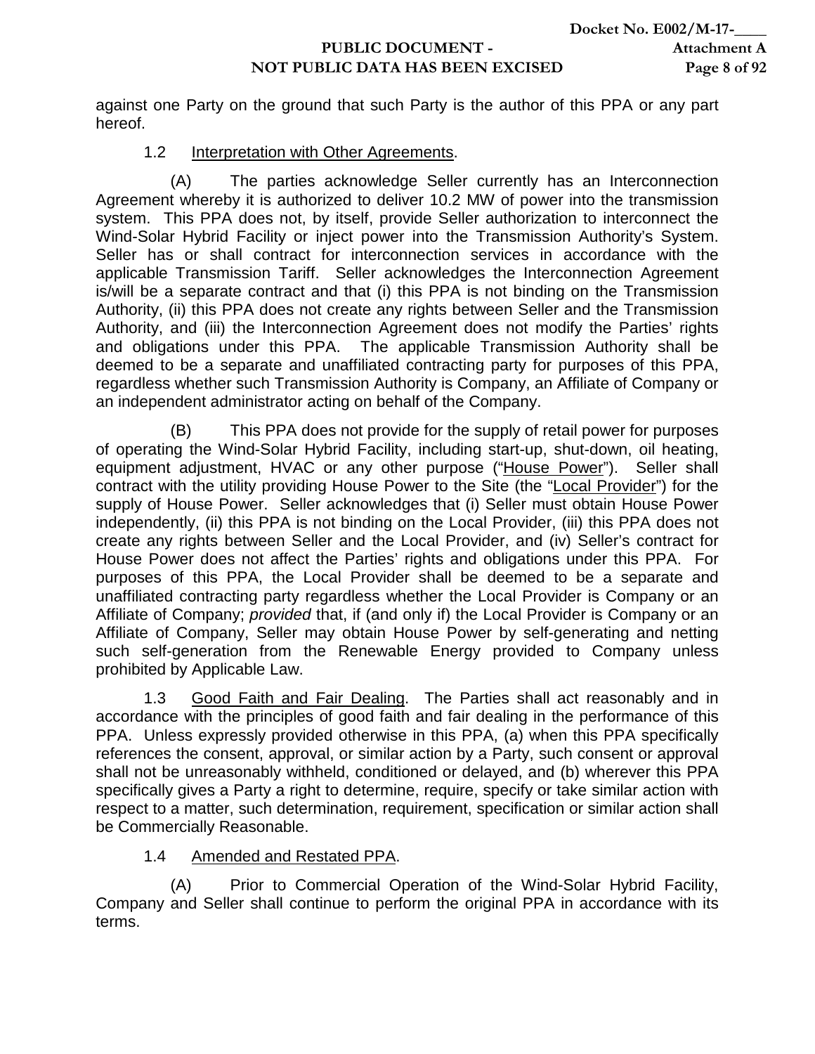against one Party on the ground that such Party is the author of this PPA or any part hereof.

1.2 Interpretation with Other Agreements.

(A) The parties acknowledge Seller currently has an Interconnection Agreement whereby it is authorized to deliver 10.2 MW of power into the transmission system. This PPA does not, by itself, provide Seller authorization to interconnect the Wind-Solar Hybrid Facility or inject power into the Transmission Authority's System. Seller has or shall contract for interconnection services in accordance with the applicable Transmission Tariff. Seller acknowledges the Interconnection Agreement is/will be a separate contract and that (i) this PPA is not binding on the Transmission Authority, (ii) this PPA does not create any rights between Seller and the Transmission Authority, and (iii) the Interconnection Agreement does not modify the Parties' rights and obligations under this PPA. The applicable Transmission Authority shall be deemed to be a separate and unaffiliated contracting party for purposes of this PPA, regardless whether such Transmission Authority is Company, an Affiliate of Company or an independent administrator acting on behalf of the Company.

(B) This PPA does not provide for the supply of retail power for purposes of operating the Wind-Solar Hybrid Facility, including start-up, shut-down, oil heating, equipment adjustment, HVAC or any other purpose ("House Power"). Seller shall contract with the utility providing House Power to the Site (the "Local Provider") for the supply of House Power. Seller acknowledges that (i) Seller must obtain House Power independently, (ii) this PPA is not binding on the Local Provider, (iii) this PPA does not create any rights between Seller and the Local Provider, and (iv) Seller's contract for House Power does not affect the Parties' rights and obligations under this PPA. For purposes of this PPA, the Local Provider shall be deemed to be a separate and unaffiliated contracting party regardless whether the Local Provider is Company or an Affiliate of Company; *provided* that, if (and only if) the Local Provider is Company or an Affiliate of Company, Seller may obtain House Power by self-generating and netting such self-generation from the Renewable Energy provided to Company unless prohibited by Applicable Law.

1.3 Good Faith and Fair Dealing. The Parties shall act reasonably and in accordance with the principles of good faith and fair dealing in the performance of this PPA. Unless expressly provided otherwise in this PPA, (a) when this PPA specifically references the consent, approval, or similar action by a Party, such consent or approval shall not be unreasonably withheld, conditioned or delayed, and (b) wherever this PPA specifically gives a Party a right to determine, require, specify or take similar action with respect to a matter, such determination, requirement, specification or similar action shall be Commercially Reasonable.

1.4 Amended and Restated PPA.

(A) Prior to Commercial Operation of the Wind-Solar Hybrid Facility, Company and Seller shall continue to perform the original PPA in accordance with its terms.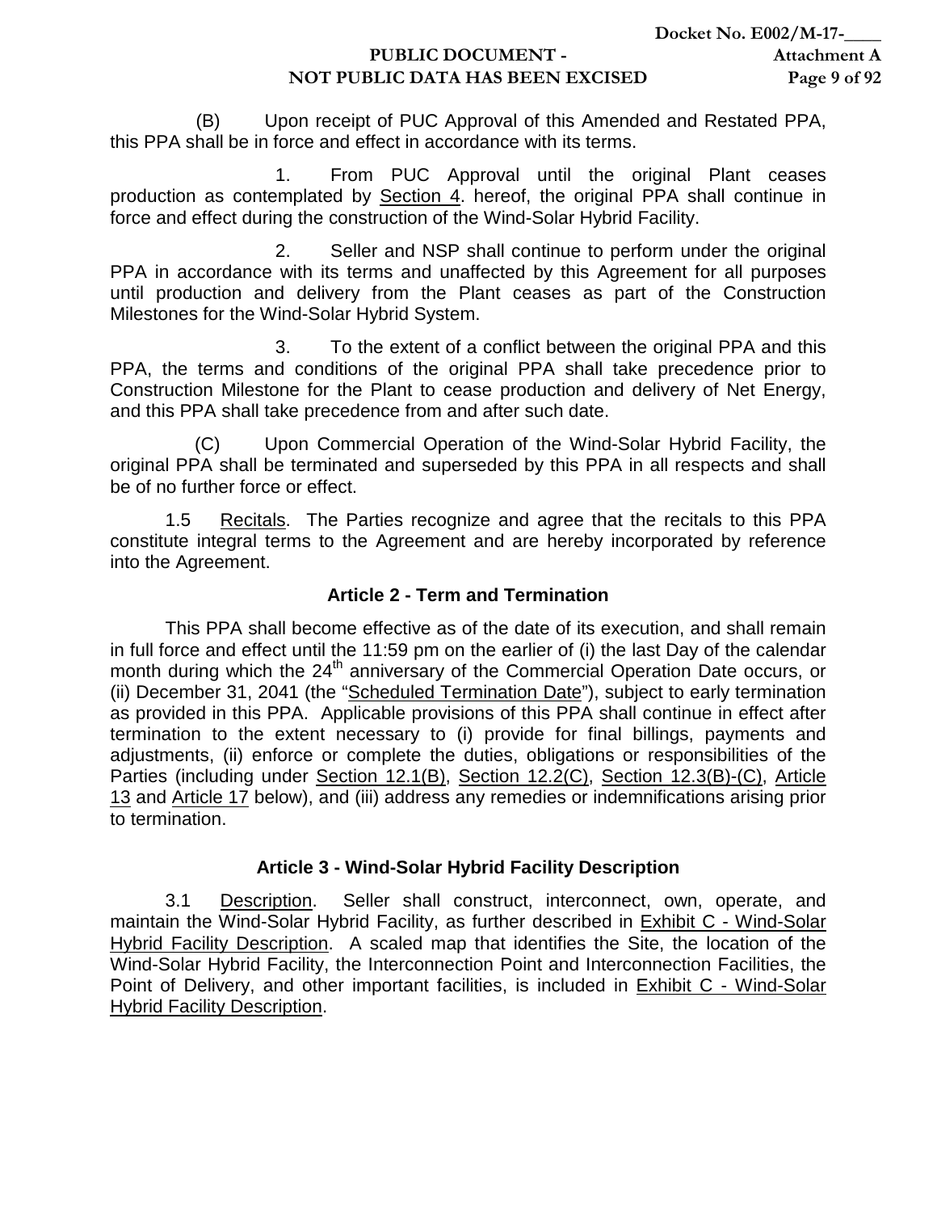(B) Upon receipt of PUC Approval of this Amended and Restated PPA, this PPA shall be in force and effect in accordance with its terms.

1. From PUC Approval until the original Plant ceases production as contemplated by Section 4. hereof, the original PPA shall continue in force and effect during the construction of the Wind-Solar Hybrid Facility.

2. Seller and NSP shall continue to perform under the original PPA in accordance with its terms and unaffected by this Agreement for all purposes until production and delivery from the Plant ceases as part of the Construction Milestones for the Wind-Solar Hybrid System.

3. To the extent of a conflict between the original PPA and this PPA, the terms and conditions of the original PPA shall take precedence prior to Construction Milestone for the Plant to cease production and delivery of Net Energy, and this PPA shall take precedence from and after such date.

(C) Upon Commercial Operation of the Wind-Solar Hybrid Facility, the original PPA shall be terminated and superseded by this PPA in all respects and shall be of no further force or effect.

1.5 Recitals. The Parties recognize and agree that the recitals to this PPA constitute integral terms to the Agreement and are hereby incorporated by reference into the Agreement.

## Article 2 - Term and Termination

This PPA shall become effective as of the date of its execution, and shall remain in full force and effect until the 11:59 pm on the earlier of (i) the last Day of the calendar month during which the 24th anniversary of the Commercial Operation Date occurs, or (ii) December 31, 2041 (the "Scheduled Termination Date"), subject to early termination as provided in this PPA. Applicable provisions of this PPA shall continue in effect after termination to the extent necessary to (i) provide for final billings, payments and adjustments, (ii) enforce or complete the duties, obligations or responsibilities of the Parties (including under Section 12.1(B), Section 12.2(C), Section 12.3(B)-(C), Article 13 and Article 17 below), and (iii) address any remedies or indemnifications arising prior to termination.

## Article 3 - Wind-Solar Hybrid Facility Description

3.1 Description. Seller shall construct, interconnect, own, operate, and maintain the Wind-Solar Hybrid Facility, as further described in Exhibit C - Wind-Solar Hybrid Facility Description. A scaled map that identifies the Site, the location of the Wind-Solar Hybrid Facility, the Interconnection Point and Interconnection Facilities, the Point of Delivery, and other important facilities, is included in Exhibit C - Wind-Solar Hybrid Facility Description.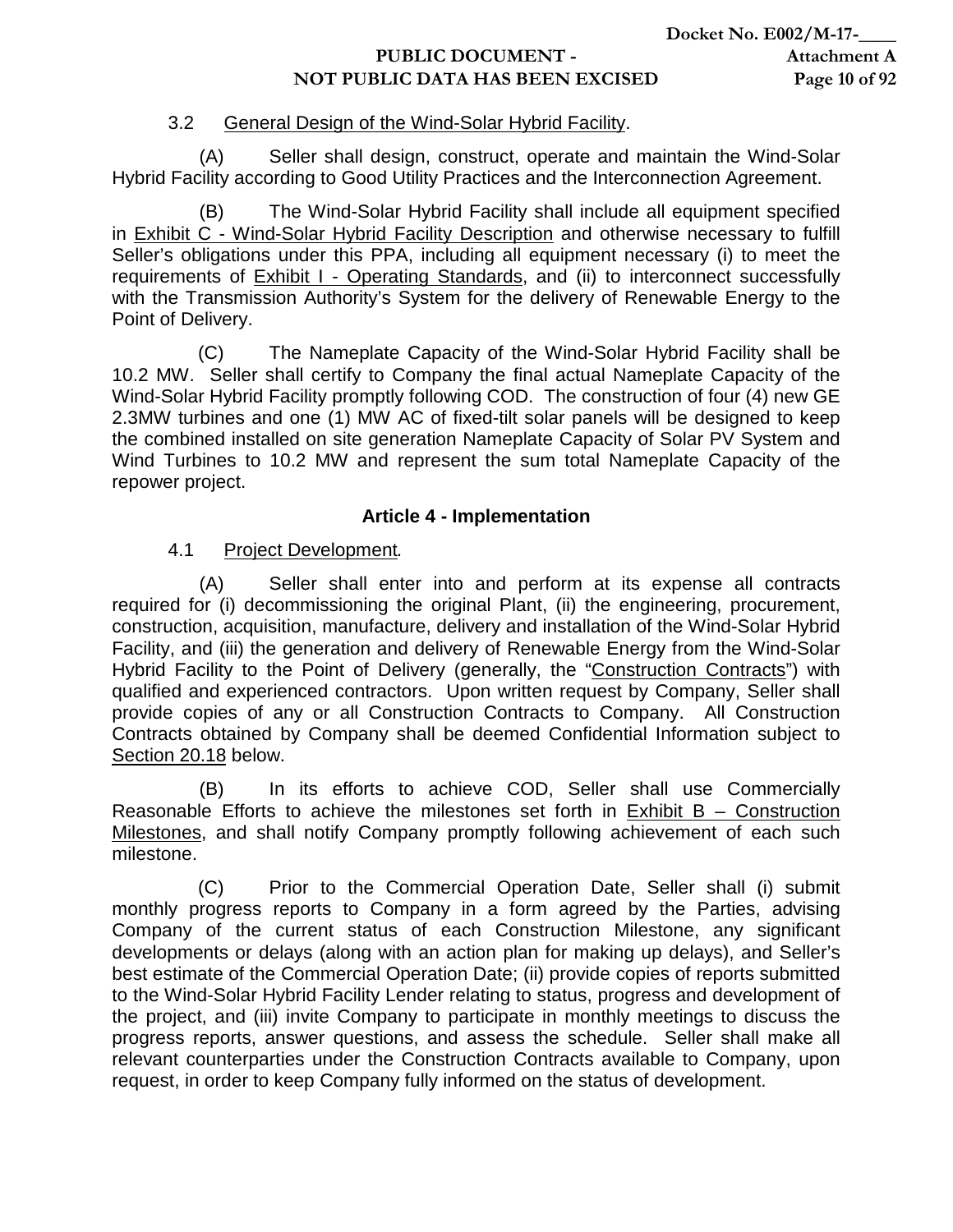3.2 General Design of the Wind-Solar Hybrid Facility.

(A) Seller shall design, construct, operate and maintain the Wind-Solar Hybrid Facility according to Good Utility Practices and the Interconnection Agreement.

(B) The Wind-Solar Hybrid Facility shall include all equipment specified in Exhibit C - Wind-Solar Hybrid Facility Description and otherwise necessary to fulfill Seller's obligations under this PPA, including all equipment necessary (i) to meet the requirements of Exhibit I - Operating Standards, and (ii) to interconnect successfully with the Transmission Authority's System for the delivery of Renewable Energy to the Point of Delivery.

(C) The Nameplate Capacity of the Wind-Solar Hybrid Facility shall be 10.2 MW. Seller shall certify to Company the final actual Nameplate Capacity of the Wind-Solar Hybrid Facility promptly following COD. The construction of four (4) new GE 2.3MW turbines and one (1) MW AC of fixed-tilt solar panels will be designed to keep the combined installed on site generation Nameplate Capacity of Solar PV System and Wind Turbines to 10.2 MW and represent the sum total Nameplate Capacity of the repower project.

## Article 4 - Implementation

4.1 Project Development.

(A) Seller shall enter into and perform at its expense all contracts required for (i) decommissioning the original Plant, (ii) the engineering, procurement, construction, acquisition, manufacture, delivery and installation of the Wind-Solar Hybrid Facility, and (iii) the generation and delivery of Renewable Energy from the Wind-Solar Hybrid Facility to the Point of Delivery (generally, the "Construction Contracts") with qualified and experienced contractors. Upon written request by Company, Seller shall provide copies of any or all Construction Contracts to Company. All Construction Contracts obtained by Company shall be deemed Confidential Information subject to Section 20.18 below.

(B) In its efforts to achieve COD, Seller shall use Commercially Reasonable Efforts to achieve the milestones set forth in Exhibit B – Construction Milestones, and shall notify Company promptly following achievement of each such milestone.

(C) Prior to the Commercial Operation Date, Seller shall (i) submit monthly progress reports to Company in a form agreed by the Parties, advising Company of the current status of each Construction Milestone, any significant developments or delays (along with an action plan for making up delays), and Seller's best estimate of the Commercial Operation Date; (ii) provide copies of reports submitted to the Wind-Solar Hybrid Facility Lender relating to status, progress and development of the project, and (iii) invite Company to participate in monthly meetings to discuss the progress reports, answer questions, and assess the schedule. Seller shall make all relevant counterparties under the Construction Contracts available to Company, upon request, in order to keep Company fully informed on the status of development.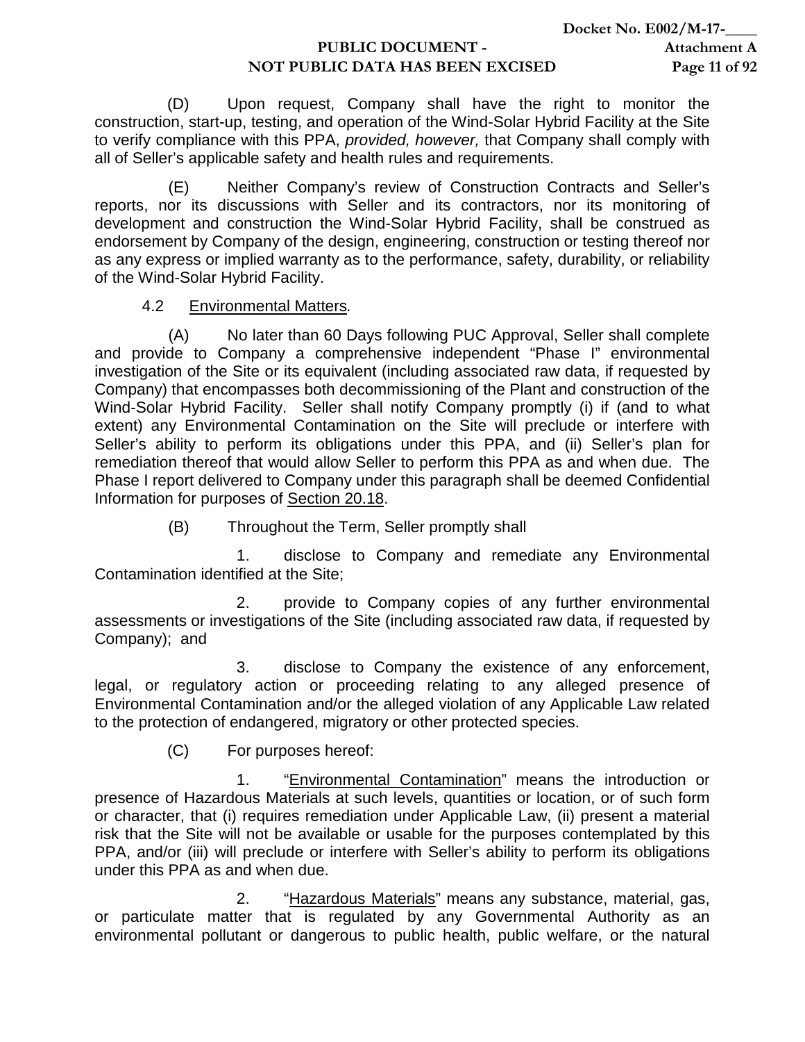(D) Upon request, Company shall have the right to monitor the construction, start-up, testing, and operation of the Wind-Solar Hybrid Facility at the Site to verify compliance with this PPA, *provided, however,* that Company shall comply with all of Seller's applicable safety and health rules and requirements.

(E) Neither Company's review of Construction Contracts and Seller's reports, nor its discussions with Seller and its contractors, nor its monitoring of development and construction the Wind-Solar Hybrid Facility, shall be construed as endorsement by Company of the design, engineering, construction or testing thereof nor as any express or implied warranty as to the performance, safety, durability, or reliability of the Wind-Solar Hybrid Facility.

4.2 Environmental Matters*.*

(A) No later than 60 Days following PUC Approval, Seller shall complete and provide to Company a comprehensive independent "Phase I" environmental investigation of the Site or its equivalent (including associated raw data, if requested by Company) that encompasses both decommissioning of the Plant and construction of the Wind-Solar Hybrid Facility. Seller shall notify Company promptly (i) if (and to what extent) any Environmental Contamination on the Site will preclude or interfere with Seller's ability to perform its obligations under this PPA, and (ii) Seller's plan for remediation thereof that would allow Seller to perform this PPA as and when due. The Phase I report delivered to Company under this paragraph shall be deemed Confidential Information for purposes of Section 20.18.

(B) Throughout the Term, Seller promptly shall

1. disclose to Company and remediate any Environmental Contamination identified at the Site;

2. provide to Company copies of any further environmental assessments or investigations of the Site (including associated raw data, if requested by Company); and

3. disclose to Company the existence of any enforcement, legal, or regulatory action or proceeding relating to any alleged presence of Environmental Contamination and/or the alleged violation of any Applicable Law related to the protection of endangered, migratory or other protected species.

(C) For purposes hereof:

1. "Environmental Contamination" means the introduction or presence of Hazardous Materials at such levels, quantities or location, or of such form or character, that (i) requires remediation under Applicable Law, (ii) present a material risk that the Site will not be available or usable for the purposes contemplated by this PPA, and/or (iii) will preclude or interfere with Seller's ability to perform its obligations under this PPA as and when due.

2. "Hazardous Materials" means any substance, material, gas, or particulate matter that is regulated by any Governmental Authority as an environmental pollutant or dangerous to public health, public welfare, or the natural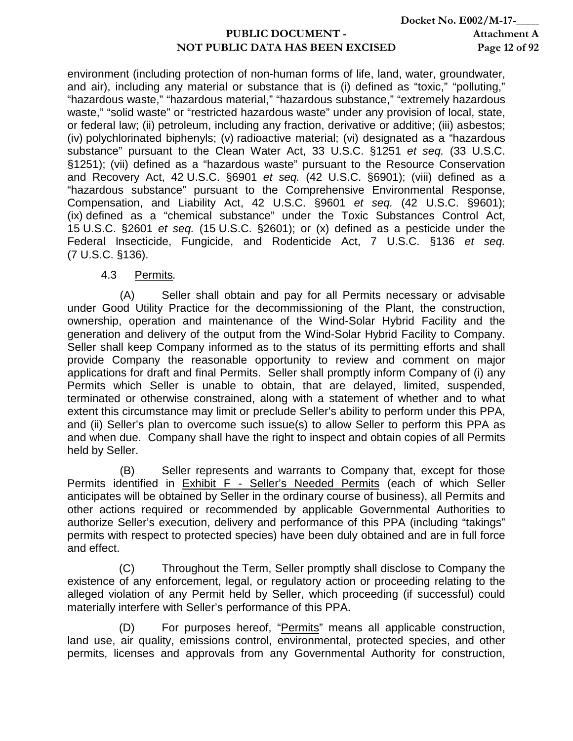environment (including protection of non-human forms of life, land, water, groundwater, and air), including any material or substance that is (i) defined as "toxic," "polluting," "hazardous waste," "hazardous material," "hazardous substance," "extremely hazardous waste," "solid waste" or "restricted hazardous waste" under any provision of local, state, or federal law; (ii) petroleum, including any fraction, derivative or additive; (iii) asbestos; (iv) polychlorinated biphenyls; (v) radioactive material; (vi) designated as a "hazardous substance" pursuant to the Clean Water Act, 33 U.S.C. §1251 *et seq.* (33 U.S.C. §1251); (vii) defined as a "hazardous waste" pursuant to the Resource Conservation and Recovery Act, 42 U.S.C. §6901 *et seq.* (42 U.S.C. §6901); (viii) defined as a "hazardous substance" pursuant to the Comprehensive Environmental Response, Compensation, and Liability Act, 42 U.S.C. §9601 *et seq.* (42 U.S.C. §9601); (ix) defined as a "chemical substance" under the Toxic Substances Control Act, 15 U.S.C. §2601 *et seq.* (15 U.S.C. §2601); or (x) defined as a pesticide under the Federal Insecticide, Fungicide, and Rodenticide Act, 7 U.S.C. §136 *et seq.* (7 U.S.C. §136).

4.3 Permits.

(A) Seller shall obtain and pay for all Permits necessary or advisable under Good Utility Practice for the decommissioning of the Plant, the construction, ownership, operation and maintenance of the Wind-Solar Hybrid Facility and the generation and delivery of the output from the Wind-Solar Hybrid Facility to Company. Seller shall keep Company informed as to the status of its permitting efforts and shall provide Company the reasonable opportunity to review and comment on major applications for draft and final Permits. Seller shall promptly inform Company of (i) any Permits which Seller is unable to obtain, that are delayed, limited, suspended, terminated or otherwise constrained, along with a statement of whether and to what extent this circumstance may limit or preclude Seller's ability to perform under this PPA, and (ii) Seller's plan to overcome such issue(s) to allow Seller to perform this PPA as and when due. Company shall have the right to inspect and obtain copies of all Permits held by Seller.

(B) Seller represents and warrants to Company that, except for those Permits identified in Exhibit F - Seller's Needed Permits (each of which Seller anticipates will be obtained by Seller in the ordinary course of business), all Permits and other actions required or recommended by applicable Governmental Authorities to authorize Seller's execution, delivery and performance of this PPA (including "takings" permits with respect to protected species) have been duly obtained and are in full force and effect.

(C) Throughout the Term, Seller promptly shall disclose to Company the existence of any enforcement, legal, or regulatory action or proceeding relating to the alleged violation of any Permit held by Seller, which proceeding (if successful) could materially interfere with Seller's performance of this PPA.

(D) For purposes hereof, "Permits" means all applicable construction, land use, air quality, emissions control, environmental, protected species, and other permits, licenses and approvals from any Governmental Authority for construction,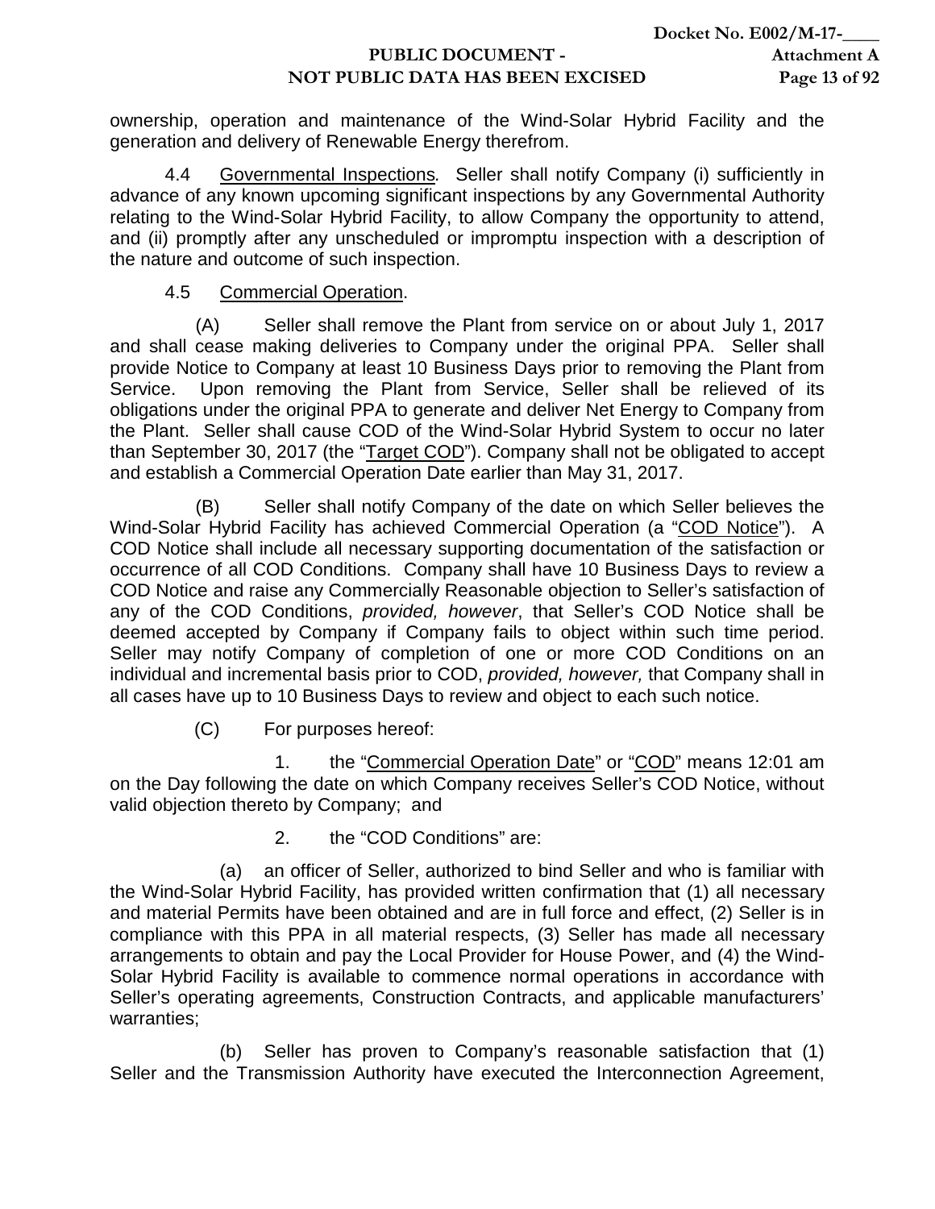ownership, operation and maintenance of the Wind-Solar Hybrid Facility and the generation and delivery of Renewable Energy therefrom.

4.4 Governmental Inspections. Seller shall notify Company (i) sufficiently in advance of any known upcoming significant inspections by any Governmental Authority relating to the Wind-Solar Hybrid Facility, to allow Company the opportunity to attend, and (ii) promptly after any unscheduled or impromptu inspection with a description of the nature and outcome of such inspection.

4.5 Commercial Operation.

(A) Seller shall remove the Plant from service on or about July 1, 2017 and shall cease making deliveries to Company under the original PPA. Seller shall provide Notice to Company at least 10 Business Days prior to removing the Plant from Service. Upon removing the Plant from Service, Seller shall be relieved of its obligations under the original PPA to generate and deliver Net Energy to Company from the Plant. Seller shall cause COD of the Wind-Solar Hybrid System to occur no later than September 30, 2017 (the "Target COD"). Company shall not be obligated to accept and establish a Commercial Operation Date earlier than May 31, 2017.

(B) Seller shall notify Company of the date on which Seller believes the Wind-Solar Hybrid Facility has achieved Commercial Operation (a "COD Notice"). A COD Notice shall include all necessary supporting documentation of the satisfaction or occurrence of all COD Conditions. Company shall have 10 Business Days to review a COD Notice and raise any Commercially Reasonable objection to Seller's satisfaction of any of the COD Conditions, *provided, however*, that Seller's COD Notice shall be deemed accepted by Company if Company fails to object within such time period. Seller may notify Company of completion of one or more COD Conditions on an individual and incremental basis prior to COD, *provided, however,* that Company shall in all cases have up to 10 Business Days to review and object to each such notice.

(C) For purposes hereof:

1. the "Commercial Operation Date" or "COD" means 12:01 am on the Day following the date on which Company receives Seller's COD Notice, without valid objection thereto by Company; and

2. the "COD Conditions" are:

(a) an officer of Seller, authorized to bind Seller and who is familiar with the Wind-Solar Hybrid Facility, has provided written confirmation that (1) all necessary and material Permits have been obtained and are in full force and effect, (2) Seller is in compliance with this PPA in all material respects, (3) Seller has made all necessary arrangements to obtain and pay the Local Provider for House Power, and (4) the Wind-Solar Hybrid Facility is available to commence normal operations in accordance with Seller's operating agreements, Construction Contracts, and applicable manufacturers' warranties;

(b) Seller has proven to Company's reasonable satisfaction that (1) Seller and the Transmission Authority have executed the Interconnection Agreement,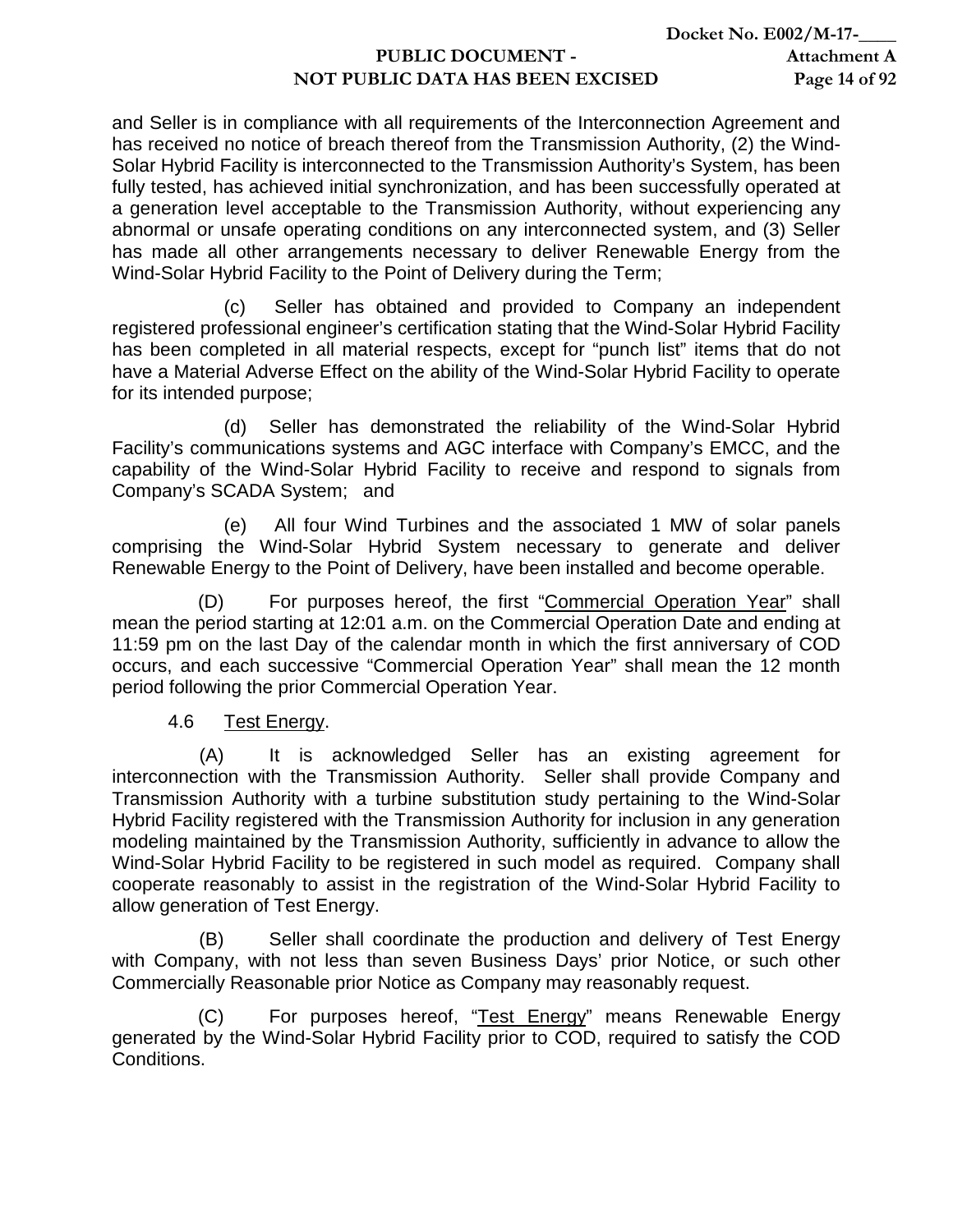and Seller is in compliance with all requirements of the Interconnection Agreement and has received no notice of breach thereof from the Transmission Authority, (2) the Wind-Solar Hybrid Facility is interconnected to the Transmission Authority's System, has been fully tested, has achieved initial synchronization, and has been successfully operated at a generation level acceptable to the Transmission Authority, without experiencing any abnormal or unsafe operating conditions on any interconnected system, and (3) Seller has made all other arrangements necessary to deliver Renewable Energy from the Wind-Solar Hybrid Facility to the Point of Delivery during the Term;

(c) Seller has obtained and provided to Company an independent registered professional engineer's certification stating that the Wind-Solar Hybrid Facility has been completed in all material respects, except for "punch list" items that do not have a Material Adverse Effect on the ability of the Wind-Solar Hybrid Facility to operate for its intended purpose;

(d) Seller has demonstrated the reliability of the Wind-Solar Hybrid Facility's communications systems and AGC interface with Company's EMCC, and the capability of the Wind-Solar Hybrid Facility to receive and respond to signals from Company's SCADA System; and

(e) All four Wind Turbines and the associated 1 MW of solar panels comprising the Wind-Solar Hybrid System necessary to generate and deliver Renewable Energy to the Point of Delivery, have been installed and become operable.

(D) For purposes hereof, the first "<u>Commercial Operation Year</u>" shall mean the period starting at 12:01 a.m. on the Commercial Operation Date and ending at 11:59 pm on the last Day of the calendar month in which the first anniversary of COD occurs, and each successive "Commercial Operation Year" shall mean the 12 month period following the prior Commercial Operation Year.

4.6 <u>Test Energy</u>.

(A) It is acknowledged Seller has an existing agreement for interconnection with the Transmission Authority. Seller shall provide Company and Transmission Authority with a turbine substitution study pertaining to the Wind-Solar Hybrid Facility registered with the Transmission Authority for inclusion in any generation modeling maintained by the Transmission Authority, sufficiently in advance to allow the Wind-Solar Hybrid Facility to be registered in such model as required. Company shall cooperate reasonably to assist in the registration of the Wind-Solar Hybrid Facility to allow generation of Test Energy.

(B) Seller shall coordinate the production and delivery of Test Energy with Company, with not less than seven Business Days' prior Notice, or such other Commercially Reasonable prior Notice as Company may reasonably request.

(C) For purposes hereof, "<u>Test Energy</u>" means Renewable Energy generated by the Wind-Solar Hybrid Facility prior to COD, required to satisfy the COD Conditions.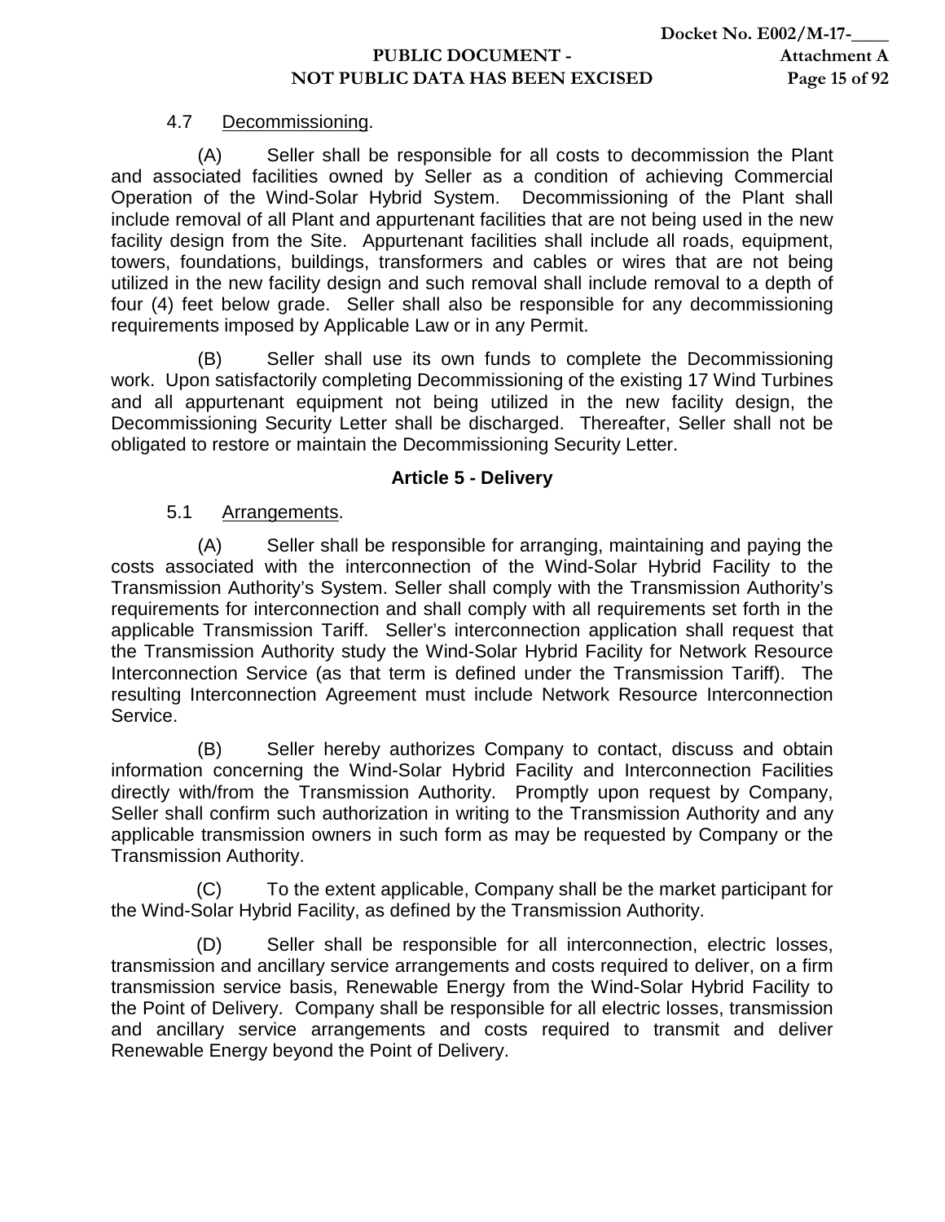4.7 Decommissioning.

(A) Seller shall be responsible for all costs to decommission the Plant and associated facilities owned by Seller as a condition of achieving Commercial Operation of the Wind-Solar Hybrid System. Decommissioning of the Plant shall include removal of all Plant and appurtenant facilities that are not being used in the new facility design from the Site. Appurtenant facilities shall include all roads, equipment, towers, foundations, buildings, transformers and cables or wires that are not being utilized in the new facility design and such removal shall include removal to a depth of four (4) feet below grade. Seller shall also be responsible for any decommissioning requirements imposed by Applicable Law or in any Permit.

(B) Seller shall use its own funds to complete the Decommissioning work. Upon satisfactorily completing Decommissioning of the existing 17 Wind Turbines and all appurtenant equipment not being utilized in the new facility design, the Decommissioning Security Letter shall be discharged. Thereafter, Seller shall not be obligated to restore or maintain the Decommissioning Security Letter.

## Article 5 - Delivery

5.1 Arrangements.

(A) Seller shall be responsible for arranging, maintaining and paying the costs associated with the interconnection of the Wind-Solar Hybrid Facility to the Transmission Authority's System. Seller shall comply with the Transmission Authority's requirements for interconnection and shall comply with all requirements set forth in the applicable Transmission Tariff. Seller's interconnection application shall request that the Transmission Authority study the Wind-Solar Hybrid Facility for Network Resource Interconnection Service (as that term is defined under the Transmission Tariff). The resulting Interconnection Agreement must include Network Resource Interconnection Service.

(B) Seller hereby authorizes Company to contact, discuss and obtain information concerning the Wind-Solar Hybrid Facility and Interconnection Facilities directly with/from the Transmission Authority. Promptly upon request by Company, Seller shall confirm such authorization in writing to the Transmission Authority and any applicable transmission owners in such form as may be requested by Company or the Transmission Authority.

(C) To the extent applicable, Company shall be the market participant for the Wind-Solar Hybrid Facility, as defined by the Transmission Authority.

(D) Seller shall be responsible for all interconnection, electric losses, transmission and ancillary service arrangements and costs required to deliver, on a firm transmission service basis, Renewable Energy from the Wind-Solar Hybrid Facility to the Point of Delivery. Company shall be responsible for all electric losses, transmission and ancillary service arrangements and costs required to transmit and deliver Renewable Energy beyond the Point of Delivery.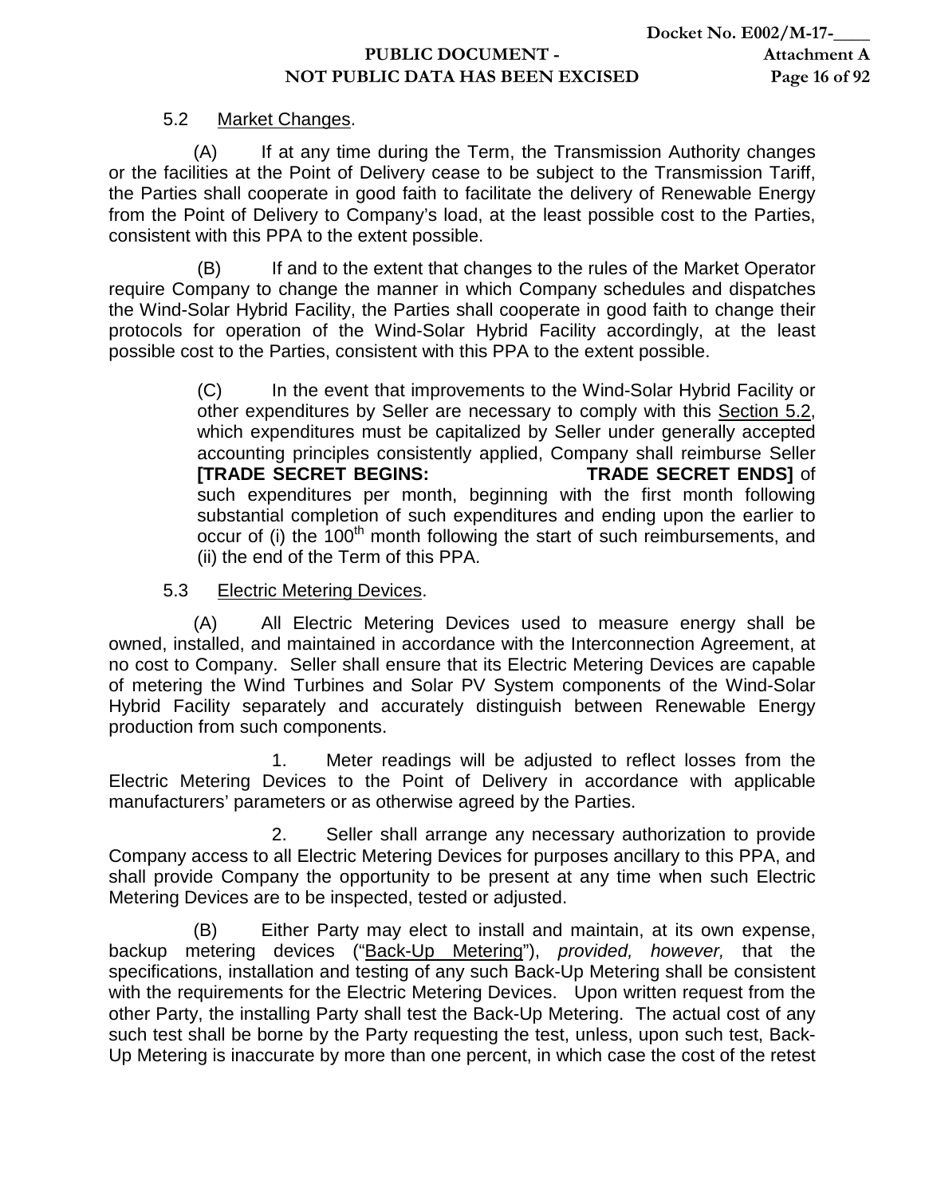5.2 Market Changes.

(A) If at any time during the Term, the Transmission Authority changes or the facilities at the Point of Delivery cease to be subject to the Transmission Tariff, the Parties shall cooperate in good faith to facilitate the delivery of Renewable Energy from the Point of Delivery to Company's load, at the least possible cost to the Parties, consistent with this PPA to the extent possible.

(B) If and to the extent that changes to the rules of the Market Operator require Company to change the manner in which Company schedules and dispatches the Wind-Solar Hybrid Facility, the Parties shall cooperate in good faith to change their protocols for operation of the Wind-Solar Hybrid Facility accordingly, at the least possible cost to the Parties, consistent with this PPA to the extent possible.

(C) In the event that improvements to the Wind-Solar Hybrid Facility or other expenditures by Seller are necessary to comply with this Section 5.2, which expenditures must be capitalized by Seller under generally accepted accounting principles consistently applied, Company shall reimburse Seller **[TRADE SECRET BEGINS: TRADE SECRET ENDS]** of such expenditures per month, beginning with the first month following substantial completion of such expenditures and ending upon the earlier to occur of (i) the 100th month following the start of such reimbursements, and (ii) the end of the Term of this PPA.

5.3 Electric Metering Devices.

(A) All Electric Metering Devices used to measure energy shall be owned, installed, and maintained in accordance with the Interconnection Agreement, at no cost to Company. Seller shall ensure that its Electric Metering Devices are capable of metering the Wind Turbines and Solar PV System components of the Wind-Solar Hybrid Facility separately and accurately distinguish between Renewable Energy production from such components.

1. Meter readings will be adjusted to reflect losses from the Electric Metering Devices to the Point of Delivery in accordance with applicable manufacturers' parameters or as otherwise agreed by the Parties.

2. Seller shall arrange any necessary authorization to provide Company access to all Electric Metering Devices for purposes ancillary to this PPA, and shall provide Company the opportunity to be present at any time when such Electric Metering Devices are to be inspected, tested or adjusted.

(B) Either Party may elect to install and maintain, at its own expense, backup metering devices ("Back-Up Metering"), *provided, however,* that the specifications, installation and testing of any such Back-Up Metering shall be consistent with the requirements for the Electric Metering Devices. Upon written request from the other Party, the installing Party shall test the Back-Up Metering. The actual cost of any such test shall be borne by the Party requesting the test, unless, upon such test, Back-Up Metering is inaccurate by more than one percent, in which case the cost of the retest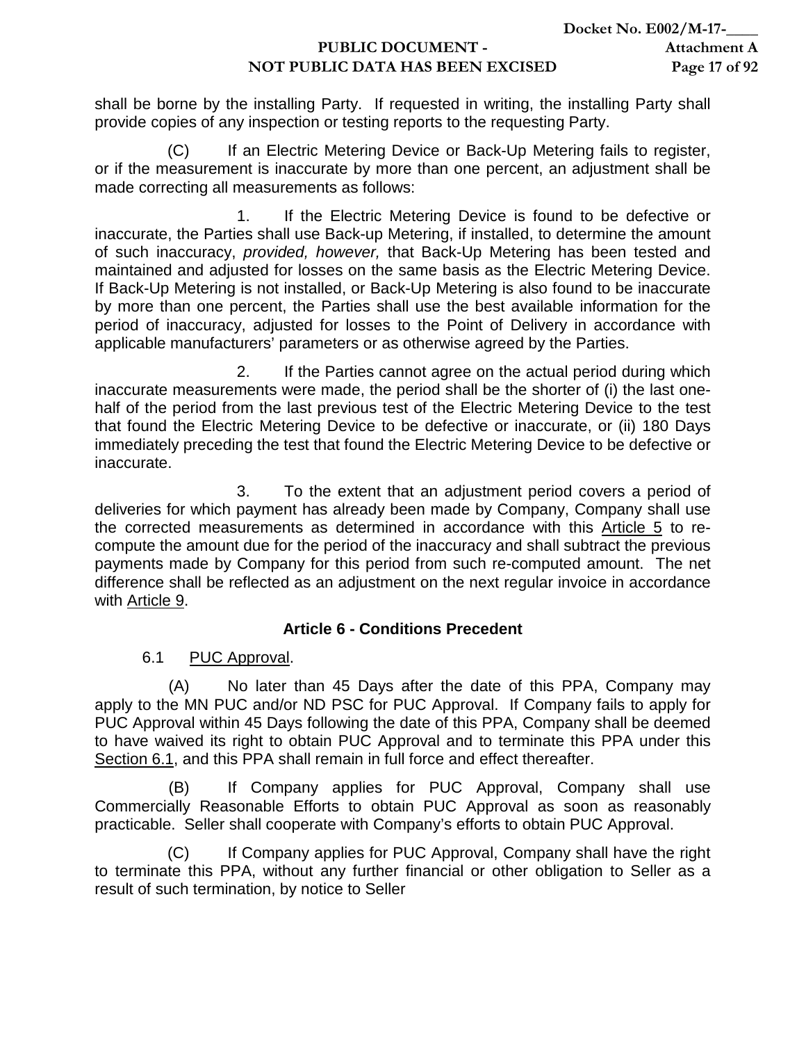shall be borne by the installing Party. If requested in writing, the installing Party shall provide copies of any inspection or testing reports to the requesting Party.

(C) If an Electric Metering Device or Back-Up Metering fails to register, or if the measurement is inaccurate by more than one percent, an adjustment shall be made correcting all measurements as follows:

1. If the Electric Metering Device is found to be defective or inaccurate, the Parties shall use Back-up Metering, if installed, to determine the amount of such inaccuracy, *provided, however,* that Back-Up Metering has been tested and maintained and adjusted for losses on the same basis as the Electric Metering Device. If Back-Up Metering is not installed, or Back-Up Metering is also found to be inaccurate by more than one percent, the Parties shall use the best available information for the period of inaccuracy, adjusted for losses to the Point of Delivery in accordance with applicable manufacturers' parameters or as otherwise agreed by the Parties.

2. If the Parties cannot agree on the actual period during which inaccurate measurements were made, the period shall be the shorter of (i) the last one-half of the period from the last previous test of the Electric Metering Device to the test that found the Electric Metering Device to be defective or inaccurate, or (ii) 180 Days immediately preceding the test that found the Electric Metering Device to be defective or inaccurate.

3. To the extent that an adjustment period covers a period of deliveries for which payment has already been made by Company, Company shall use the corrected measurements as determined in accordance with this Article 5 to re-compute the amount due for the period of the inaccuracy and shall subtract the previous payments made by Company for this period from such re-computed amount. The net difference shall be reflected as an adjustment on the next regular invoice in accordance with Article 9.

## Article 6 - Conditions Precedent

6.1 PUC Approval.

(A) No later than 45 Days after the date of this PPA, Company may apply to the MN PUC and/or ND PSC for PUC Approval. If Company fails to apply for PUC Approval within 45 Days following the date of this PPA, Company shall be deemed to have waived its right to obtain PUC Approval and to terminate this PPA under this Section 6.1, and this PPA shall remain in full force and effect thereafter.

(B) If Company applies for PUC Approval, Company shall use Commercially Reasonable Efforts to obtain PUC Approval as soon as reasonably practicable. Seller shall cooperate with Company's efforts to obtain PUC Approval.

(C) If Company applies for PUC Approval, Company shall have the right to terminate this PPA, without any further financial or other obligation to Seller as a result of such termination, by notice to Seller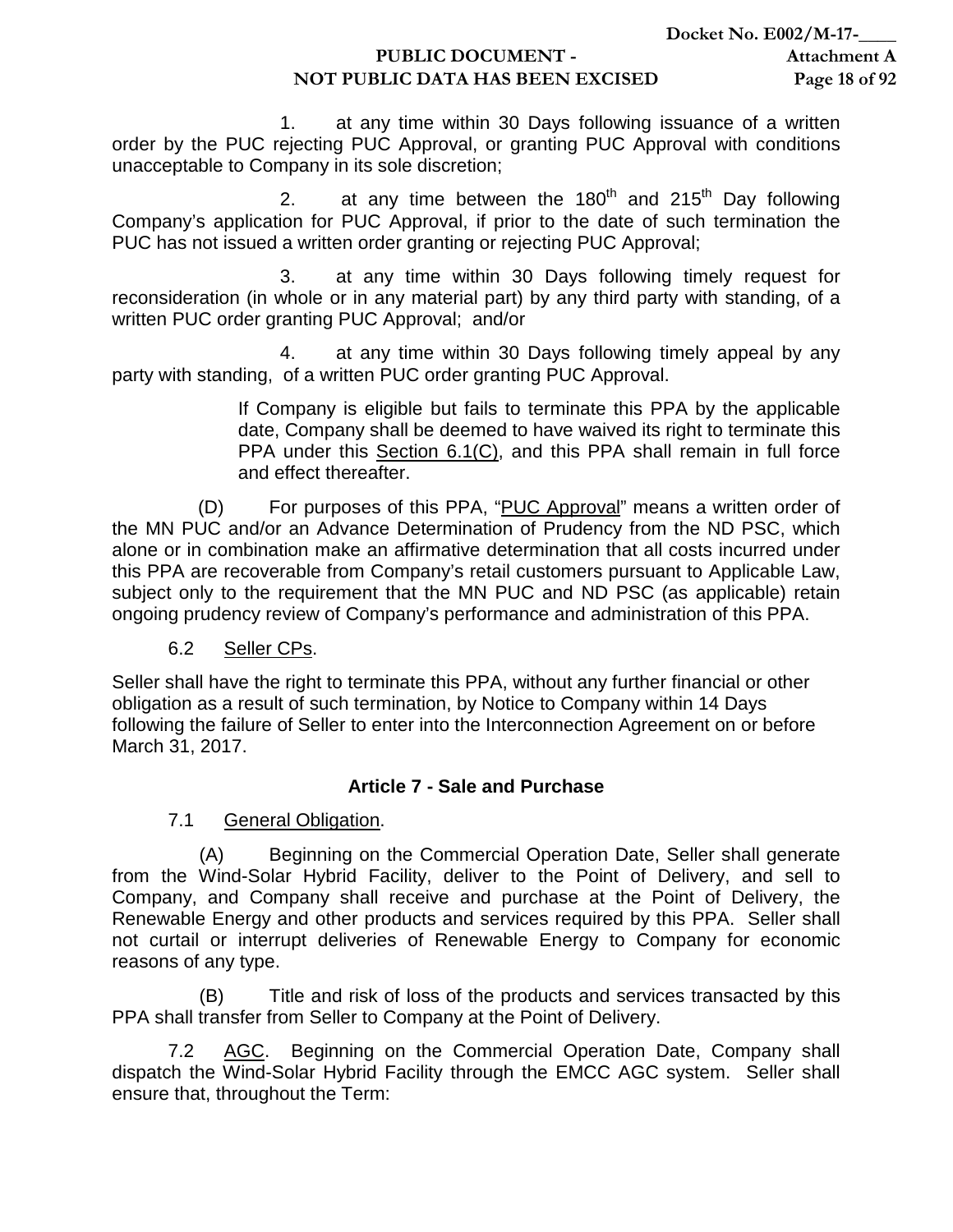1. at any time within 30 Days following issuance of a written order by the PUC rejecting PUC Approval, or granting PUC Approval with conditions unacceptable to Company in its sole discretion;

2. at any time between the 180th and 215th Day following Company's application for PUC Approval, if prior to the date of such termination the PUC has not issued a written order granting or rejecting PUC Approval;

3. at any time within 30 Days following timely request for reconsideration (in whole or in any material part) by any third party with standing, of a written PUC order granting PUC Approval; and/or

4. at any time within 30 Days following timely appeal by any party with standing, of a written PUC order granting PUC Approval.

If Company is eligible but fails to terminate this PPA by the applicable date, Company shall be deemed to have waived its right to terminate this PPA under this <u>Section 6.1(C)</u>, and this PPA shall remain in full force and effect thereafter.

(D) For purposes of this PPA, "<u>PUC Approval</u>" means a written order of the MN PUC and/or an Advance Determination of Prudency from the ND PSC, which alone or in combination make an affirmative determination that all costs incurred under this PPA are recoverable from Company's retail customers pursuant to Applicable Law, subject only to the requirement that the MN PUC and ND PSC (as applicable) retain ongoing prudency review of Company's performance and administration of this PPA.

6.2 <u>Seller CPs</u>.

Seller shall have the right to terminate this PPA, without any further financial or other obligation as a result of such termination, by Notice to Company within 14 Days following the failure of Seller to enter into the Interconnection Agreement on or before March 31, 2017.

## Article 7 - Sale and Purchase

7.1 <u>General Obligation</u>.

(A) Beginning on the Commercial Operation Date, Seller shall generate from the Wind-Solar Hybrid Facility, deliver to the Point of Delivery, and sell to Company, and Company shall receive and purchase at the Point of Delivery, the Renewable Energy and other products and services required by this PPA. Seller shall not curtail or interrupt deliveries of Renewable Energy to Company for economic reasons of any type.

(B) Title and risk of loss of the products and services transacted by this PPA shall transfer from Seller to Company at the Point of Delivery.

7.2 <u>AGC</u>. Beginning on the Commercial Operation Date, Company shall dispatch the Wind-Solar Hybrid Facility through the EMCC AGC system. Seller shall ensure that, throughout the Term: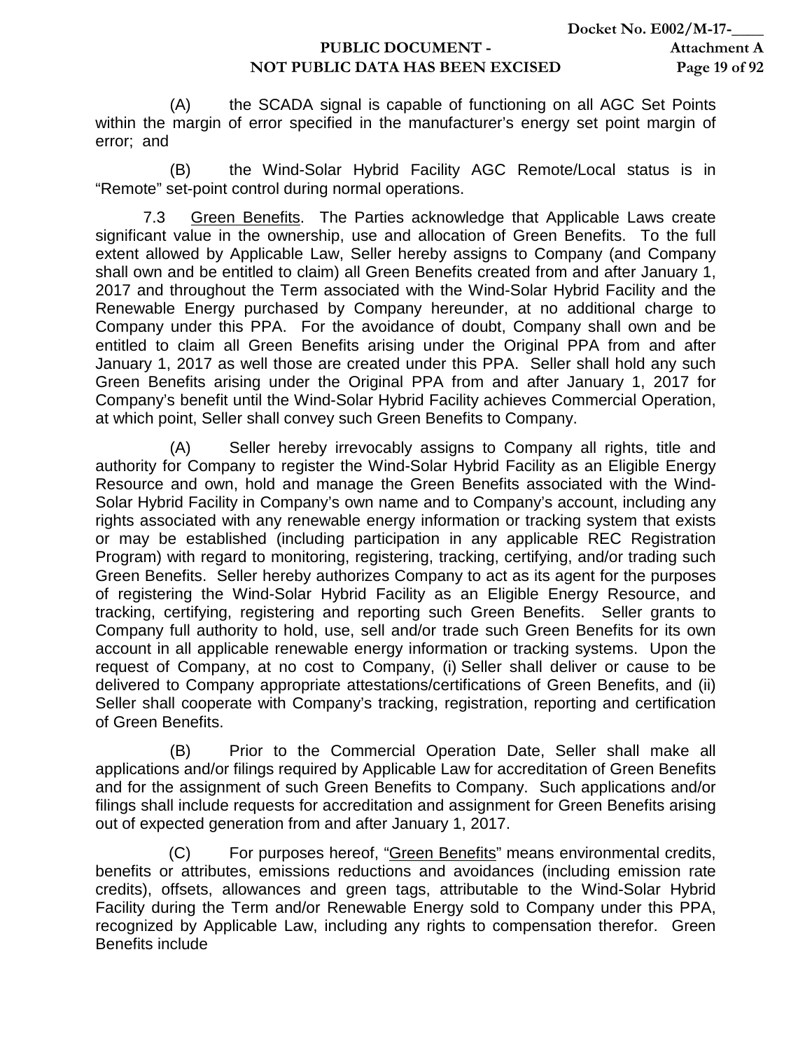(A) the SCADA signal is capable of functioning on all AGC Set Points within the margin of error specified in the manufacturer's energy set point margin of error; and

(B) the Wind-Solar Hybrid Facility AGC Remote/Local status is in "Remote" set-point control during normal operations.

7.3 Green Benefits. The Parties acknowledge that Applicable Laws create significant value in the ownership, use and allocation of Green Benefits. To the full extent allowed by Applicable Law, Seller hereby assigns to Company (and Company shall own and be entitled to claim) all Green Benefits created from and after January 1, 2017 and throughout the Term associated with the Wind-Solar Hybrid Facility and the Renewable Energy purchased by Company hereunder, at no additional charge to Company under this PPA. For the avoidance of doubt, Company shall own and be entitled to claim all Green Benefits arising under the Original PPA from and after January 1, 2017 as well those are created under this PPA. Seller shall hold any such Green Benefits arising under the Original PPA from and after January 1, 2017 for Company's benefit until the Wind-Solar Hybrid Facility achieves Commercial Operation, at which point, Seller shall convey such Green Benefits to Company.

(A) Seller hereby irrevocably assigns to Company all rights, title and authority for Company to register the Wind-Solar Hybrid Facility as an Eligible Energy Resource and own, hold and manage the Green Benefits associated with the Wind-Solar Hybrid Facility in Company's own name and to Company's account, including any rights associated with any renewable energy information or tracking system that exists or may be established (including participation in any applicable REC Registration Program) with regard to monitoring, registering, tracking, certifying, and/or trading such Green Benefits. Seller hereby authorizes Company to act as its agent for the purposes of registering the Wind-Solar Hybrid Facility as an Eligible Energy Resource, and tracking, certifying, registering and reporting such Green Benefits. Seller grants to Company full authority to hold, use, sell and/or trade such Green Benefits for its own account in all applicable renewable energy information or tracking systems. Upon the request of Company, at no cost to Company, (i) Seller shall deliver or cause to be delivered to Company appropriate attestations/certifications of Green Benefits, and (ii) Seller shall cooperate with Company's tracking, registration, reporting and certification of Green Benefits.

(B) Prior to the Commercial Operation Date, Seller shall make all applications and/or filings required by Applicable Law for accreditation of Green Benefits and for the assignment of such Green Benefits to Company. Such applications and/or filings shall include requests for accreditation and assignment for Green Benefits arising out of expected generation from and after January 1, 2017.

(C) For purposes hereof, "Green Benefits" means environmental credits, benefits or attributes, emissions reductions and avoidances (including emission rate credits), offsets, allowances and green tags, attributable to the Wind-Solar Hybrid Facility during the Term and/or Renewable Energy sold to Company under this PPA, recognized by Applicable Law, including any rights to compensation therefor. Green Benefits include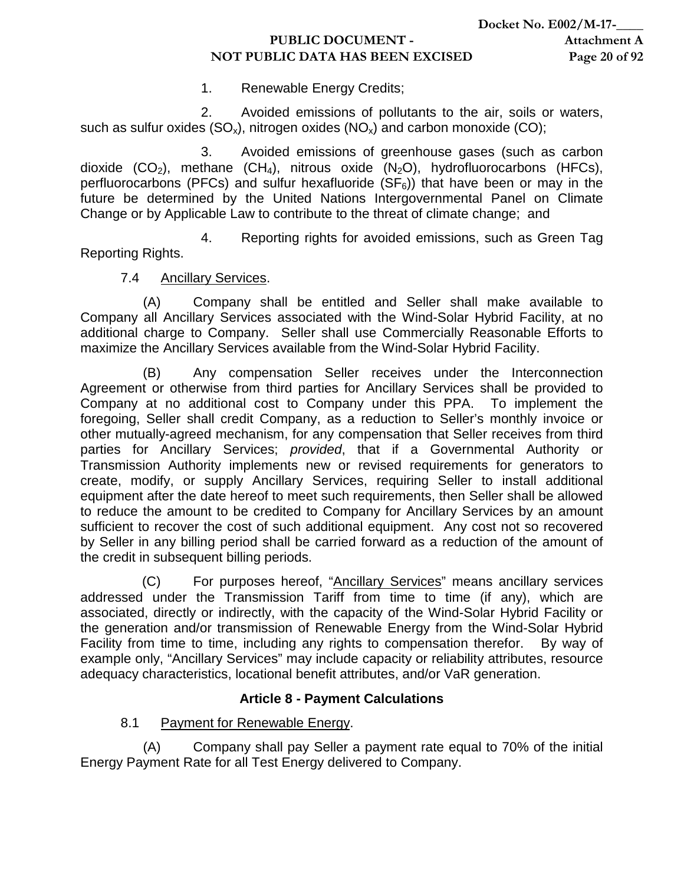1. Renewable Energy Credits;

2. Avoided emissions of pollutants to the air, soils or waters, such as sulfur oxides ($SO_x$), nitrogen oxides ($NO_x$) and carbon monoxide (CO);

3. Avoided emissions of greenhouse gases (such as carbon dioxide ($CO_2$), methane ($CH_4$), nitrous oxide ($N_2O$), hydrofluorocarbons (HFCs), perfluorocarbons (PFCs) and sulfur hexafluoride ($SF_6$)) that have been or may in the future be determined by the United Nations Intergovernmental Panel on Climate Change or by Applicable Law to contribute to the threat of climate change; and

4. Reporting rights for avoided emissions, such as Green Tag Reporting Rights.

7.4 Ancillary Services.

(A) Company shall be entitled and Seller shall make available to Company all Ancillary Services associated with the Wind-Solar Hybrid Facility, at no additional charge to Company. Seller shall use Commercially Reasonable Efforts to maximize the Ancillary Services available from the Wind-Solar Hybrid Facility.

(B) Any compensation Seller receives under the Interconnection Agreement or otherwise from third parties for Ancillary Services shall be provided to Company at no additional cost to Company under this PPA. To implement the foregoing, Seller shall credit Company, as a reduction to Seller's monthly invoice or other mutually-agreed mechanism, for any compensation that Seller receives from third parties for Ancillary Services; *provided*, that if a Governmental Authority or Transmission Authority implements new or revised requirements for generators to create, modify, or supply Ancillary Services, requiring Seller to install additional equipment after the date hereof to meet such requirements, then Seller shall be allowed to reduce the amount to be credited to Company for Ancillary Services by an amount sufficient to recover the cost of such additional equipment. Any cost not so recovered by Seller in any billing period shall be carried forward as a reduction of the amount of the credit in subsequent billing periods.

(C) For purposes hereof, "Ancillary Services" means ancillary services addressed under the Transmission Tariff from time to time (if any), which are associated, directly or indirectly, with the capacity of the Wind-Solar Hybrid Facility or the generation and/or transmission of Renewable Energy from the Wind-Solar Hybrid Facility from time to time, including any rights to compensation therefor. By way of example only, "Ancillary Services" may include capacity or reliability attributes, resource adequacy characteristics, locational benefit attributes, and/or VaR generation.

## Article 8 - Payment Calculations

8.1 Payment for Renewable Energy.

(A) Company shall pay Seller a payment rate equal to 70% of the initial Energy Payment Rate for all Test Energy delivered to Company.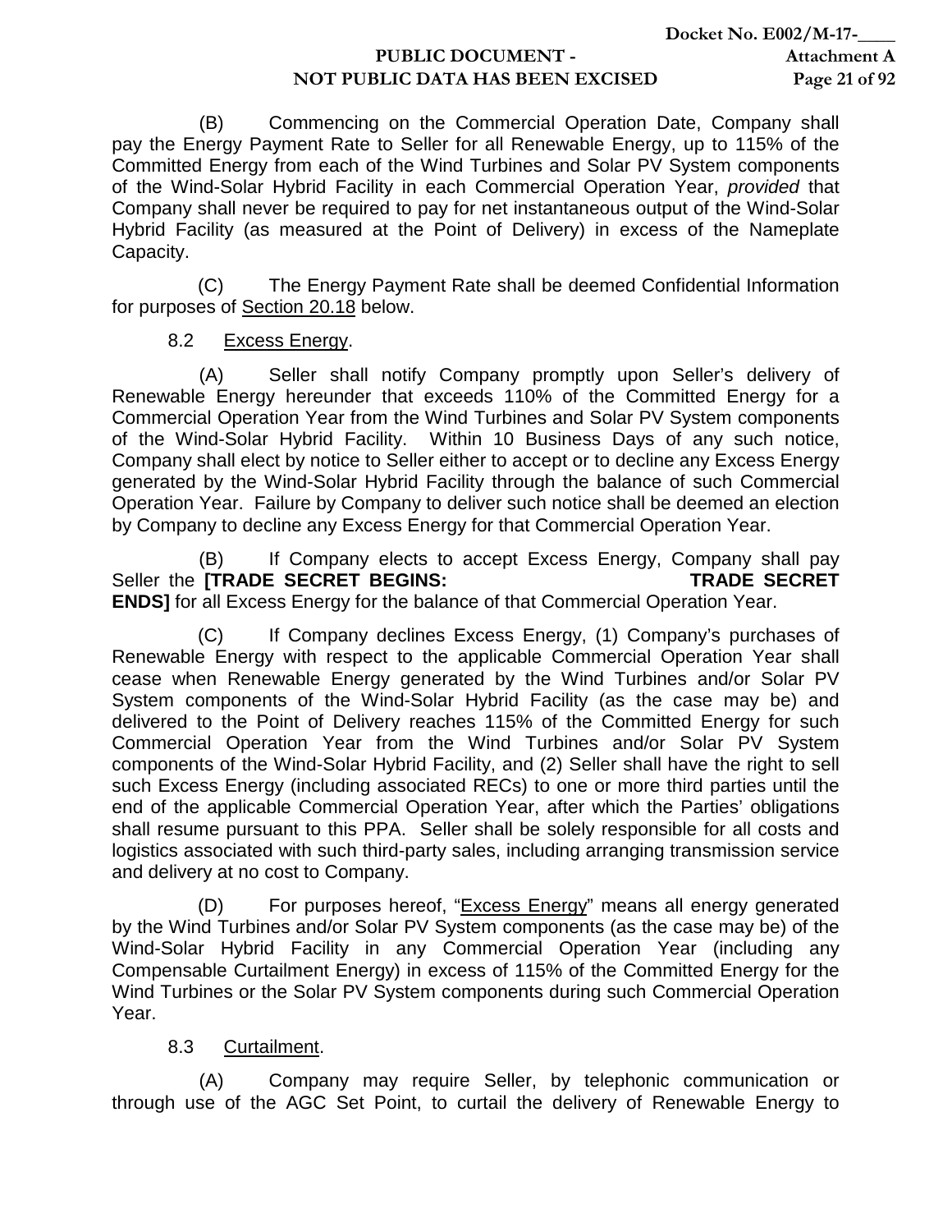(B) Commencing on the Commercial Operation Date, Company shall pay the Energy Payment Rate to Seller for all Renewable Energy, up to 115% of the Committed Energy from each of the Wind Turbines and Solar PV System components of the Wind-Solar Hybrid Facility in each Commercial Operation Year, *provided* that Company shall never be required to pay for net instantaneous output of the Wind-Solar Hybrid Facility (as measured at the Point of Delivery) in excess of the Nameplate Capacity.

(C) The Energy Payment Rate shall be deemed Confidential Information for purposes of Section 20.18 below.

8.2 Excess Energy.

(A) Seller shall notify Company promptly upon Seller's delivery of Renewable Energy hereunder that exceeds 110% of the Committed Energy for a Commercial Operation Year from the Wind Turbines and Solar PV System components of the Wind-Solar Hybrid Facility. Within 10 Business Days of any such notice, Company shall elect by notice to Seller either to accept or to decline any Excess Energy generated by the Wind-Solar Hybrid Facility through the balance of such Commercial Operation Year. Failure by Company to deliver such notice shall be deemed an election by Company to decline any Excess Energy for that Commercial Operation Year.

(B) If Company elects to accept Excess Energy, Company shall pay Seller the **[TRADE SECRET BEGINS: TRADE SECRET ENDS]** for all Excess Energy for the balance of that Commercial Operation Year.

(C) If Company declines Excess Energy, (1) Company's purchases of Renewable Energy with respect to the applicable Commercial Operation Year shall cease when Renewable Energy generated by the Wind Turbines and/or Solar PV System components of the Wind-Solar Hybrid Facility (as the case may be) and delivered to the Point of Delivery reaches 115% of the Committed Energy for such Commercial Operation Year from the Wind Turbines and/or Solar PV System components of the Wind-Solar Hybrid Facility, and (2) Seller shall have the right to sell such Excess Energy (including associated RECs) to one or more third parties until the end of the applicable Commercial Operation Year, after which the Parties' obligations shall resume pursuant to this PPA. Seller shall be solely responsible for all costs and logistics associated with such third-party sales, including arranging transmission service and delivery at no cost to Company.

(D) For purposes hereof, "Excess Energy" means all energy generated by the Wind Turbines and/or Solar PV System components (as the case may be) of the Wind-Solar Hybrid Facility in any Commercial Operation Year (including any Compensable Curtailment Energy) in excess of 115% of the Committed Energy for the Wind Turbines or the Solar PV System components during such Commercial Operation Year.

8.3 Curtailment.

(A) Company may require Seller, by telephonic communication or through use of the AGC Set Point, to curtail the delivery of Renewable Energy to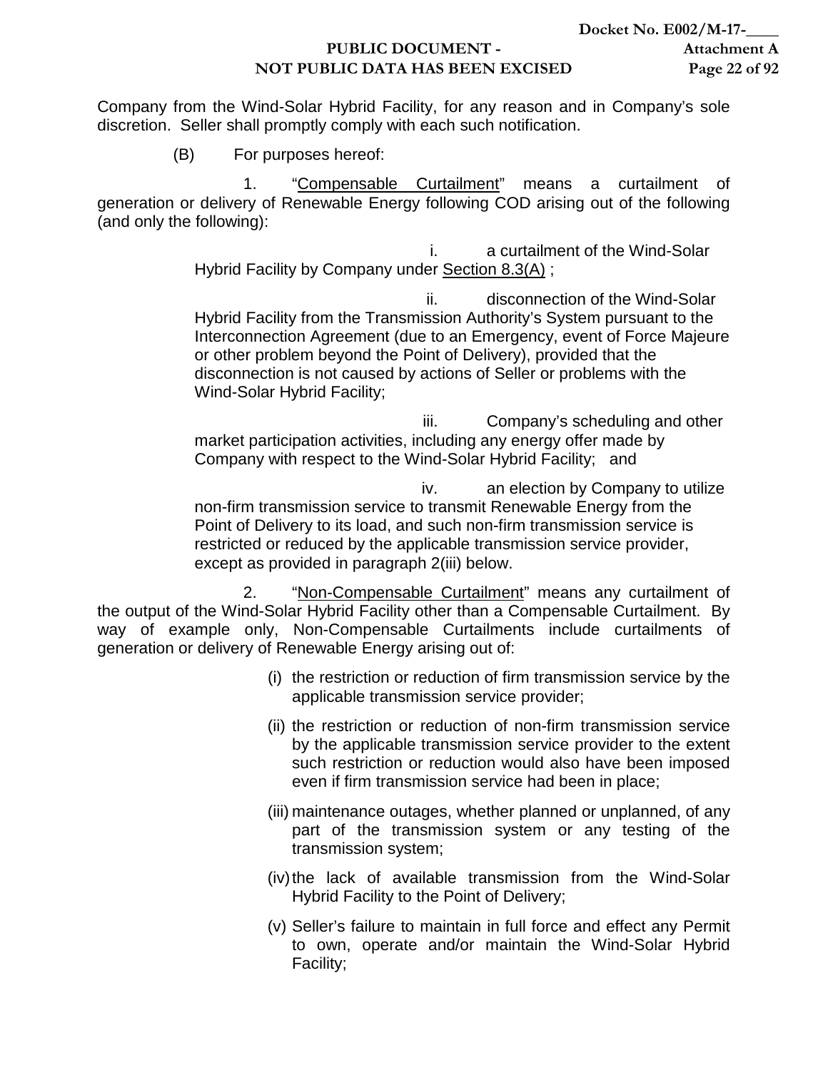Company from the Wind-Solar Hybrid Facility, for any reason and in Company's sole discretion. Seller shall promptly comply with each such notification.

(B) For purposes hereof:

1. "Compensable Curtailment" means a curtailment of generation or delivery of Renewable Energy following COD arising out of the following (and only the following):

i. a curtailment of the Wind-Solar Hybrid Facility by Company under Section 8.3(A) ;

ii. disconnection of the Wind-Solar Hybrid Facility from the Transmission Authority's System pursuant to the Interconnection Agreement (due to an Emergency, event of Force Majeure or other problem beyond the Point of Delivery), provided that the disconnection is not caused by actions of Seller or problems with the Wind-Solar Hybrid Facility;

iii. Company's scheduling and other market participation activities, including any energy offer made by Company with respect to the Wind-Solar Hybrid Facility; and

iv. an election by Company to utilize non-firm transmission service to transmit Renewable Energy from the Point of Delivery to its load, and such non-firm transmission service is restricted or reduced by the applicable transmission service provider, except as provided in paragraph 2(iii) below.

2. "Non-Compensable Curtailment" means any curtailment of the output of the Wind-Solar Hybrid Facility other than a Compensable Curtailment. By way of example only, Non-Compensable Curtailments include curtailments of generation or delivery of Renewable Energy arising out of:

(i) the restriction or reduction of firm transmission service by the applicable transmission service provider;

(ii) the restriction or reduction of non-firm transmission service by the applicable transmission service provider to the extent such restriction or reduction would also have been imposed even if firm transmission service had been in place;

(iii) maintenance outages, whether planned or unplanned, of any part of the transmission system or any testing of the transmission system;

(iv) the lack of available transmission from the Wind-Solar Hybrid Facility to the Point of Delivery;

(v) Seller's failure to maintain in full force and effect any Permit to own, operate and/or maintain the Wind-Solar Hybrid Facility;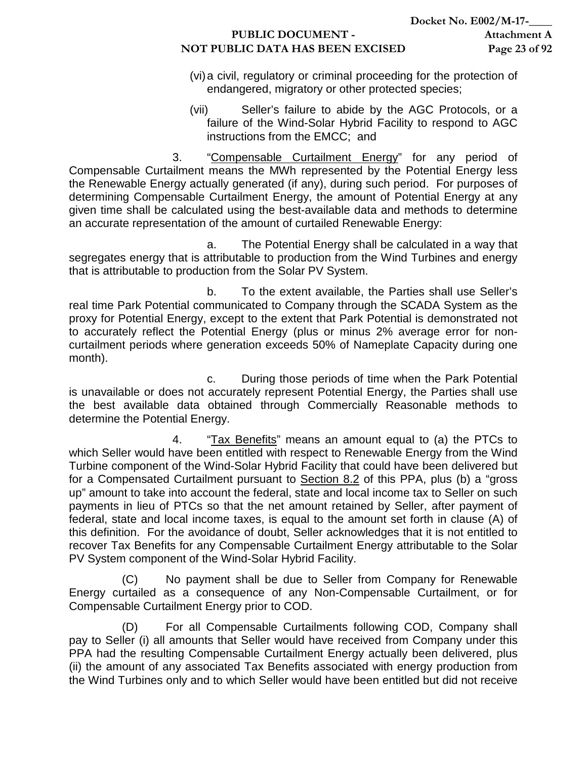(vi) a civil, regulatory or criminal proceeding for the protection of endangered, migratory or other protected species;

(vii) Seller's failure to abide by the AGC Protocols, or a failure of the Wind-Solar Hybrid Facility to respond to AGC instructions from the EMCC; and

3. "Compensable Curtailment Energy" for any period of Compensable Curtailment means the MWh represented by the Potential Energy less the Renewable Energy actually generated (if any), during such period. For purposes of determining Compensable Curtailment Energy, the amount of Potential Energy at any given time shall be calculated using the best-available data and methods to determine an accurate representation of the amount of curtailed Renewable Energy:

a. The Potential Energy shall be calculated in a way that segregates energy that is attributable to production from the Wind Turbines and energy that is attributable to production from the Solar PV System.

b. To the extent available, the Parties shall use Seller's real time Park Potential communicated to Company through the SCADA System as the proxy for Potential Energy, except to the extent that Park Potential is demonstrated not to accurately reflect the Potential Energy (plus or minus 2% average error for non-curtailment periods where generation exceeds 50% of Nameplate Capacity during one month).

c. During those periods of time when the Park Potential is unavailable or does not accurately represent Potential Energy, the Parties shall use the best available data obtained through Commercially Reasonable methods to determine the Potential Energy.

4. "Tax Benefits" means an amount equal to (a) the PTCs to which Seller would have been entitled with respect to Renewable Energy from the Wind Turbine component of the Wind-Solar Hybrid Facility that could have been delivered but for a Compensated Curtailment pursuant to Section 8.2 of this PPA, plus (b) a "gross up" amount to take into account the federal, state and local income tax to Seller on such payments in lieu of PTCs so that the net amount retained by Seller, after payment of federal, state and local income taxes, is equal to the amount set forth in clause (A) of this definition. For the avoidance of doubt, Seller acknowledges that it is not entitled to recover Tax Benefits for any Compensable Curtailment Energy attributable to the Solar PV System component of the Wind-Solar Hybrid Facility.

(C) No payment shall be due to Seller from Company for Renewable Energy curtailed as a consequence of any Non-Compensable Curtailment, or for Compensable Curtailment Energy prior to COD.

(D) For all Compensable Curtailments following COD, Company shall pay to Seller (i) all amounts that Seller would have received from Company under this PPA had the resulting Compensable Curtailment Energy actually been delivered, plus (ii) the amount of any associated Tax Benefits associated with energy production from the Wind Turbines only and to which Seller would have been entitled but did not receive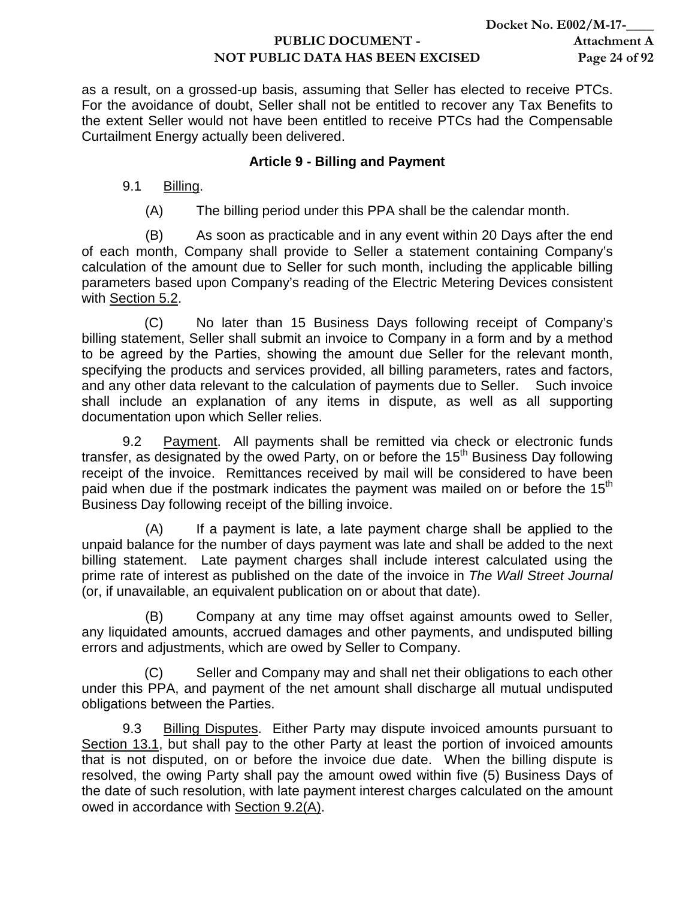as a result, on a grossed-up basis, assuming that Seller has elected to receive PTCs. For the avoidance of doubt, Seller shall not be entitled to recover any Tax Benefits to the extent Seller would not have been entitled to receive PTCs had the Compensable Curtailment Energy actually been delivered.

## Article 9 - Billing and Payment

9.1 Billing.

(A) The billing period under this PPA shall be the calendar month.

(B) As soon as practicable and in any event within 20 Days after the end of each month, Company shall provide to Seller a statement containing Company's calculation of the amount due to Seller for such month, including the applicable billing parameters based upon Company's reading of the Electric Metering Devices consistent with Section 5.2.

(C) No later than 15 Business Days following receipt of Company's billing statement, Seller shall submit an invoice to Company in a form and by a method to be agreed by the Parties, showing the amount due Seller for the relevant month, specifying the products and services provided, all billing parameters, rates and factors, and any other data relevant to the calculation of payments due to Seller. Such invoice shall include an explanation of any items in dispute, as well as all supporting documentation upon which Seller relies.

9.2 Payment. All payments shall be remitted via check or electronic funds transfer, as designated by the owed Party, on or before the 15th Business Day following receipt of the invoice. Remittances received by mail will be considered to have been paid when due if the postmark indicates the payment was mailed on or before the 15th Business Day following receipt of the billing invoice.

(A) If a payment is late, a late payment charge shall be applied to the unpaid balance for the number of days payment was late and shall be added to the next billing statement. Late payment charges shall include interest calculated using the prime rate of interest as published on the date of the invoice in *The Wall Street Journal* (or, if unavailable, an equivalent publication on or about that date).

(B) Company at any time may offset against amounts owed to Seller, any liquidated amounts, accrued damages and other payments, and undisputed billing errors and adjustments, which are owed by Seller to Company.

(C) Seller and Company may and shall net their obligations to each other under this PPA, and payment of the net amount shall discharge all mutual undisputed obligations between the Parties.

9.3 Billing Disputes. Either Party may dispute invoiced amounts pursuant to Section 13.1, but shall pay to the other Party at least the portion of invoiced amounts that is not disputed, on or before the invoice due date. When the billing dispute is resolved, the owing Party shall pay the amount owed within five (5) Business Days of the date of such resolution, with late payment interest charges calculated on the amount owed in accordance with Section 9.2(A).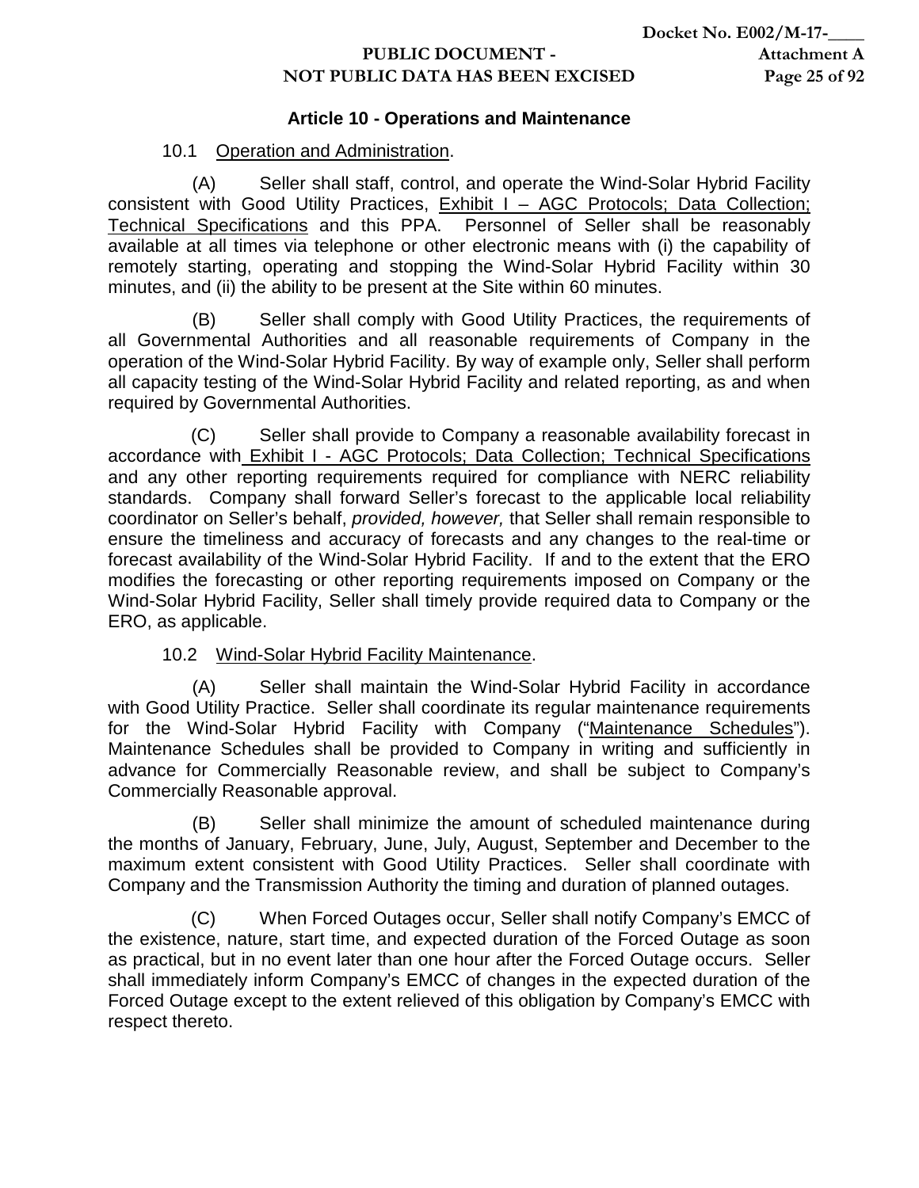### Article 10 - Operations and Maintenance

10.1 Operation and Administration.

(A) Seller shall staff, control, and operate the Wind-Solar Hybrid Facility consistent with Good Utility Practices, Exhibit I – AGC Protocols; Data Collection; Technical Specifications and this PPA. Personnel of Seller shall be reasonably available at all times via telephone or other electronic means with (i) the capability of remotely starting, operating and stopping the Wind-Solar Hybrid Facility within 30 minutes, and (ii) the ability to be present at the Site within 60 minutes.

(B) Seller shall comply with Good Utility Practices, the requirements of all Governmental Authorities and all reasonable requirements of Company in the operation of the Wind-Solar Hybrid Facility. By way of example only, Seller shall perform all capacity testing of the Wind-Solar Hybrid Facility and related reporting, as and when required by Governmental Authorities.

(C) Seller shall provide to Company a reasonable availability forecast in accordance with Exhibit I - AGC Protocols; Data Collection; Technical Specifications and any other reporting requirements required for compliance with NERC reliability standards. Company shall forward Seller's forecast to the applicable local reliability coordinator on Seller's behalf, *provided, however,* that Seller shall remain responsible to ensure the timeliness and accuracy of forecasts and any changes to the real-time or forecast availability of the Wind-Solar Hybrid Facility. If and to the extent that the ERO modifies the forecasting or other reporting requirements imposed on Company or the Wind-Solar Hybrid Facility, Seller shall timely provide required data to Company or the ERO, as applicable.

10.2 Wind-Solar Hybrid Facility Maintenance.

(A) Seller shall maintain the Wind-Solar Hybrid Facility in accordance with Good Utility Practice. Seller shall coordinate its regular maintenance requirements for the Wind-Solar Hybrid Facility with Company ("Maintenance Schedules"). Maintenance Schedules shall be provided to Company in writing and sufficiently in advance for Commercially Reasonable review, and shall be subject to Company's Commercially Reasonable approval.

(B) Seller shall minimize the amount of scheduled maintenance during the months of January, February, June, July, August, September and December to the maximum extent consistent with Good Utility Practices. Seller shall coordinate with Company and the Transmission Authority the timing and duration of planned outages.

(C) When Forced Outages occur, Seller shall notify Company's EMCC of the existence, nature, start time, and expected duration of the Forced Outage as soon as practical, but in no event later than one hour after the Forced Outage occurs. Seller shall immediately inform Company's EMCC of changes in the expected duration of the Forced Outage except to the extent relieved of this obligation by Company's EMCC with respect thereto.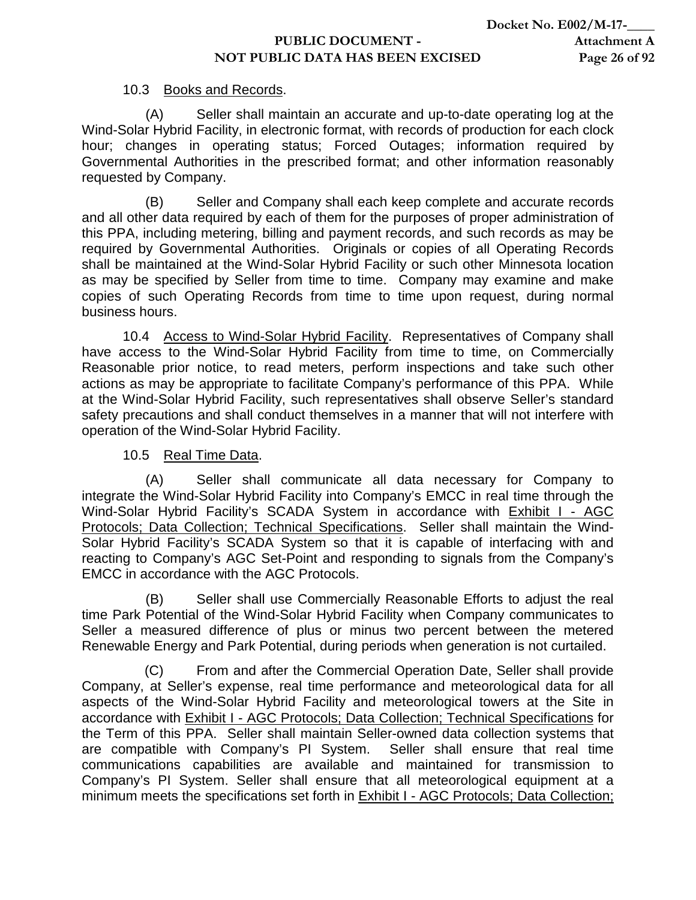10.3 Books and Records.

(A) Seller shall maintain an accurate and up-to-date operating log at the Wind-Solar Hybrid Facility, in electronic format, with records of production for each clock hour; changes in operating status; Forced Outages; information required by Governmental Authorities in the prescribed format; and other information reasonably requested by Company.

(B) Seller and Company shall each keep complete and accurate records and all other data required by each of them for the purposes of proper administration of this PPA, including metering, billing and payment records, and such records as may be required by Governmental Authorities. Originals or copies of all Operating Records shall be maintained at the Wind-Solar Hybrid Facility or such other Minnesota location as may be specified by Seller from time to time. Company may examine and make copies of such Operating Records from time to time upon request, during normal business hours.

10.4 Access to Wind-Solar Hybrid Facility. Representatives of Company shall have access to the Wind-Solar Hybrid Facility from time to time, on Commercially Reasonable prior notice, to read meters, perform inspections and take such other actions as may be appropriate to facilitate Company's performance of this PPA. While at the Wind-Solar Hybrid Facility, such representatives shall observe Seller's standard safety precautions and shall conduct themselves in a manner that will not interfere with operation of the Wind-Solar Hybrid Facility.

10.5 Real Time Data.

(A) Seller shall communicate all data necessary for Company to integrate the Wind-Solar Hybrid Facility into Company's EMCC in real time through the Wind-Solar Hybrid Facility's SCADA System in accordance with Exhibit I - AGC Protocols; Data Collection; Technical Specifications. Seller shall maintain the Wind-Solar Hybrid Facility's SCADA System so that it is capable of interfacing with and reacting to Company's AGC Set-Point and responding to signals from the Company's EMCC in accordance with the AGC Protocols.

(B) Seller shall use Commercially Reasonable Efforts to adjust the real time Park Potential of the Wind-Solar Hybrid Facility when Company communicates to Seller a measured difference of plus or minus two percent between the metered Renewable Energy and Park Potential, during periods when generation is not curtailed.

(C) From and after the Commercial Operation Date, Seller shall provide Company, at Seller's expense, real time performance and meteorological data for all aspects of the Wind-Solar Hybrid Facility and meteorological towers at the Site in accordance with Exhibit I - AGC Protocols; Data Collection; Technical Specifications for the Term of this PPA. Seller shall maintain Seller-owned data collection systems that are compatible with Company's PI System. Seller shall ensure that real time communications capabilities are available and maintained for transmission to Company's PI System. Seller shall ensure that all meteorological equipment at a minimum meets the specifications set forth in Exhibit I - AGC Protocols; Data Collection;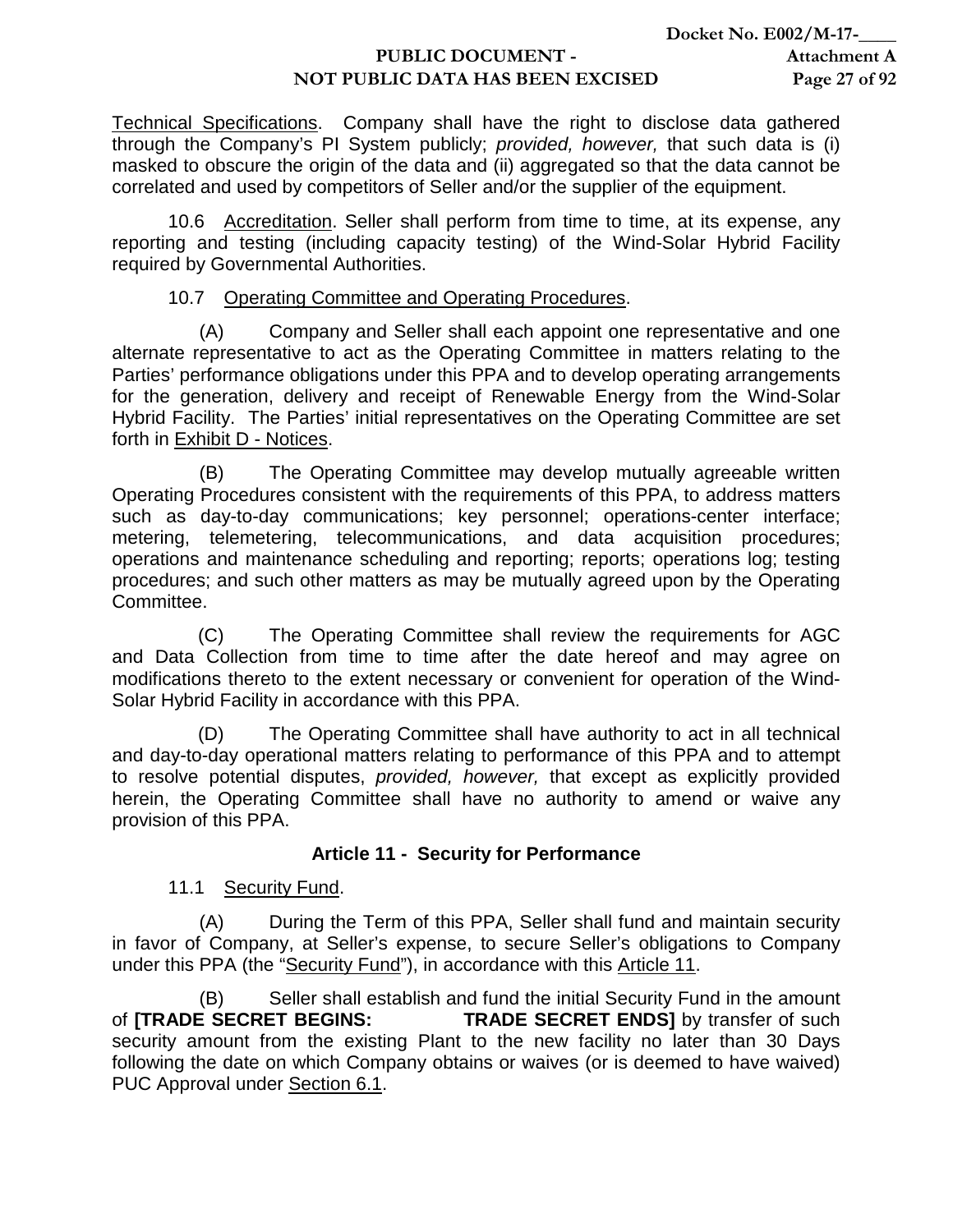Technical Specifications. Company shall have the right to disclose data gathered through the Company's PI System publicly; *provided, however,* that such data is (i) masked to obscure the origin of the data and (ii) aggregated so that the data cannot be correlated and used by competitors of Seller and/or the supplier of the equipment.

10.6 Accreditation. Seller shall perform from time to time, at its expense, any reporting and testing (including capacity testing) of the Wind-Solar Hybrid Facility required by Governmental Authorities.

10.7 Operating Committee and Operating Procedures.

(A) Company and Seller shall each appoint one representative and one alternate representative to act as the Operating Committee in matters relating to the Parties' performance obligations under this PPA and to develop operating arrangements for the generation, delivery and receipt of Renewable Energy from the Wind-Solar Hybrid Facility. The Parties' initial representatives on the Operating Committee are set forth in Exhibit D - Notices.

(B) The Operating Committee may develop mutually agreeable written Operating Procedures consistent with the requirements of this PPA, to address matters such as day-to-day communications; key personnel; operations-center interface; metering, telemetering, telecommunications, and data acquisition procedures; operations and maintenance scheduling and reporting; reports; operations log; testing procedures; and such other matters as may be mutually agreed upon by the Operating Committee.

(C) The Operating Committee shall review the requirements for AGC and Data Collection from time to time after the date hereof and may agree on modifications thereto to the extent necessary or convenient for operation of the Wind-Solar Hybrid Facility in accordance with this PPA.

(D) The Operating Committee shall have authority to act in all technical and day-to-day operational matters relating to performance of this PPA and to attempt to resolve potential disputes, *provided, however,* that except as explicitly provided herein, the Operating Committee shall have no authority to amend or waive any provision of this PPA.

## Article 11 - Security for Performance

11.1 Security Fund.

(A) During the Term of this PPA, Seller shall fund and maintain security in favor of Company, at Seller's expense, to secure Seller's obligations to Company under this PPA (the "Security Fund"), in accordance with this Article 11.

(B) Seller shall establish and fund the initial Security Fund in the amount of **[TRADE SECRET BEGINS: TRADE SECRET ENDS]** by transfer of such security amount from the existing Plant to the new facility no later than 30 Days following the date on which Company obtains or waives (or is deemed to have waived) PUC Approval under Section 6.1.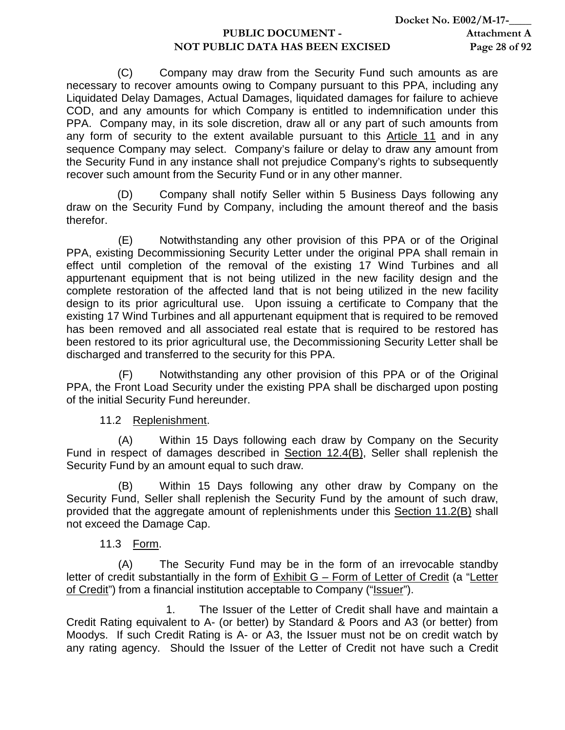(C) Company may draw from the Security Fund such amounts as are necessary to recover amounts owing to Company pursuant to this PPA, including any Liquidated Delay Damages, Actual Damages, liquidated damages for failure to achieve COD, and any amounts for which Company is entitled to indemnification under this PPA. Company may, in its sole discretion, draw all or any part of such amounts from any form of security to the extent available pursuant to this <u>Article 11</u> and in any sequence Company may select. Company's failure or delay to draw any amount from the Security Fund in any instance shall not prejudice Company's rights to subsequently recover such amount from the Security Fund or in any other manner.

(D) Company shall notify Seller within 5 Business Days following any draw on the Security Fund by Company, including the amount thereof and the basis therefor.

(E) Notwithstanding any other provision of this PPA or of the Original PPA, existing Decommissioning Security Letter under the original PPA shall remain in effect until completion of the removal of the existing 17 Wind Turbines and all appurtenant equipment that is not being utilized in the new facility design and the complete restoration of the affected land that is not being utilized in the new facility design to its prior agricultural use. Upon issuing a certificate to Company that the existing 17 Wind Turbines and all appurtenant equipment that is required to be removed has been removed and all associated real estate that is required to be restored has been restored to its prior agricultural use, the Decommissioning Security Letter shall be discharged and transferred to the security for this PPA.

(F) Notwithstanding any other provision of this PPA or of the Original PPA, the Front Load Security under the existing PPA shall be discharged upon posting of the initial Security Fund hereunder.

11.2 <u>Replenishment</u>.

(A) Within 15 Days following each draw by Company on the Security Fund in respect of damages described in <u>Section 12.4(B)</u>, Seller shall replenish the Security Fund by an amount equal to such draw.

(B) Within 15 Days following any other draw by Company on the Security Fund, Seller shall replenish the Security Fund by the amount of such draw, provided that the aggregate amount of replenishments under this <u>Section 11.2(B)</u> shall not exceed the Damage Cap.

11.3 <u>Form</u>.

(A) The Security Fund may be in the form of an irrevocable standby letter of credit substantially in the form of <u>Exhibit G – Form of Letter of Credit</u> (a "<u>Letter of Credit</u>") from a financial institution acceptable to Company ("<u>Issuer</u>").

1. The Issuer of the Letter of Credit shall have and maintain a Credit Rating equivalent to A- (or better) by Standard & Poors and A3 (or better) from Moodys. If such Credit Rating is A- or A3, the Issuer must not be on credit watch by any rating agency. Should the Issuer of the Letter of Credit not have such a Credit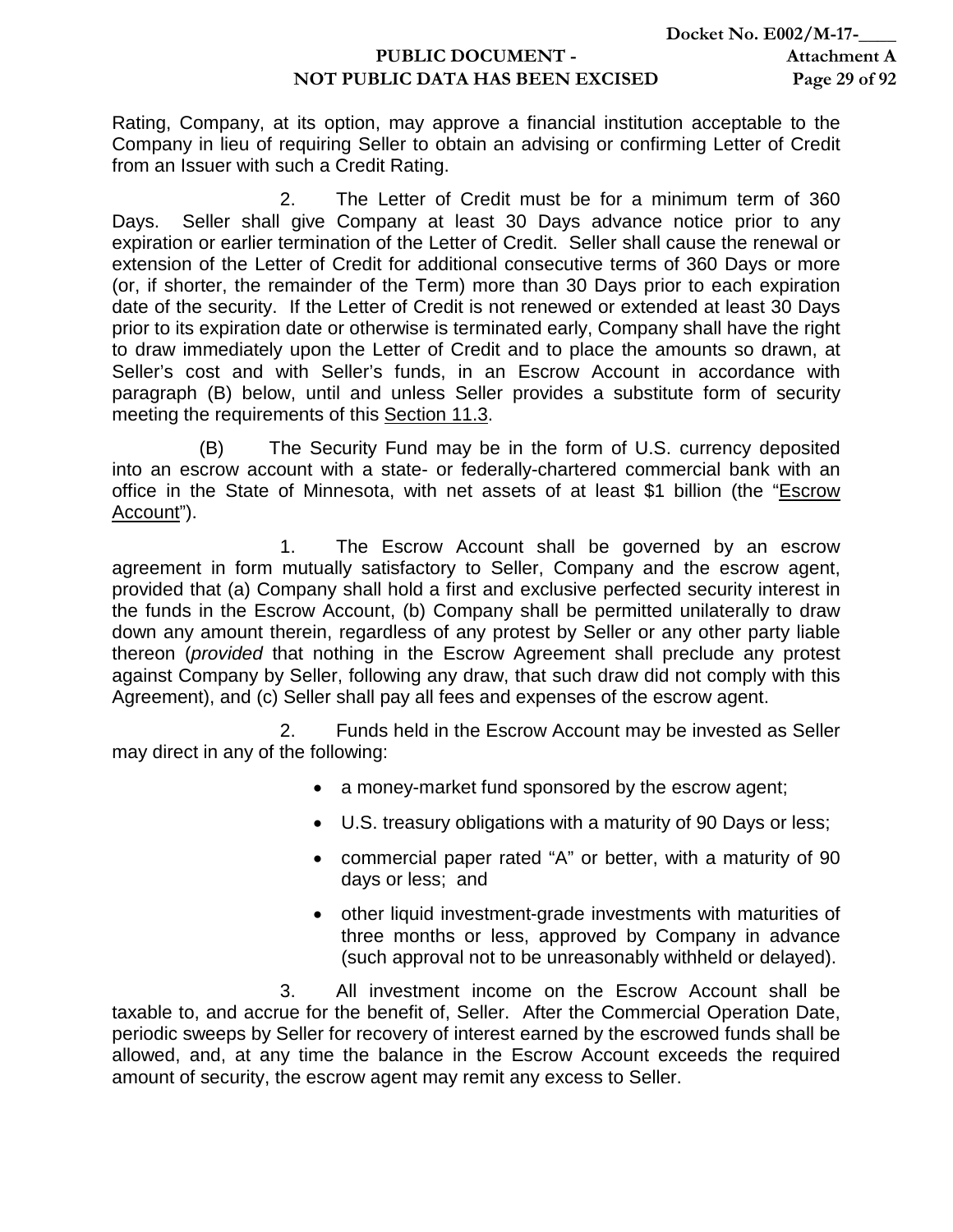Rating, Company, at its option, may approve a financial institution acceptable to the Company in lieu of requiring Seller to obtain an advising or confirming Letter of Credit from an Issuer with such a Credit Rating.

2. The Letter of Credit must be for a minimum term of 360 Days. Seller shall give Company at least 30 Days advance notice prior to any expiration or earlier termination of the Letter of Credit. Seller shall cause the renewal or extension of the Letter of Credit for additional consecutive terms of 360 Days or more (or, if shorter, the remainder of the Term) more than 30 Days prior to each expiration date of the security. If the Letter of Credit is not renewed or extended at least 30 Days prior to its expiration date or otherwise is terminated early, Company shall have the right to draw immediately upon the Letter of Credit and to place the amounts so drawn, at Seller's cost and with Seller's funds, in an Escrow Account in accordance with paragraph (B) below, until and unless Seller provides a substitute form of security meeting the requirements of this Section 11.3.

(B) The Security Fund may be in the form of U.S. currency deposited into an escrow account with a state- or federally-chartered commercial bank with an office in the State of Minnesota, with net assets of at least $1 billion (the "Escrow Account").

1. The Escrow Account shall be governed by an escrow agreement in form mutually satisfactory to Seller, Company and the escrow agent, provided that (a) Company shall hold a first and exclusive perfected security interest in the funds in the Escrow Account, (b) Company shall be permitted unilaterally to draw down any amount therein, regardless of any protest by Seller or any other party liable thereon (*provided* that nothing in the Escrow Agreement shall preclude any protest against Company by Seller, following any draw, that such draw did not comply with this Agreement), and (c) Seller shall pay all fees and expenses of the escrow agent.

2. Funds held in the Escrow Account may be invested as Seller may direct in any of the following:

- a money-market fund sponsored by the escrow agent;
- U.S. treasury obligations with a maturity of 90 Days or less;
- commercial paper rated "A" or better, with a maturity of 90 days or less; and
- other liquid investment-grade investments with maturities of three months or less, approved by Company in advance (such approval not to be unreasonably withheld or delayed).

3. All investment income on the Escrow Account shall be taxable to, and accrue for the benefit of, Seller. After the Commercial Operation Date, periodic sweeps by Seller for recovery of interest earned by the escrowed funds shall be allowed, and, at any time the balance in the Escrow Account exceeds the required amount of security, the escrow agent may remit any excess to Seller.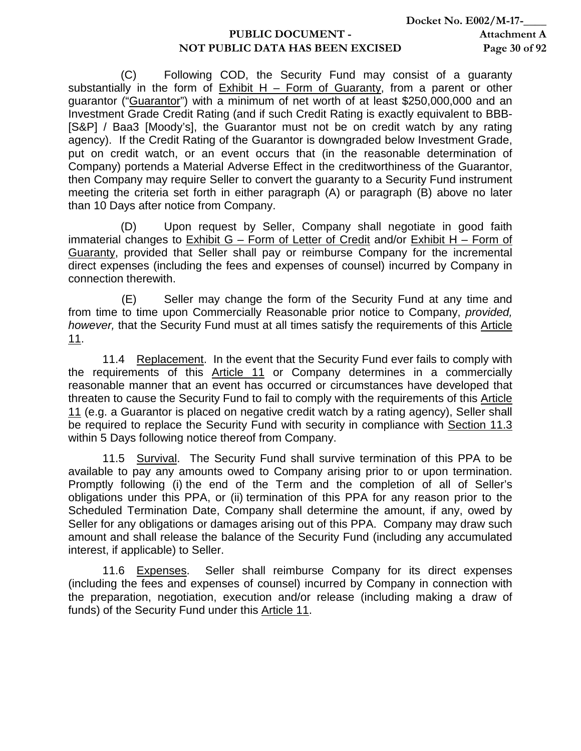(C) Following COD, the Security Fund may consist of a guaranty substantially in the form of Exhibit H – Form of Guaranty, from a parent or other guarantor ("Guarantor") with a minimum of net worth of at least $250,000,000 and an Investment Grade Credit Rating (and if such Credit Rating is exactly equivalent to BBB- [S&P] / Baa3 [Moody's], the Guarantor must not be on credit watch by any rating agency). If the Credit Rating of the Guarantor is downgraded below Investment Grade, put on credit watch, or an event occurs that (in the reasonable determination of Company) portends a Material Adverse Effect in the creditworthiness of the Guarantor, then Company may require Seller to convert the guaranty to a Security Fund instrument meeting the criteria set forth in either paragraph (A) or paragraph (B) above no later than 10 Days after notice from Company.

(D) Upon request by Seller, Company shall negotiate in good faith immaterial changes to Exhibit G – Form of Letter of Credit and/or Exhibit H – Form of Guaranty, provided that Seller shall pay or reimburse Company for the incremental direct expenses (including the fees and expenses of counsel) incurred by Company in connection therewith.

(E) Seller may change the form of the Security Fund at any time and from time to time upon Commercially Reasonable prior notice to Company, *provided, however,* that the Security Fund must at all times satisfy the requirements of this Article 11.

11.4 Replacement. In the event that the Security Fund ever fails to comply with the requirements of this Article 11 or Company determines in a commercially reasonable manner that an event has occurred or circumstances have developed that threaten to cause the Security Fund to fail to comply with the requirements of this Article 11 (e.g. a Guarantor is placed on negative credit watch by a rating agency), Seller shall be required to replace the Security Fund with security in compliance with Section 11.3 within 5 Days following notice thereof from Company.

11.5 Survival. The Security Fund shall survive termination of this PPA to be available to pay any amounts owed to Company arising prior to or upon termination. Promptly following (i) the end of the Term and the completion of all of Seller's obligations under this PPA, or (ii) termination of this PPA for any reason prior to the Scheduled Termination Date, Company shall determine the amount, if any, owed by Seller for any obligations or damages arising out of this PPA. Company may draw such amount and shall release the balance of the Security Fund (including any accumulated interest, if applicable) to Seller.

11.6 Expenses. Seller shall reimburse Company for its direct expenses (including the fees and expenses of counsel) incurred by Company in connection with the preparation, negotiation, execution and/or release (including making a draw of funds) of the Security Fund under this Article 11.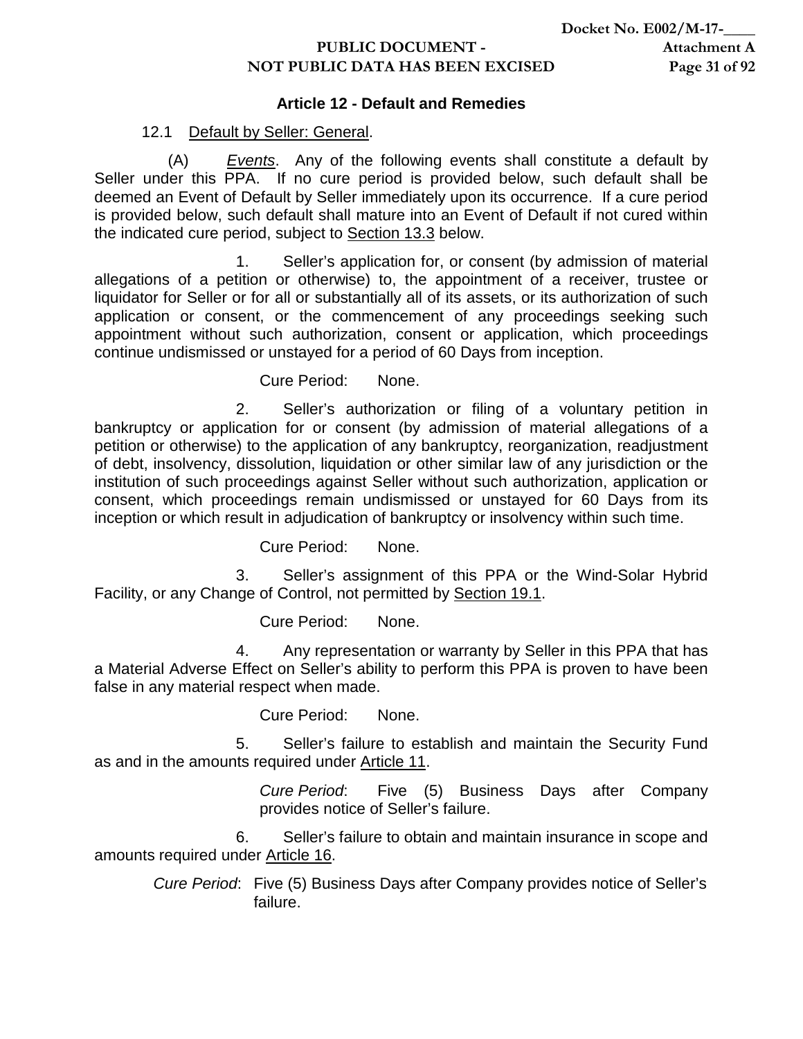## Article 12 - Default and Remedies

12.1 Default by Seller: General.

(A) *Events*. Any of the following events shall constitute a default by Seller under this PPA. If no cure period is provided below, such default shall be deemed an Event of Default by Seller immediately upon its occurrence. If a cure period is provided below, such default shall mature into an Event of Default if not cured within the indicated cure period, subject to Section 13.3 below.

1. Seller's application for, or consent (by admission of material allegations of a petition or otherwise) to, the appointment of a receiver, trustee or liquidator for Seller or for all or substantially all of its assets, or its authorization of such application or consent, or the commencement of any proceedings seeking such appointment without such authorization, consent or application, which proceedings continue undismissed or unstayed for a period of 60 Days from inception.

   Cure Period: None.

2. Seller's authorization or filing of a voluntary petition in bankruptcy or application for or consent (by admission of material allegations of a petition or otherwise) to the application of any bankruptcy, reorganization, readjustment of debt, insolvency, dissolution, liquidation or other similar law of any jurisdiction or the institution of such proceedings against Seller without such authorization, application or consent, which proceedings remain undismissed or unstayed for 60 Days from its inception or which result in adjudication of bankruptcy or insolvency within such time.

   Cure Period: None.

3. Seller's assignment of this PPA or the Wind-Solar Hybrid Facility, or any Change of Control, not permitted by Section 19.1.

   Cure Period: None.

4. Any representation or warranty by Seller in this PPA that has a Material Adverse Effect on Seller's ability to perform this PPA is proven to have been false in any material respect when made.

   Cure Period: None.

5. Seller's failure to establish and maintain the Security Fund as and in the amounts required under Article 11.

   *Cure Period*: Five (5) Business Days after Company provides notice of Seller's failure.

6. Seller's failure to obtain and maintain insurance in scope and amounts required under Article 16.

   *Cure Period*: Five (5) Business Days after Company provides notice of Seller's failure.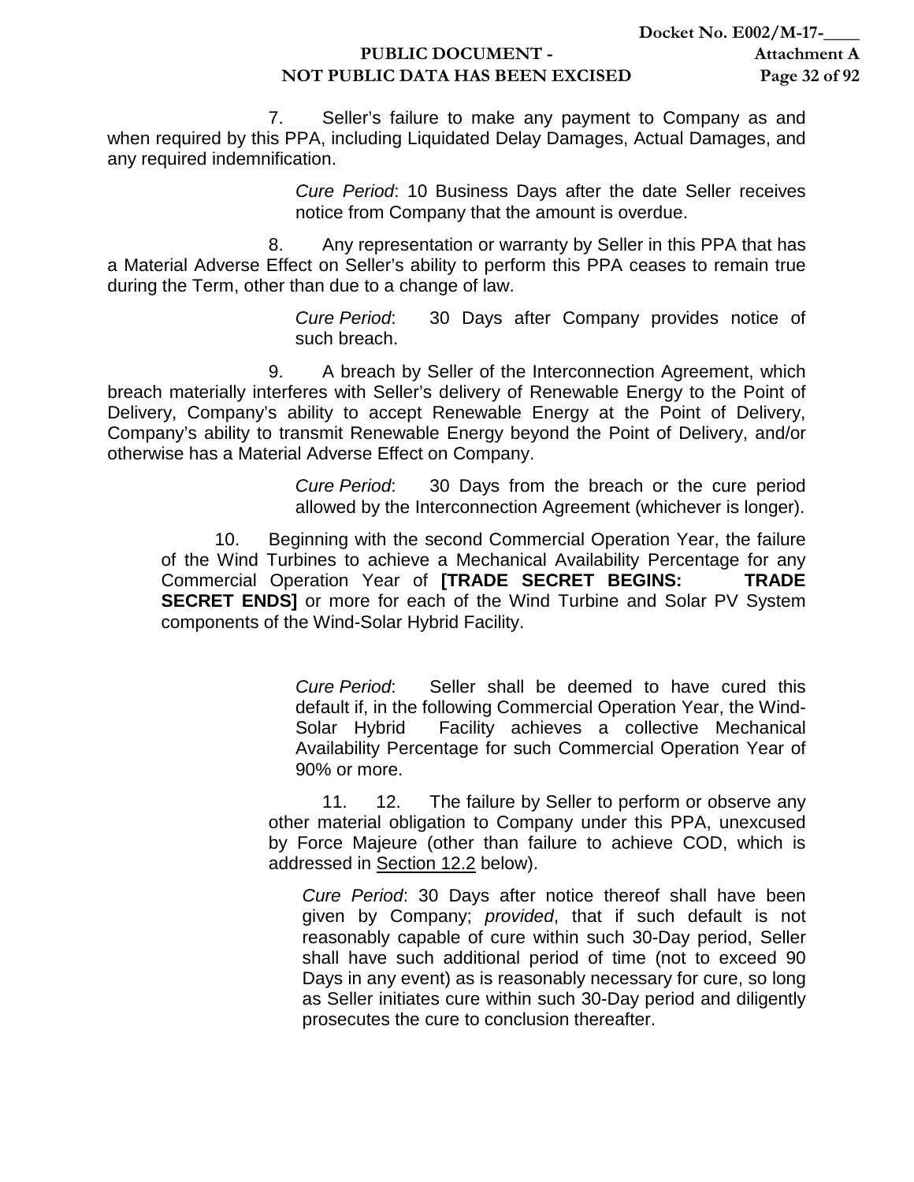7. Seller's failure to make any payment to Company as and when required by this PPA, including Liquidated Delay Damages, Actual Damages, and any required indemnification.

> *Cure Period*: 10 Business Days after the date Seller receives notice from Company that the amount is overdue.

8. Any representation or warranty by Seller in this PPA that has a Material Adverse Effect on Seller's ability to perform this PPA ceases to remain true during the Term, other than due to a change of law.

> *Cure Period*: 30 Days after Company provides notice of such breach.

9. A breach by Seller of the Interconnection Agreement, which breach materially interferes with Seller's delivery of Renewable Energy to the Point of Delivery, Company's ability to accept Renewable Energy at the Point of Delivery, Company's ability to transmit Renewable Energy beyond the Point of Delivery, and/or otherwise has a Material Adverse Effect on Company.

> *Cure Period*: 30 Days from the breach or the cure period allowed by the Interconnection Agreement (whichever is longer).

10. Beginning with the second Commercial Operation Year, the failure of the Wind Turbines to achieve a Mechanical Availability Percentage for any Commercial Operation Year of **[TRADE SECRET BEGINS: TRADE SECRET ENDS]** or more for each of the Wind Turbine and Solar PV System components of the Wind-Solar Hybrid Facility.

> *Cure Period*: Seller shall be deemed to have cured this default if, in the following Commercial Operation Year, the Wind-Solar Hybrid Facility achieves a collective Mechanical Availability Percentage for such Commercial Operation Year of 90% or more.

11. 12. The failure by Seller to perform or observe any other material obligation to Company under this PPA, unexcused by Force Majeure (other than failure to achieve COD, which is addressed in Section 12.2 below).

> *Cure Period*: 30 Days after notice thereof shall have been given by Company; *provided*, that if such default is not reasonably capable of cure within such 30-Day period, Seller shall have such additional period of time (not to exceed 90 Days in any event) as is reasonably necessary for cure, so long as Seller initiates cure within such 30-Day period and diligently prosecutes the cure to conclusion thereafter.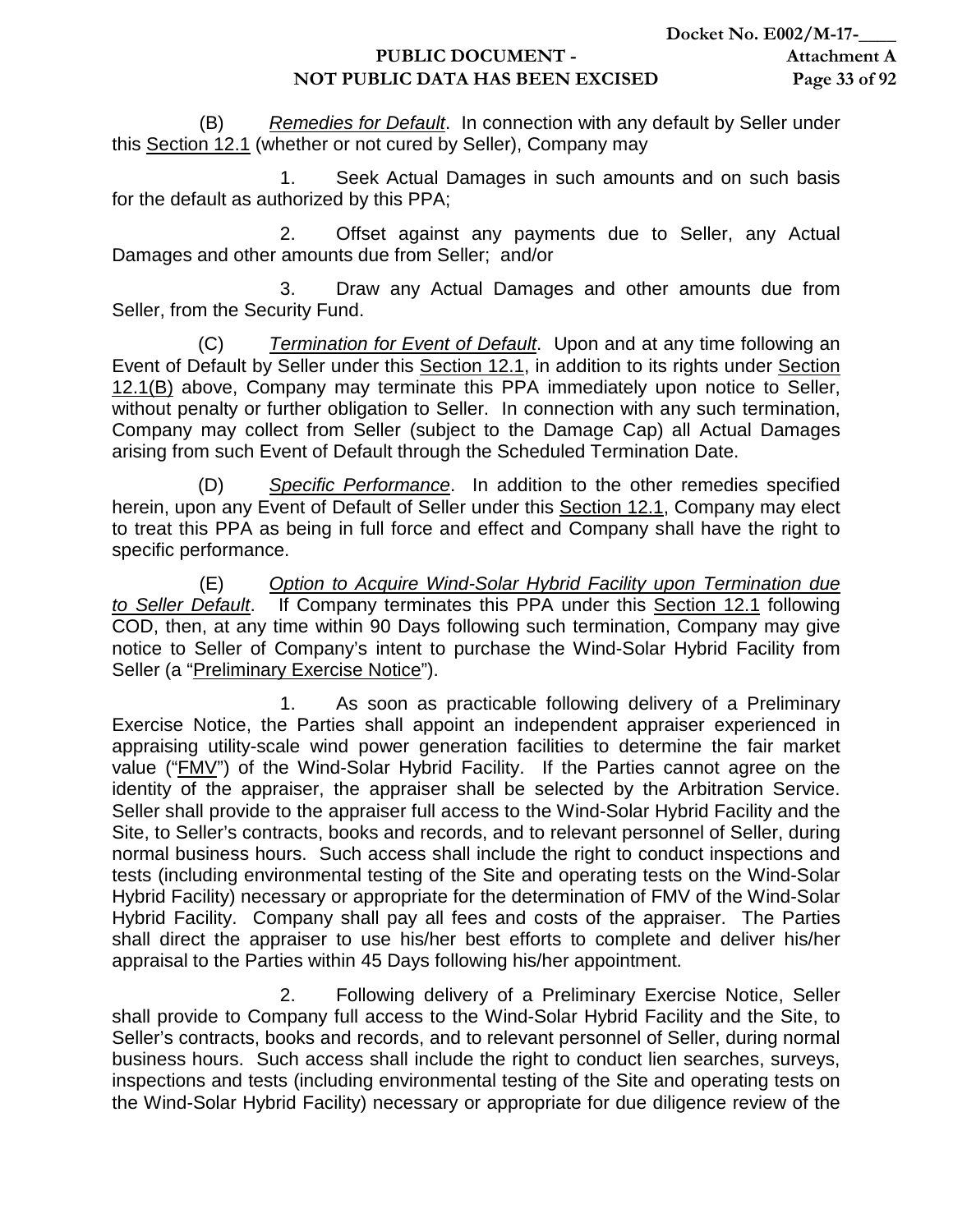(B) *Remedies for Default*. In connection with any default by Seller under this Section 12.1 (whether or not cured by Seller), Company may

1. Seek Actual Damages in such amounts and on such basis for the default as authorized by this PPA;

2. Offset against any payments due to Seller, any Actual Damages and other amounts due from Seller; and/or

3. Draw any Actual Damages and other amounts due from Seller, from the Security Fund.

(C) *Termination for Event of Default*. Upon and at any time following an Event of Default by Seller under this Section 12.1, in addition to its rights under Section 12.1(B) above, Company may terminate this PPA immediately upon notice to Seller, without penalty or further obligation to Seller. In connection with any such termination, Company may collect from Seller (subject to the Damage Cap) all Actual Damages arising from such Event of Default through the Scheduled Termination Date.

(D) *Specific Performance*. In addition to the other remedies specified herein, upon any Event of Default of Seller under this Section 12.1, Company may elect to treat this PPA as being in full force and effect and Company shall have the right to specific performance.

(E) *Option to Acquire Wind-Solar Hybrid Facility upon Termination due to Seller Default*. If Company terminates this PPA under this Section 12.1 following COD, then, at any time within 90 Days following such termination, Company may give notice to Seller of Company's intent to purchase the Wind-Solar Hybrid Facility from Seller (a "Preliminary Exercise Notice").

1. As soon as practicable following delivery of a Preliminary Exercise Notice, the Parties shall appoint an independent appraiser experienced in appraising utility-scale wind power generation facilities to determine the fair market value ("FMV") of the Wind-Solar Hybrid Facility. If the Parties cannot agree on the identity of the appraiser, the appraiser shall be selected by the Arbitration Service. Seller shall provide to the appraiser full access to the Wind-Solar Hybrid Facility and the Site, to Seller's contracts, books and records, and to relevant personnel of Seller, during normal business hours. Such access shall include the right to conduct inspections and tests (including environmental testing of the Site and operating tests on the Wind-Solar Hybrid Facility) necessary or appropriate for the determination of FMV of the Wind-Solar Hybrid Facility. Company shall pay all fees and costs of the appraiser. The Parties shall direct the appraiser to use his/her best efforts to complete and deliver his/her appraisal to the Parties within 45 Days following his/her appointment.

2. Following delivery of a Preliminary Exercise Notice, Seller shall provide to Company full access to the Wind-Solar Hybrid Facility and the Site, to Seller's contracts, books and records, and to relevant personnel of Seller, during normal business hours. Such access shall include the right to conduct lien searches, surveys, inspections and tests (including environmental testing of the Site and operating tests on the Wind-Solar Hybrid Facility) necessary or appropriate for due diligence review of the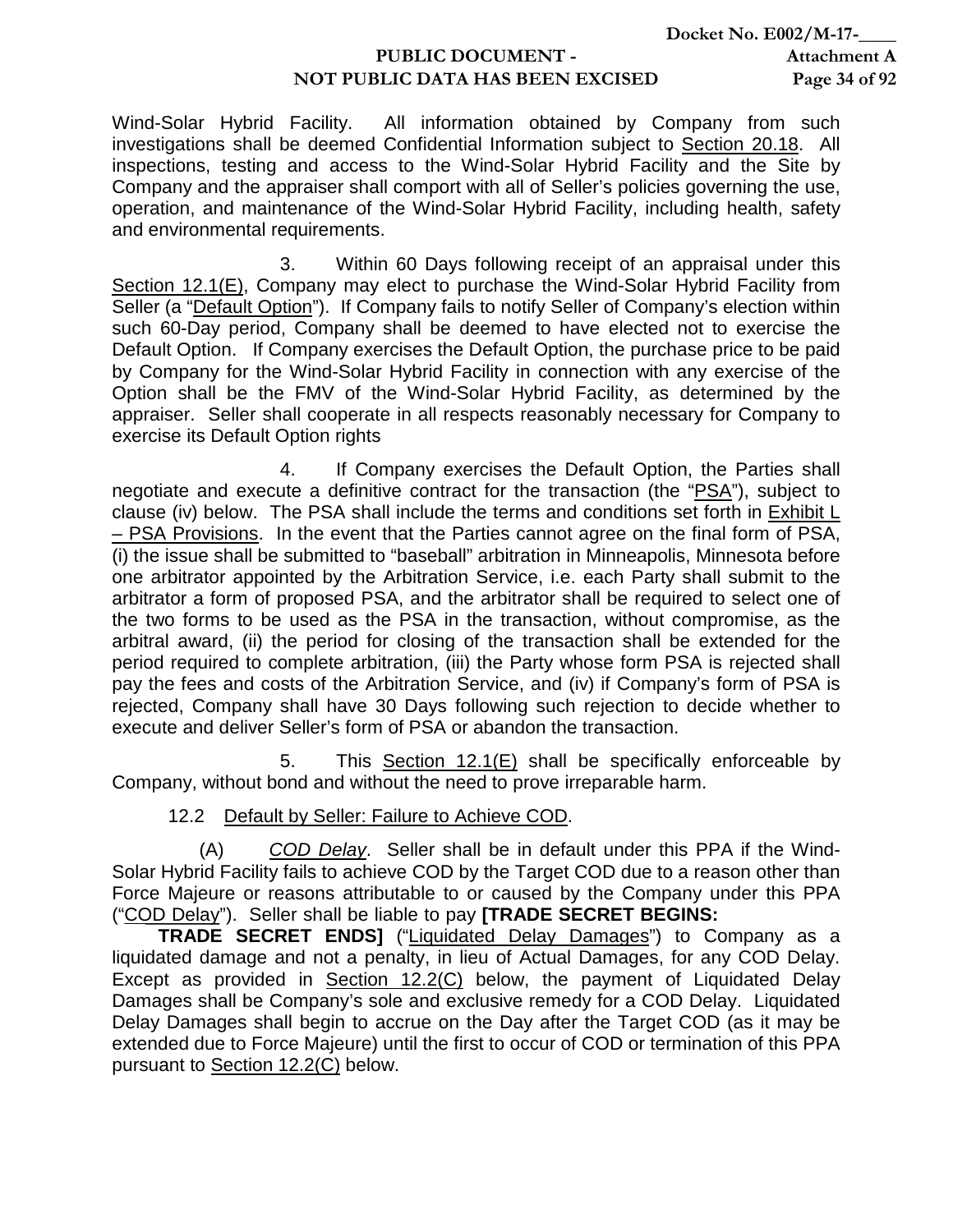Wind-Solar Hybrid Facility. All information obtained by Company from such investigations shall be deemed Confidential Information subject to Section 20.18. All inspections, testing and access to the Wind-Solar Hybrid Facility and the Site by Company and the appraiser shall comport with all of Seller's policies governing the use, operation, and maintenance of the Wind-Solar Hybrid Facility, including health, safety and environmental requirements.

3. Within 60 Days following receipt of an appraisal under this Section 12.1(E), Company may elect to purchase the Wind-Solar Hybrid Facility from Seller (a "Default Option"). If Company fails to notify Seller of Company's election within such 60-Day period, Company shall be deemed to have elected not to exercise the Default Option. If Company exercises the Default Option, the purchase price to be paid by Company for the Wind-Solar Hybrid Facility in connection with any exercise of the Option shall be the FMV of the Wind-Solar Hybrid Facility, as determined by the appraiser. Seller shall cooperate in all respects reasonably necessary for Company to exercise its Default Option rights

4. If Company exercises the Default Option, the Parties shall negotiate and execute a definitive contract for the transaction (the "PSA"), subject to clause (iv) below. The PSA shall include the terms and conditions set forth in Exhibit L – PSA Provisions. In the event that the Parties cannot agree on the final form of PSA, (i) the issue shall be submitted to "baseball" arbitration in Minneapolis, Minnesota before one arbitrator appointed by the Arbitration Service, i.e. each Party shall submit to the arbitrator a form of proposed PSA, and the arbitrator shall be required to select one of the two forms to be used as the PSA in the transaction, without compromise, as the arbitral award, (ii) the period for closing of the transaction shall be extended for the period required to complete arbitration, (iii) the Party whose form PSA is rejected shall pay the fees and costs of the Arbitration Service, and (iv) if Company's form of PSA is rejected, Company shall have 30 Days following such rejection to decide whether to execute and deliver Seller's form of PSA or abandon the transaction.

5. This Section 12.1(E) shall be specifically enforceable by Company, without bond and without the need to prove irreparable harm.

12.2 Default by Seller: Failure to Achieve COD.

(A) *COD Delay*. Seller shall be in default under this PPA if the Wind-Solar Hybrid Facility fails to achieve COD by the Target COD due to a reason other than Force Majeure or reasons attributable to or caused by the Company under this PPA ("COD Delay"). Seller shall be liable to pay **[TRADE SECRET BEGINS: TRADE SECRET ENDS]** ("Liquidated Delay Damages") to Company as a liquidated damage and not a penalty, in lieu of Actual Damages, for any COD Delay. Except as provided in Section 12.2(C) below, the payment of Liquidated Delay Damages shall be Company's sole and exclusive remedy for a COD Delay. Liquidated Delay Damages shall begin to accrue on the Day after the Target COD (as it may be extended due to Force Majeure) until the first to occur of COD or termination of this PPA pursuant to Section 12.2(C) below.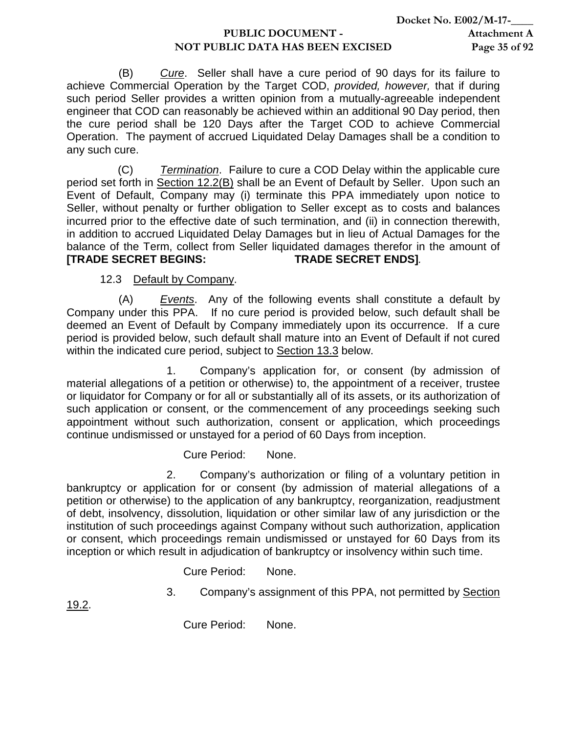(B) *Cure*. Seller shall have a cure period of 90 days for its failure to achieve Commercial Operation by the Target COD, *provided, however,* that if during such period Seller provides a written opinion from a mutually-agreeable independent engineer that COD can reasonably be achieved within an additional 90 Day period, then the cure period shall be 120 Days after the Target COD to achieve Commercial Operation. The payment of accrued Liquidated Delay Damages shall be a condition to any such cure.

(C) *Termination*. Failure to cure a COD Delay within the applicable cure period set forth in Section 12.2(B) shall be an Event of Default by Seller. Upon such an Event of Default, Company may (i) terminate this PPA immediately upon notice to Seller, without penalty or further obligation to Seller except as to costs and balances incurred prior to the effective date of such termination, and (ii) in connection therewith, in addition to accrued Liquidated Delay Damages but in lieu of Actual Damages for the balance of the Term, collect from Seller liquidated damages therefor in the amount of **[TRADE SECRET BEGINS: TRADE SECRET ENDS]**.

12.3 Default by Company.

(A) *Events*. Any of the following events shall constitute a default by Company under this PPA. If no cure period is provided below, such default shall be deemed an Event of Default by Company immediately upon its occurrence. If a cure period is provided below, such default shall mature into an Event of Default if not cured within the indicated cure period, subject to Section 13.3 below.

1. Company's application for, or consent (by admission of material allegations of a petition or otherwise) to, the appointment of a receiver, trustee or liquidator for Company or for all or substantially all of its assets, or its authorization of such application or consent, or the commencement of any proceedings seeking such appointment without such authorization, consent or application, which proceedings continue undismissed or unstayed for a period of 60 Days from inception.

Cure Period: None.

2. Company's authorization or filing of a voluntary petition in bankruptcy or application for or consent (by admission of material allegations of a petition or otherwise) to the application of any bankruptcy, reorganization, readjustment of debt, insolvency, dissolution, liquidation or other similar law of any jurisdiction or the institution of such proceedings against Company without such authorization, application or consent, which proceedings remain undismissed or unstayed for 60 Days from its inception or which result in adjudication of bankruptcy or insolvency within such time.

Cure Period: None.

3. Company's assignment of this PPA, not permitted by Section 19.2.

Cure Period: None.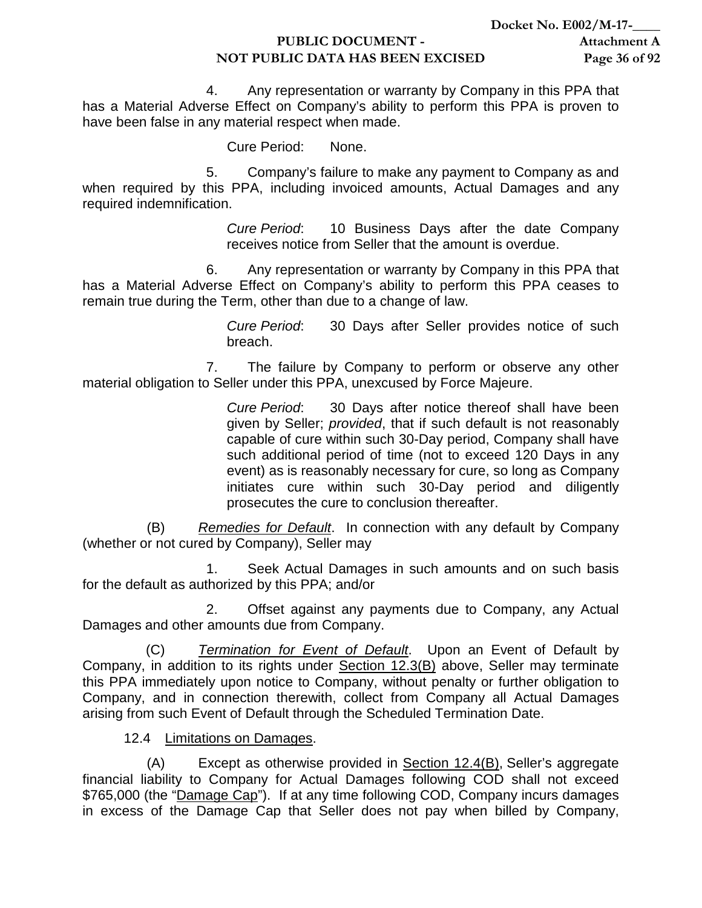4. Any representation or warranty by Company in this PPA that has a Material Adverse Effect on Company's ability to perform this PPA is proven to have been false in any material respect when made.

Cure Period: None.

5. Company's failure to make any payment to Company as and when required by this PPA, including invoiced amounts, Actual Damages and any required indemnification.

*Cure Period*: 10 Business Days after the date Company receives notice from Seller that the amount is overdue.

6. Any representation or warranty by Company in this PPA that has a Material Adverse Effect on Company's ability to perform this PPA ceases to remain true during the Term, other than due to a change of law.

*Cure Period*: 30 Days after Seller provides notice of such breach.

7. The failure by Company to perform or observe any other material obligation to Seller under this PPA, unexcused by Force Majeure.

*Cure Period*: 30 Days after notice thereof shall have been given by Seller; *provided*, that if such default is not reasonably capable of cure within such 30-Day period, Company shall have such additional period of time (not to exceed 120 Days in any event) as is reasonably necessary for cure, so long as Company initiates cure within such 30-Day period and diligently prosecutes the cure to conclusion thereafter.

(B) *Remedies for Default*. In connection with any default by Company (whether or not cured by Company), Seller may

1. Seek Actual Damages in such amounts and on such basis for the default as authorized by this PPA; and/or

2. Offset against any payments due to Company, any Actual Damages and other amounts due from Company.

(C) *Termination for Event of Default*. Upon an Event of Default by Company, in addition to its rights under Section 12.3(B) above, Seller may terminate this PPA immediately upon notice to Company, without penalty or further obligation to Company, and in connection therewith, collect from Company all Actual Damages arising from such Event of Default through the Scheduled Termination Date.

12.4 Limitations on Damages.

(A) Except as otherwise provided in Section 12.4(B), Seller's aggregate financial liability to Company for Actual Damages following COD shall not exceed $765,000 (the "Damage Cap"). If at any time following COD, Company incurs damages in excess of the Damage Cap that Seller does not pay when billed by Company,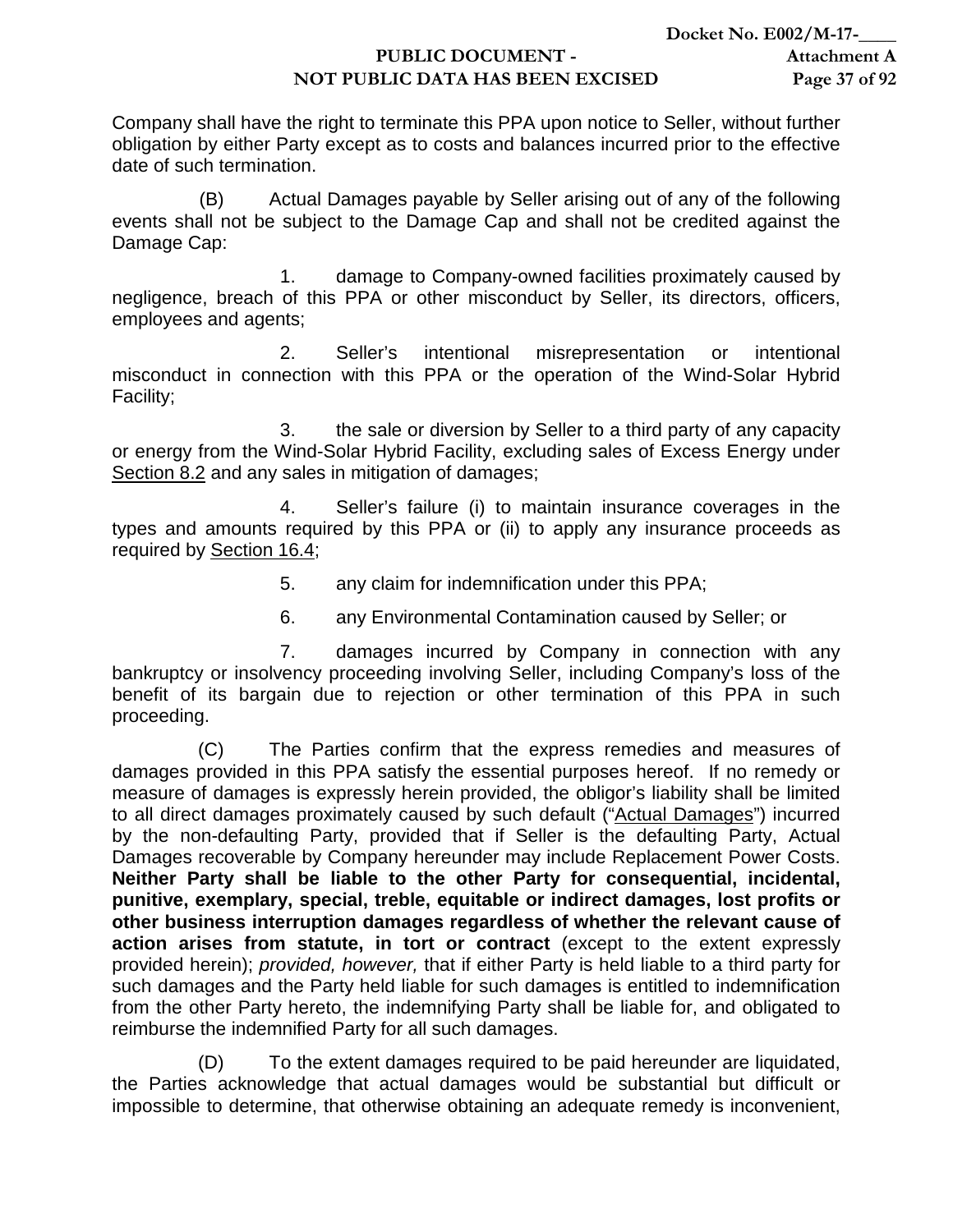Company shall have the right to terminate this PPA upon notice to Seller, without further obligation by either Party except as to costs and balances incurred prior to the effective date of such termination.

(B) Actual Damages payable by Seller arising out of any of the following events shall not be subject to the Damage Cap and shall not be credited against the Damage Cap:

1. damage to Company-owned facilities proximately caused by negligence, breach of this PPA or other misconduct by Seller, its directors, officers, employees and agents;

2. Seller's intentional misrepresentation or intentional misconduct in connection with this PPA or the operation of the Wind-Solar Hybrid Facility;

3. the sale or diversion by Seller to a third party of any capacity or energy from the Wind-Solar Hybrid Facility, excluding sales of Excess Energy under Section 8.2 and any sales in mitigation of damages;

4. Seller's failure (i) to maintain insurance coverages in the types and amounts required by this PPA or (ii) to apply any insurance proceeds as required by Section 16.4;

5. any claim for indemnification under this PPA;

6. any Environmental Contamination caused by Seller; or

7. damages incurred by Company in connection with any bankruptcy or insolvency proceeding involving Seller, including Company's loss of the benefit of its bargain due to rejection or other termination of this PPA in such proceeding.

(C) The Parties confirm that the express remedies and measures of damages provided in this PPA satisfy the essential purposes hereof. If no remedy or measure of damages is expressly herein provided, the obligor's liability shall be limited to all direct damages proximately caused by such default ("Actual Damages") incurred by the non-defaulting Party, provided that if Seller is the defaulting Party, Actual Damages recoverable by Company hereunder may include Replacement Power Costs. **Neither Party shall be liable to the other Party for consequential, incidental, punitive, exemplary, special, treble, equitable or indirect damages, lost profits or other business interruption damages regardless of whether the relevant cause of action arises from statute, in tort or contract** (except to the extent expressly provided herein); *provided, however,* that if either Party is held liable to a third party for such damages and the Party held liable for such damages is entitled to indemnification from the other Party hereto, the indemnifying Party shall be liable for, and obligated to reimburse the indemnified Party for all such damages.

(D) To the extent damages required to be paid hereunder are liquidated, the Parties acknowledge that actual damages would be substantial but difficult or impossible to determine, that otherwise obtaining an adequate remedy is inconvenient,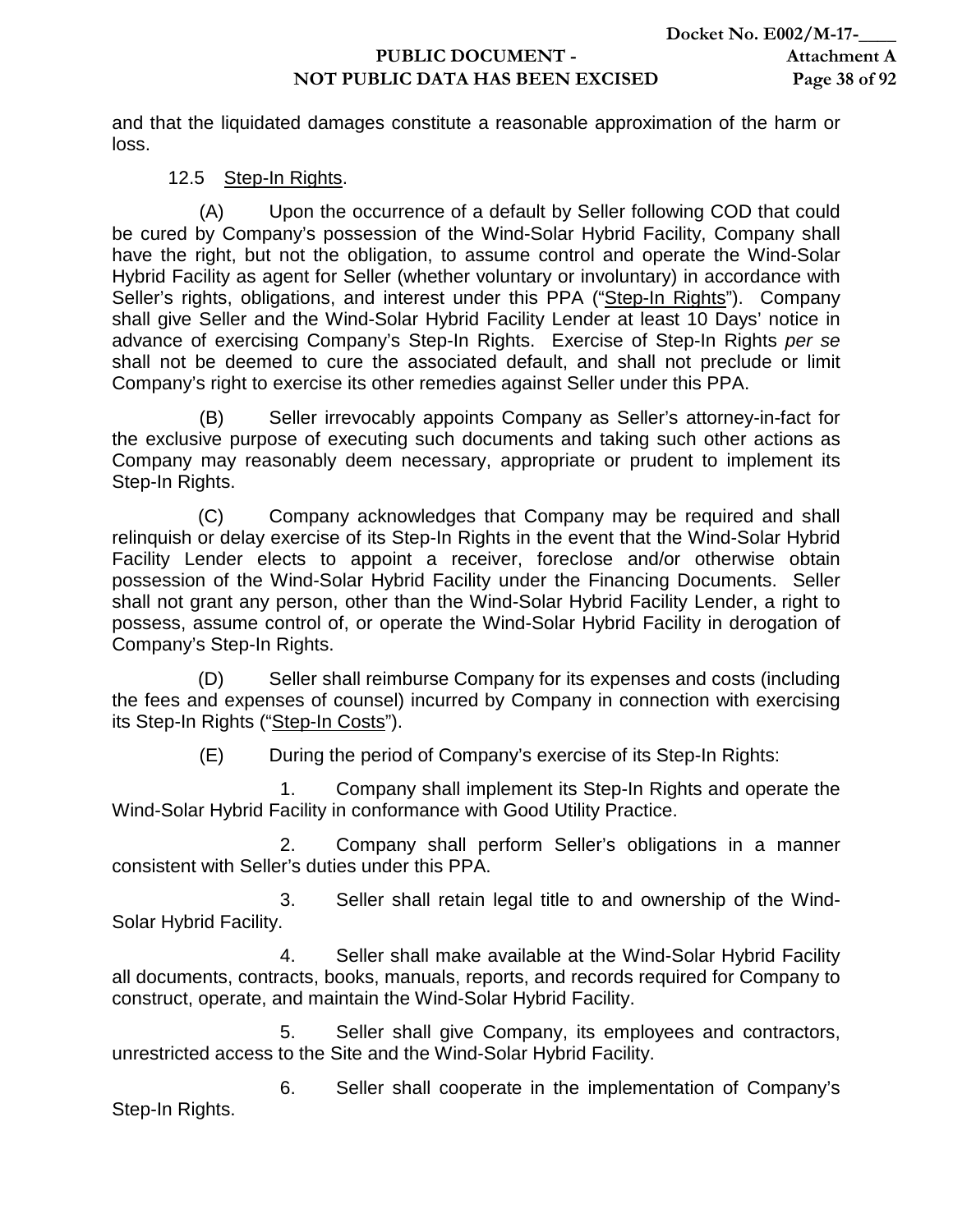and that the liquidated damages constitute a reasonable approximation of the harm or loss.

12.5 Step-In Rights.

(A) Upon the occurrence of a default by Seller following COD that could be cured by Company's possession of the Wind-Solar Hybrid Facility, Company shall have the right, but not the obligation, to assume control and operate the Wind-Solar Hybrid Facility as agent for Seller (whether voluntary or involuntary) in accordance with Seller's rights, obligations, and interest under this PPA ("Step-In Rights"). Company shall give Seller and the Wind-Solar Hybrid Facility Lender at least 10 Days' notice in advance of exercising Company's Step-In Rights. Exercise of Step-In Rights *per se* shall not be deemed to cure the associated default, and shall not preclude or limit Company's right to exercise its other remedies against Seller under this PPA.

(B) Seller irrevocably appoints Company as Seller's attorney-in-fact for the exclusive purpose of executing such documents and taking such other actions as Company may reasonably deem necessary, appropriate or prudent to implement its Step-In Rights.

(C) Company acknowledges that Company may be required and shall relinquish or delay exercise of its Step-In Rights in the event that the Wind-Solar Hybrid Facility Lender elects to appoint a receiver, foreclose and/or otherwise obtain possession of the Wind-Solar Hybrid Facility under the Financing Documents. Seller shall not grant any person, other than the Wind-Solar Hybrid Facility Lender, a right to possess, assume control of, or operate the Wind-Solar Hybrid Facility in derogation of Company's Step-In Rights.

(D) Seller shall reimburse Company for its expenses and costs (including the fees and expenses of counsel) incurred by Company in connection with exercising its Step-In Rights ("Step-In Costs").

(E) During the period of Company's exercise of its Step-In Rights:

1. Company shall implement its Step-In Rights and operate the Wind-Solar Hybrid Facility in conformance with Good Utility Practice.

2. Company shall perform Seller's obligations in a manner consistent with Seller's duties under this PPA.

3. Seller shall retain legal title to and ownership of the Wind-Solar Hybrid Facility.

4. Seller shall make available at the Wind-Solar Hybrid Facility all documents, contracts, books, manuals, reports, and records required for Company to construct, operate, and maintain the Wind-Solar Hybrid Facility.

5. Seller shall give Company, its employees and contractors, unrestricted access to the Site and the Wind-Solar Hybrid Facility.

6. Seller shall cooperate in the implementation of Company's Step-In Rights.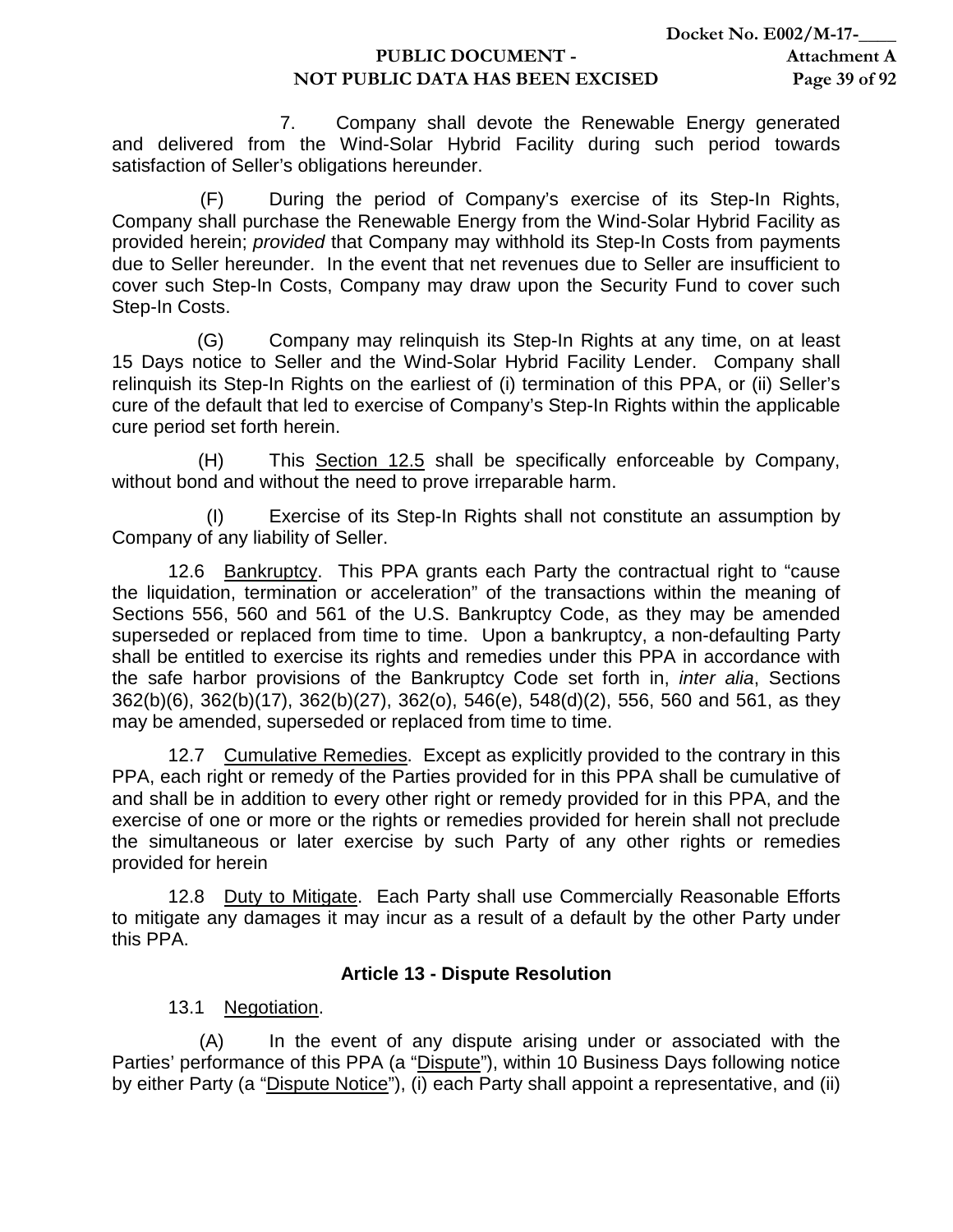7. Company shall devote the Renewable Energy generated and delivered from the Wind-Solar Hybrid Facility during such period towards satisfaction of Seller's obligations hereunder.

(F) During the period of Company's exercise of its Step-In Rights, Company shall purchase the Renewable Energy from the Wind-Solar Hybrid Facility as provided herein; *provided* that Company may withhold its Step-In Costs from payments due to Seller hereunder. In the event that net revenues due to Seller are insufficient to cover such Step-In Costs, Company may draw upon the Security Fund to cover such Step-In Costs.

(G) Company may relinquish its Step-In Rights at any time, on at least 15 Days notice to Seller and the Wind-Solar Hybrid Facility Lender. Company shall relinquish its Step-In Rights on the earliest of (i) termination of this PPA, or (ii) Seller's cure of the default that led to exercise of Company's Step-In Rights within the applicable cure period set forth herein.

(H) This <u>Section 12.5</u> shall be specifically enforceable by Company, without bond and without the need to prove irreparable harm.

(I) Exercise of its Step-In Rights shall not constitute an assumption by Company of any liability of Seller.

12.6 <u>Bankruptcy</u>. This PPA grants each Party the contractual right to "cause the liquidation, termination or acceleration" of the transactions within the meaning of Sections 556, 560 and 561 of the U.S. Bankruptcy Code, as they may be amended superseded or replaced from time to time. Upon a bankruptcy, a non-defaulting Party shall be entitled to exercise its rights and remedies under this PPA in accordance with the safe harbor provisions of the Bankruptcy Code set forth in, *inter alia*, Sections 362(b)(6), 362(b)(17), 362(b)(27), 362(o), 546(e), 548(d)(2), 556, 560 and 561, as they may be amended, superseded or replaced from time to time.

12.7 <u>Cumulative Remedies</u>. Except as explicitly provided to the contrary in this PPA, each right or remedy of the Parties provided for in this PPA shall be cumulative of and shall be in addition to every other right or remedy provided for in this PPA, and the exercise of one or more or the rights or remedies provided for herein shall not preclude the simultaneous or later exercise by such Party of any other rights or remedies provided for herein

12.8 <u>Duty to Mitigate</u>. Each Party shall use Commercially Reasonable Efforts to mitigate any damages it may incur as a result of a default by the other Party under this PPA.

## Article 13 - Dispute Resolution

13.1 <u>Negotiation</u>.

(A) In the event of any dispute arising under or associated with the Parties' performance of this PPA (a "<u>Dispute</u>"), within 10 Business Days following notice by either Party (a "<u>Dispute Notice</u>"), (i) each Party shall appoint a representative, and (ii)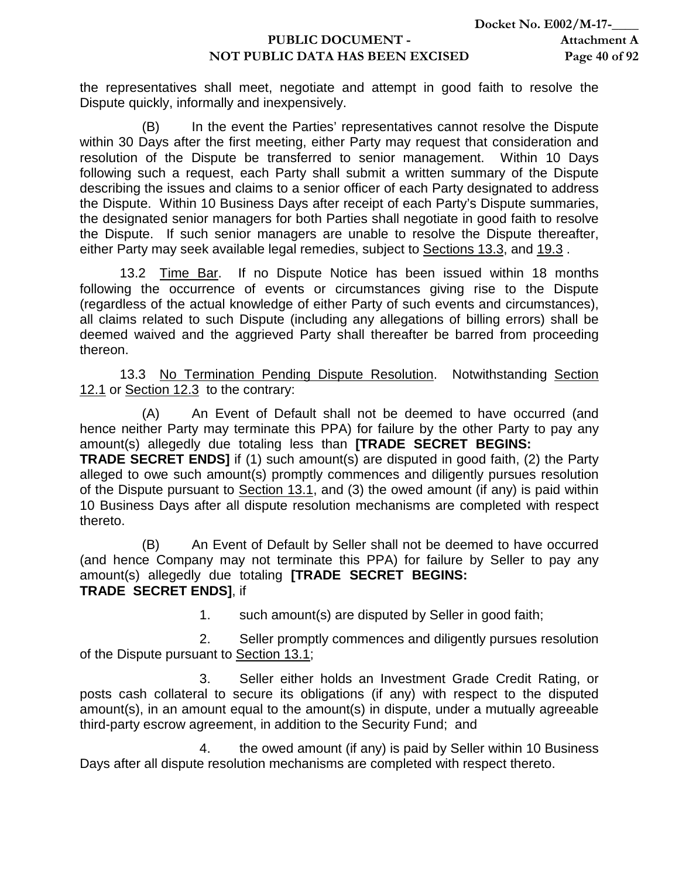the representatives shall meet, negotiate and attempt in good faith to resolve the Dispute quickly, informally and inexpensively.

(B) In the event the Parties' representatives cannot resolve the Dispute within 30 Days after the first meeting, either Party may request that consideration and resolution of the Dispute be transferred to senior management. Within 10 Days following such a request, each Party shall submit a written summary of the Dispute describing the issues and claims to a senior officer of each Party designated to address the Dispute. Within 10 Business Days after receipt of each Party's Dispute summaries, the designated senior managers for both Parties shall negotiate in good faith to resolve the Dispute. If such senior managers are unable to resolve the Dispute thereafter, either Party may seek available legal remedies, subject to Sections 13.3, and 19.3 .

13.2 Time Bar. If no Dispute Notice has been issued within 18 months following the occurrence of events or circumstances giving rise to the Dispute (regardless of the actual knowledge of either Party of such events and circumstances), all claims related to such Dispute (including any allegations of billing errors) shall be deemed waived and the aggrieved Party shall thereafter be barred from proceeding thereon.

13.3 No Termination Pending Dispute Resolution. Notwithstanding Section 12.1 or Section 12.3 to the contrary:

(A) An Event of Default shall not be deemed to have occurred (and hence neither Party may terminate this PPA) for failure by the other Party to pay any amount(s) allegedly due totaling less than **[TRADE SECRET BEGINS: TRADE SECRET ENDS]** if (1) such amount(s) are disputed in good faith, (2) the Party alleged to owe such amount(s) promptly commences and diligently pursues resolution of the Dispute pursuant to Section 13.1, and (3) the owed amount (if any) is paid within 10 Business Days after all dispute resolution mechanisms are completed with respect thereto.

(B) An Event of Default by Seller shall not be deemed to have occurred (and hence Company may not terminate this PPA) for failure by Seller to pay any amount(s) allegedly due totaling **[TRADE SECRET BEGINS: TRADE SECRET ENDS]**, if

1. such amount(s) are disputed by Seller in good faith;

2. Seller promptly commences and diligently pursues resolution of the Dispute pursuant to Section 13.1;

3. Seller either holds an Investment Grade Credit Rating, or posts cash collateral to secure its obligations (if any) with respect to the disputed amount(s), in an amount equal to the amount(s) in dispute, under a mutually agreeable third-party escrow agreement, in addition to the Security Fund; and

4. the owed amount (if any) is paid by Seller within 10 Business Days after all dispute resolution mechanisms are completed with respect thereto.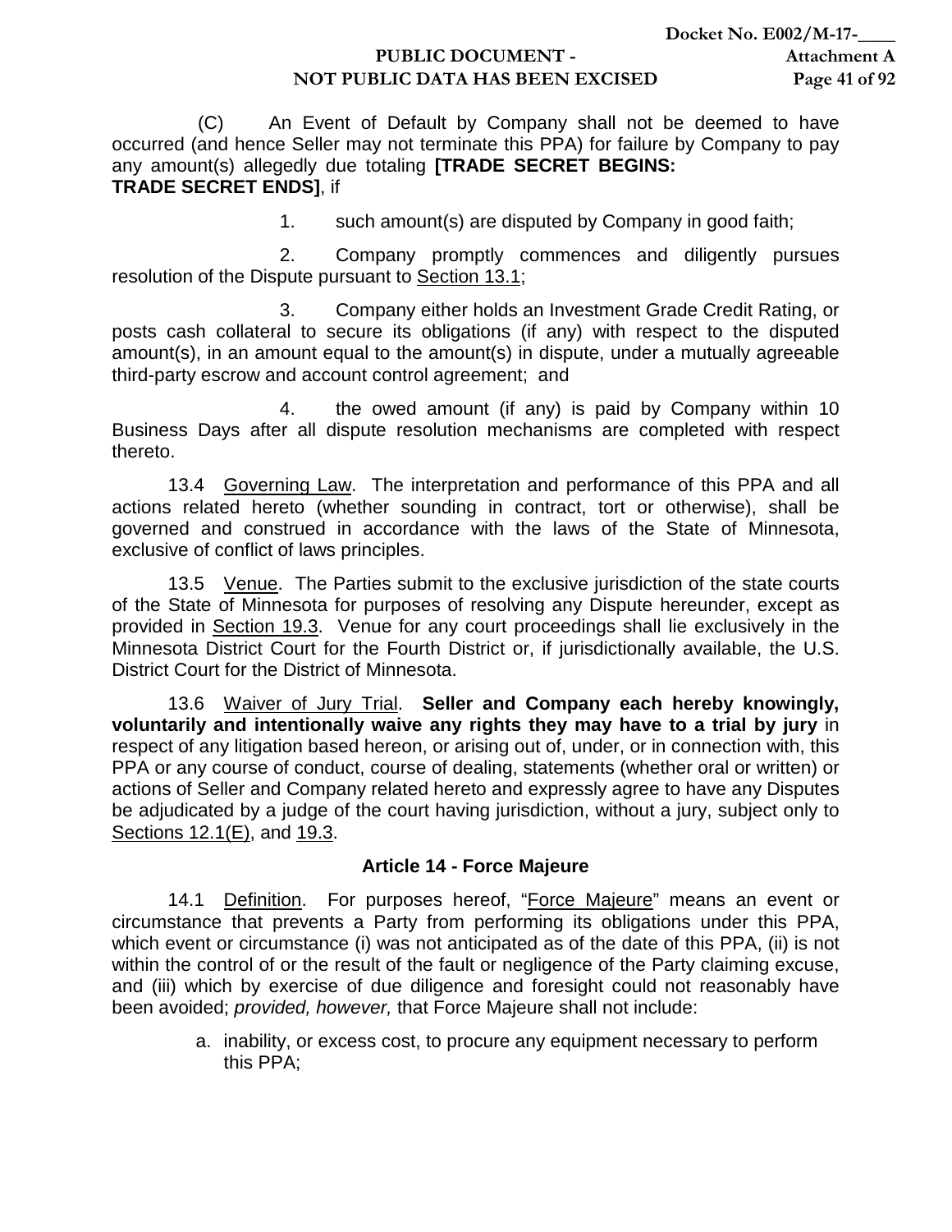(C) An Event of Default by Company shall not be deemed to have occurred (and hence Seller may not terminate this PPA) for failure by Company to pay any amount(s) allegedly due totaling **[TRADE SECRET BEGINS: TRADE SECRET ENDS]**, if

1. such amount(s) are disputed by Company in good faith;

2. Company promptly commences and diligently pursues resolution of the Dispute pursuant to Section 13.1;

3. Company either holds an Investment Grade Credit Rating, or posts cash collateral to secure its obligations (if any) with respect to the disputed amount(s), in an amount equal to the amount(s) in dispute, under a mutually agreeable third-party escrow and account control agreement; and

4. the owed amount (if any) is paid by Company within 10 Business Days after all dispute resolution mechanisms are completed with respect thereto.

13.4 Governing Law. The interpretation and performance of this PPA and all actions related hereto (whether sounding in contract, tort or otherwise), shall be governed and construed in accordance with the laws of the State of Minnesota, exclusive of conflict of laws principles.

13.5 Venue. The Parties submit to the exclusive jurisdiction of the state courts of the State of Minnesota for purposes of resolving any Dispute hereunder, except as provided in Section 19.3. Venue for any court proceedings shall lie exclusively in the Minnesota District Court for the Fourth District or, if jurisdictionally available, the U.S. District Court for the District of Minnesota.

13.6 Waiver of Jury Trial. **Seller and Company each hereby knowingly, voluntarily and intentionally waive any rights they may have to a trial by jury** in respect of any litigation based hereon, or arising out of, under, or in connection with, this PPA or any course of conduct, course of dealing, statements (whether oral or written) or actions of Seller and Company related hereto and expressly agree to have any Disputes be adjudicated by a judge of the court having jurisdiction, without a jury, subject only to Sections 12.1(E), and 19.3.

## Article 14 - Force Majeure

14.1 Definition. For purposes hereof, "Force Majeure" means an event or circumstance that prevents a Party from performing its obligations under this PPA, which event or circumstance (i) was not anticipated as of the date of this PPA, (ii) is not within the control of or the result of the fault or negligence of the Party claiming excuse, and (iii) which by exercise of due diligence and foresight could not reasonably have been avoided; *provided, however,* that Force Majeure shall not include:

a. inability, or excess cost, to procure any equipment necessary to perform this PPA;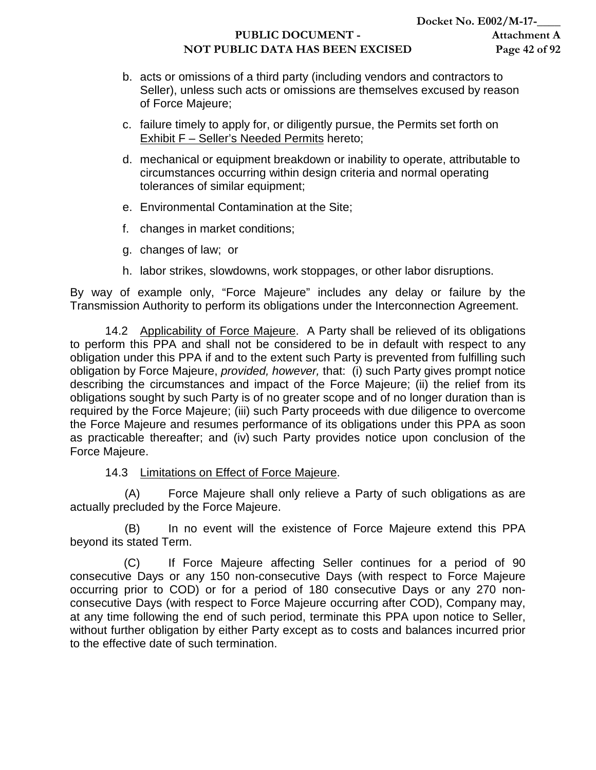b. acts or omissions of a third party (including vendors and contractors to Seller), unless such acts or omissions are themselves excused by reason of Force Majeure;

c. failure timely to apply for, or diligently pursue, the Permits set forth on Exhibit F – Seller's Needed Permits hereto;

d. mechanical or equipment breakdown or inability to operate, attributable to circumstances occurring within design criteria and normal operating tolerances of similar equipment;

e. Environmental Contamination at the Site;

f. changes in market conditions;

g. changes of law; or

h. labor strikes, slowdowns, work stoppages, or other labor disruptions.

By way of example only, "Force Majeure" includes any delay or failure by the Transmission Authority to perform its obligations under the Interconnection Agreement.

14.2 Applicability of Force Majeure. A Party shall be relieved of its obligations to perform this PPA and shall not be considered to be in default with respect to any obligation under this PPA if and to the extent such Party is prevented from fulfilling such obligation by Force Majeure, *provided, however,* that: (i) such Party gives prompt notice describing the circumstances and impact of the Force Majeure; (ii) the relief from its obligations sought by such Party is of no greater scope and of no longer duration than is required by the Force Majeure; (iii) such Party proceeds with due diligence to overcome the Force Majeure and resumes performance of its obligations under this PPA as soon as practicable thereafter; and (iv) such Party provides notice upon conclusion of the Force Majeure.

14.3 Limitations on Effect of Force Majeure.

(A) Force Majeure shall only relieve a Party of such obligations as are actually precluded by the Force Majeure.

(B) In no event will the existence of Force Majeure extend this PPA beyond its stated Term.

(C) If Force Majeure affecting Seller continues for a period of 90 consecutive Days or any 150 non-consecutive Days (with respect to Force Majeure occurring prior to COD) or for a period of 180 consecutive Days or any 270 non-consecutive Days (with respect to Force Majeure occurring after COD), Company may, at any time following the end of such period, terminate this PPA upon notice to Seller, without further obligation by either Party except as to costs and balances incurred prior to the effective date of such termination.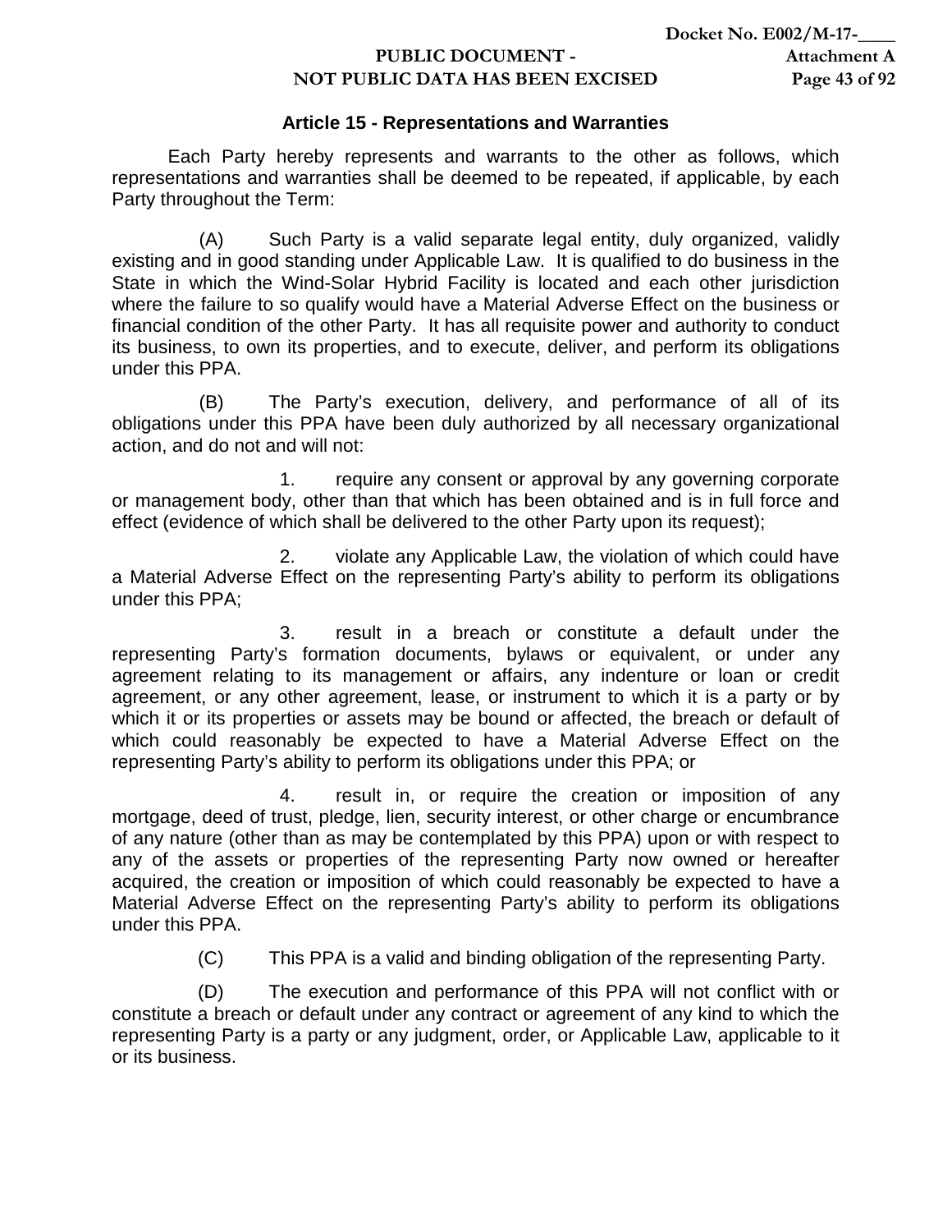## Article 15 - Representations and Warranties

Each Party hereby represents and warrants to the other as follows, which representations and warranties shall be deemed to be repeated, if applicable, by each Party throughout the Term:

(A) Such Party is a valid separate legal entity, duly organized, validly existing and in good standing under Applicable Law. It is qualified to do business in the State in which the Wind-Solar Hybrid Facility is located and each other jurisdiction where the failure to so qualify would have a Material Adverse Effect on the business or financial condition of the other Party. It has all requisite power and authority to conduct its business, to own its properties, and to execute, deliver, and perform its obligations under this PPA.

(B) The Party's execution, delivery, and performance of all of its obligations under this PPA have been duly authorized by all necessary organizational action, and do not and will not:

1. require any consent or approval by any governing corporate or management body, other than that which has been obtained and is in full force and effect (evidence of which shall be delivered to the other Party upon its request);

2. violate any Applicable Law, the violation of which could have a Material Adverse Effect on the representing Party's ability to perform its obligations under this PPA;

3. result in a breach or constitute a default under the representing Party's formation documents, bylaws or equivalent, or under any agreement relating to its management or affairs, any indenture or loan or credit agreement, or any other agreement, lease, or instrument to which it is a party or by which it or its properties or assets may be bound or affected, the breach or default of which could reasonably be expected to have a Material Adverse Effect on the representing Party's ability to perform its obligations under this PPA; or

4. result in, or require the creation or imposition of any mortgage, deed of trust, pledge, lien, security interest, or other charge or encumbrance of any nature (other than as may be contemplated by this PPA) upon or with respect to any of the assets or properties of the representing Party now owned or hereafter acquired, the creation or imposition of which could reasonably be expected to have a Material Adverse Effect on the representing Party's ability to perform its obligations under this PPA.

(C) This PPA is a valid and binding obligation of the representing Party.

(D) The execution and performance of this PPA will not conflict with or constitute a breach or default under any contract or agreement of any kind to which the representing Party is a party or any judgment, order, or Applicable Law, applicable to it or its business.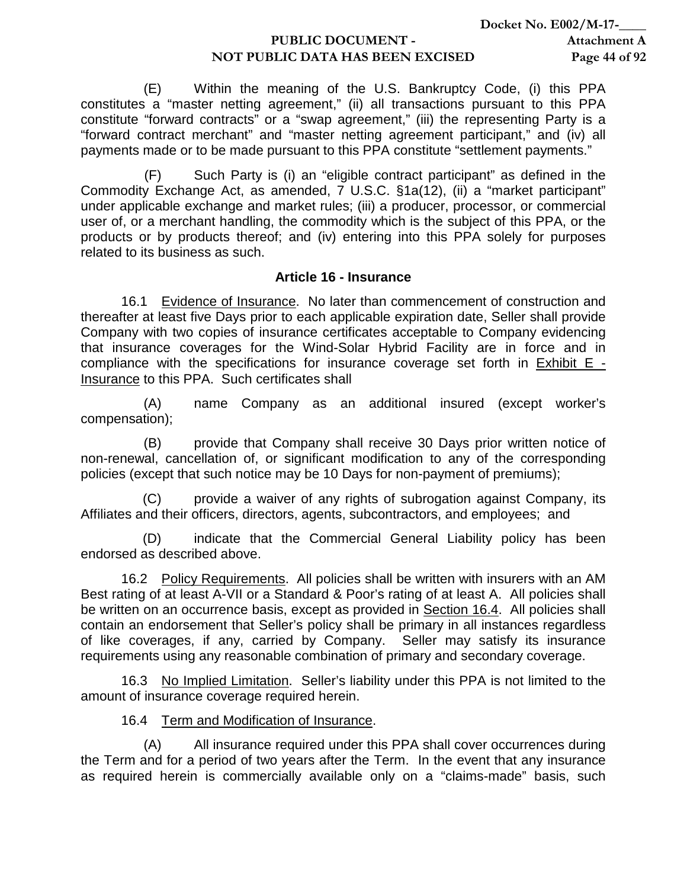(E) Within the meaning of the U.S. Bankruptcy Code, (i) this PPA constitutes a "master netting agreement," (ii) all transactions pursuant to this PPA constitute "forward contracts" or a "swap agreement," (iii) the representing Party is a "forward contract merchant" and "master netting agreement participant," and (iv) all payments made or to be made pursuant to this PPA constitute "settlement payments."

(F) Such Party is (i) an "eligible contract participant" as defined in the Commodity Exchange Act, as amended, 7 U.S.C. §1a(12), (ii) a "market participant" under applicable exchange and market rules; (iii) a producer, processor, or commercial user of, or a merchant handling, the commodity which is the subject of this PPA, or the products or by products thereof; and (iv) entering into this PPA solely for purposes related to its business as such.

## Article 16 - Insurance

16.1 Evidence of Insurance. No later than commencement of construction and thereafter at least five Days prior to each applicable expiration date, Seller shall provide Company with two copies of insurance certificates acceptable to Company evidencing that insurance coverages for the Wind-Solar Hybrid Facility are in force and in compliance with the specifications for insurance coverage set forth in Exhibit E - Insurance to this PPA. Such certificates shall

(A) name Company as an additional insured (except worker's compensation);

(B) provide that Company shall receive 30 Days prior written notice of non-renewal, cancellation of, or significant modification to any of the corresponding policies (except that such notice may be 10 Days for non-payment of premiums);

(C) provide a waiver of any rights of subrogation against Company, its Affiliates and their officers, directors, agents, subcontractors, and employees; and

(D) indicate that the Commercial General Liability policy has been endorsed as described above.

16.2 Policy Requirements. All policies shall be written with insurers with an AM Best rating of at least A-VII or a Standard & Poor's rating of at least A. All policies shall be written on an occurrence basis, except as provided in Section 16.4. All policies shall contain an endorsement that Seller's policy shall be primary in all instances regardless of like coverages, if any, carried by Company. Seller may satisfy its insurance requirements using any reasonable combination of primary and secondary coverage.

16.3 No Implied Limitation. Seller's liability under this PPA is not limited to the amount of insurance coverage required herein.

16.4 Term and Modification of Insurance.

(A) All insurance required under this PPA shall cover occurrences during the Term and for a period of two years after the Term. In the event that any insurance as required herein is commercially available only on a "claims-made" basis, such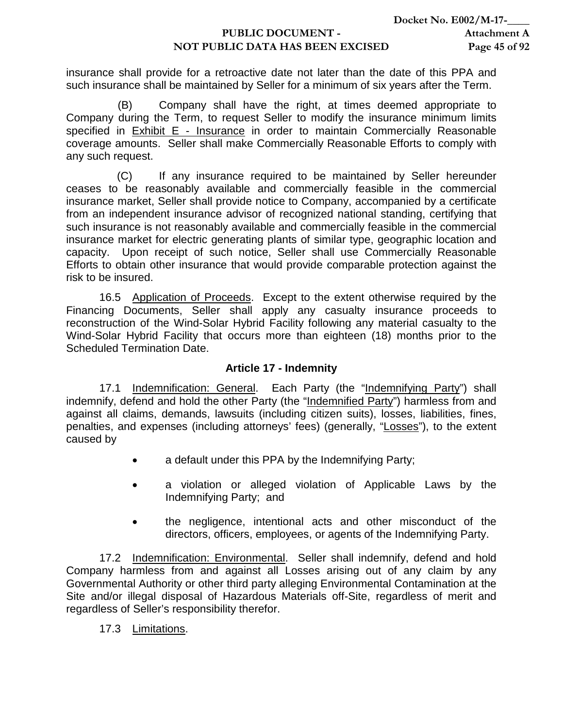insurance shall provide for a retroactive date not later than the date of this PPA and such insurance shall be maintained by Seller for a minimum of six years after the Term.

(B) Company shall have the right, at times deemed appropriate to Company during the Term, to request Seller to modify the insurance minimum limits specified in Exhibit E - Insurance in order to maintain Commercially Reasonable coverage amounts. Seller shall make Commercially Reasonable Efforts to comply with any such request.

(C) If any insurance required to be maintained by Seller hereunder ceases to be reasonably available and commercially feasible in the commercial insurance market, Seller shall provide notice to Company, accompanied by a certificate from an independent insurance advisor of recognized national standing, certifying that such insurance is not reasonably available and commercially feasible in the commercial insurance market for electric generating plants of similar type, geographic location and capacity. Upon receipt of such notice, Seller shall use Commercially Reasonable Efforts to obtain other insurance that would provide comparable protection against the risk to be insured.

16.5 Application of Proceeds. Except to the extent otherwise required by the Financing Documents, Seller shall apply any casualty insurance proceeds to reconstruction of the Wind-Solar Hybrid Facility following any material casualty to the Wind-Solar Hybrid Facility that occurs more than eighteen (18) months prior to the Scheduled Termination Date.

## Article 17 - Indemnity

17.1 Indemnification: General. Each Party (the "Indemnifying Party") shall indemnify, defend and hold the other Party (the "Indemnified Party") harmless from and against all claims, demands, lawsuits (including citizen suits), losses, liabilities, fines, penalties, and expenses (including attorneys' fees) (generally, "Losses"), to the extent caused by

- a default under this PPA by the Indemnifying Party;
- a violation or alleged violation of Applicable Laws by the Indemnifying Party; and
- the negligence, intentional acts and other misconduct of the directors, officers, employees, or agents of the Indemnifying Party.

17.2 Indemnification: Environmental. Seller shall indemnify, defend and hold Company harmless from and against all Losses arising out of any claim by any Governmental Authority or other third party alleging Environmental Contamination at the Site and/or illegal disposal of Hazardous Materials off-Site, regardless of merit and regardless of Seller's responsibility therefor.

17.3 Limitations.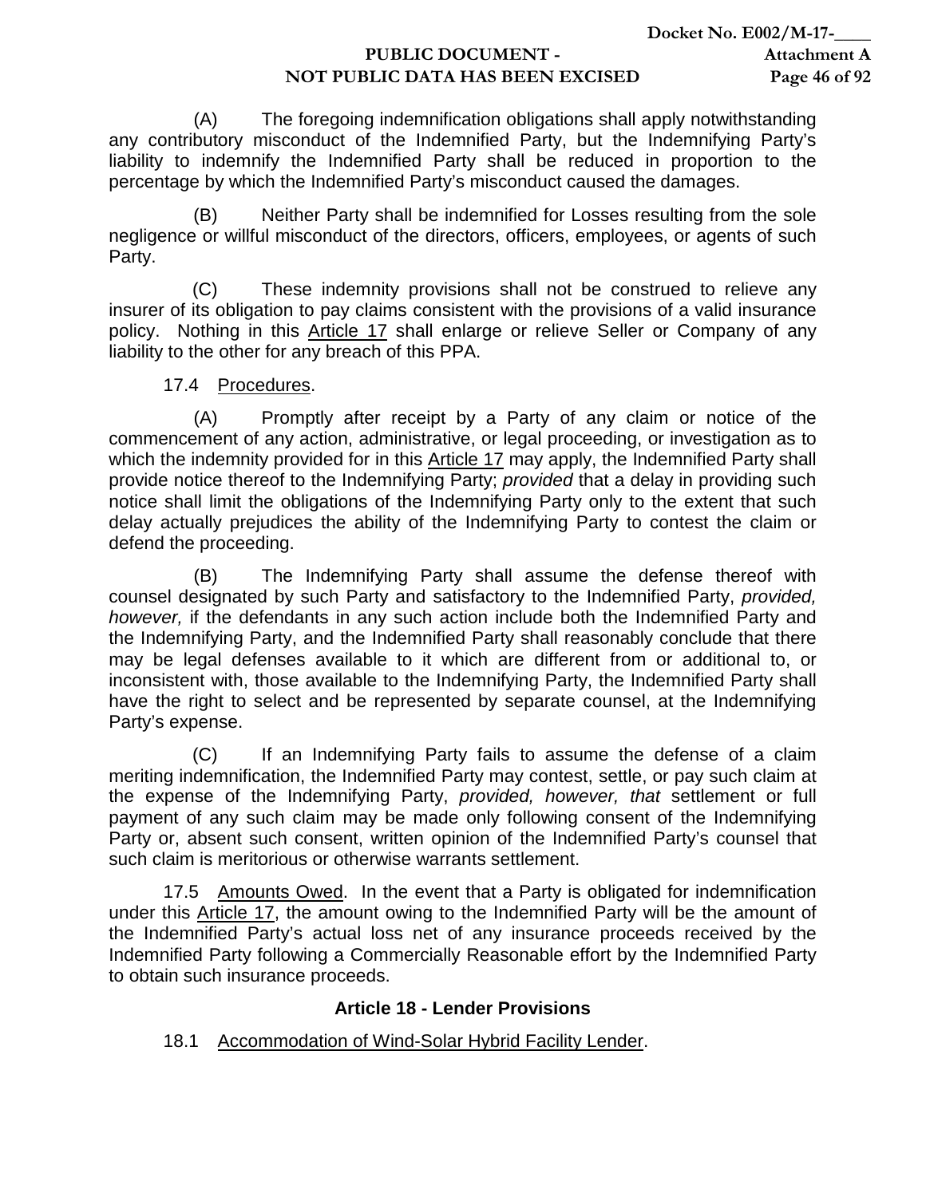(A) The foregoing indemnification obligations shall apply notwithstanding any contributory misconduct of the Indemnified Party, but the Indemnifying Party's liability to indemnify the Indemnified Party shall be reduced in proportion to the percentage by which the Indemnified Party's misconduct caused the damages.

(B) Neither Party shall be indemnified for Losses resulting from the sole negligence or willful misconduct of the directors, officers, employees, or agents of such Party.

(C) These indemnity provisions shall not be construed to relieve any insurer of its obligation to pay claims consistent with the provisions of a valid insurance policy. Nothing in this Article 17 shall enlarge or relieve Seller or Company of any liability to the other for any breach of this PPA.

17.4 Procedures.

(A) Promptly after receipt by a Party of any claim or notice of the commencement of any action, administrative, or legal proceeding, or investigation as to which the indemnity provided for in this Article 17 may apply, the Indemnified Party shall provide notice thereof to the Indemnifying Party; *provided* that a delay in providing such notice shall limit the obligations of the Indemnifying Party only to the extent that such delay actually prejudices the ability of the Indemnifying Party to contest the claim or defend the proceeding.

(B) The Indemnifying Party shall assume the defense thereof with counsel designated by such Party and satisfactory to the Indemnified Party, *provided, however,* if the defendants in any such action include both the Indemnified Party and the Indemnifying Party, and the Indemnified Party shall reasonably conclude that there may be legal defenses available to it which are different from or additional to, or inconsistent with, those available to the Indemnifying Party, the Indemnified Party shall have the right to select and be represented by separate counsel, at the Indemnifying Party's expense.

(C) If an Indemnifying Party fails to assume the defense of a claim meriting indemnification, the Indemnified Party may contest, settle, or pay such claim at the expense of the Indemnifying Party, *provided, however, that* settlement or full payment of any such claim may be made only following consent of the Indemnifying Party or, absent such consent, written opinion of the Indemnified Party's counsel that such claim is meritorious or otherwise warrants settlement.

17.5 Amounts Owed. In the event that a Party is obligated for indemnification under this Article 17, the amount owing to the Indemnified Party will be the amount of the Indemnified Party's actual loss net of any insurance proceeds received by the Indemnified Party following a Commercially Reasonable effort by the Indemnified Party to obtain such insurance proceeds.

## Article 18 - Lender Provisions

18.1 Accommodation of Wind-Solar Hybrid Facility Lender.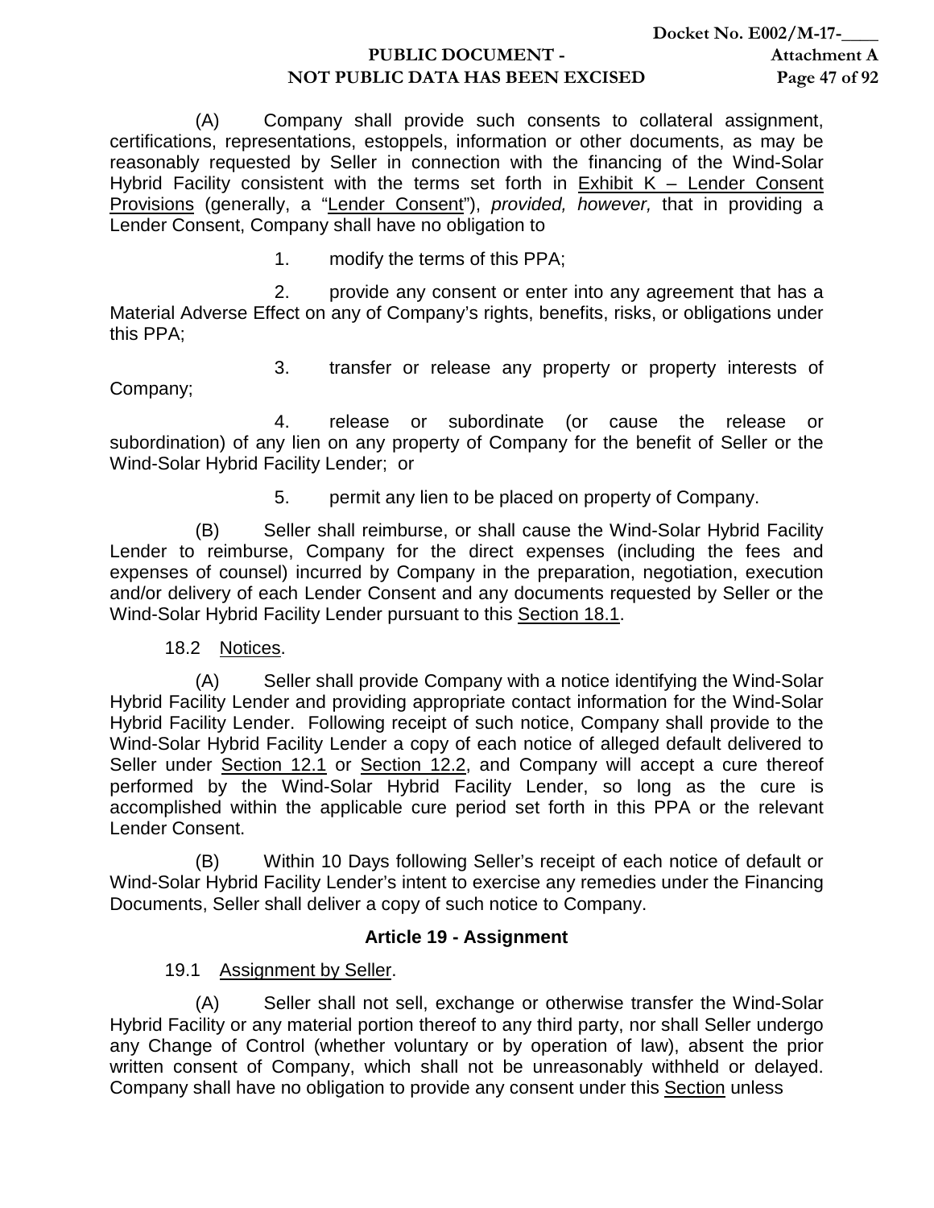(A) Company shall provide such consents to collateral assignment, certifications, representations, estoppels, information or other documents, as may be reasonably requested by Seller in connection with the financing of the Wind-Solar Hybrid Facility consistent with the terms set forth in Exhibit K – Lender Consent Provisions (generally, a "Lender Consent"), *provided, however,* that in providing a Lender Consent, Company shall have no obligation to

1. modify the terms of this PPA;

2. provide any consent or enter into any agreement that has a Material Adverse Effect on any of Company's rights, benefits, risks, or obligations under this PPA;

3. transfer or release any property or property interests of Company;

4. release or subordinate (or cause the release or subordination) of any lien on any property of Company for the benefit of Seller or the Wind-Solar Hybrid Facility Lender; or

5. permit any lien to be placed on property of Company.

(B) Seller shall reimburse, or shall cause the Wind-Solar Hybrid Facility Lender to reimburse, Company for the direct expenses (including the fees and expenses of counsel) incurred by Company in the preparation, negotiation, execution and/or delivery of each Lender Consent and any documents requested by Seller or the Wind-Solar Hybrid Facility Lender pursuant to this Section 18.1.

18.2 Notices.

(A) Seller shall provide Company with a notice identifying the Wind-Solar Hybrid Facility Lender and providing appropriate contact information for the Wind-Solar Hybrid Facility Lender. Following receipt of such notice, Company shall provide to the Wind-Solar Hybrid Facility Lender a copy of each notice of alleged default delivered to Seller under Section 12.1 or Section 12.2, and Company will accept a cure thereof performed by the Wind-Solar Hybrid Facility Lender, so long as the cure is accomplished within the applicable cure period set forth in this PPA or the relevant Lender Consent.

(B) Within 10 Days following Seller's receipt of each notice of default or Wind-Solar Hybrid Facility Lender's intent to exercise any remedies under the Financing Documents, Seller shall deliver a copy of such notice to Company.

## Article 19 - Assignment

19.1 Assignment by Seller.

(A) Seller shall not sell, exchange or otherwise transfer the Wind-Solar Hybrid Facility or any material portion thereof to any third party, nor shall Seller undergo any Change of Control (whether voluntary or by operation of law), absent the prior written consent of Company, which shall not be unreasonably withheld or delayed. Company shall have no obligation to provide any consent under this Section unless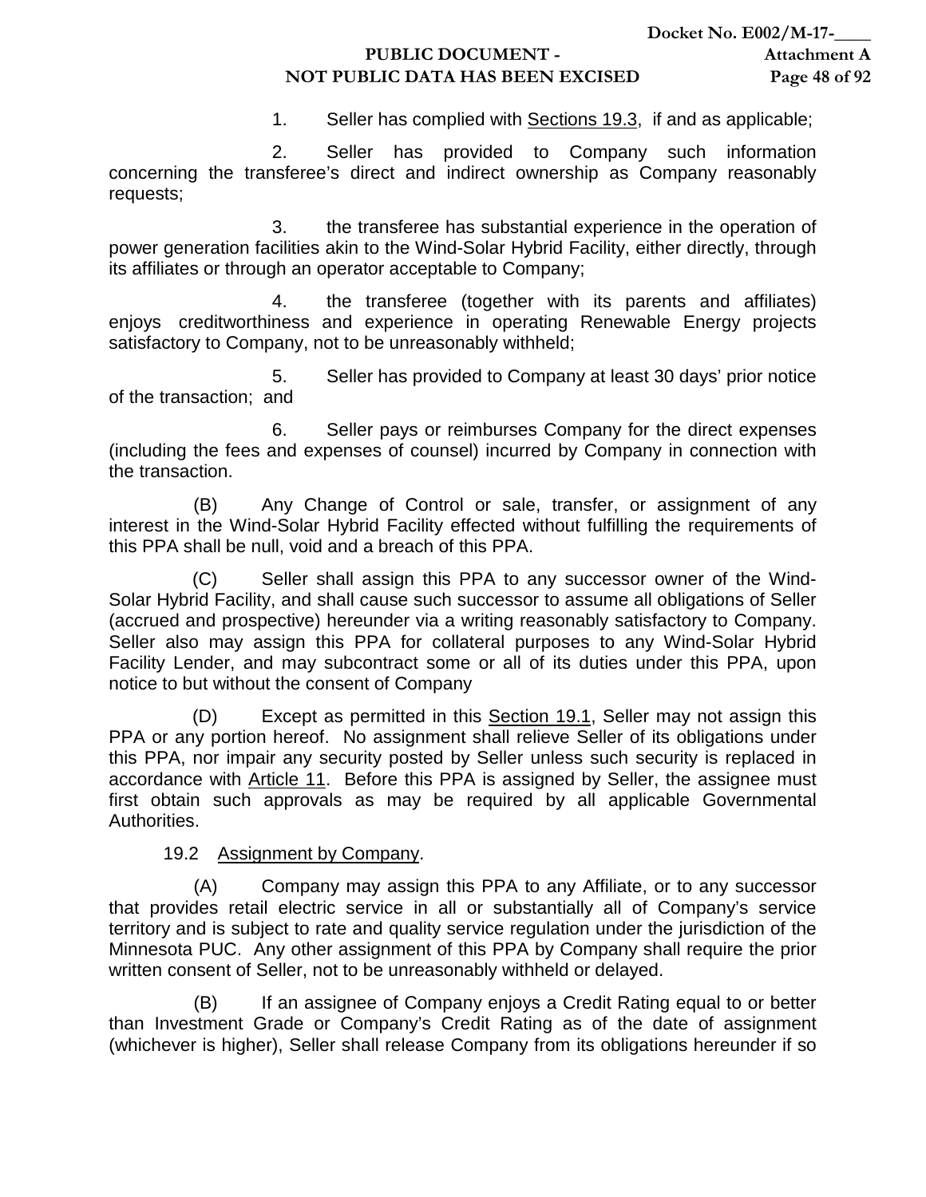1. Seller has complied with Sections 19.3, if and as applicable;

2. Seller has provided to Company such information concerning the transferee's direct and indirect ownership as Company reasonably requests;

3. the transferee has substantial experience in the operation of power generation facilities akin to the Wind-Solar Hybrid Facility, either directly, through its affiliates or through an operator acceptable to Company;

4. the transferee (together with its parents and affiliates) enjoys creditworthiness and experience in operating Renewable Energy projects satisfactory to Company, not to be unreasonably withheld;

5. Seller has provided to Company at least 30 days' prior notice of the transaction; and

6. Seller pays or reimburses Company for the direct expenses (including the fees and expenses of counsel) incurred by Company in connection with the transaction.

(B) Any Change of Control or sale, transfer, or assignment of any interest in the Wind-Solar Hybrid Facility effected without fulfilling the requirements of this PPA shall be null, void and a breach of this PPA.

(C) Seller shall assign this PPA to any successor owner of the Wind-Solar Hybrid Facility, and shall cause such successor to assume all obligations of Seller (accrued and prospective) hereunder via a writing reasonably satisfactory to Company. Seller also may assign this PPA for collateral purposes to any Wind-Solar Hybrid Facility Lender, and may subcontract some or all of its duties under this PPA, upon notice to but without the consent of Company

(D) Except as permitted in this Section 19.1, Seller may not assign this PPA or any portion hereof. No assignment shall relieve Seller of its obligations under this PPA, nor impair any security posted by Seller unless such security is replaced in accordance with Article 11. Before this PPA is assigned by Seller, the assignee must first obtain such approvals as may be required by all applicable Governmental Authorities.

19.2 Assignment by Company.

(A) Company may assign this PPA to any Affiliate, or to any successor that provides retail electric service in all or substantially all of Company's service territory and is subject to rate and quality service regulation under the jurisdiction of the Minnesota PUC. Any other assignment of this PPA by Company shall require the prior written consent of Seller, not to be unreasonably withheld or delayed.

(B) If an assignee of Company enjoys a Credit Rating equal to or better than Investment Grade or Company's Credit Rating as of the date of assignment (whichever is higher), Seller shall release Company from its obligations hereunder if so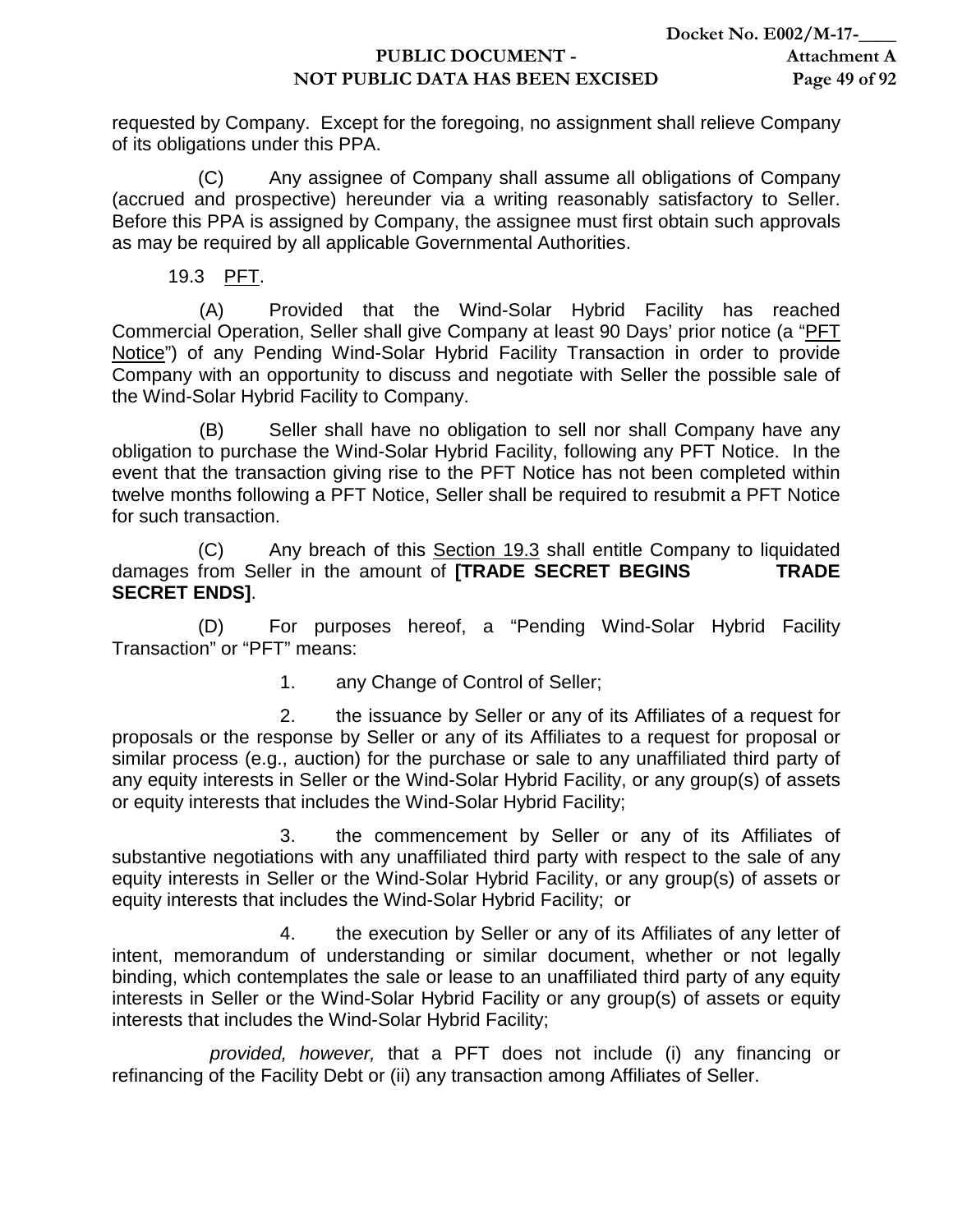requested by Company. Except for the foregoing, no assignment shall relieve Company of its obligations under this PPA.

(C) Any assignee of Company shall assume all obligations of Company (accrued and prospective) hereunder via a writing reasonably satisfactory to Seller. Before this PPA is assigned by Company, the assignee must first obtain such approvals as may be required by all applicable Governmental Authorities.

19.3 PFT.

(A) Provided that the Wind-Solar Hybrid Facility has reached Commercial Operation, Seller shall give Company at least 90 Days' prior notice (a "PFT Notice") of any Pending Wind-Solar Hybrid Facility Transaction in order to provide Company with an opportunity to discuss and negotiate with Seller the possible sale of the Wind-Solar Hybrid Facility to Company.

(B) Seller shall have no obligation to sell nor shall Company have any obligation to purchase the Wind-Solar Hybrid Facility, following any PFT Notice. In the event that the transaction giving rise to the PFT Notice has not been completed within twelve months following a PFT Notice, Seller shall be required to resubmit a PFT Notice for such transaction.

(C) Any breach of this Section 19.3 shall entitle Company to liquidated damages from Seller in the amount of **[TRADE SECRET BEGINS TRADE SECRET ENDS]**.

(D) For purposes hereof, a "Pending Wind-Solar Hybrid Facility Transaction" or "PFT" means:

1. any Change of Control of Seller;

2. the issuance by Seller or any of its Affiliates of a request for proposals or the response by Seller or any of its Affiliates to a request for proposal or similar process (e.g., auction) for the purchase or sale to any unaffiliated third party of any equity interests in Seller or the Wind-Solar Hybrid Facility, or any group(s) of assets or equity interests that includes the Wind-Solar Hybrid Facility;

3. the commencement by Seller or any of its Affiliates of substantive negotiations with any unaffiliated third party with respect to the sale of any equity interests in Seller or the Wind-Solar Hybrid Facility, or any group(s) of assets or equity interests that includes the Wind-Solar Hybrid Facility; or

4. the execution by Seller or any of its Affiliates of any letter of intent, memorandum of understanding or similar document, whether or not legally binding, which contemplates the sale or lease to an unaffiliated third party of any equity interests in Seller or the Wind-Solar Hybrid Facility or any group(s) of assets or equity interests that includes the Wind-Solar Hybrid Facility;

*provided, however,* that a PFT does not include (i) any financing or refinancing of the Facility Debt or (ii) any transaction among Affiliates of Seller.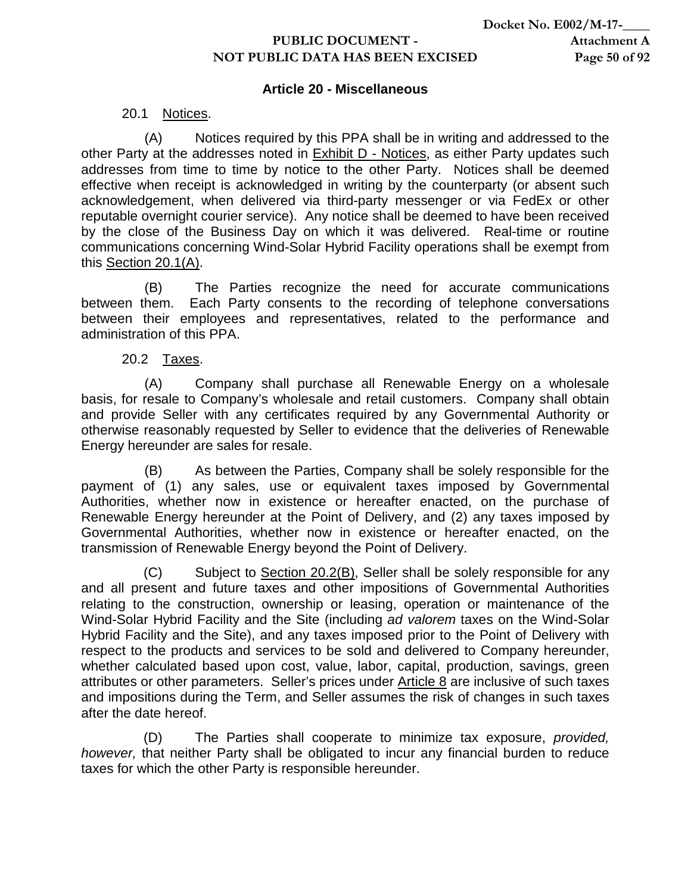## Article 20 - Miscellaneous

20.1 Notices.

(A) Notices required by this PPA shall be in writing and addressed to the other Party at the addresses noted in Exhibit D - Notices, as either Party updates such addresses from time to time by notice to the other Party. Notices shall be deemed effective when receipt is acknowledged in writing by the counterparty (or absent such acknowledgement, when delivered via third-party messenger or via FedEx or other reputable overnight courier service). Any notice shall be deemed to have been received by the close of the Business Day on which it was delivered. Real-time or routine communications concerning Wind-Solar Hybrid Facility operations shall be exempt from this Section 20.1(A).

(B) The Parties recognize the need for accurate communications between them. Each Party consents to the recording of telephone conversations between their employees and representatives, related to the performance and administration of this PPA.

20.2 Taxes.

(A) Company shall purchase all Renewable Energy on a wholesale basis, for resale to Company's wholesale and retail customers. Company shall obtain and provide Seller with any certificates required by any Governmental Authority or otherwise reasonably requested by Seller to evidence that the deliveries of Renewable Energy hereunder are sales for resale.

(B) As between the Parties, Company shall be solely responsible for the payment of (1) any sales, use or equivalent taxes imposed by Governmental Authorities, whether now in existence or hereafter enacted, on the purchase of Renewable Energy hereunder at the Point of Delivery, and (2) any taxes imposed by Governmental Authorities, whether now in existence or hereafter enacted, on the transmission of Renewable Energy beyond the Point of Delivery.

(C) Subject to Section 20.2(B), Seller shall be solely responsible for any and all present and future taxes and other impositions of Governmental Authorities relating to the construction, ownership or leasing, operation or maintenance of the Wind-Solar Hybrid Facility and the Site (including *ad valorem* taxes on the Wind-Solar Hybrid Facility and the Site), and any taxes imposed prior to the Point of Delivery with respect to the products and services to be sold and delivered to Company hereunder, whether calculated based upon cost, value, labor, capital, production, savings, green attributes or other parameters. Seller's prices under Article 8 are inclusive of such taxes and impositions during the Term, and Seller assumes the risk of changes in such taxes after the date hereof.

(D) The Parties shall cooperate to minimize tax exposure, *provided, however,* that neither Party shall be obligated to incur any financial burden to reduce taxes for which the other Party is responsible hereunder.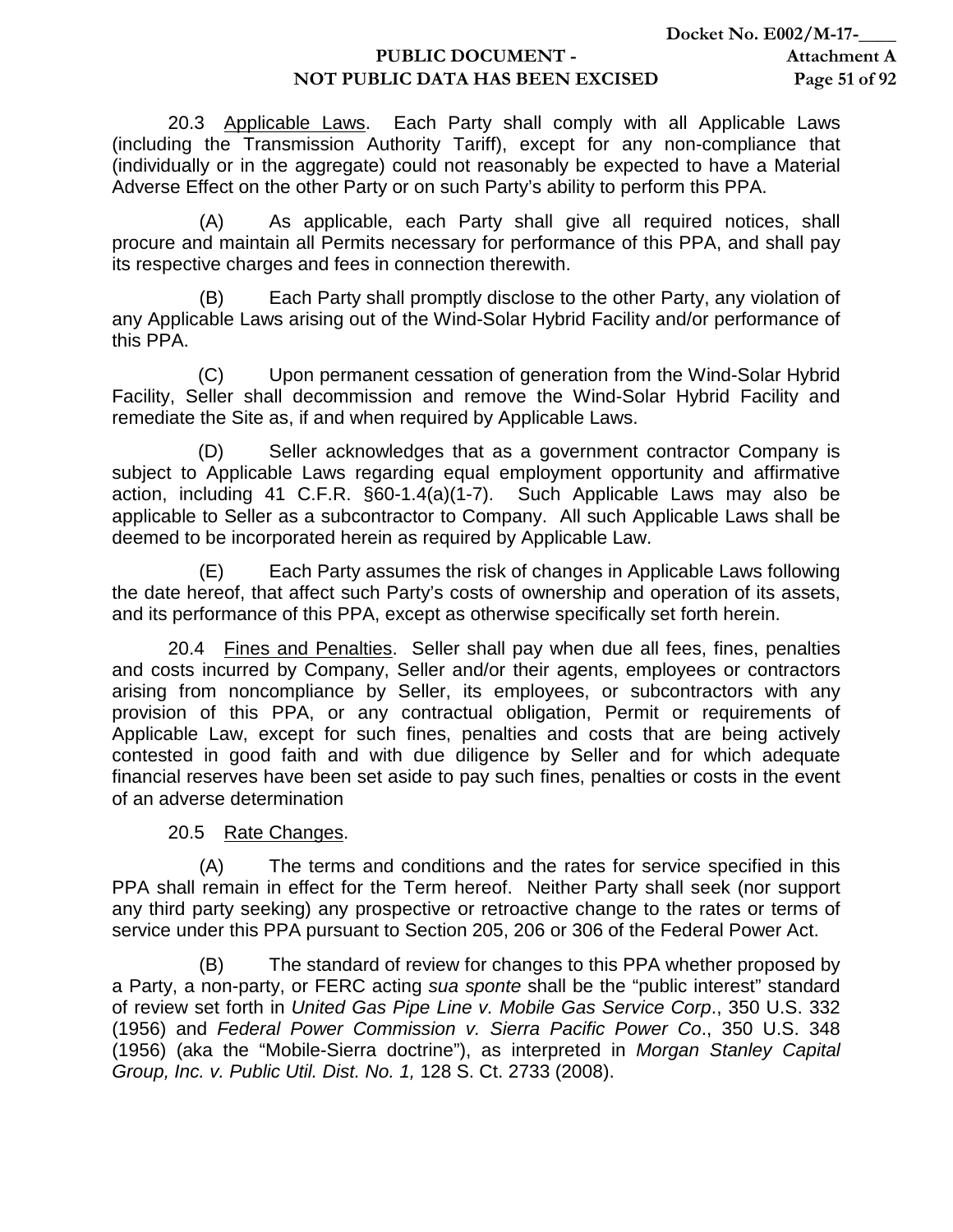20.3 Applicable Laws. Each Party shall comply with all Applicable Laws (including the Transmission Authority Tariff), except for any non-compliance that (individually or in the aggregate) could not reasonably be expected to have a Material Adverse Effect on the other Party or on such Party's ability to perform this PPA.

(A) As applicable, each Party shall give all required notices, shall procure and maintain all Permits necessary for performance of this PPA, and shall pay its respective charges and fees in connection therewith.

(B) Each Party shall promptly disclose to the other Party, any violation of any Applicable Laws arising out of the Wind-Solar Hybrid Facility and/or performance of this PPA.

(C) Upon permanent cessation of generation from the Wind-Solar Hybrid Facility, Seller shall decommission and remove the Wind-Solar Hybrid Facility and remediate the Site as, if and when required by Applicable Laws.

(D) Seller acknowledges that as a government contractor Company is subject to Applicable Laws regarding equal employment opportunity and affirmative action, including 41 C.F.R. §60-1.4(a)(1-7). Such Applicable Laws may also be applicable to Seller as a subcontractor to Company. All such Applicable Laws shall be deemed to be incorporated herein as required by Applicable Law.

(E) Each Party assumes the risk of changes in Applicable Laws following the date hereof, that affect such Party's costs of ownership and operation of its assets, and its performance of this PPA, except as otherwise specifically set forth herein.

20.4 Fines and Penalties. Seller shall pay when due all fees, fines, penalties and costs incurred by Company, Seller and/or their agents, employees or contractors arising from noncompliance by Seller, its employees, or subcontractors with any provision of this PPA, or any contractual obligation, Permit or requirements of Applicable Law, except for such fines, penalties and costs that are being actively contested in good faith and with due diligence by Seller and for which adequate financial reserves have been set aside to pay such fines, penalties or costs in the event of an adverse determination

20.5 Rate Changes.

(A) The terms and conditions and the rates for service specified in this PPA shall remain in effect for the Term hereof. Neither Party shall seek (nor support any third party seeking) any prospective or retroactive change to the rates or terms of service under this PPA pursuant to Section 205, 206 or 306 of the Federal Power Act.

(B) The standard of review for changes to this PPA whether proposed by a Party, a non-party, or FERC acting *sua sponte* shall be the "public interest" standard of review set forth in *United Gas Pipe Line v. Mobile Gas Service Corp*., 350 U.S. 332 (1956) and *Federal Power Commission v. Sierra Pacific Power Co*., 350 U.S. 348 (1956) (aka the "Mobile-Sierra doctrine"), as interpreted in *Morgan Stanley Capital Group, Inc. v. Public Util. Dist. No. 1,* 128 S. Ct. 2733 (2008).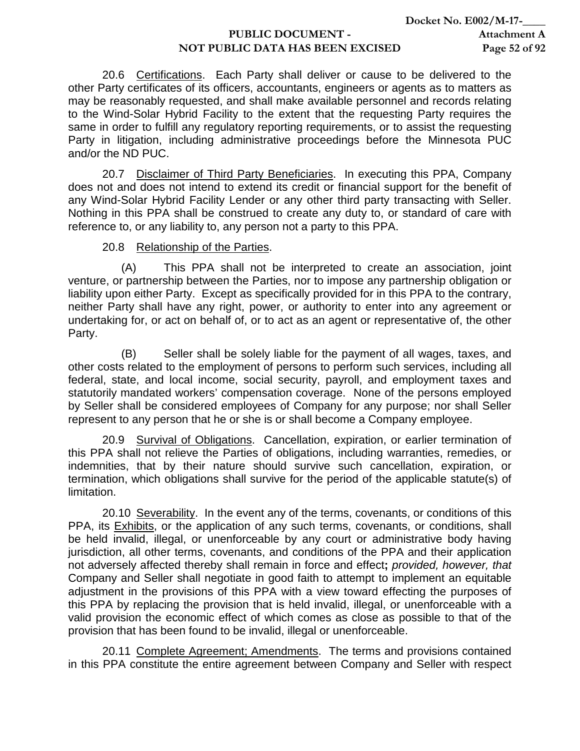20.6 Certifications. Each Party shall deliver or cause to be delivered to the other Party certificates of its officers, accountants, engineers or agents as to matters as may be reasonably requested, and shall make available personnel and records relating to the Wind-Solar Hybrid Facility to the extent that the requesting Party requires the same in order to fulfill any regulatory reporting requirements, or to assist the requesting Party in litigation, including administrative proceedings before the Minnesota PUC and/or the ND PUC.

20.7 Disclaimer of Third Party Beneficiaries. In executing this PPA, Company does not and does not intend to extend its credit or financial support for the benefit of any Wind-Solar Hybrid Facility Lender or any other third party transacting with Seller. Nothing in this PPA shall be construed to create any duty to, or standard of care with reference to, or any liability to, any person not a party to this PPA.

20.8 Relationship of the Parties.

(A) This PPA shall not be interpreted to create an association, joint venture, or partnership between the Parties, nor to impose any partnership obligation or liability upon either Party. Except as specifically provided for in this PPA to the contrary, neither Party shall have any right, power, or authority to enter into any agreement or undertaking for, or act on behalf of, or to act as an agent or representative of, the other Party.

(B) Seller shall be solely liable for the payment of all wages, taxes, and other costs related to the employment of persons to perform such services, including all federal, state, and local income, social security, payroll, and employment taxes and statutorily mandated workers' compensation coverage. None of the persons employed by Seller shall be considered employees of Company for any purpose; nor shall Seller represent to any person that he or she is or shall become a Company employee.

20.9 Survival of Obligations. Cancellation, expiration, or earlier termination of this PPA shall not relieve the Parties of obligations, including warranties, remedies, or indemnities, that by their nature should survive such cancellation, expiration, or termination, which obligations shall survive for the period of the applicable statute(s) of limitation.

20.10 Severability. In the event any of the terms, covenants, or conditions of this PPA, its Exhibits, or the application of any such terms, covenants, or conditions, shall be held invalid, illegal, or unenforceable by any court or administrative body having jurisdiction, all other terms, covenants, and conditions of the PPA and their application not adversely affected thereby shall remain in force and effect**;** *provided, however, that* Company and Seller shall negotiate in good faith to attempt to implement an equitable adjustment in the provisions of this PPA with a view toward effecting the purposes of this PPA by replacing the provision that is held invalid, illegal, or unenforceable with a valid provision the economic effect of which comes as close as possible to that of the provision that has been found to be invalid, illegal or unenforceable.

20.11 Complete Agreement; Amendments. The terms and provisions contained in this PPA constitute the entire agreement between Company and Seller with respect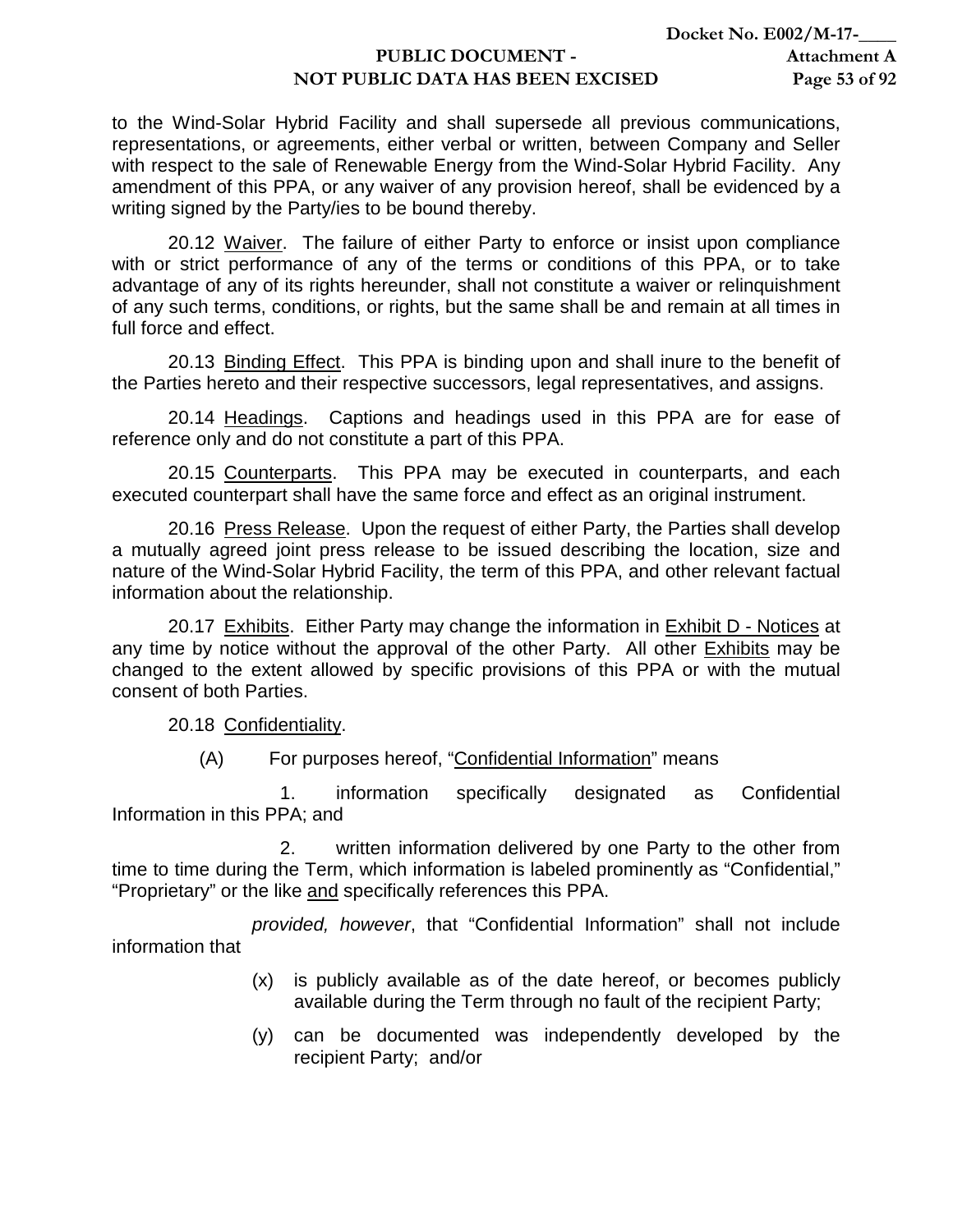to the Wind-Solar Hybrid Facility and shall supersede all previous communications, representations, or agreements, either verbal or written, between Company and Seller with respect to the sale of Renewable Energy from the Wind-Solar Hybrid Facility. Any amendment of this PPA, or any waiver of any provision hereof, shall be evidenced by a writing signed by the Party/ies to be bound thereby.

20.12 Waiver. The failure of either Party to enforce or insist upon compliance with or strict performance of any of the terms or conditions of this PPA, or to take advantage of any of its rights hereunder, shall not constitute a waiver or relinquishment of any such terms, conditions, or rights, but the same shall be and remain at all times in full force and effect.

20.13 Binding Effect. This PPA is binding upon and shall inure to the benefit of the Parties hereto and their respective successors, legal representatives, and assigns.

20.14 Headings. Captions and headings used in this PPA are for ease of reference only and do not constitute a part of this PPA.

20.15 Counterparts. This PPA may be executed in counterparts, and each executed counterpart shall have the same force and effect as an original instrument.

20.16 Press Release. Upon the request of either Party, the Parties shall develop a mutually agreed joint press release to be issued describing the location, size and nature of the Wind-Solar Hybrid Facility, the term of this PPA, and other relevant factual information about the relationship.

20.17 Exhibits. Either Party may change the information in Exhibit D - Notices at any time by notice without the approval of the other Party. All other Exhibits may be changed to the extent allowed by specific provisions of this PPA or with the mutual consent of both Parties.

20.18 Confidentiality.

(A) For purposes hereof, "Confidential Information" means

1. information specifically designated as Confidential Information in this PPA; and

2. written information delivered by one Party to the other from time to time during the Term, which information is labeled prominently as "Confidential," "Proprietary" or the like and specifically references this PPA.

*provided, however*, that "Confidential Information" shall not include information that

(x) is publicly available as of the date hereof, or becomes publicly available during the Term through no fault of the recipient Party;

(y) can be documented was independently developed by the recipient Party; and/or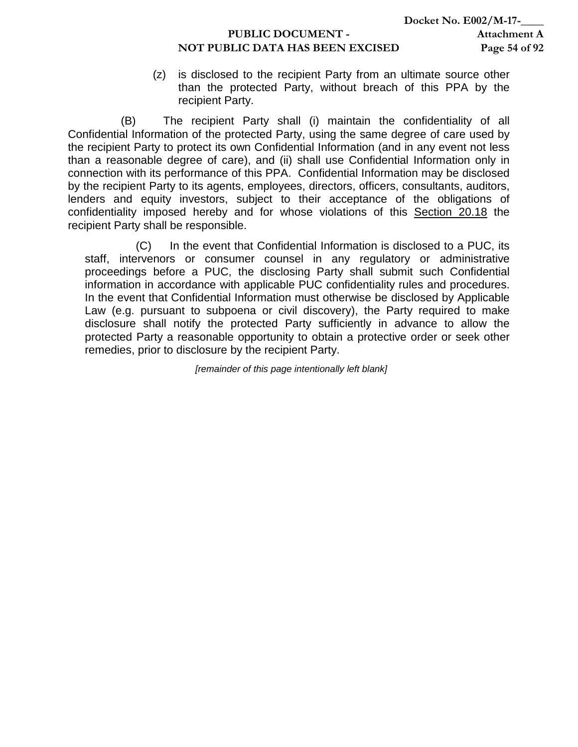(z) is disclosed to the recipient Party from an ultimate source other than the protected Party, without breach of this PPA by the recipient Party.

(B) The recipient Party shall (i) maintain the confidentiality of all Confidential Information of the protected Party, using the same degree of care used by the recipient Party to protect its own Confidential Information (and in any event not less than a reasonable degree of care), and (ii) shall use Confidential Information only in connection with its performance of this PPA. Confidential Information may be disclosed by the recipient Party to its agents, employees, directors, officers, consultants, auditors, lenders and equity investors, subject to their acceptance of the obligations of confidentiality imposed hereby and for whose violations of this Section 20.18 the recipient Party shall be responsible.

(C) In the event that Confidential Information is disclosed to a PUC, its staff, intervenors or consumer counsel in any regulatory or administrative proceedings before a PUC, the disclosing Party shall submit such Confidential information in accordance with applicable PUC confidentiality rules and procedures. In the event that Confidential Information must otherwise be disclosed by Applicable Law (e.g. pursuant to subpoena or civil discovery), the Party required to make disclosure shall notify the protected Party sufficiently in advance to allow the protected Party a reasonable opportunity to obtain a protective order or seek other remedies, prior to disclosure by the recipient Party.

*[remainder of this page intentionally left blank]*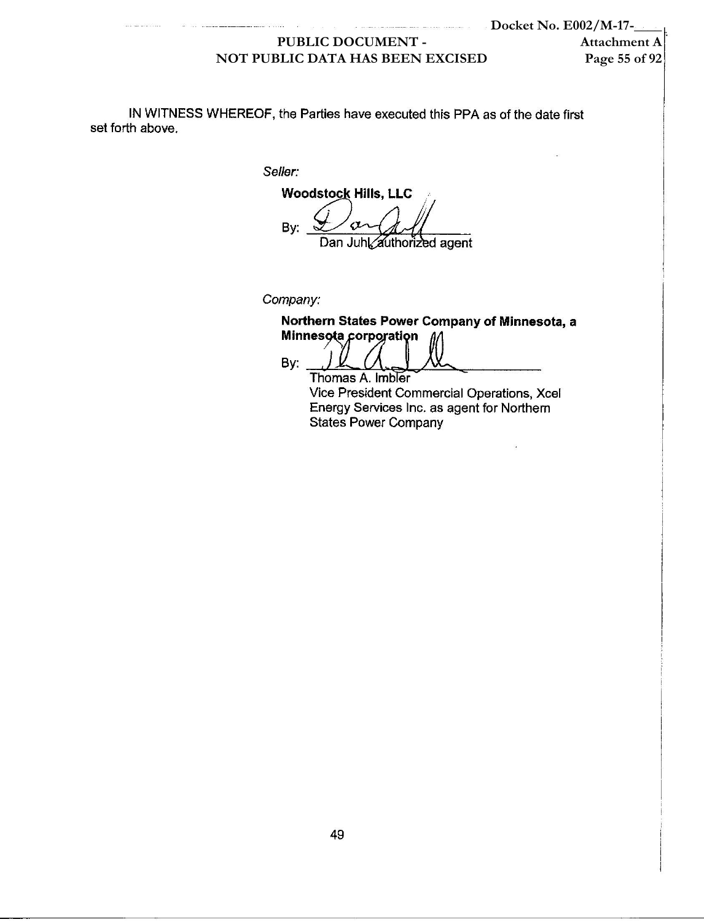IN WITNESS WHEREOF, the Parties have executed this PPA as of the date first set forth above.

*Seller:*

**Woodstock Hills, LLC**

By: ______________________
Dan Juhl, authorized agent

*Company:*

**Northern States Power Company of Minnesota, a Minnesota corporation**

By: ______________________
Thomas A. Imbler
Vice President Commercial Operations, Xcel Energy Services Inc. as agent for Northern States Power Company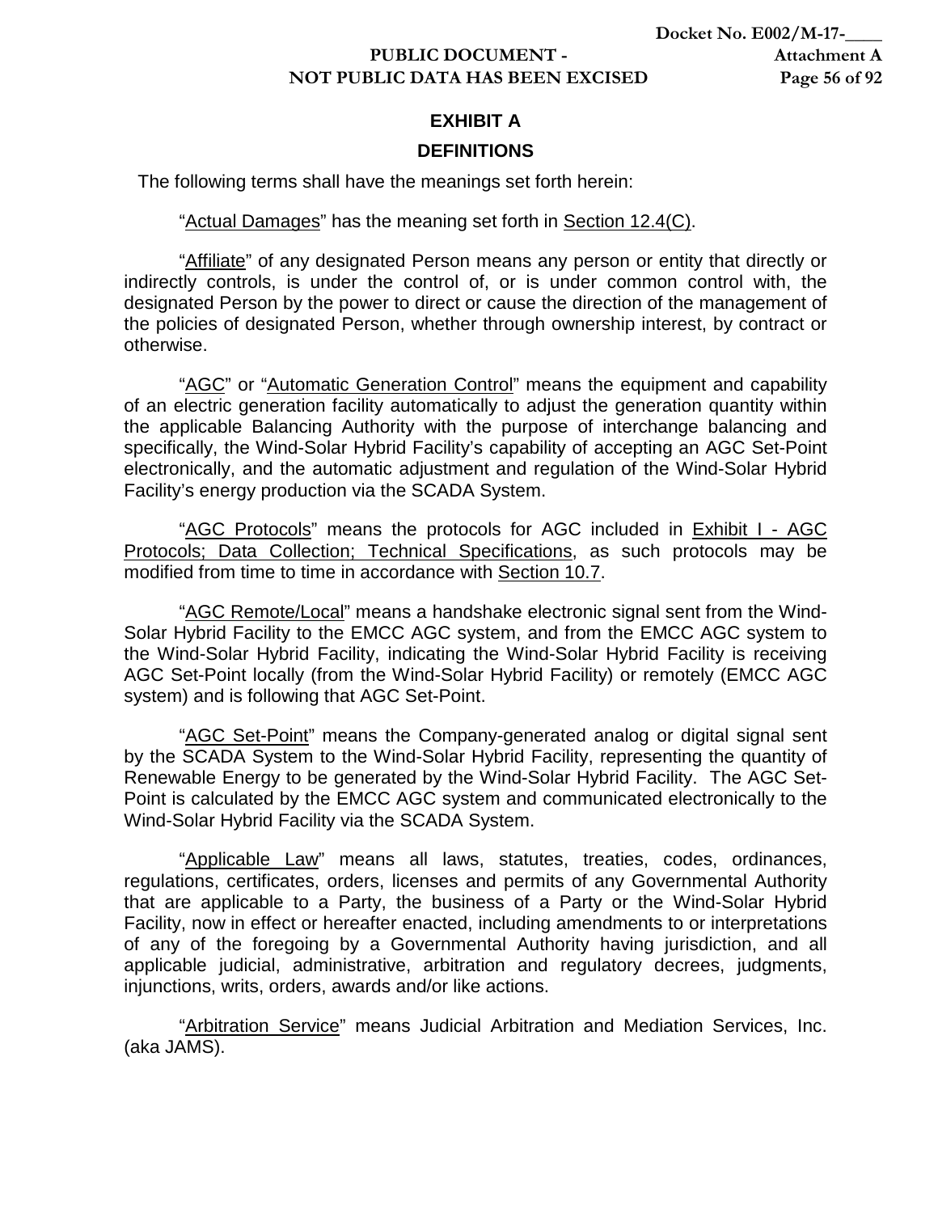# EXHIBIT A

## DEFINITIONS

The following terms shall have the meanings set forth herein:

"Actual Damages" has the meaning set forth in Section 12.4(C).

"Affiliate" of any designated Person means any person or entity that directly or indirectly controls, is under the control of, or is under common control with, the designated Person by the power to direct or cause the direction of the management of the policies of designated Person, whether through ownership interest, by contract or otherwise.

"AGC" or "Automatic Generation Control" means the equipment and capability of an electric generation facility automatically to adjust the generation quantity within the applicable Balancing Authority with the purpose of interchange balancing and specifically, the Wind-Solar Hybrid Facility's capability of accepting an AGC Set-Point electronically, and the automatic adjustment and regulation of the Wind-Solar Hybrid Facility's energy production via the SCADA System.

"AGC Protocols" means the protocols for AGC included in Exhibit I - AGC Protocols; Data Collection; Technical Specifications, as such protocols may be modified from time to time in accordance with Section 10.7.

"AGC Remote/Local" means a handshake electronic signal sent from the Wind-Solar Hybrid Facility to the EMCC AGC system, and from the EMCC AGC system to the Wind-Solar Hybrid Facility, indicating the Wind-Solar Hybrid Facility is receiving AGC Set-Point locally (from the Wind-Solar Hybrid Facility) or remotely (EMCC AGC system) and is following that AGC Set-Point.

"AGC Set-Point" means the Company-generated analog or digital signal sent by the SCADA System to the Wind-Solar Hybrid Facility, representing the quantity of Renewable Energy to be generated by the Wind-Solar Hybrid Facility. The AGC Set-Point is calculated by the EMCC AGC system and communicated electronically to the Wind-Solar Hybrid Facility via the SCADA System.

"Applicable Law" means all laws, statutes, treaties, codes, ordinances, regulations, certificates, orders, licenses and permits of any Governmental Authority that are applicable to a Party, the business of a Party or the Wind-Solar Hybrid Facility, now in effect or hereafter enacted, including amendments to or interpretations of any of the foregoing by a Governmental Authority having jurisdiction, and all applicable judicial, administrative, arbitration and regulatory decrees, judgments, injunctions, writs, orders, awards and/or like actions.

"Arbitration Service" means Judicial Arbitration and Mediation Services, Inc. (aka JAMS).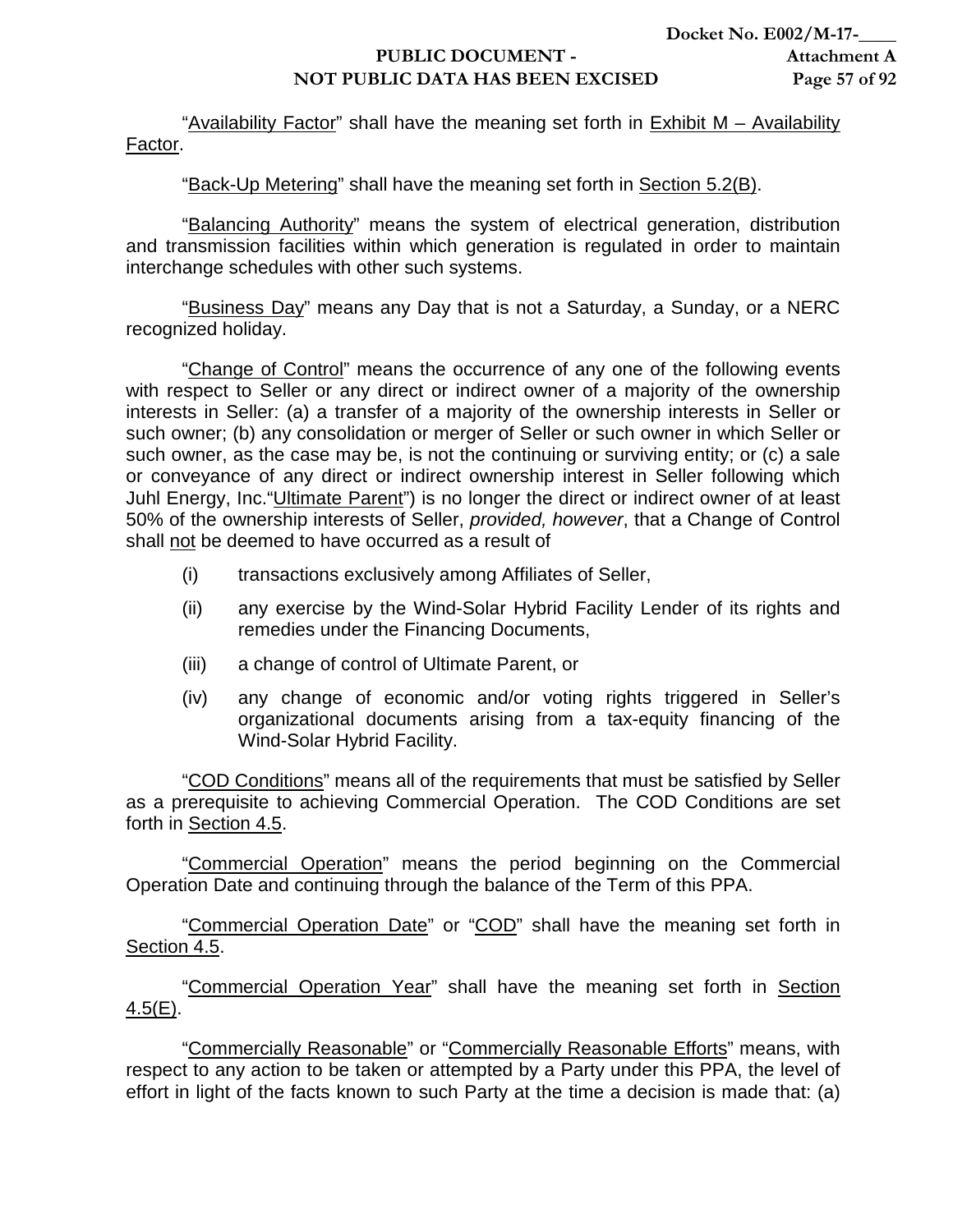"Availability Factor" shall have the meaning set forth in Exhibit M – Availability Factor.

"Back-Up Metering" shall have the meaning set forth in Section 5.2(B).

"Balancing Authority" means the system of electrical generation, distribution and transmission facilities within which generation is regulated in order to maintain interchange schedules with other such systems.

"Business Day" means any Day that is not a Saturday, a Sunday, or a NERC recognized holiday.

"Change of Control" means the occurrence of any one of the following events with respect to Seller or any direct or indirect owner of a majority of the ownership interests in Seller: (a) a transfer of a majority of the ownership interests in Seller or such owner; (b) any consolidation or merger of Seller or such owner in which Seller or such owner, as the case may be, is not the continuing or surviving entity; or (c) a sale or conveyance of any direct or indirect ownership interest in Seller following which Juhl Energy, Inc."Ultimate Parent") is no longer the direct or indirect owner of at least 50% of the ownership interests of Seller, *provided, however*, that a Change of Control shall not be deemed to have occurred as a result of

(i) transactions exclusively among Affiliates of Seller,

(ii) any exercise by the Wind-Solar Hybrid Facility Lender of its rights and remedies under the Financing Documents,

(iii) a change of control of Ultimate Parent, or

(iv) any change of economic and/or voting rights triggered in Seller's organizational documents arising from a tax-equity financing of the Wind-Solar Hybrid Facility.

"COD Conditions" means all of the requirements that must be satisfied by Seller as a prerequisite to achieving Commercial Operation. The COD Conditions are set forth in Section 4.5.

"Commercial Operation" means the period beginning on the Commercial Operation Date and continuing through the balance of the Term of this PPA.

"Commercial Operation Date" or "COD" shall have the meaning set forth in Section 4.5.

"Commercial Operation Year" shall have the meaning set forth in Section 4.5(E).

"Commercially Reasonable" or "Commercially Reasonable Efforts" means, with respect to any action to be taken or attempted by a Party under this PPA, the level of effort in light of the facts known to such Party at the time a decision is made that: (a)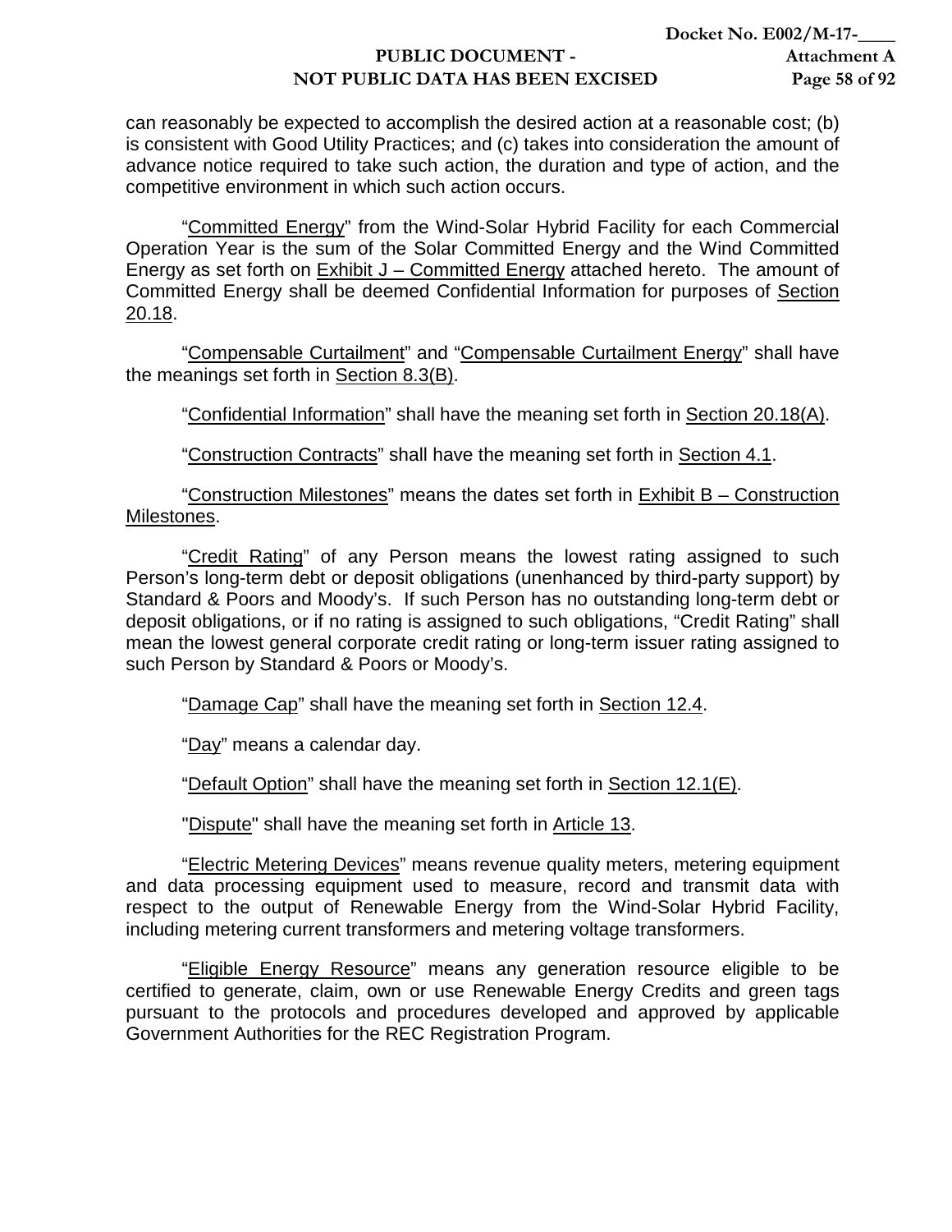can reasonably be expected to accomplish the desired action at a reasonable cost; (b) is consistent with Good Utility Practices; and (c) takes into consideration the amount of advance notice required to take such action, the duration and type of action, and the competitive environment in which such action occurs.

"Committed Energy" from the Wind-Solar Hybrid Facility for each Commercial Operation Year is the sum of the Solar Committed Energy and the Wind Committed Energy as set forth on Exhibit J – Committed Energy attached hereto. The amount of Committed Energy shall be deemed Confidential Information for purposes of Section 20.18.

"Compensable Curtailment" and "Compensable Curtailment Energy" shall have the meanings set forth in Section 8.3(B).

"Confidential Information" shall have the meaning set forth in Section 20.18(A).

"Construction Contracts" shall have the meaning set forth in Section 4.1.

"Construction Milestones" means the dates set forth in Exhibit B – Construction Milestones.

"Credit Rating" of any Person means the lowest rating assigned to such Person's long-term debt or deposit obligations (unenhanced by third-party support) by Standard & Poors and Moody's. If such Person has no outstanding long-term debt or deposit obligations, or if no rating is assigned to such obligations, "Credit Rating" shall mean the lowest general corporate credit rating or long-term issuer rating assigned to such Person by Standard & Poors or Moody's.

"Damage Cap" shall have the meaning set forth in Section 12.4.

"Day" means a calendar day.

"Default Option" shall have the meaning set forth in Section 12.1(E).

"Dispute" shall have the meaning set forth in Article 13.

"Electric Metering Devices" means revenue quality meters, metering equipment and data processing equipment used to measure, record and transmit data with respect to the output of Renewable Energy from the Wind-Solar Hybrid Facility, including metering current transformers and metering voltage transformers.

"Eligible Energy Resource" means any generation resource eligible to be certified to generate, claim, own or use Renewable Energy Credits and green tags pursuant to the protocols and procedures developed and approved by applicable Government Authorities for the REC Registration Program.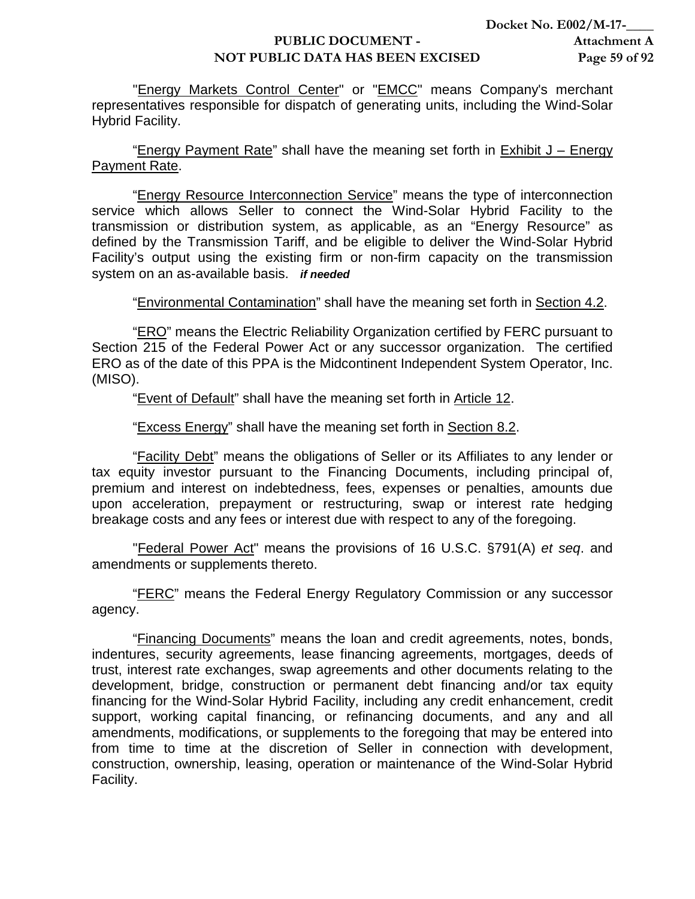"Energy Markets Control Center" or "EMCC" means Company's merchant representatives responsible for dispatch of generating units, including the Wind-Solar Hybrid Facility.

"Energy Payment Rate" shall have the meaning set forth in Exhibit J – Energy Payment Rate.

"Energy Resource Interconnection Service" means the type of interconnection service which allows Seller to connect the Wind-Solar Hybrid Facility to the transmission or distribution system, as applicable, as an "Energy Resource" as defined by the Transmission Tariff, and be eligible to deliver the Wind-Solar Hybrid Facility's output using the existing firm or non-firm capacity on the transmission system on an as-available basis. ***if needed***

"Environmental Contamination" shall have the meaning set forth in Section 4.2.

"ERO" means the Electric Reliability Organization certified by FERC pursuant to Section 215 of the Federal Power Act or any successor organization. The certified ERO as of the date of this PPA is the Midcontinent Independent System Operator, Inc. (MISO).

"Event of Default" shall have the meaning set forth in Article 12.

"Excess Energy" shall have the meaning set forth in Section 8.2.

"Facility Debt" means the obligations of Seller or its Affiliates to any lender or tax equity investor pursuant to the Financing Documents, including principal of, premium and interest on indebtedness, fees, expenses or penalties, amounts due upon acceleration, prepayment or restructuring, swap or interest rate hedging breakage costs and any fees or interest due with respect to any of the foregoing.

"Federal Power Act" means the provisions of 16 U.S.C. §791(A) *et seq*. and amendments or supplements thereto.

"FERC" means the Federal Energy Regulatory Commission or any successor agency.

"Financing Documents" means the loan and credit agreements, notes, bonds, indentures, security agreements, lease financing agreements, mortgages, deeds of trust, interest rate exchanges, swap agreements and other documents relating to the development, bridge, construction or permanent debt financing and/or tax equity financing for the Wind-Solar Hybrid Facility, including any credit enhancement, credit support, working capital financing, or refinancing documents, and any and all amendments, modifications, or supplements to the foregoing that may be entered into from time to time at the discretion of Seller in connection with development, construction, ownership, leasing, operation or maintenance of the Wind-Solar Hybrid Facility.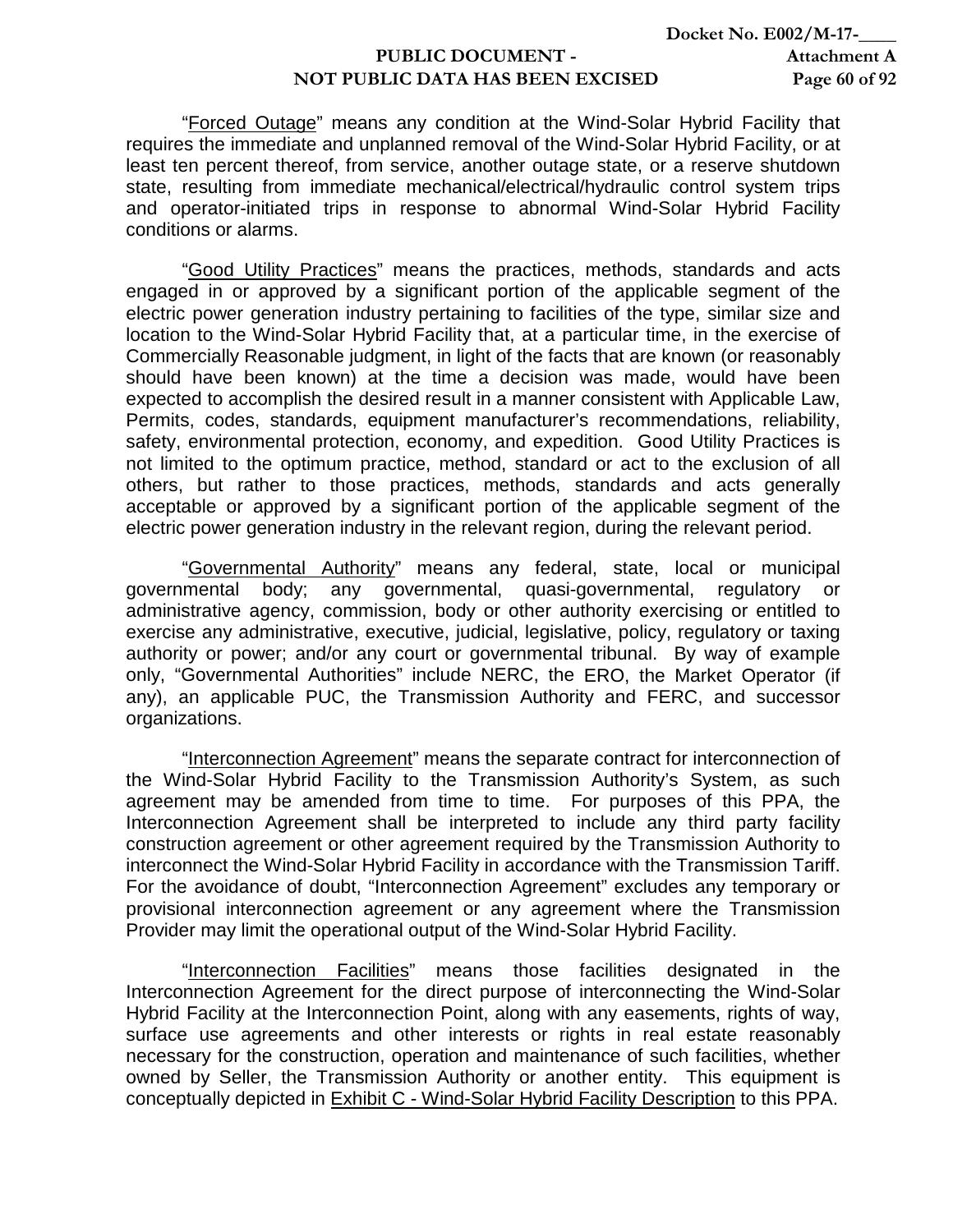"Forced Outage" means any condition at the Wind-Solar Hybrid Facility that requires the immediate and unplanned removal of the Wind-Solar Hybrid Facility, or at least ten percent thereof, from service, another outage state, or a reserve shutdown state, resulting from immediate mechanical/electrical/hydraulic control system trips and operator-initiated trips in response to abnormal Wind-Solar Hybrid Facility conditions or alarms.

"Good Utility Practices" means the practices, methods, standards and acts engaged in or approved by a significant portion of the applicable segment of the electric power generation industry pertaining to facilities of the type, similar size and location to the Wind-Solar Hybrid Facility that, at a particular time, in the exercise of Commercially Reasonable judgment, in light of the facts that are known (or reasonably should have been known) at the time a decision was made, would have been expected to accomplish the desired result in a manner consistent with Applicable Law, Permits, codes, standards, equipment manufacturer's recommendations, reliability, safety, environmental protection, economy, and expedition. Good Utility Practices is not limited to the optimum practice, method, standard or act to the exclusion of all others, but rather to those practices, methods, standards and acts generally acceptable or approved by a significant portion of the applicable segment of the electric power generation industry in the relevant region, during the relevant period.

"Governmental Authority" means any federal, state, local or municipal governmental body; any governmental, quasi-governmental, regulatory or administrative agency, commission, body or other authority exercising or entitled to exercise any administrative, executive, judicial, legislative, policy, regulatory or taxing authority or power; and/or any court or governmental tribunal. By way of example only, "Governmental Authorities" include NERC, the ERO, the Market Operator (if any), an applicable PUC, the Transmission Authority and FERC, and successor organizations.

"Interconnection Agreement" means the separate contract for interconnection of the Wind-Solar Hybrid Facility to the Transmission Authority's System, as such agreement may be amended from time to time. For purposes of this PPA, the Interconnection Agreement shall be interpreted to include any third party facility construction agreement or other agreement required by the Transmission Authority to interconnect the Wind-Solar Hybrid Facility in accordance with the Transmission Tariff. For the avoidance of doubt, "Interconnection Agreement" excludes any temporary or provisional interconnection agreement or any agreement where the Transmission Provider may limit the operational output of the Wind-Solar Hybrid Facility.

"Interconnection Facilities" means those facilities designated in the Interconnection Agreement for the direct purpose of interconnecting the Wind-Solar Hybrid Facility at the Interconnection Point, along with any easements, rights of way, surface use agreements and other interests or rights in real estate reasonably necessary for the construction, operation and maintenance of such facilities, whether owned by Seller, the Transmission Authority or another entity. This equipment is conceptually depicted in Exhibit C - Wind-Solar Hybrid Facility Description to this PPA.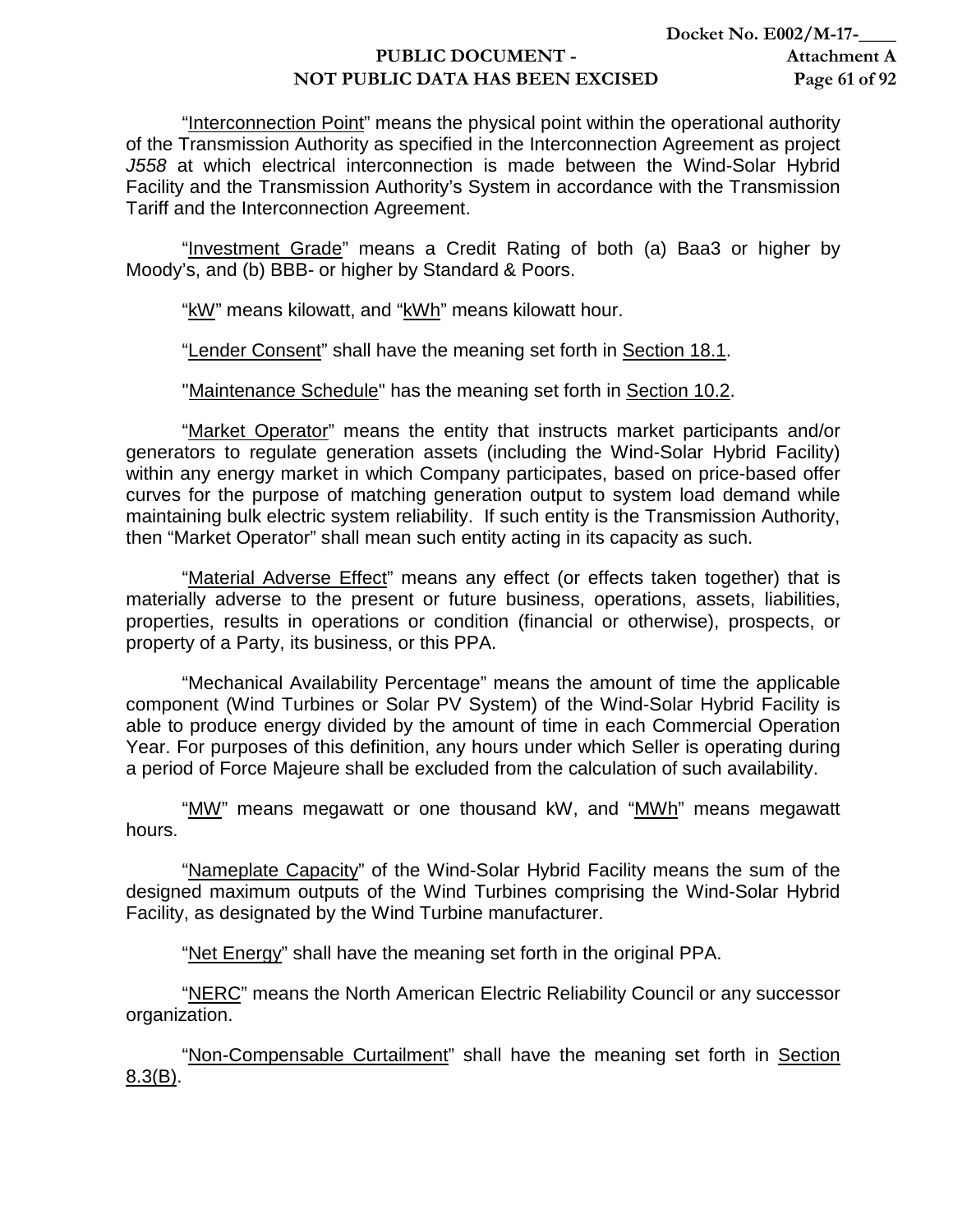"<u>Interconnection Point</u>" means the physical point within the operational authority of the Transmission Authority as specified in the Interconnection Agreement as project *J558* at which electrical interconnection is made between the Wind-Solar Hybrid Facility and the Transmission Authority's System in accordance with the Transmission Tariff and the Interconnection Agreement.

"<u>Investment Grade</u>" means a Credit Rating of both (a) Baa3 or higher by Moody's, and (b) BBB- or higher by Standard & Poors.

"<u>kW</u>" means kilowatt, and "<u>kWh</u>" means kilowatt hour.

"<u>Lender Consent</u>" shall have the meaning set forth in <u>Section 18.1</u>.

"<u>Maintenance Schedule</u>" has the meaning set forth in <u>Section 10.2</u>.

"<u>Market Operator</u>" means the entity that instructs market participants and/or generators to regulate generation assets (including the Wind-Solar Hybrid Facility) within any energy market in which Company participates, based on price-based offer curves for the purpose of matching generation output to system load demand while maintaining bulk electric system reliability. If such entity is the Transmission Authority, then "Market Operator" shall mean such entity acting in its capacity as such.

"<u>Material Adverse Effect</u>" means any effect (or effects taken together) that is materially adverse to the present or future business, operations, assets, liabilities, properties, results in operations or condition (financial or otherwise), prospects, or property of a Party, its business, or this PPA.

"Mechanical Availability Percentage" means the amount of time the applicable component (Wind Turbines or Solar PV System) of the Wind-Solar Hybrid Facility is able to produce energy divided by the amount of time in each Commercial Operation Year. For purposes of this definition, any hours under which Seller is operating during a period of Force Majeure shall be excluded from the calculation of such availability.

"<u>MW</u>" means megawatt or one thousand kW, and "<u>MWh</u>" means megawatt hours.

"<u>Nameplate Capacity</u>" of the Wind-Solar Hybrid Facility means the sum of the designed maximum outputs of the Wind Turbines comprising the Wind-Solar Hybrid Facility, as designated by the Wind Turbine manufacturer.

"<u>Net Energy</u>" shall have the meaning set forth in the original PPA.

"<u>NERC</u>" means the North American Electric Reliability Council or any successor organization.

"<u>Non-Compensable Curtailment</u>" shall have the meaning set forth in <u>Section 8.3(B)</u>.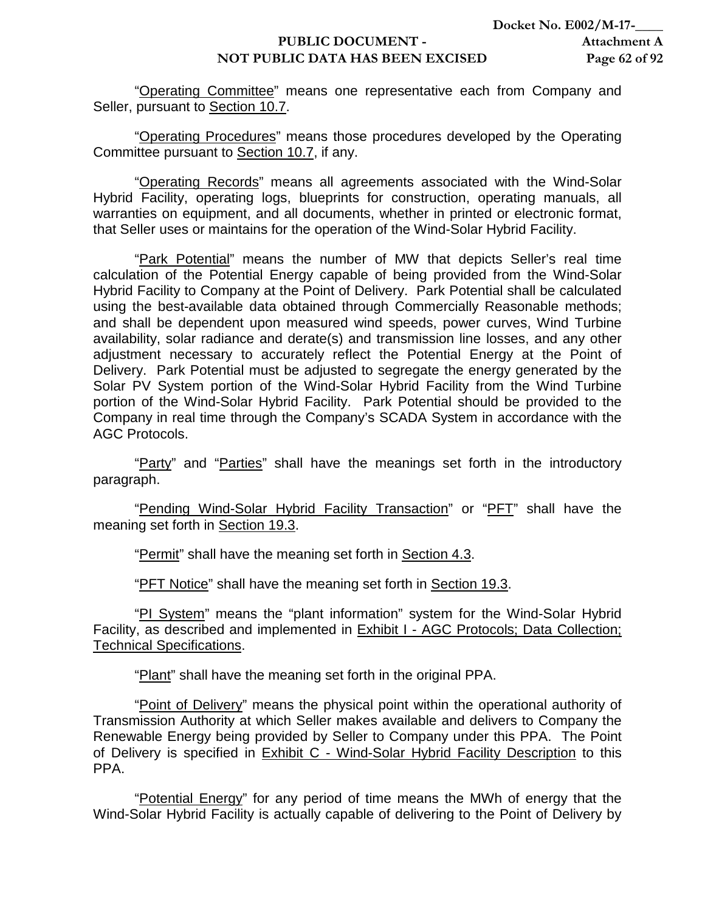"Operating Committee" means one representative each from Company and Seller, pursuant to Section 10.7.

"Operating Procedures" means those procedures developed by the Operating Committee pursuant to Section 10.7, if any.

"Operating Records" means all agreements associated with the Wind-Solar Hybrid Facility, operating logs, blueprints for construction, operating manuals, all warranties on equipment, and all documents, whether in printed or electronic format, that Seller uses or maintains for the operation of the Wind-Solar Hybrid Facility.

"Park Potential" means the number of MW that depicts Seller's real time calculation of the Potential Energy capable of being provided from the Wind-Solar Hybrid Facility to Company at the Point of Delivery. Park Potential shall be calculated using the best-available data obtained through Commercially Reasonable methods; and shall be dependent upon measured wind speeds, power curves, Wind Turbine availability, solar radiance and derate(s) and transmission line losses, and any other adjustment necessary to accurately reflect the Potential Energy at the Point of Delivery. Park Potential must be adjusted to segregate the energy generated by the Solar PV System portion of the Wind-Solar Hybrid Facility from the Wind Turbine portion of the Wind-Solar Hybrid Facility. Park Potential should be provided to the Company in real time through the Company's SCADA System in accordance with the AGC Protocols.

"Party" and "Parties" shall have the meanings set forth in the introductory paragraph.

"Pending Wind-Solar Hybrid Facility Transaction" or "PFT" shall have the meaning set forth in Section 19.3.

"Permit" shall have the meaning set forth in Section 4.3.

"PFT Notice" shall have the meaning set forth in Section 19.3.

"PI System" means the "plant information" system for the Wind-Solar Hybrid Facility, as described and implemented in Exhibit I - AGC Protocols; Data Collection; Technical Specifications.

"Plant" shall have the meaning set forth in the original PPA.

"Point of Delivery" means the physical point within the operational authority of Transmission Authority at which Seller makes available and delivers to Company the Renewable Energy being provided by Seller to Company under this PPA. The Point of Delivery is specified in Exhibit C - Wind-Solar Hybrid Facility Description to this PPA.

"Potential Energy" for any period of time means the MWh of energy that the Wind-Solar Hybrid Facility is actually capable of delivering to the Point of Delivery by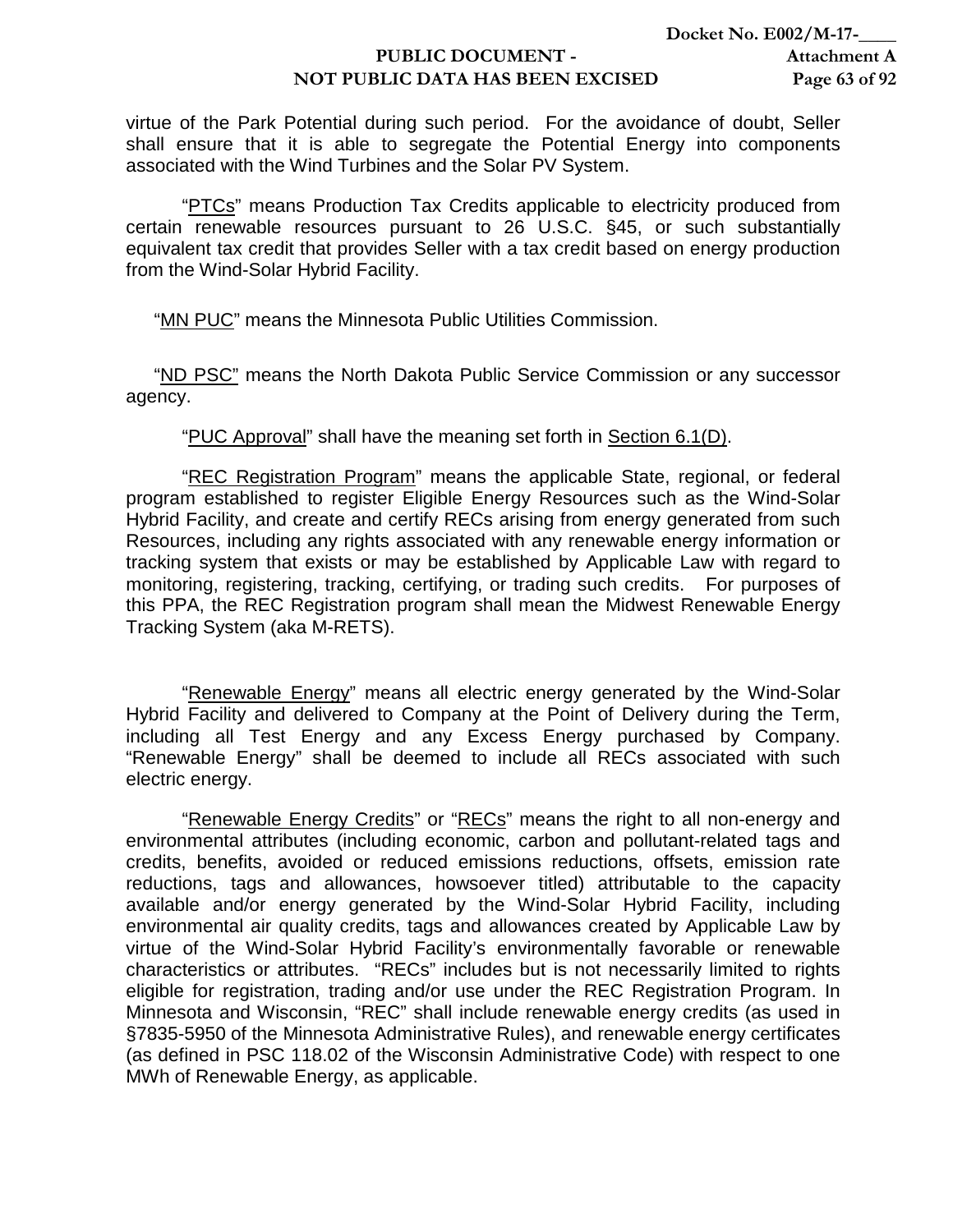virtue of the Park Potential during such period. For the avoidance of doubt, Seller shall ensure that it is able to segregate the Potential Energy into components associated with the Wind Turbines and the Solar PV System.

"PTCs" means Production Tax Credits applicable to electricity produced from certain renewable resources pursuant to 26 U.S.C. §45, or such substantially equivalent tax credit that provides Seller with a tax credit based on energy production from the Wind-Solar Hybrid Facility.

"MN PUC" means the Minnesota Public Utilities Commission.

"ND PSC" means the North Dakota Public Service Commission or any successor agency.

"PUC Approval" shall have the meaning set forth in Section 6.1(D).

"REC Registration Program" means the applicable State, regional, or federal program established to register Eligible Energy Resources such as the Wind-Solar Hybrid Facility, and create and certify RECs arising from energy generated from such Resources, including any rights associated with any renewable energy information or tracking system that exists or may be established by Applicable Law with regard to monitoring, registering, tracking, certifying, or trading such credits. For purposes of this PPA, the REC Registration program shall mean the Midwest Renewable Energy Tracking System (aka M-RETS).

"Renewable Energy" means all electric energy generated by the Wind-Solar Hybrid Facility and delivered to Company at the Point of Delivery during the Term, including all Test Energy and any Excess Energy purchased by Company. "Renewable Energy" shall be deemed to include all RECs associated with such electric energy.

"Renewable Energy Credits" or "RECs" means the right to all non-energy and environmental attributes (including economic, carbon and pollutant-related tags and credits, benefits, avoided or reduced emissions reductions, offsets, emission rate reductions, tags and allowances, howsoever titled) attributable to the capacity available and/or energy generated by the Wind-Solar Hybrid Facility, including environmental air quality credits, tags and allowances created by Applicable Law by virtue of the Wind-Solar Hybrid Facility's environmentally favorable or renewable characteristics or attributes. "RECs" includes but is not necessarily limited to rights eligible for registration, trading and/or use under the REC Registration Program. In Minnesota and Wisconsin, "REC" shall include renewable energy credits (as used in §7835-5950 of the Minnesota Administrative Rules), and renewable energy certificates (as defined in PSC 118.02 of the Wisconsin Administrative Code) with respect to one MWh of Renewable Energy, as applicable.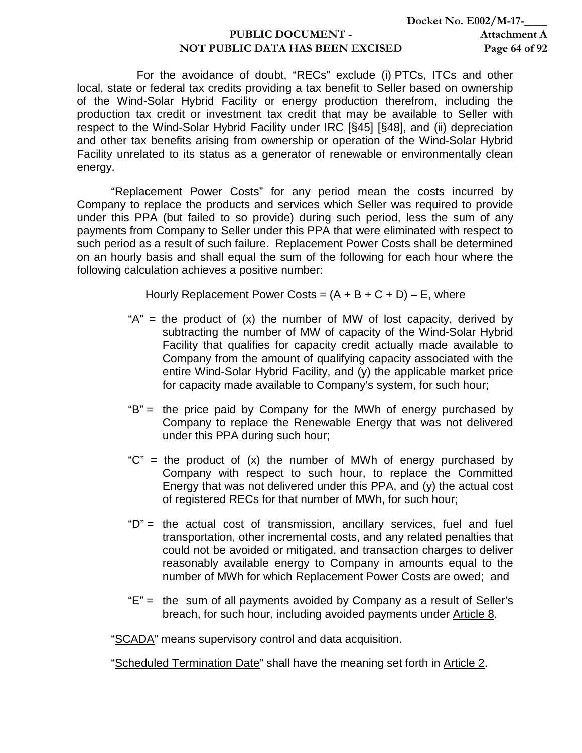For the avoidance of doubt, "RECs" exclude (i) PTCs, ITCs and other local, state or federal tax credits providing a tax benefit to Seller based on ownership of the Wind-Solar Hybrid Facility or energy production therefrom, including the production tax credit or investment tax credit that may be available to Seller with respect to the Wind-Solar Hybrid Facility under IRC [§45] [§48], and (ii) depreciation and other tax benefits arising from ownership or operation of the Wind-Solar Hybrid Facility unrelated to its status as a generator of renewable or environmentally clean energy.

"Replacement Power Costs" for any period mean the costs incurred by Company to replace the products and services which Seller was required to provide under this PPA (but failed to so provide) during such period, less the sum of any payments from Company to Seller under this PPA that were eliminated with respect to such period as a result of such failure. Replacement Power Costs shall be determined on an hourly basis and shall equal the sum of the following for each hour where the following calculation achieves a positive number:

Hourly Replacement Power Costs = (A + B + C + D) – E, where

"A" = the product of (x) the number of MW of lost capacity, derived by subtracting the number of MW of capacity of the Wind-Solar Hybrid Facility that qualifies for capacity credit actually made available to Company from the amount of qualifying capacity associated with the entire Wind-Solar Hybrid Facility, and (y) the applicable market price for capacity made available to Company's system, for such hour;

"B" = the price paid by Company for the MWh of energy purchased by Company to replace the Renewable Energy that was not delivered under this PPA during such hour;

"C" = the product of (x) the number of MWh of energy purchased by Company with respect to such hour, to replace the Committed Energy that was not delivered under this PPA, and (y) the actual cost of registered RECs for that number of MWh, for such hour;

"D" = the actual cost of transmission, ancillary services, fuel and fuel transportation, other incremental costs, and any related penalties that could not be avoided or mitigated, and transaction charges to deliver reasonably available energy to Company in amounts equal to the number of MWh for which Replacement Power Costs are owed; and

"E" = the sum of all payments avoided by Company as a result of Seller's breach, for such hour, including avoided payments under Article 8.

"SCADA" means supervisory control and data acquisition.

"Scheduled Termination Date" shall have the meaning set forth in Article 2.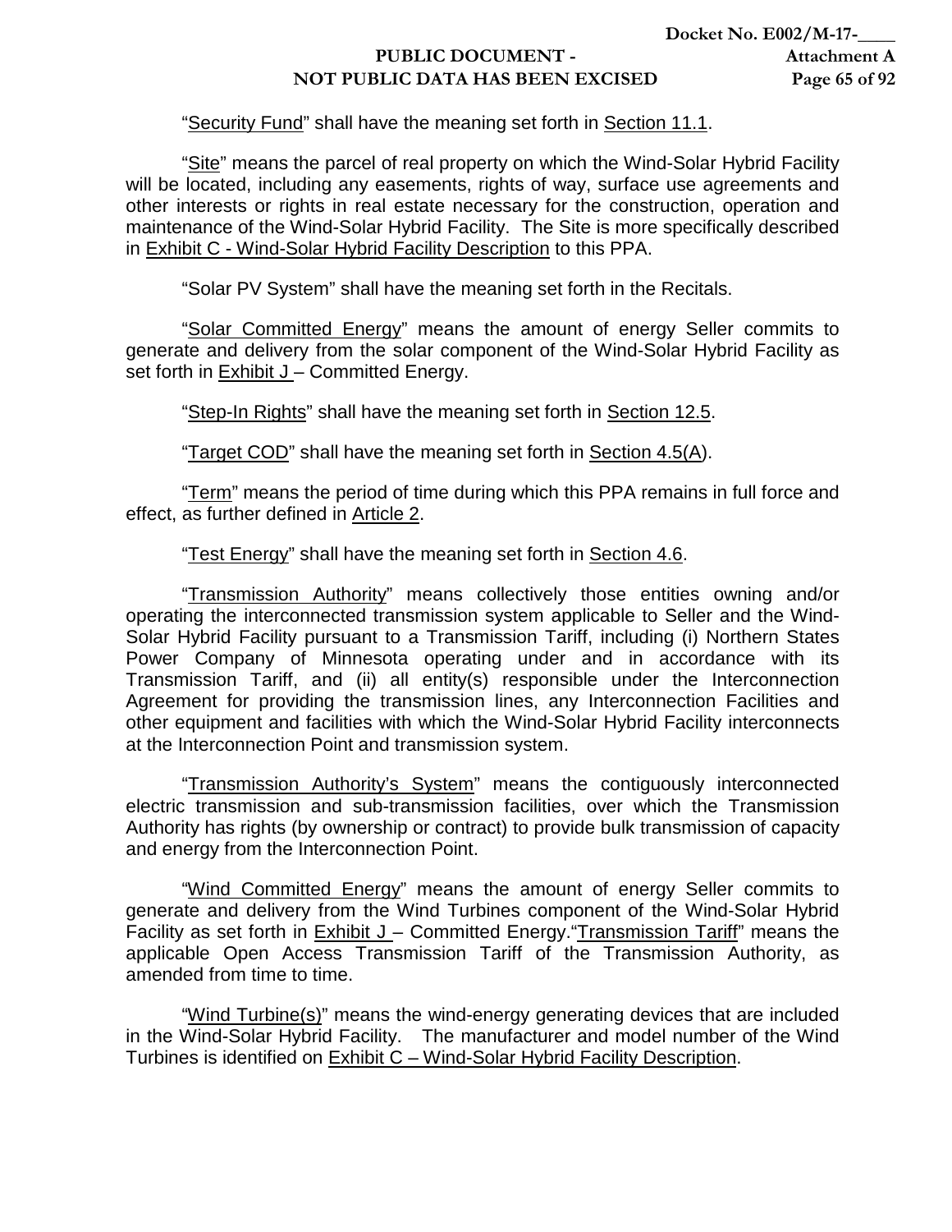"Security Fund" shall have the meaning set forth in Section 11.1.

"Site" means the parcel of real property on which the Wind-Solar Hybrid Facility will be located, including any easements, rights of way, surface use agreements and other interests or rights in real estate necessary for the construction, operation and maintenance of the Wind-Solar Hybrid Facility. The Site is more specifically described in Exhibit C - Wind-Solar Hybrid Facility Description to this PPA.

"Solar PV System" shall have the meaning set forth in the Recitals.

"Solar Committed Energy" means the amount of energy Seller commits to generate and delivery from the solar component of the Wind-Solar Hybrid Facility as set forth in Exhibit J – Committed Energy.

"Step-In Rights" shall have the meaning set forth in Section 12.5.

"Target COD" shall have the meaning set forth in Section 4.5(A).

"Term" means the period of time during which this PPA remains in full force and effect, as further defined in Article 2.

"Test Energy" shall have the meaning set forth in Section 4.6.

"Transmission Authority" means collectively those entities owning and/or operating the interconnected transmission system applicable to Seller and the Wind-Solar Hybrid Facility pursuant to a Transmission Tariff, including (i) Northern States Power Company of Minnesota operating under and in accordance with its Transmission Tariff, and (ii) all entity(s) responsible under the Interconnection Agreement for providing the transmission lines, any Interconnection Facilities and other equipment and facilities with which the Wind-Solar Hybrid Facility interconnects at the Interconnection Point and transmission system.

"Transmission Authority's System" means the contiguously interconnected electric transmission and sub-transmission facilities, over which the Transmission Authority has rights (by ownership or contract) to provide bulk transmission of capacity and energy from the Interconnection Point.

"Wind Committed Energy" means the amount of energy Seller commits to generate and delivery from the Wind Turbines component of the Wind-Solar Hybrid Facility as set forth in Exhibit J – Committed Energy."Transmission Tariff" means the applicable Open Access Transmission Tariff of the Transmission Authority, as amended from time to time.

"Wind Turbine(s)" means the wind-energy generating devices that are included in the Wind-Solar Hybrid Facility. The manufacturer and model number of the Wind Turbines is identified on Exhibit C – Wind-Solar Hybrid Facility Description.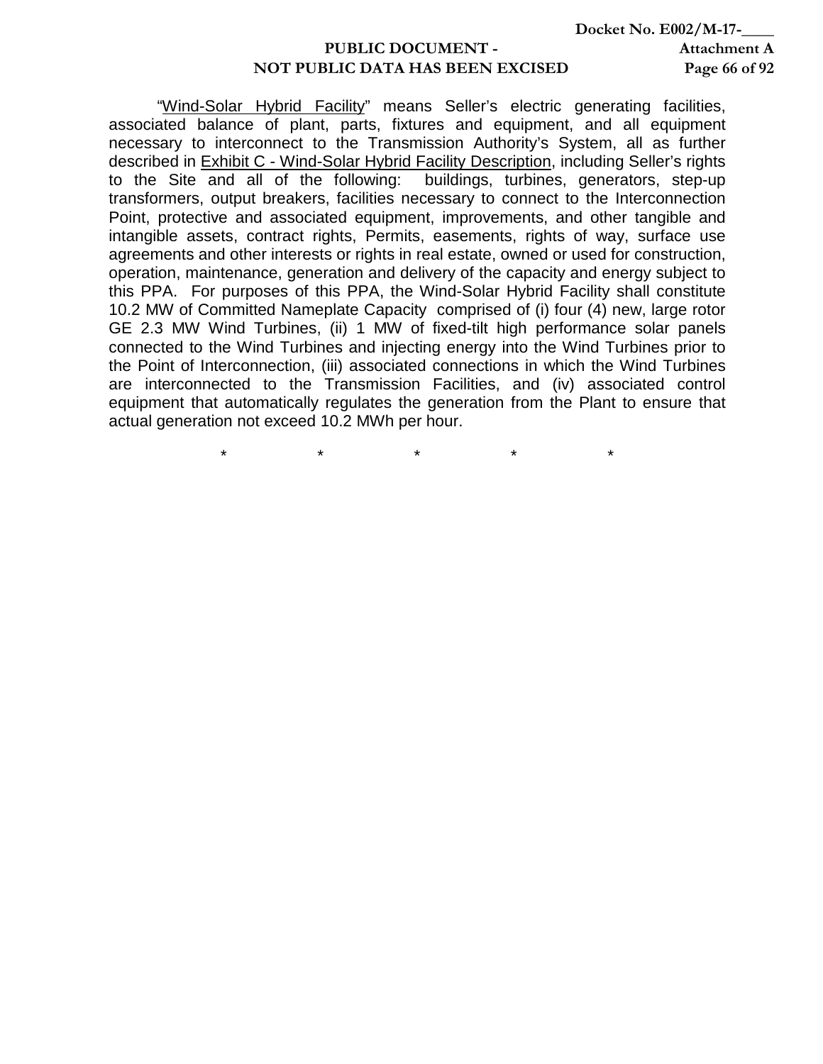"<u>Wind-Solar Hybrid Facility</u>" means Seller's electric generating facilities, associated balance of plant, parts, fixtures and equipment, and all equipment necessary to interconnect to the Transmission Authority's System, all as further described in <u>Exhibit C - Wind-Solar Hybrid Facility Description</u>, including Seller's rights to the Site and all of the following: buildings, turbines, generators, step-up transformers, output breakers, facilities necessary to connect to the Interconnection Point, protective and associated equipment, improvements, and other tangible and intangible assets, contract rights, Permits, easements, rights of way, surface use agreements and other interests or rights in real estate, owned or used for construction, operation, maintenance, generation and delivery of the capacity and energy subject to this PPA. For purposes of this PPA, the Wind-Solar Hybrid Facility shall constitute 10.2 MW of Committed Nameplate Capacity comprised of (i) four (4) new, large rotor GE 2.3 MW Wind Turbines, (ii) 1 MW of fixed-tilt high performance solar panels connected to the Wind Turbines and injecting energy into the Wind Turbines prior to the Point of Interconnection, (iii) associated connections in which the Wind Turbines are interconnected to the Transmission Facilities, and (iv) associated control equipment that automatically regulates the generation from the Plant to ensure that actual generation not exceed 10.2 MWh per hour.

\* \* \* \* \*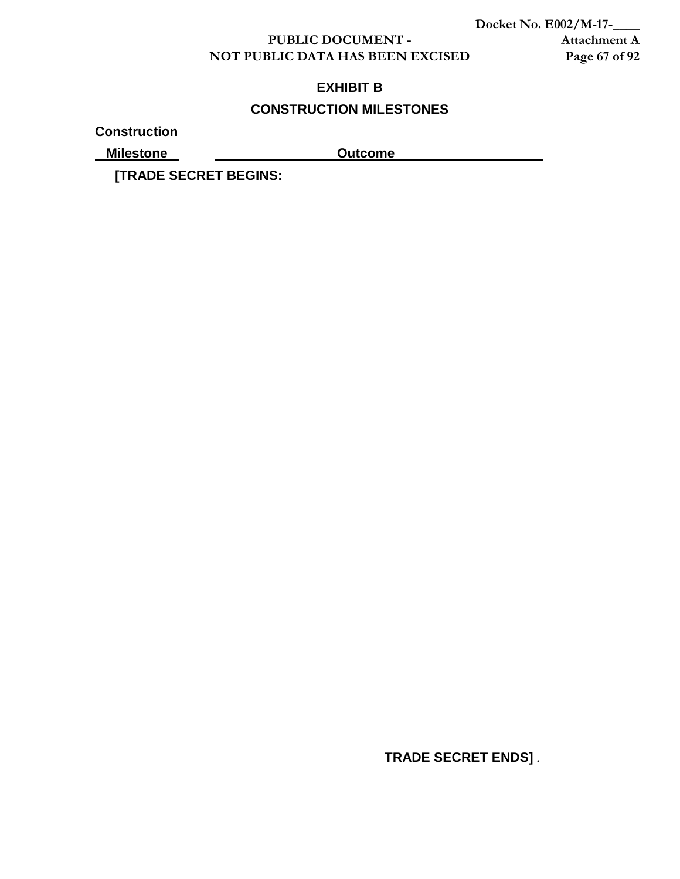# EXHIBIT B

## CONSTRUCTION MILESTONES

| Construction Milestone | Outcome |
|---|---|

**[TRADE SECRET BEGINS:**

**TRADE SECRET ENDS]** .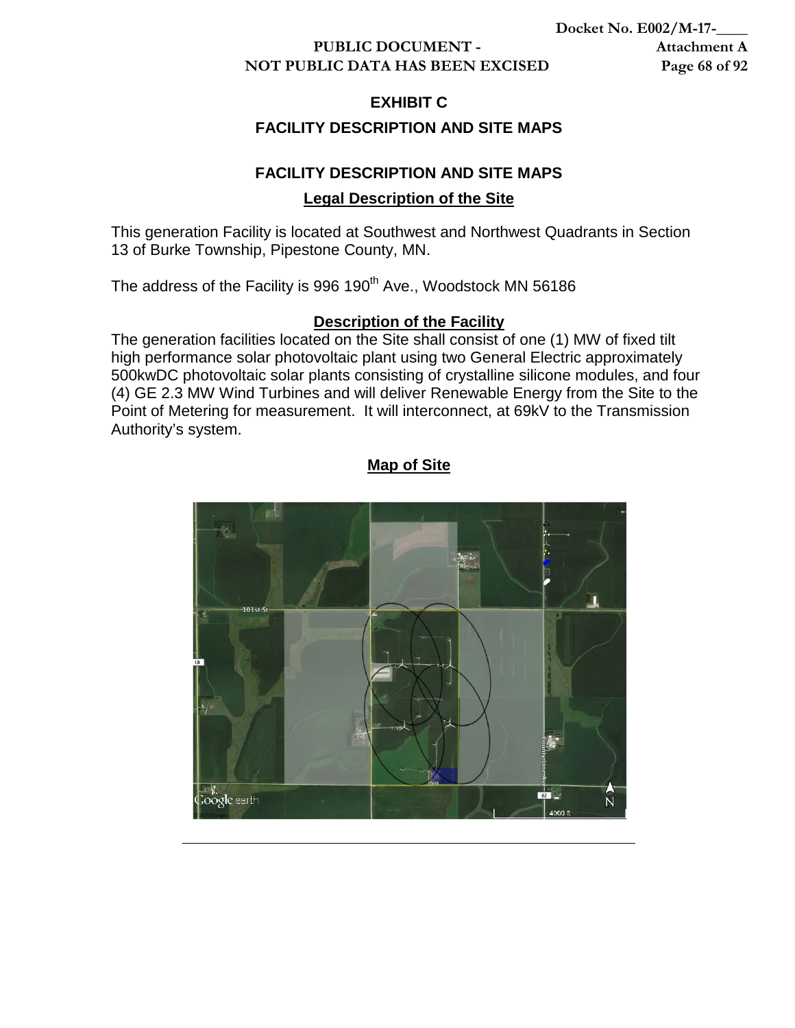# EXHIBIT C

## FACILITY DESCRIPTION AND SITE MAPS

## FACILITY DESCRIPTION AND SITE MAPS

### Legal Description of the Site

This generation Facility is located at Southwest and Northwest Quadrants in Section 13 of Burke Township, Pipestone County, MN.

The address of the Facility is 996 190th Ave., Woodstock MN 56186

### Description of the Facility

The generation facilities located on the Site shall consist of one (1) MW of fixed tilt high performance solar photovoltaic plant using two General Electric approximately 500kwDC photovoltaic solar plants consisting of crystalline silicone modules, and four (4) GE 2.3 MW Wind Turbines and will deliver Renewable Energy from the Site to the Point of Metering for measurement. It will interconnect, at 69kV to the Transmission Authority's system.

### Map of Site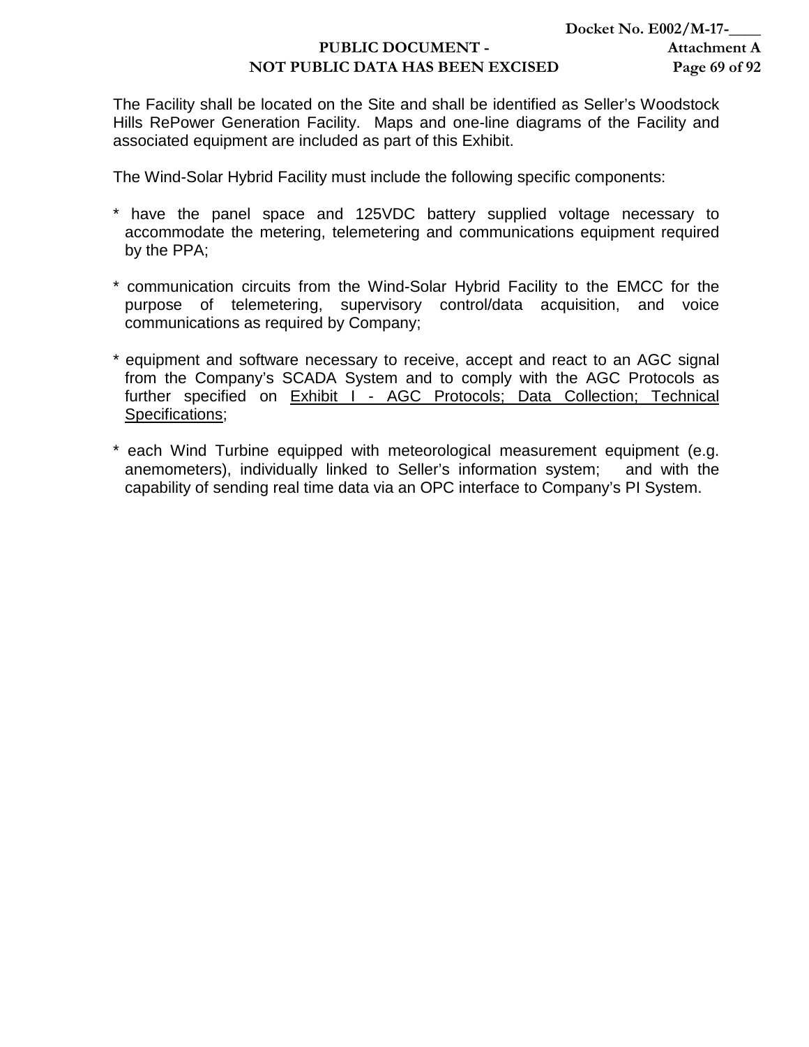The Facility shall be located on the Site and shall be identified as Seller's Woodstock Hills RePower Generation Facility. Maps and one-line diagrams of the Facility and associated equipment are included as part of this Exhibit.

The Wind-Solar Hybrid Facility must include the following specific components:

* have the panel space and 125VDC battery supplied voltage necessary to accommodate the metering, telemetering and communications equipment required by the PPA;

* communication circuits from the Wind-Solar Hybrid Facility to the EMCC for the purpose of telemetering, supervisory control/data acquisition, and voice communications as required by Company;

* equipment and software necessary to receive, accept and react to an AGC signal from the Company's SCADA System and to comply with the AGC Protocols as further specified on <u>Exhibit I - AGC Protocols; Data Collection; Technical Specifications</u>;

* each Wind Turbine equipped with meteorological measurement equipment (e.g. anemometers), individually linked to Seller's information system; and with the capability of sending real time data via an OPC interface to Company's PI System.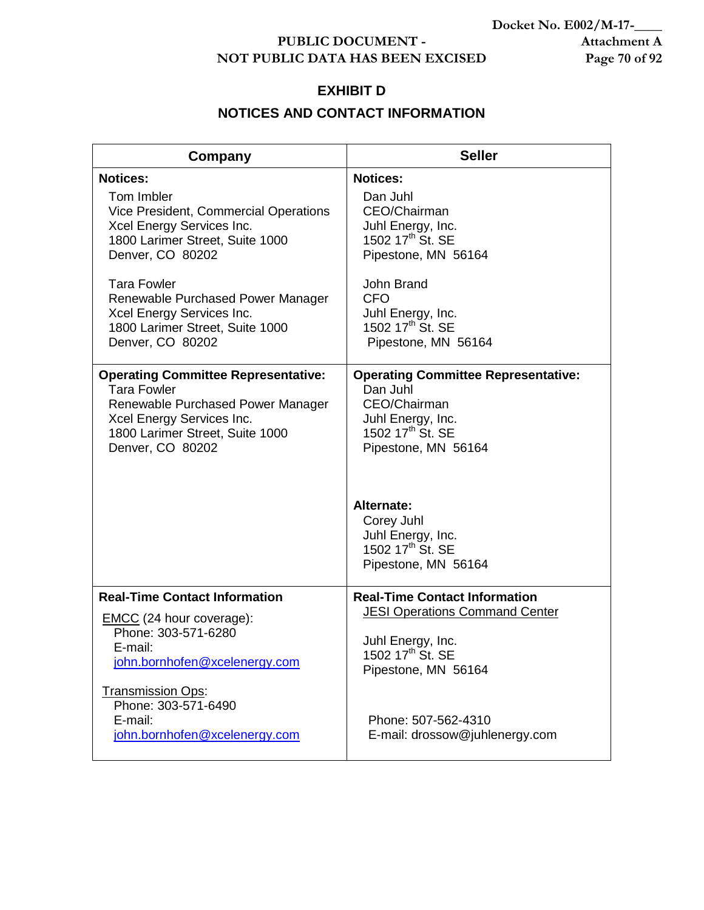# EXHIBIT D

## NOTICES AND CONTACT INFORMATION

| Company | Seller |
|---|---|
| **Notices:**<br>Tom Imbler<br>Vice President, Commercial Operations<br>Xcel Energy Services Inc.<br>1800 Larimer Street, Suite 1000<br>Denver, CO 80202<br><br>Tara Fowler<br>Renewable Purchased Power Manager<br>Xcel Energy Services Inc.<br>1800 Larimer Street, Suite 1000<br>Denver, CO 80202 | **Notices:**<br>Dan Juhl<br>CEO/Chairman<br>Juhl Energy, Inc.<br>1502 17th St. SE<br>Pipestone, MN 56164<br><br>John Brand<br>CFO<br>Juhl Energy, Inc.<br>1502 17th St. SE<br>Pipestone, MN 56164 |
| **Operating Committee Representative:**<br>Tara Fowler<br>Renewable Purchased Power Manager<br>Xcel Energy Services Inc.<br>1800 Larimer Street, Suite 1000<br>Denver, CO 80202 | **Operating Committee Representative:**<br>Dan Juhl<br>CEO/Chairman<br>Juhl Energy, Inc.<br>1502 17th St. SE<br>Pipestone, MN 56164<br><br>**Alternate:**<br>Corey Juhl<br>Juhl Energy, Inc.<br>1502 17th St. SE<br>Pipestone, MN 56164 |
| **Real-Time Contact Information**<br>EMCC (24 hour coverage):<br>Phone: 303-571-6280<br>E-mail:<br>john.bornhofen@xcelenergy.com<br><br>Transmission Ops:<br>Phone: 303-571-6490<br>E-mail:<br>john.bornhofen@xcelenergy.com | **Real-Time Contact Information**<br>JESI Operations Command Center<br><br>Juhl Energy, Inc.<br>1502 17th St. SE<br>Pipestone, MN 56164<br><br>Phone: 507-562-4310<br>E-mail: drossow@juhlenergy.com |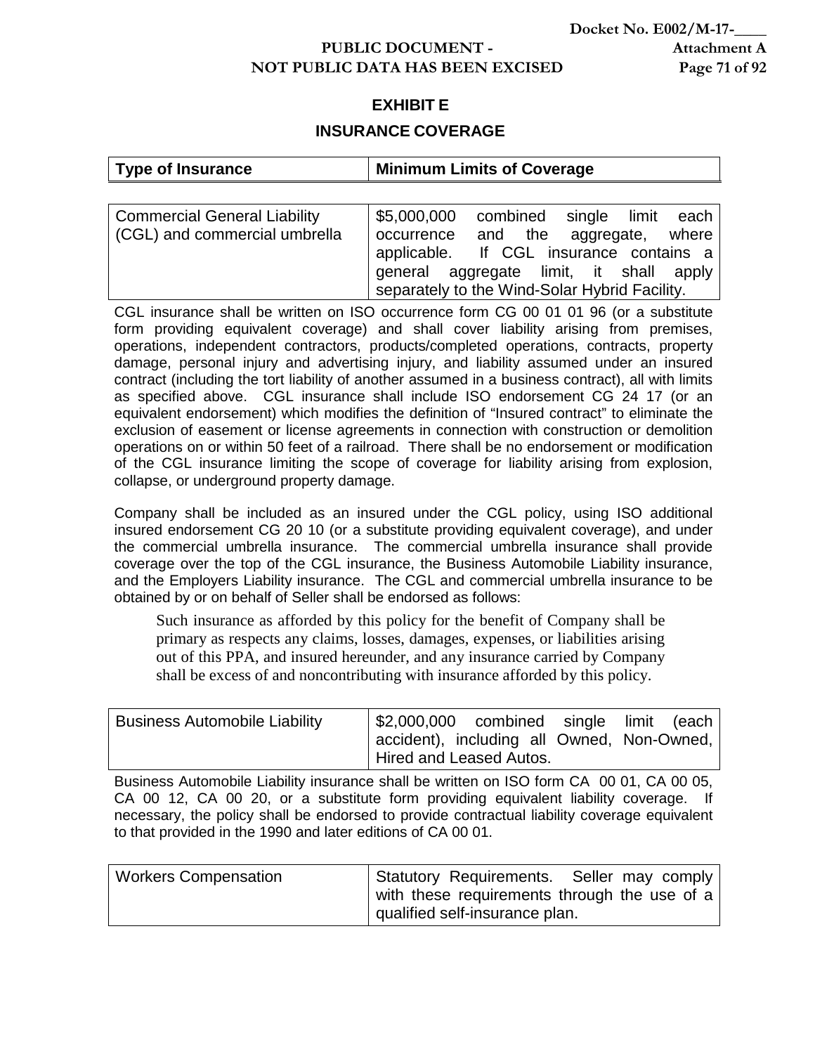# EXHIBIT E

## INSURANCE COVERAGE

| Type of Insurance | Minimum Limits of Coverage |
|---|---|
| Commercial General Liability (CGL) and commercial umbrella | $5,000,000 combined single limit each occurrence and the aggregate, where applicable. If CGL insurance contains a general aggregate limit, it shall apply separately to the Wind-Solar Hybrid Facility. |

CGL insurance shall be written on ISO occurrence form CG 00 01 01 96 (or a substitute form providing equivalent coverage) and shall cover liability arising from premises, operations, independent contractors, products/completed operations, contracts, property damage, personal injury and advertising injury, and liability assumed under an insured contract (including the tort liability of another assumed in a business contract), all with limits as specified above. CGL insurance shall include ISO endorsement CG 24 17 (or an equivalent endorsement) which modifies the definition of "Insured contract" to eliminate the exclusion of easement or license agreements in connection with construction or demolition operations on or within 50 feet of a railroad. There shall be no endorsement or modification of the CGL insurance limiting the scope of coverage for liability arising from explosion, collapse, or underground property damage.

Company shall be included as an insured under the CGL policy, using ISO additional insured endorsement CG 20 10 (or a substitute providing equivalent coverage), and under the commercial umbrella insurance. The commercial umbrella insurance shall provide coverage over the top of the CGL insurance, the Business Automobile Liability insurance, and the Employers Liability insurance. The CGL and commercial umbrella insurance to be obtained by or on behalf of Seller shall be endorsed as follows:

> Such insurance as afforded by this policy for the benefit of Company shall be primary as respects any claims, losses, damages, expenses, or liabilities arising out of this PPA, and insured hereunder, and any insurance carried by Company shall be excess of and noncontributing with insurance afforded by this policy.

| Business Automobile Liability | $2,000,000 combined single limit (each accident), including all Owned, Non-Owned, Hired and Leased Autos. |
|---|---|

Business Automobile Liability insurance shall be written on ISO form CA 00 01, CA 00 05, CA 00 12, CA 00 20, or a substitute form providing equivalent liability coverage. If necessary, the policy shall be endorsed to provide contractual liability coverage equivalent to that provided in the 1990 and later editions of CA 00 01.

| Workers Compensation | Statutory Requirements. Seller may comply with these requirements through the use of a qualified self-insurance plan. |
|---|---|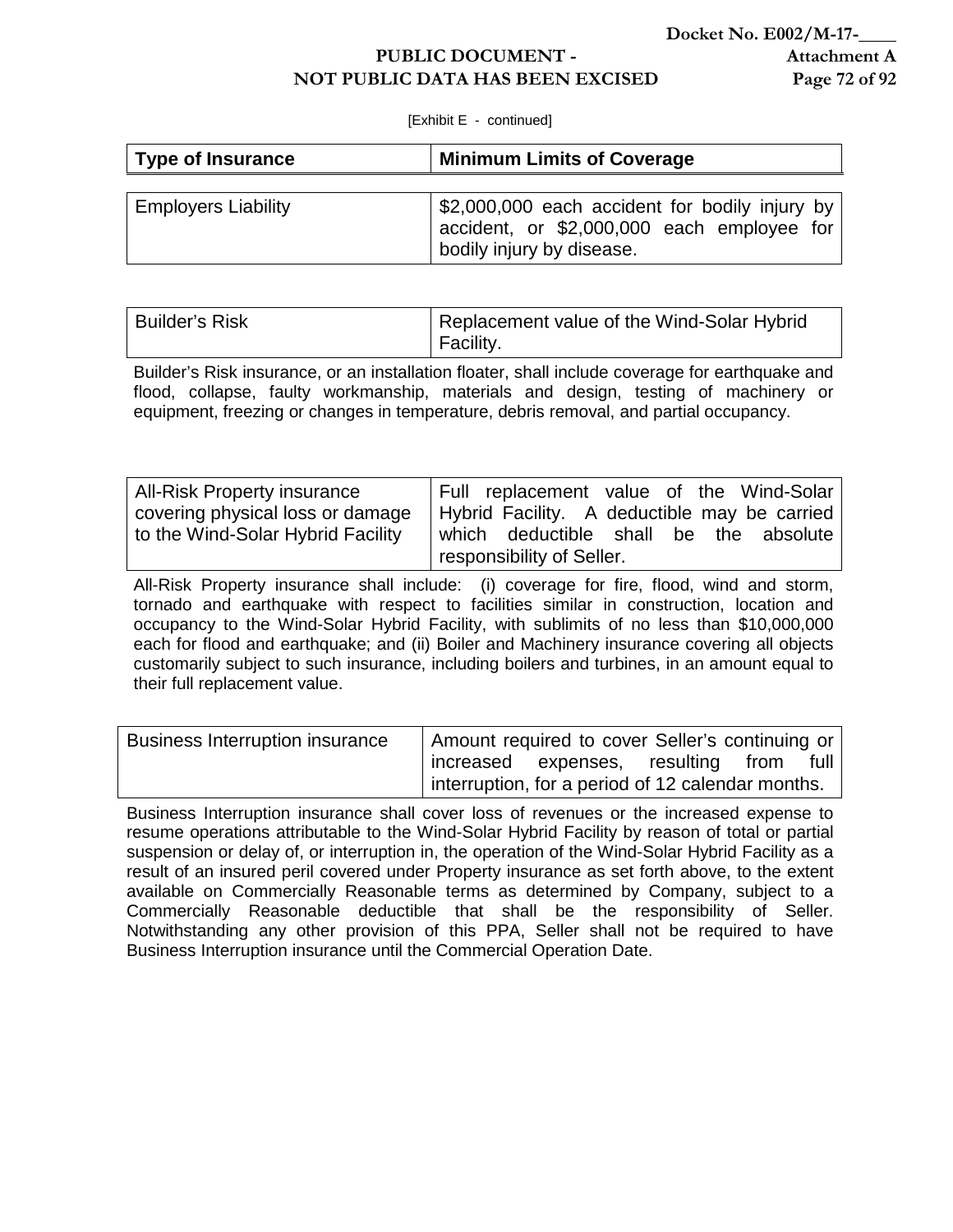[Exhibit E - continued]

| Type of Insurance | Minimum Limits of Coverage |
|---|---|
| Employers Liability | $2,000,000 each accident for bodily injury by accident, or $2,000,000 each employee for bodily injury by disease. |

| Builder's Risk | Replacement value of the Wind-Solar Hybrid Facility. |
|---|---|

Builder's Risk insurance, or an installation floater, shall include coverage for earthquake and flood, collapse, faulty workmanship, materials and design, testing of machinery or equipment, freezing or changes in temperature, debris removal, and partial occupancy.

| All-Risk Property insurance covering physical loss or damage to the Wind-Solar Hybrid Facility | Full replacement value of the Wind-Solar Hybrid Facility. A deductible may be carried which deductible shall be the absolute responsibility of Seller. |
|---|---|

All-Risk Property insurance shall include: (i) coverage for fire, flood, wind and storm, tornado and earthquake with respect to facilities similar in construction, location and occupancy to the Wind-Solar Hybrid Facility, with sublimits of no less than $10,000,000 each for flood and earthquake; and (ii) Boiler and Machinery insurance covering all objects customarily subject to such insurance, including boilers and turbines, in an amount equal to their full replacement value.

| Business Interruption insurance | Amount required to cover Seller's continuing or increased expenses, resulting from full interruption, for a period of 12 calendar months. |
|---|---|

Business Interruption insurance shall cover loss of revenues or the increased expense to resume operations attributable to the Wind-Solar Hybrid Facility by reason of total or partial suspension or delay of, or interruption in, the operation of the Wind-Solar Hybrid Facility as a result of an insured peril covered under Property insurance as set forth above, to the extent available on Commercially Reasonable terms as determined by Company, subject to a Commercially Reasonable deductible that shall be the responsibility of Seller. Notwithstanding any other provision of this PPA, Seller shall not be required to have Business Interruption insurance until the Commercial Operation Date.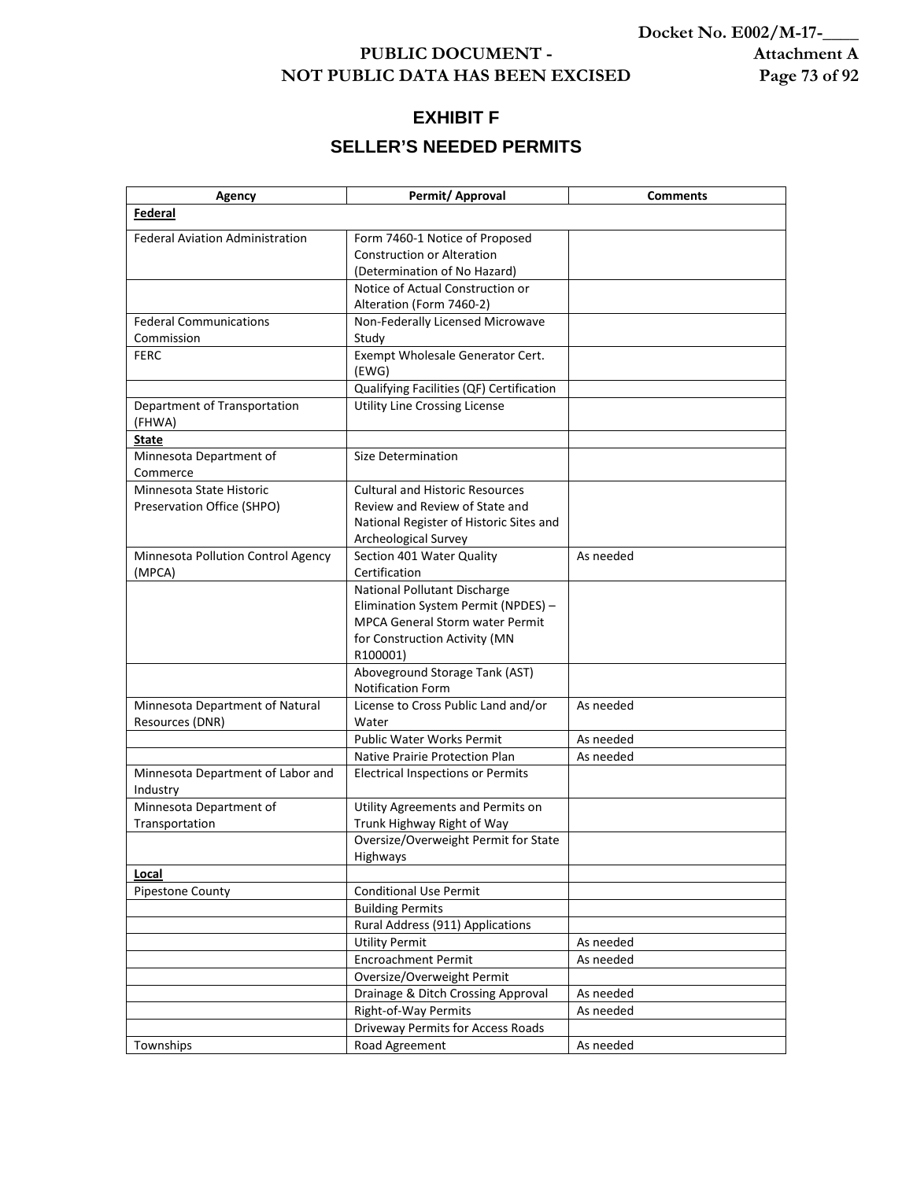# EXHIBIT F

## SELLER'S NEEDED PERMITS

| Agency | Permit/ Approval | Comments |
|---|---|---|
| **Federal** | | |
| Federal Aviation Administration | Form 7460-1 Notice of Proposed Construction or Alteration (Determination of No Hazard) | |
| | Notice of Actual Construction or Alteration (Form 7460-2) | |
| Federal Communications Commission | Non-Federally Licensed Microwave Study | |
| FERC | Exempt Wholesale Generator Cert. (EWG) | |
| | Qualifying Facilities (QF) Certification | |
| Department of Transportation (FHWA) | Utility Line Crossing License | |
| **State** | | |
| Minnesota Department of Commerce | Size Determination | |
| Minnesota State Historic Preservation Office (SHPO) | Cultural and Historic Resources Review and Review of State and National Register of Historic Sites and Archeological Survey | |
| Minnesota Pollution Control Agency (MPCA) | Section 401 Water Quality Certification | As needed |
| | National Pollutant Discharge Elimination System Permit (NPDES) – MPCA General Storm water Permit for Construction Activity (MN R100001) | |
| | Aboveground Storage Tank (AST) Notification Form | |
| Minnesota Department of Natural Resources (DNR) | License to Cross Public Land and/or Water | As needed |
| | Public Water Works Permit | As needed |
| | Native Prairie Protection Plan | As needed |
| Minnesota Department of Labor and Industry | Electrical Inspections or Permits | |
| Minnesota Department of Transportation | Utility Agreements and Permits on Trunk Highway Right of Way | |
| | Oversize/Overweight Permit for State Highways | |
| **Local** | | |
| Pipestone County | Conditional Use Permit | |
| | Building Permits | |
| | Rural Address (911) Applications | |
| | Utility Permit | As needed |
| | Encroachment Permit | As needed |
| | Oversize/Overweight Permit | |
| | Drainage & Ditch Crossing Approval | As needed |
| | Right-of-Way Permits | As needed |
| | Driveway Permits for Access Roads | |
| Townships | Road Agreement | As needed |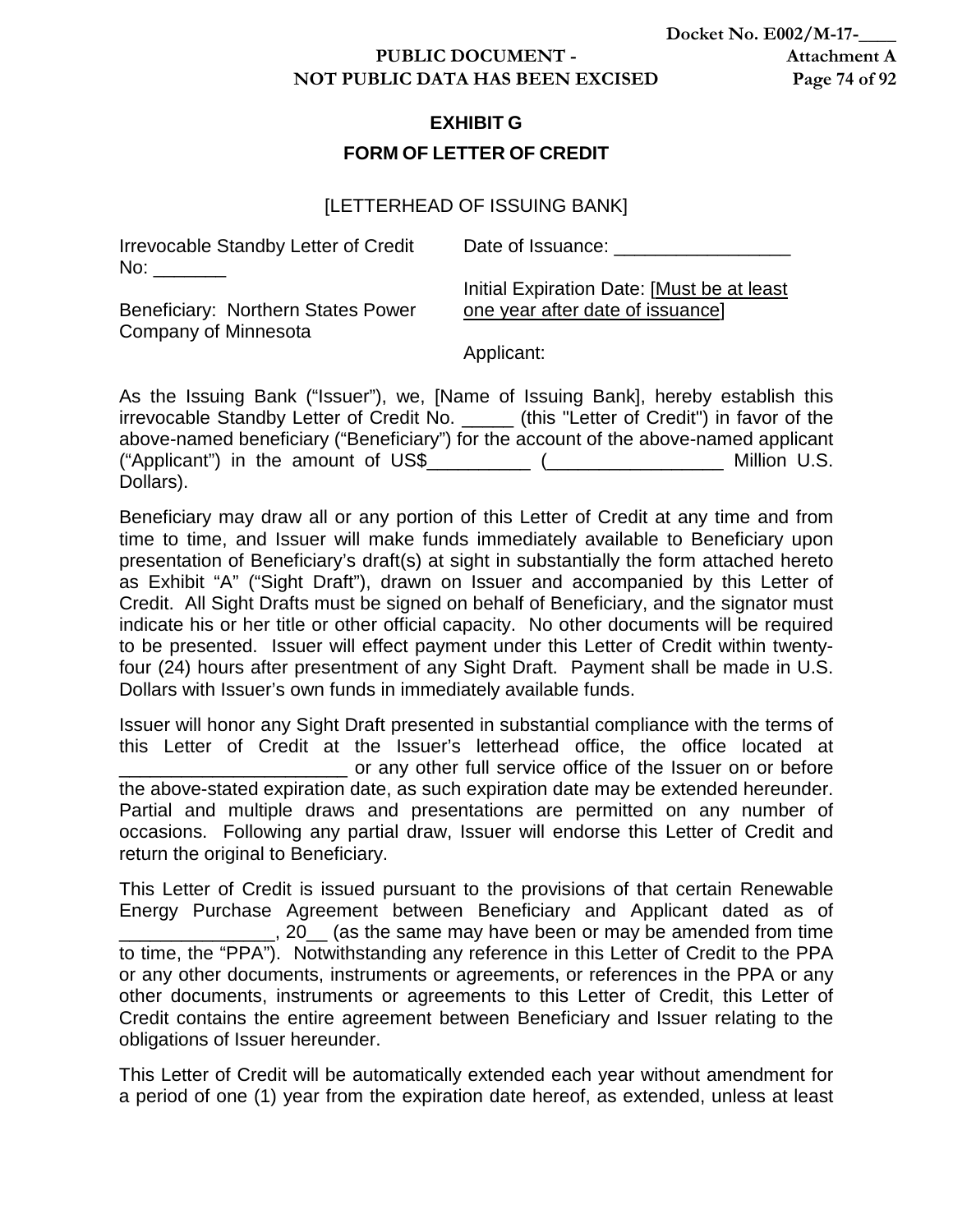## EXHIBIT G

## FORM OF LETTER OF CREDIT

[LETTERHEAD OF ISSUING BANK]

Irrevocable Standby Letter of Credit No: _______

Date of Issuance: _________________

Initial Expiration Date: [Must be at least one year after date of issuance]

Beneficiary: Northern States Power Company of Minnesota

Applicant:

As the Issuing Bank ("Issuer"), we, [Name of Issuing Bank], hereby establish this irrevocable Standby Letter of Credit No. _____ (this "Letter of Credit") in favor of the above-named beneficiary ("Beneficiary") for the account of the above-named applicant ("Applicant") in the amount of US$__________ (_________________ Million U.S. Dollars).

Beneficiary may draw all or any portion of this Letter of Credit at any time and from time to time, and Issuer will make funds immediately available to Beneficiary upon presentation of Beneficiary's draft(s) at sight in substantially the form attached hereto as Exhibit "A" ("Sight Draft"), drawn on Issuer and accompanied by this Letter of Credit. All Sight Drafts must be signed on behalf of Beneficiary, and the signator must indicate his or her title or other official capacity. No other documents will be required to be presented. Issuer will effect payment under this Letter of Credit within twenty-four (24) hours after presentment of any Sight Draft. Payment shall be made in U.S. Dollars with Issuer's own funds in immediately available funds.

Issuer will honor any Sight Draft presented in substantial compliance with the terms of this Letter of Credit at the Issuer's letterhead office, the office located at ______________________ or any other full service office of the Issuer on or before the above-stated expiration date, as such expiration date may be extended hereunder. Partial and multiple draws and presentations are permitted on any number of occasions. Following any partial draw, Issuer will endorse this Letter of Credit and return the original to Beneficiary.

This Letter of Credit is issued pursuant to the provisions of that certain Renewable Energy Purchase Agreement between Beneficiary and Applicant dated as of _______________, 20__ (as the same may have been or may be amended from time to time, the "PPA"). Notwithstanding any reference in this Letter of Credit to the PPA or any other documents, instruments or agreements, or references in the PPA or any other documents, instruments or agreements to this Letter of Credit, this Letter of Credit contains the entire agreement between Beneficiary and Issuer relating to the obligations of Issuer hereunder.

This Letter of Credit will be automatically extended each year without amendment for a period of one (1) year from the expiration date hereof, as extended, unless at least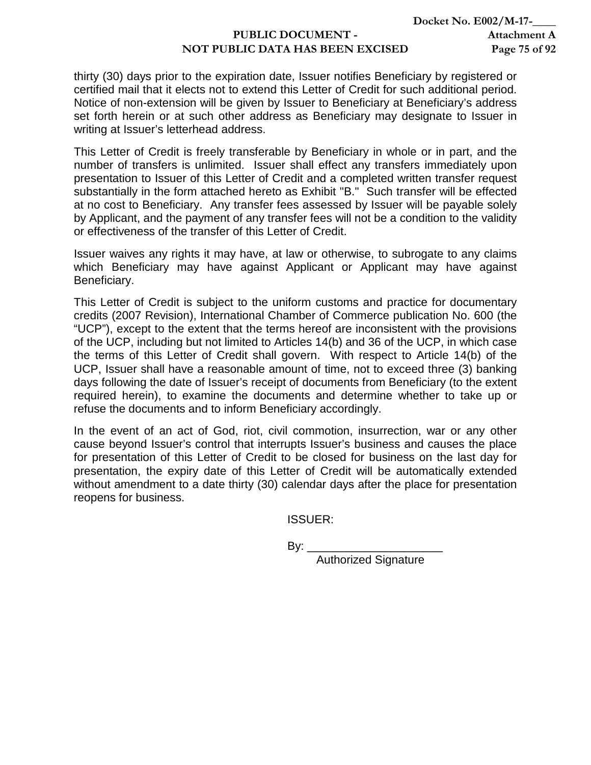thirty (30) days prior to the expiration date, Issuer notifies Beneficiary by registered or certified mail that it elects not to extend this Letter of Credit for such additional period. Notice of non-extension will be given by Issuer to Beneficiary at Beneficiary's address set forth herein or at such other address as Beneficiary may designate to Issuer in writing at Issuer's letterhead address.

This Letter of Credit is freely transferable by Beneficiary in whole or in part, and the number of transfers is unlimited. Issuer shall effect any transfers immediately upon presentation to Issuer of this Letter of Credit and a completed written transfer request substantially in the form attached hereto as Exhibit "B." Such transfer will be effected at no cost to Beneficiary. Any transfer fees assessed by Issuer will be payable solely by Applicant, and the payment of any transfer fees will not be a condition to the validity or effectiveness of the transfer of this Letter of Credit.

Issuer waives any rights it may have, at law or otherwise, to subrogate to any claims which Beneficiary may have against Applicant or Applicant may have against Beneficiary.

This Letter of Credit is subject to the uniform customs and practice for documentary credits (2007 Revision), International Chamber of Commerce publication No. 600 (the "UCP"), except to the extent that the terms hereof are inconsistent with the provisions of the UCP, including but not limited to Articles 14(b) and 36 of the UCP, in which case the terms of this Letter of Credit shall govern. With respect to Article 14(b) of the UCP, Issuer shall have a reasonable amount of time, not to exceed three (3) banking days following the date of Issuer's receipt of documents from Beneficiary (to the extent required herein), to examine the documents and determine whether to take up or refuse the documents and to inform Beneficiary accordingly.

In the event of an act of God, riot, civil commotion, insurrection, war or any other cause beyond Issuer's control that interrupts Issuer's business and causes the place for presentation of this Letter of Credit to be closed for business on the last day for presentation, the expiry date of this Letter of Credit will be automatically extended without amendment to a date thirty (30) calendar days after the place for presentation reopens for business.

ISSUER:

By: _____________________
Authorized Signature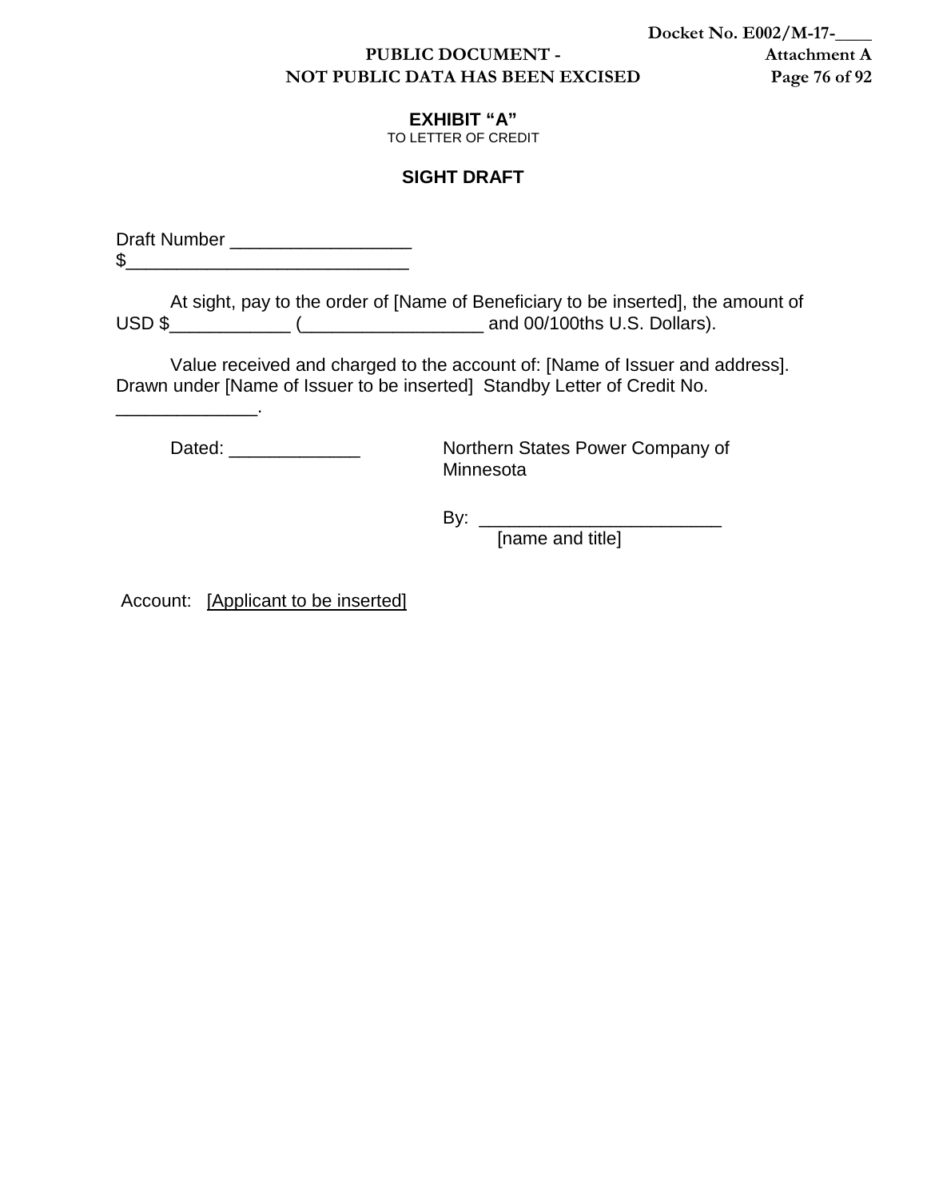**EXHIBIT "A"**
TO LETTER OF CREDIT

**SIGHT DRAFT**

Draft Number __________________
$____________________________

At sight, pay to the order of [Name of Beneficiary to be inserted], the amount of USD $____________ (__________________ and 00/100ths U.S. Dollars).

Value received and charged to the account of: [Name of Issuer and address]. Drawn under [Name of Issuer to be inserted] Standby Letter of Credit No. ______________.

Dated: _____________

Northern States Power Company of Minnesota

By: ________________________
[name and title]

Account: [Applicant to be inserted]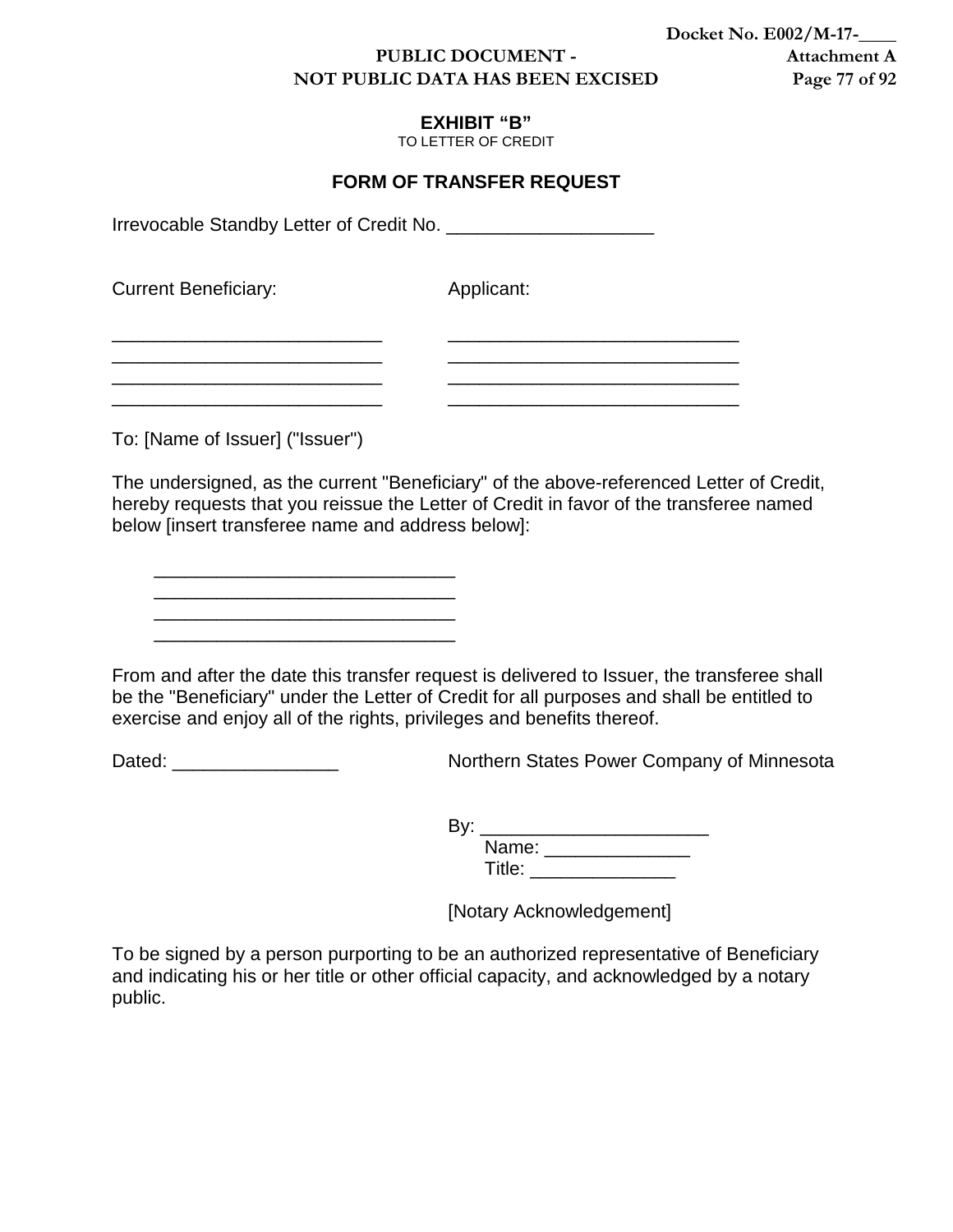# EXHIBIT "B"

TO LETTER OF CREDIT

## FORM OF TRANSFER REQUEST

Irrevocable Standby Letter of Credit No. ____________________

| Current Beneficiary: | Applicant: |
|---|---|
| __________________________ | ____________________________ |
| __________________________ | ____________________________ |
| __________________________ | ____________________________ |
| __________________________ | ____________________________ |

To: [Name of Issuer] ("Issuer")

The undersigned, as the current "Beneficiary" of the above-referenced Letter of Credit, hereby requests that you reissue the Letter of Credit in favor of the transferee named below [insert transferee name and address below]:

_____________________________
_____________________________
_____________________________
_____________________________

From and after the date this transfer request is delivered to Issuer, the transferee shall be the "Beneficiary" under the Letter of Credit for all purposes and shall be entitled to exercise and enjoy all of the rights, privileges and benefits thereof.

Dated: ________________

Northern States Power Company of Minnesota

By: ______________________
Name: ______________
Title: ______________

[Notary Acknowledgement]

To be signed by a person purporting to be an authorized representative of Beneficiary and indicating his or her title or other official capacity, and acknowledged by a notary public.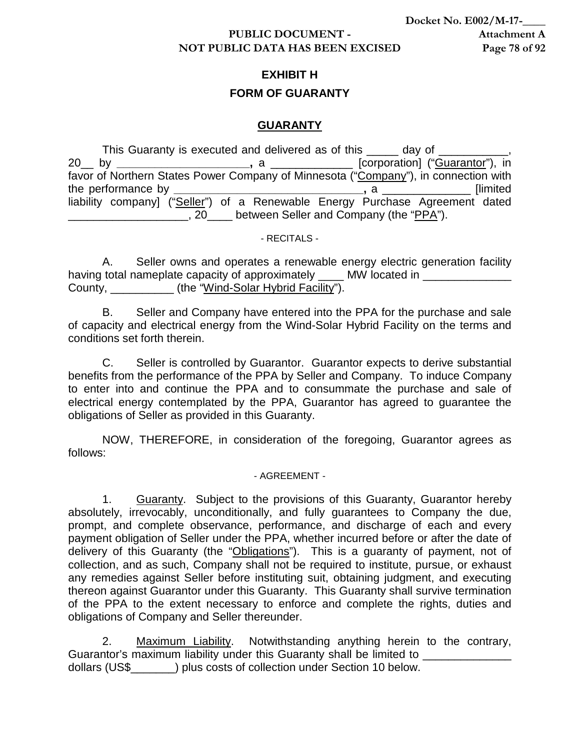# EXHIBIT H

## FORM OF GUARANTY

### GUARANTY

This Guaranty is executed and delivered as of this _____ day of ___________, 20__ by ____________________, a _____________ [corporation] ("Guarantor"), in favor of Northern States Power Company of Minnesota ("Company"), in connection with the performance by ______________________________, a ______________ [limited liability company] ("Seller") of a Renewable Energy Purchase Agreement dated ___________________, 20____ between Seller and Company (the "PPA").

- RECITALS -

A. Seller owns and operates a renewable energy electric generation facility having total nameplate capacity of approximately ____ MW located in ______________ County, __________ (the "Wind-Solar Hybrid Facility").

B. Seller and Company have entered into the PPA for the purchase and sale of capacity and electrical energy from the Wind-Solar Hybrid Facility on the terms and conditions set forth therein.

C. Seller is controlled by Guarantor. Guarantor expects to derive substantial benefits from the performance of the PPA by Seller and Company. To induce Company to enter into and continue the PPA and to consummate the purchase and sale of electrical energy contemplated by the PPA, Guarantor has agreed to guarantee the obligations of Seller as provided in this Guaranty.

NOW, THEREFORE, in consideration of the foregoing, Guarantor agrees as follows:

- AGREEMENT -

1. Guaranty. Subject to the provisions of this Guaranty, Guarantor hereby absolutely, irrevocably, unconditionally, and fully guarantees to Company the due, prompt, and complete observance, performance, and discharge of each and every payment obligation of Seller under the PPA, whether incurred before or after the date of delivery of this Guaranty (the "Obligations"). This is a guaranty of payment, not of collection, and as such, Company shall not be required to institute, pursue, or exhaust any remedies against Seller before instituting suit, obtaining judgment, and executing thereon against Guarantor under this Guaranty. This Guaranty shall survive termination of the PPA to the extent necessary to enforce and complete the rights, duties and obligations of Company and Seller thereunder.

2. Maximum Liability. Notwithstanding anything herein to the contrary, Guarantor's maximum liability under this Guaranty shall be limited to ______________ dollars (US$_______) plus costs of collection under Section 10 below.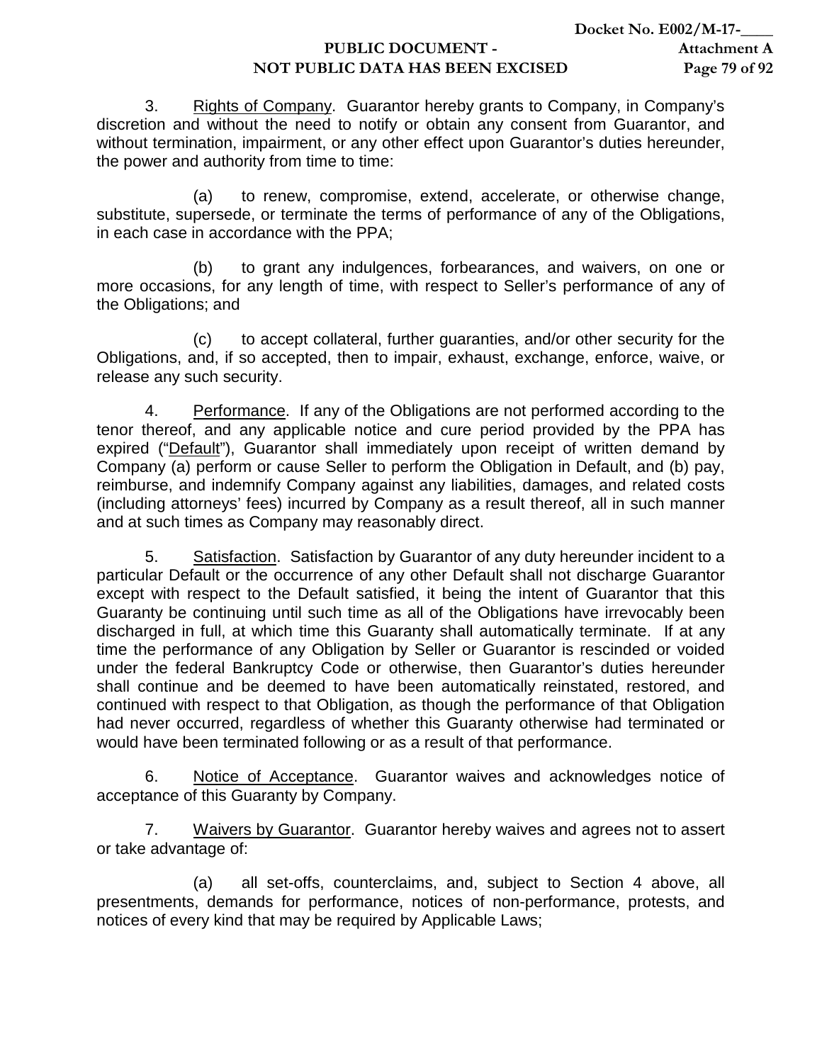3. Rights of Company. Guarantor hereby grants to Company, in Company's discretion and without the need to notify or obtain any consent from Guarantor, and without termination, impairment, or any other effect upon Guarantor's duties hereunder, the power and authority from time to time:

(a) to renew, compromise, extend, accelerate, or otherwise change, substitute, supersede, or terminate the terms of performance of any of the Obligations, in each case in accordance with the PPA;

(b) to grant any indulgences, forbearances, and waivers, on one or more occasions, for any length of time, with respect to Seller's performance of any of the Obligations; and

(c) to accept collateral, further guaranties, and/or other security for the Obligations, and, if so accepted, then to impair, exhaust, exchange, enforce, waive, or release any such security.

4. Performance. If any of the Obligations are not performed according to the tenor thereof, and any applicable notice and cure period provided by the PPA has expired ("Default"), Guarantor shall immediately upon receipt of written demand by Company (a) perform or cause Seller to perform the Obligation in Default, and (b) pay, reimburse, and indemnify Company against any liabilities, damages, and related costs (including attorneys' fees) incurred by Company as a result thereof, all in such manner and at such times as Company may reasonably direct.

5. Satisfaction. Satisfaction by Guarantor of any duty hereunder incident to a particular Default or the occurrence of any other Default shall not discharge Guarantor except with respect to the Default satisfied, it being the intent of Guarantor that this Guaranty be continuing until such time as all of the Obligations have irrevocably been discharged in full, at which time this Guaranty shall automatically terminate. If at any time the performance of any Obligation by Seller or Guarantor is rescinded or voided under the federal Bankruptcy Code or otherwise, then Guarantor's duties hereunder shall continue and be deemed to have been automatically reinstated, restored, and continued with respect to that Obligation, as though the performance of that Obligation had never occurred, regardless of whether this Guaranty otherwise had terminated or would have been terminated following or as a result of that performance.

6. Notice of Acceptance. Guarantor waives and acknowledges notice of acceptance of this Guaranty by Company.

7. Waivers by Guarantor. Guarantor hereby waives and agrees not to assert or take advantage of:

(a) all set-offs, counterclaims, and, subject to Section 4 above, all presentments, demands for performance, notices of non-performance, protests, and notices of every kind that may be required by Applicable Laws;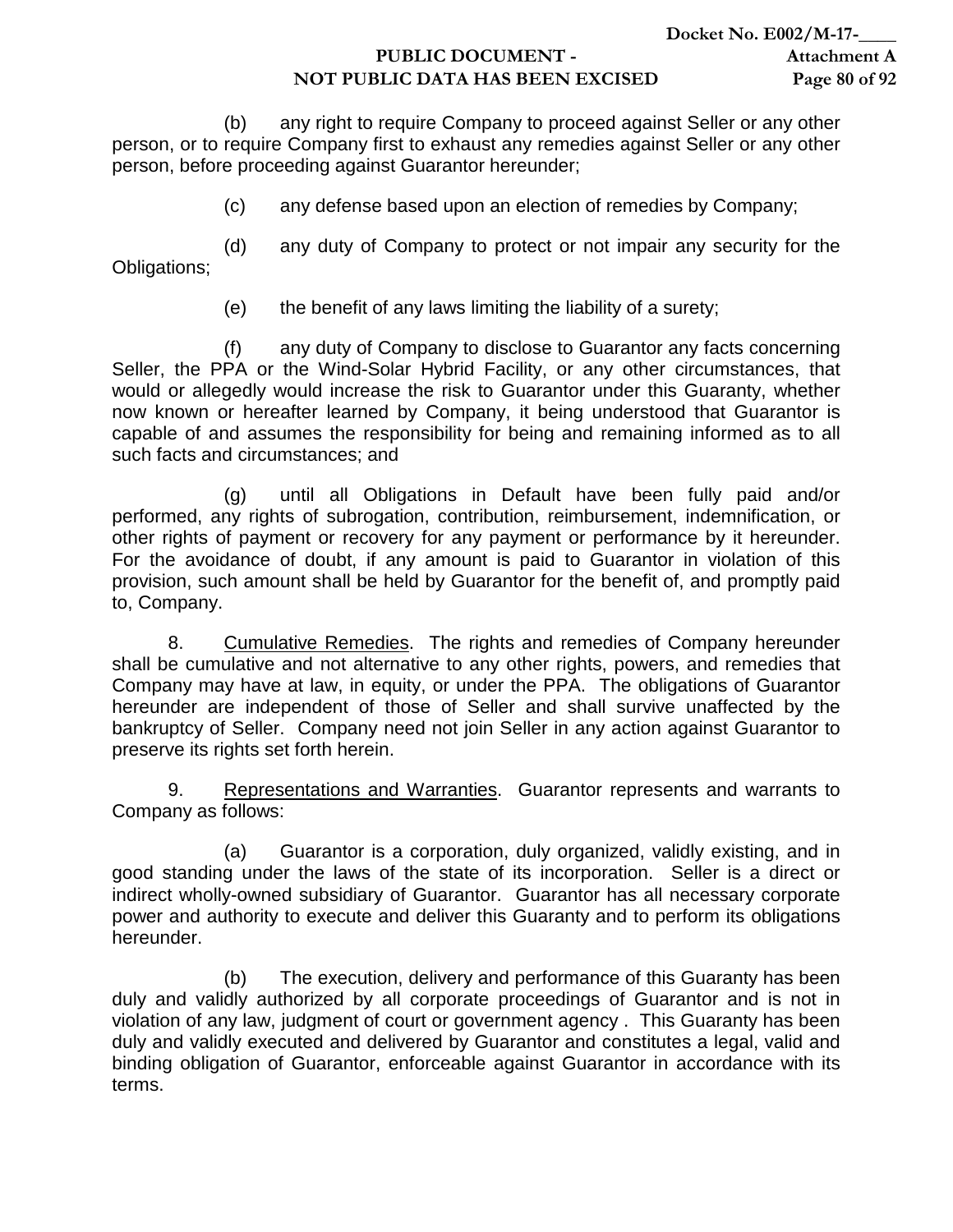(b) any right to require Company to proceed against Seller or any other person, or to require Company first to exhaust any remedies against Seller or any other person, before proceeding against Guarantor hereunder;

(c) any defense based upon an election of remedies by Company;

(d) any duty of Company to protect or not impair any security for the Obligations;

(e) the benefit of any laws limiting the liability of a surety;

(f) any duty of Company to disclose to Guarantor any facts concerning Seller, the PPA or the Wind-Solar Hybrid Facility, or any other circumstances, that would or allegedly would increase the risk to Guarantor under this Guaranty, whether now known or hereafter learned by Company, it being understood that Guarantor is capable of and assumes the responsibility for being and remaining informed as to all such facts and circumstances; and

(g) until all Obligations in Default have been fully paid and/or performed, any rights of subrogation, contribution, reimbursement, indemnification, or other rights of payment or recovery for any payment or performance by it hereunder. For the avoidance of doubt, if any amount is paid to Guarantor in violation of this provision, such amount shall be held by Guarantor for the benefit of, and promptly paid to, Company.

8. Cumulative Remedies. The rights and remedies of Company hereunder shall be cumulative and not alternative to any other rights, powers, and remedies that Company may have at law, in equity, or under the PPA. The obligations of Guarantor hereunder are independent of those of Seller and shall survive unaffected by the bankruptcy of Seller. Company need not join Seller in any action against Guarantor to preserve its rights set forth herein.

9. Representations and Warranties. Guarantor represents and warrants to Company as follows:

(a) Guarantor is a corporation, duly organized, validly existing, and in good standing under the laws of the state of its incorporation. Seller is a direct or indirect wholly-owned subsidiary of Guarantor. Guarantor has all necessary corporate power and authority to execute and deliver this Guaranty and to perform its obligations hereunder.

(b) The execution, delivery and performance of this Guaranty has been duly and validly authorized by all corporate proceedings of Guarantor and is not in violation of any law, judgment of court or government agency . This Guaranty has been duly and validly executed and delivered by Guarantor and constitutes a legal, valid and binding obligation of Guarantor, enforceable against Guarantor in accordance with its terms.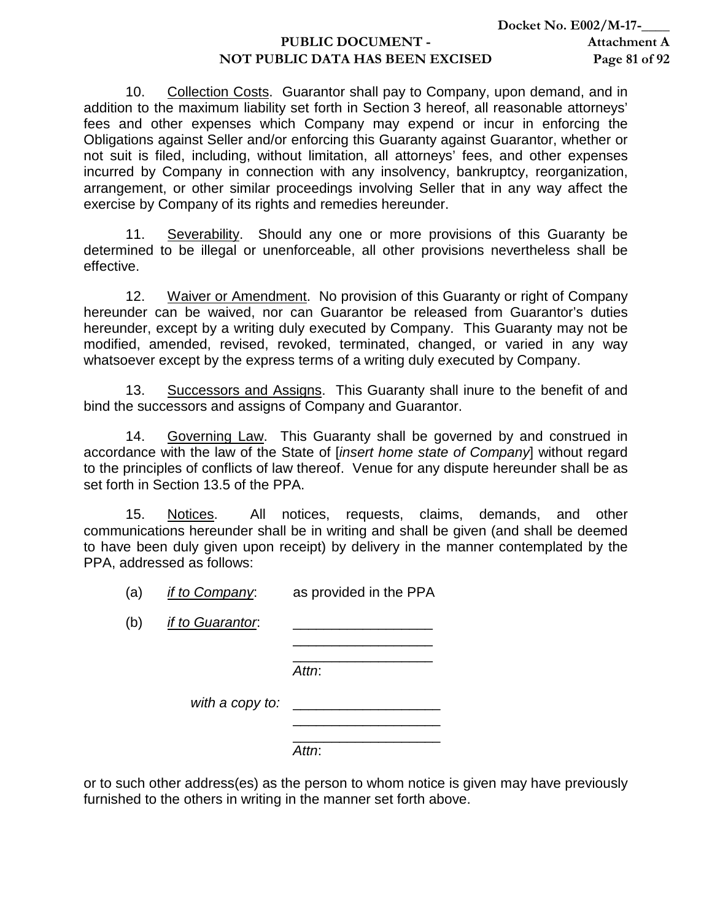10. Collection Costs. Guarantor shall pay to Company, upon demand, and in addition to the maximum liability set forth in Section 3 hereof, all reasonable attorneys' fees and other expenses which Company may expend or incur in enforcing the Obligations against Seller and/or enforcing this Guaranty against Guarantor, whether or not suit is filed, including, without limitation, all attorneys' fees, and other expenses incurred by Company in connection with any insolvency, bankruptcy, reorganization, arrangement, or other similar proceedings involving Seller that in any way affect the exercise by Company of its rights and remedies hereunder.

11. Severability. Should any one or more provisions of this Guaranty be determined to be illegal or unenforceable, all other provisions nevertheless shall be effective.

12. Waiver or Amendment. No provision of this Guaranty or right of Company hereunder can be waived, nor can Guarantor be released from Guarantor's duties hereunder, except by a writing duly executed by Company. This Guaranty may not be modified, amended, revised, revoked, terminated, changed, or varied in any way whatsoever except by the express terms of a writing duly executed by Company.

13. Successors and Assigns. This Guaranty shall inure to the benefit of and bind the successors and assigns of Company and Guarantor.

14. Governing Law. This Guaranty shall be governed by and construed in accordance with the law of the State of [*insert home state of Company*] without regard to the principles of conflicts of law thereof. Venue for any dispute hereunder shall be as set forth in Section 13.5 of the PPA.

15. Notices. All notices, requests, claims, demands, and other communications hereunder shall be in writing and shall be given (and shall be deemed to have been duly given upon receipt) by delivery in the manner contemplated by the PPA, addressed as follows:

(a) *if to Company*: as provided in the PPA

(b) *if to Guarantor*: ____________________
____________________
____________________
*Attn*:

*with a copy to:* ____________________
____________________
____________________
*Attn*:

or to such other address(es) as the person to whom notice is given may have previously furnished to the others in writing in the manner set forth above.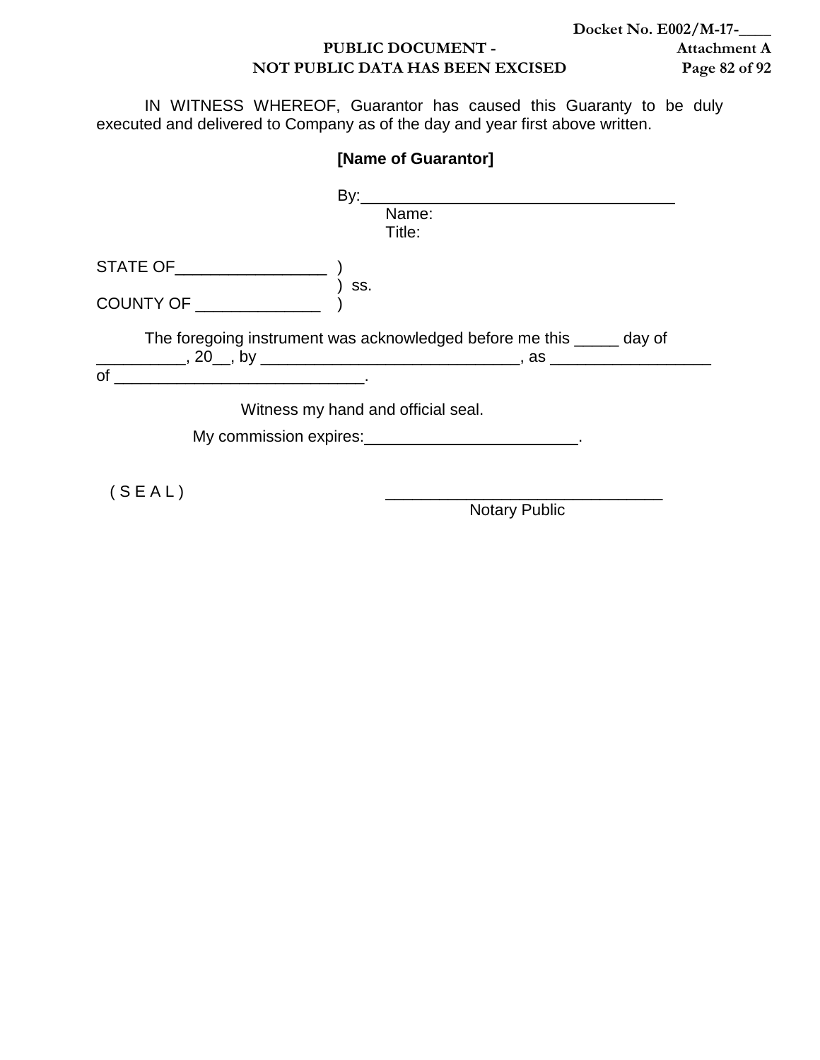IN WITNESS WHEREOF, Guarantor has caused this Guaranty to be duly executed and delivered to Company as of the day and year first above written.

**[Name of Guarantor]**

By:\_\_\_\_\_\_\_\_\_\_\_\_\_\_\_\_\_\_\_\_\_\_\_\_\_\_\_\_\_\_\_\_\_\_\_\_
Name:
Title:

STATE OF\_\_\_\_\_\_\_\_\_\_\_\_\_\_\_\_\_ )
) ss.
COUNTY OF \_\_\_\_\_\_\_\_\_\_\_\_\_\_ )

The foregoing instrument was acknowledged before me this \_\_\_\_\_ day of \_\_\_\_\_\_\_\_\_\_, 20\_\_, by \_\_\_\_\_\_\_\_\_\_\_\_\_\_\_\_\_\_\_\_\_\_\_\_\_\_\_\_\_, as \_\_\_\_\_\_\_\_\_\_\_\_\_\_\_\_\_\_ of \_\_\_\_\_\_\_\_\_\_\_\_\_\_\_\_\_\_\_\_\_\_\_\_\_\_\_\_.

Witness my hand and official seal.

My commission expires:\_\_\_\_\_\_\_\_\_\_\_\_\_\_\_\_\_\_\_\_\_\_\_\_\_.

( S E A L )

\_\_\_\_\_\_\_\_\_\_\_\_\_\_\_\_\_\_\_\_\_\_\_\_\_\_\_\_\_\_\_
Notary Public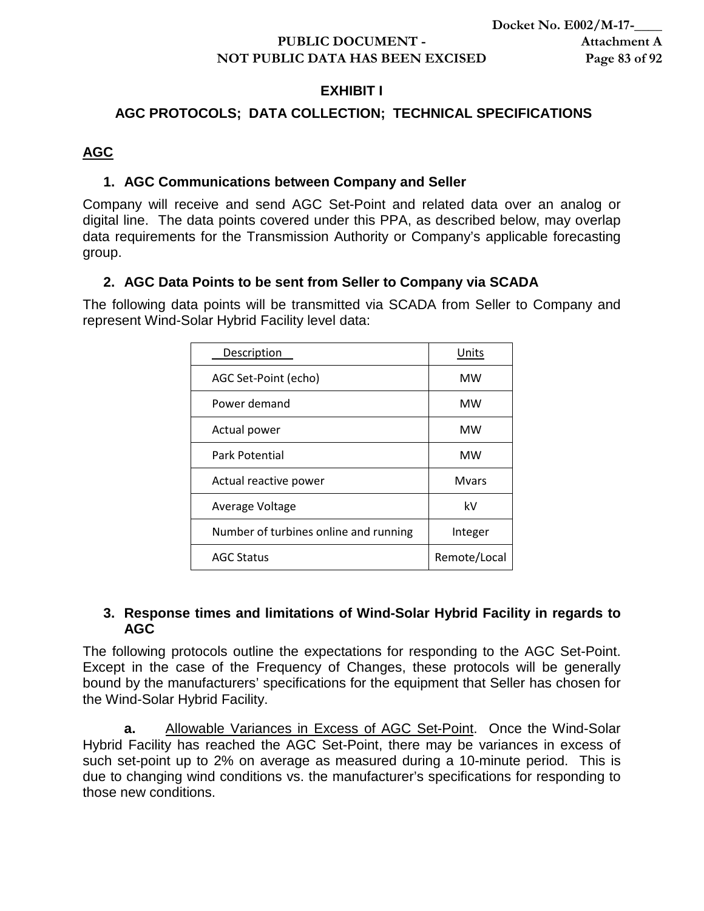# EXHIBIT I

## AGC PROTOCOLS; DATA COLLECTION; TECHNICAL SPECIFICATIONS

### AGC

**1. AGC Communications between Company and Seller**

Company will receive and send AGC Set-Point and related data over an analog or digital line. The data points covered under this PPA, as described below, may overlap data requirements for the Transmission Authority or Company's applicable forecasting group.

**2. AGC Data Points to be sent from Seller to Company via SCADA**

The following data points will be transmitted via SCADA from Seller to Company and represent Wind-Solar Hybrid Facility level data:

| Description | Units |
|---|---|
| AGC Set-Point (echo) | MW |
| Power demand | MW |
| Actual power | MW |
| Park Potential | MW |
| Actual reactive power | Mvars |
| Average Voltage | kV |
| Number of turbines online and running | Integer |
| AGC Status | Remote/Local |

**3. Response times and limitations of Wind-Solar Hybrid Facility in regards to AGC**

The following protocols outline the expectations for responding to the AGC Set-Point. Except in the case of the Frequency of Changes, these protocols will be generally bound by the manufacturers' specifications for the equipment that Seller has chosen for the Wind-Solar Hybrid Facility.

**a.** Allowable Variances in Excess of AGC Set-Point. Once the Wind-Solar Hybrid Facility has reached the AGC Set-Point, there may be variances in excess of such set-point up to 2% on average as measured during a 10-minute period. This is due to changing wind conditions vs. the manufacturer's specifications for responding to those new conditions.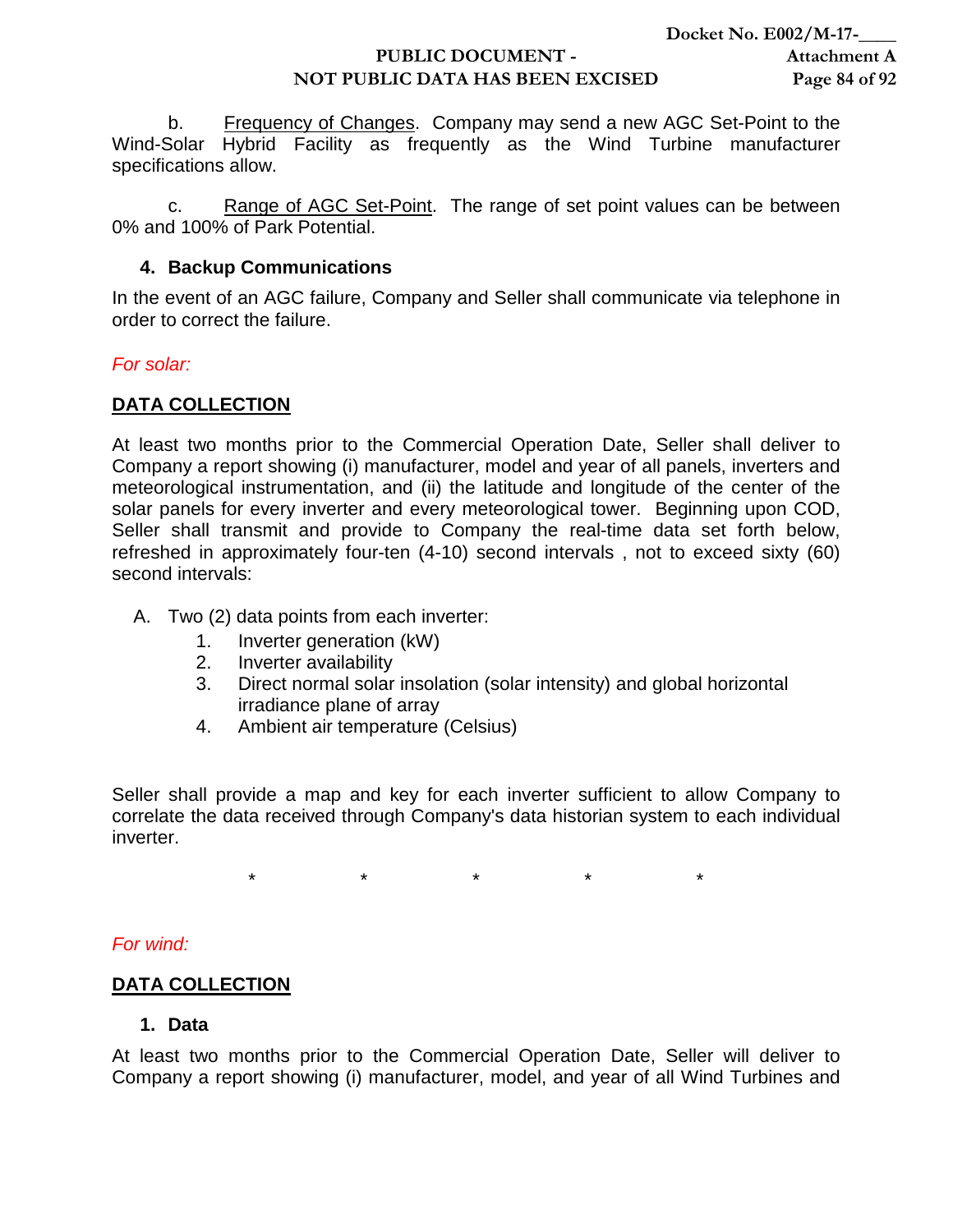b. Frequency of Changes. Company may send a new AGC Set-Point to the Wind-Solar Hybrid Facility as frequently as the Wind Turbine manufacturer specifications allow.

c. Range of AGC Set-Point. The range of set point values can be between 0% and 100% of Park Potential.

**4. Backup Communications**

In the event of an AGC failure, Company and Seller shall communicate via telephone in order to correct the failure.

*For solar:*

**DATA COLLECTION**

At least two months prior to the Commercial Operation Date, Seller shall deliver to Company a report showing (i) manufacturer, model and year of all panels, inverters and meteorological instrumentation, and (ii) the latitude and longitude of the center of the solar panels for every inverter and every meteorological tower. Beginning upon COD, Seller shall transmit and provide to Company the real-time data set forth below, refreshed in approximately four-ten (4-10) second intervals , not to exceed sixty (60) second intervals:

A. Two (2) data points from each inverter:
   1. Inverter generation (kW)
   2. Inverter availability
   3. Direct normal solar insolation (solar intensity) and global horizontal irradiance plane of array
   4. Ambient air temperature (Celsius)

Seller shall provide a map and key for each inverter sufficient to allow Company to correlate the data received through Company's data historian system to each individual inverter.

\* \* \* \* \*

*For wind:*

**DATA COLLECTION**

**1. Data**

At least two months prior to the Commercial Operation Date, Seller will deliver to Company a report showing (i) manufacturer, model, and year of all Wind Turbines and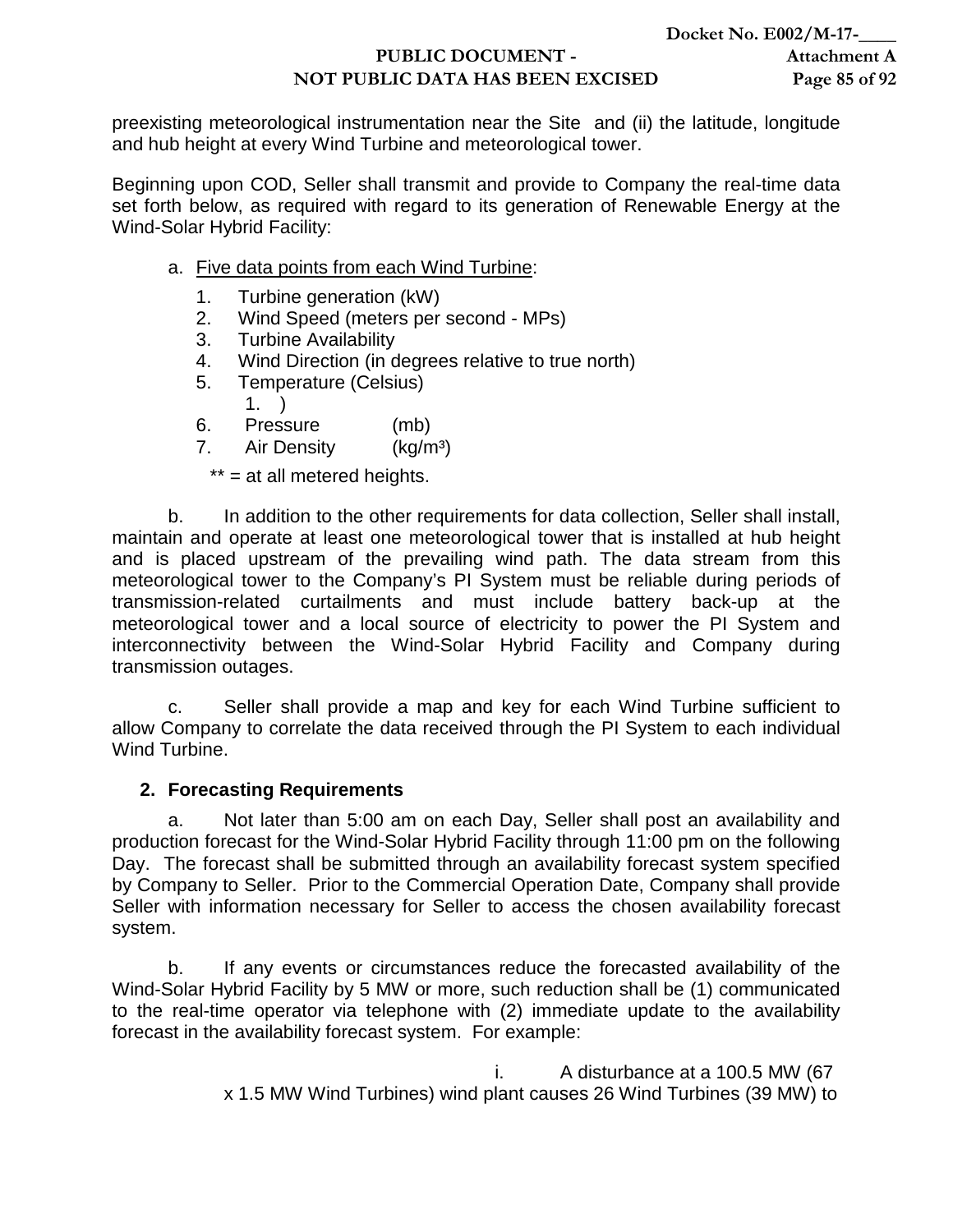preexisting meteorological instrumentation near the Site and (ii) the latitude, longitude and hub height at every Wind Turbine and meteorological tower.

Beginning upon COD, Seller shall transmit and provide to Company the real-time data set forth below, as required with regard to its generation of Renewable Energy at the Wind-Solar Hybrid Facility:

a. Five data points from each Wind Turbine:

1. Turbine generation (kW)
2. Wind Speed (meters per second - MPs)
3. Turbine Availability
4. Wind Direction (in degrees relative to true north)
5. Temperature (Celsius)
    1. )
6. Pressure (mb)
7. Air Density ($kg/m^3$)

** = at all metered heights.

b. In addition to the other requirements for data collection, Seller shall install, maintain and operate at least one meteorological tower that is installed at hub height and is placed upstream of the prevailing wind path. The data stream from this meteorological tower to the Company's PI System must be reliable during periods of transmission-related curtailments and must include battery back-up at the meteorological tower and a local source of electricity to power the PI System and interconnectivity between the Wind-Solar Hybrid Facility and Company during transmission outages.

c. Seller shall provide a map and key for each Wind Turbine sufficient to allow Company to correlate the data received through the PI System to each individual Wind Turbine.

**2. Forecasting Requirements**

a. Not later than 5:00 am on each Day, Seller shall post an availability and production forecast for the Wind-Solar Hybrid Facility through 11:00 pm on the following Day. The forecast shall be submitted through an availability forecast system specified by Company to Seller. Prior to the Commercial Operation Date, Company shall provide Seller with information necessary for Seller to access the chosen availability forecast system.

b. If any events or circumstances reduce the forecasted availability of the Wind-Solar Hybrid Facility by 5 MW or more, such reduction shall be (1) communicated to the real-time operator via telephone with (2) immediate update to the availability forecast in the availability forecast system. For example:

i. A disturbance at a 100.5 MW (67 x 1.5 MW Wind Turbines) wind plant causes 26 Wind Turbines (39 MW) to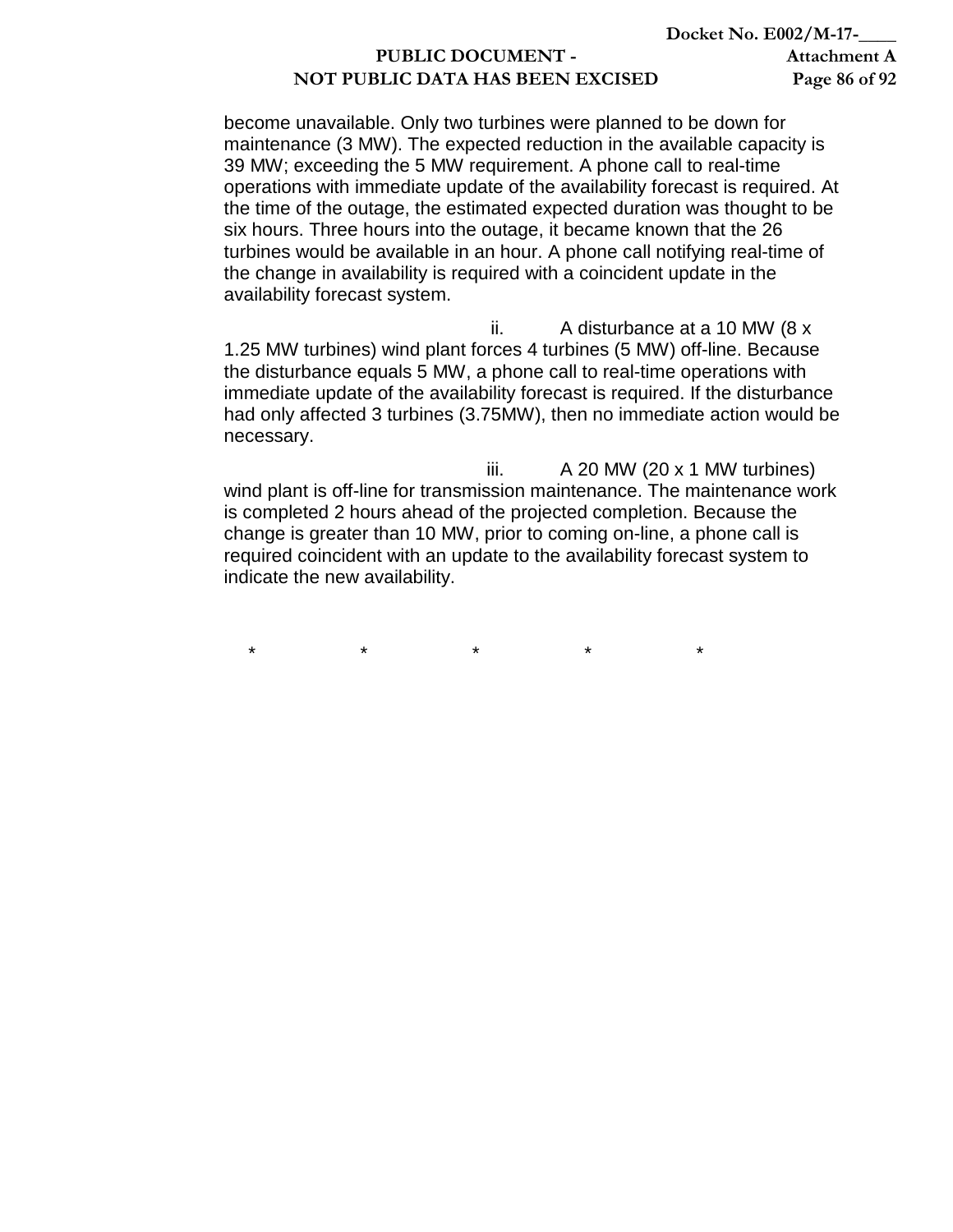become unavailable. Only two turbines were planned to be down for maintenance (3 MW). The expected reduction in the available capacity is 39 MW; exceeding the 5 MW requirement. A phone call to real-time operations with immediate update of the availability forecast is required. At the time of the outage, the estimated expected duration was thought to be six hours. Three hours into the outage, it became known that the 26 turbines would be available in an hour. A phone call notifying real-time of the change in availability is required with a coincident update in the availability forecast system.

ii. A disturbance at a 10 MW (8 x 1.25 MW turbines) wind plant forces 4 turbines (5 MW) off-line. Because the disturbance equals 5 MW, a phone call to real-time operations with immediate update of the availability forecast is required. If the disturbance had only affected 3 turbines (3.75MW), then no immediate action would be necessary.

iii. A 20 MW (20 x 1 MW turbines) wind plant is off-line for transmission maintenance. The maintenance work is completed 2 hours ahead of the projected completion. Because the change is greater than 10 MW, prior to coming on-line, a phone call is required coincident with an update to the availability forecast system to indicate the new availability.

\*          \*          \*          \*          \*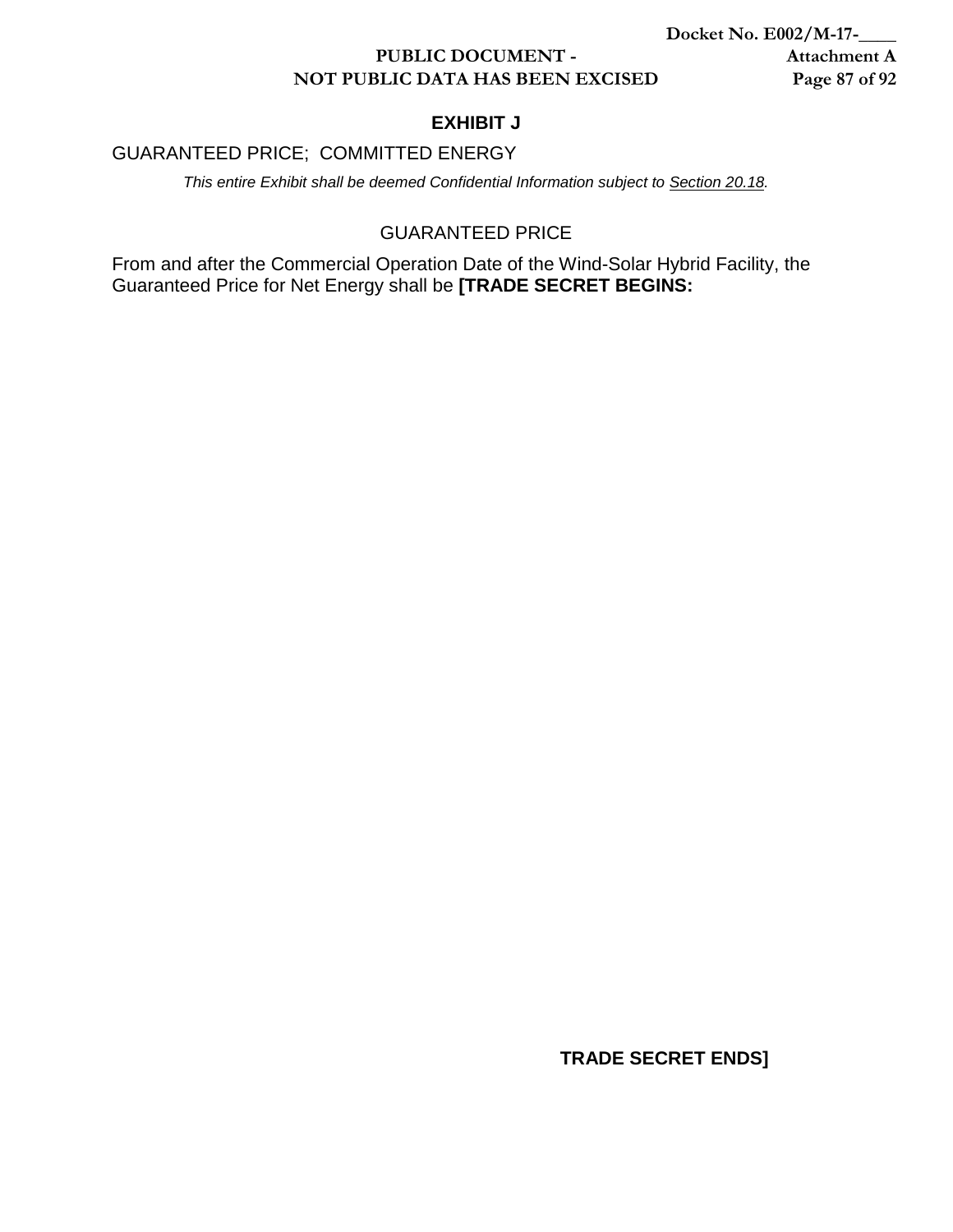# EXHIBIT J

GUARANTEED PRICE; COMMITTED ENERGY

*This entire Exhibit shall be deemed Confidential Information subject to Section 20.18.*

## GUARANTEED PRICE

From and after the Commercial Operation Date of the Wind-Solar Hybrid Facility, the Guaranteed Price for Net Energy shall be **[TRADE SECRET BEGINS:**

**TRADE SECRET ENDS]**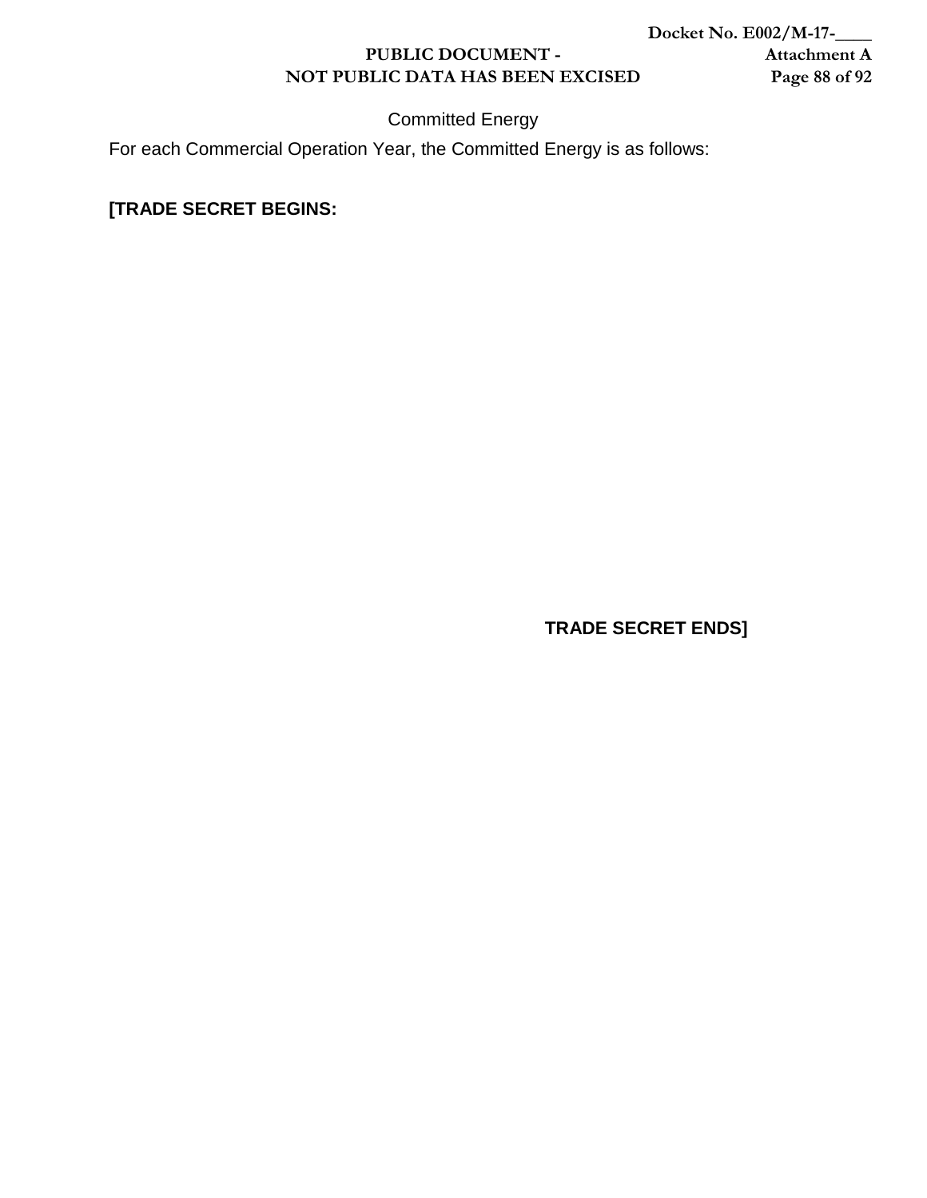Committed Energy

For each Commercial Operation Year, the Committed Energy is as follows:

**[TRADE SECRET BEGINS:**

**TRADE SECRET ENDS]**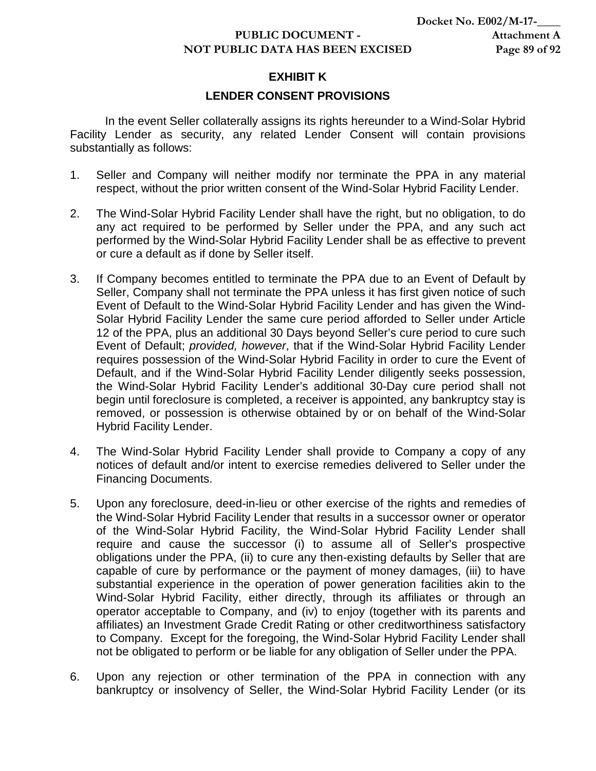## EXHIBIT K

## LENDER CONSENT PROVISIONS

In the event Seller collaterally assigns its rights hereunder to a Wind-Solar Hybrid Facility Lender as security, any related Lender Consent will contain provisions substantially as follows:

1. Seller and Company will neither modify nor terminate the PPA in any material respect, without the prior written consent of the Wind-Solar Hybrid Facility Lender.

2. The Wind-Solar Hybrid Facility Lender shall have the right, but no obligation, to do any act required to be performed by Seller under the PPA, and any such act performed by the Wind-Solar Hybrid Facility Lender shall be as effective to prevent or cure a default as if done by Seller itself.

3. If Company becomes entitled to terminate the PPA due to an Event of Default by Seller, Company shall not terminate the PPA unless it has first given notice of such Event of Default to the Wind-Solar Hybrid Facility Lender and has given the Wind-Solar Hybrid Facility Lender the same cure period afforded to Seller under Article 12 of the PPA, plus an additional 30 Days beyond Seller's cure period to cure such Event of Default; *provided, however*, that if the Wind-Solar Hybrid Facility Lender requires possession of the Wind-Solar Hybrid Facility in order to cure the Event of Default, and if the Wind-Solar Hybrid Facility Lender diligently seeks possession, the Wind-Solar Hybrid Facility Lender's additional 30-Day cure period shall not begin until foreclosure is completed, a receiver is appointed, any bankruptcy stay is removed, or possession is otherwise obtained by or on behalf of the Wind-Solar Hybrid Facility Lender.

4. The Wind-Solar Hybrid Facility Lender shall provide to Company a copy of any notices of default and/or intent to exercise remedies delivered to Seller under the Financing Documents.

5. Upon any foreclosure, deed-in-lieu or other exercise of the rights and remedies of the Wind-Solar Hybrid Facility Lender that results in a successor owner or operator of the Wind-Solar Hybrid Facility, the Wind-Solar Hybrid Facility Lender shall require and cause the successor (i) to assume all of Seller's prospective obligations under the PPA, (ii) to cure any then-existing defaults by Seller that are capable of cure by performance or the payment of money damages, (iii) to have substantial experience in the operation of power generation facilities akin to the Wind-Solar Hybrid Facility, either directly, through its affiliates or through an operator acceptable to Company, and (iv) to enjoy (together with its parents and affiliates) an Investment Grade Credit Rating or other creditworthiness satisfactory to Company. Except for the foregoing, the Wind-Solar Hybrid Facility Lender shall not be obligated to perform or be liable for any obligation of Seller under the PPA.

6. Upon any rejection or other termination of the PPA in connection with any bankruptcy or insolvency of Seller, the Wind-Solar Hybrid Facility Lender (or its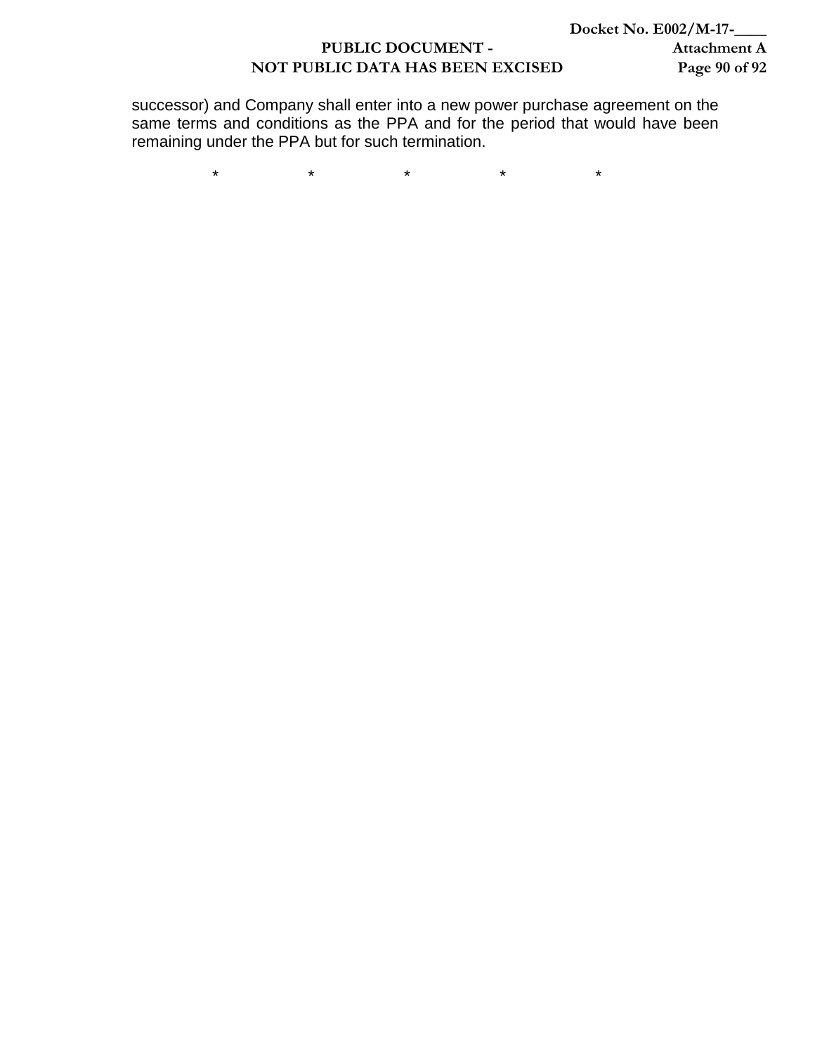successor) and Company shall enter into a new power purchase agreement on the same terms and conditions as the PPA and for the period that would have been remaining under the PPA but for such termination.

\*　　　\*　　　\*　　　\*　　　\*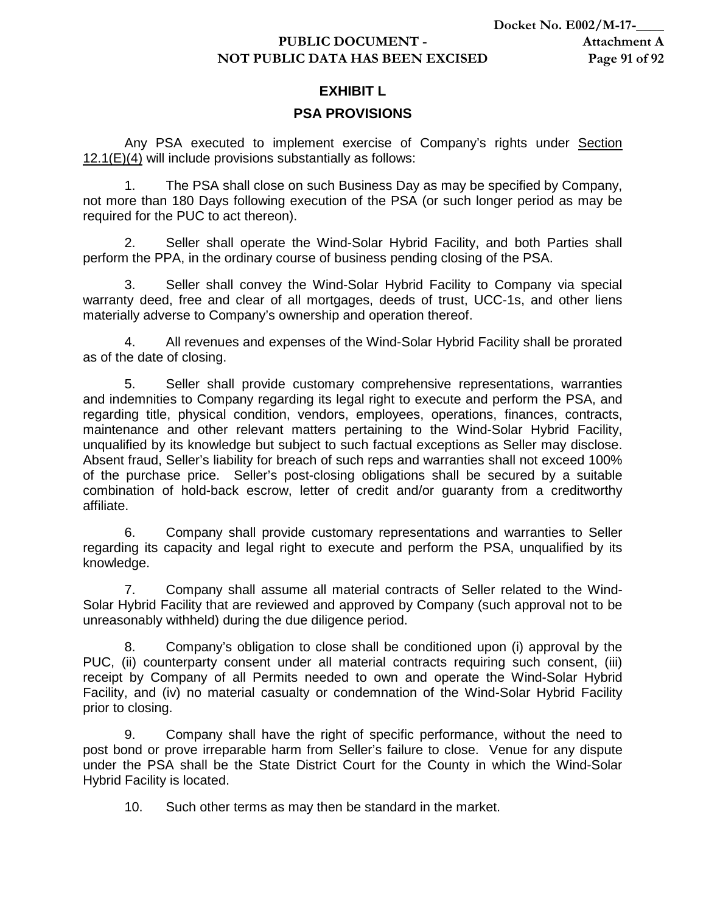# EXHIBIT L

## PSA PROVISIONS

Any PSA executed to implement exercise of Company's rights under Section 12.1(E)(4) will include provisions substantially as follows:

1. The PSA shall close on such Business Day as may be specified by Company, not more than 180 Days following execution of the PSA (or such longer period as may be required for the PUC to act thereon).

2. Seller shall operate the Wind-Solar Hybrid Facility, and both Parties shall perform the PPA, in the ordinary course of business pending closing of the PSA.

3. Seller shall convey the Wind-Solar Hybrid Facility to Company via special warranty deed, free and clear of all mortgages, deeds of trust, UCC-1s, and other liens materially adverse to Company's ownership and operation thereof.

4. All revenues and expenses of the Wind-Solar Hybrid Facility shall be prorated as of the date of closing.

5. Seller shall provide customary comprehensive representations, warranties and indemnities to Company regarding its legal right to execute and perform the PSA, and regarding title, physical condition, vendors, employees, operations, finances, contracts, maintenance and other relevant matters pertaining to the Wind-Solar Hybrid Facility, unqualified by its knowledge but subject to such factual exceptions as Seller may disclose. Absent fraud, Seller's liability for breach of such reps and warranties shall not exceed 100% of the purchase price. Seller's post-closing obligations shall be secured by a suitable combination of hold-back escrow, letter of credit and/or guaranty from a creditworthy affiliate.

6. Company shall provide customary representations and warranties to Seller regarding its capacity and legal right to execute and perform the PSA, unqualified by its knowledge.

7. Company shall assume all material contracts of Seller related to the Wind-Solar Hybrid Facility that are reviewed and approved by Company (such approval not to be unreasonably withheld) during the due diligence period.

8. Company's obligation to close shall be conditioned upon (i) approval by the PUC, (ii) counterparty consent under all material contracts requiring such consent, (iii) receipt by Company of all Permits needed to own and operate the Wind-Solar Hybrid Facility, and (iv) no material casualty or condemnation of the Wind-Solar Hybrid Facility prior to closing.

9. Company shall have the right of specific performance, without the need to post bond or prove irreparable harm from Seller's failure to close. Venue for any dispute under the PSA shall be the State District Court for the County in which the Wind-Solar Hybrid Facility is located.

10. Such other terms as may then be standard in the market.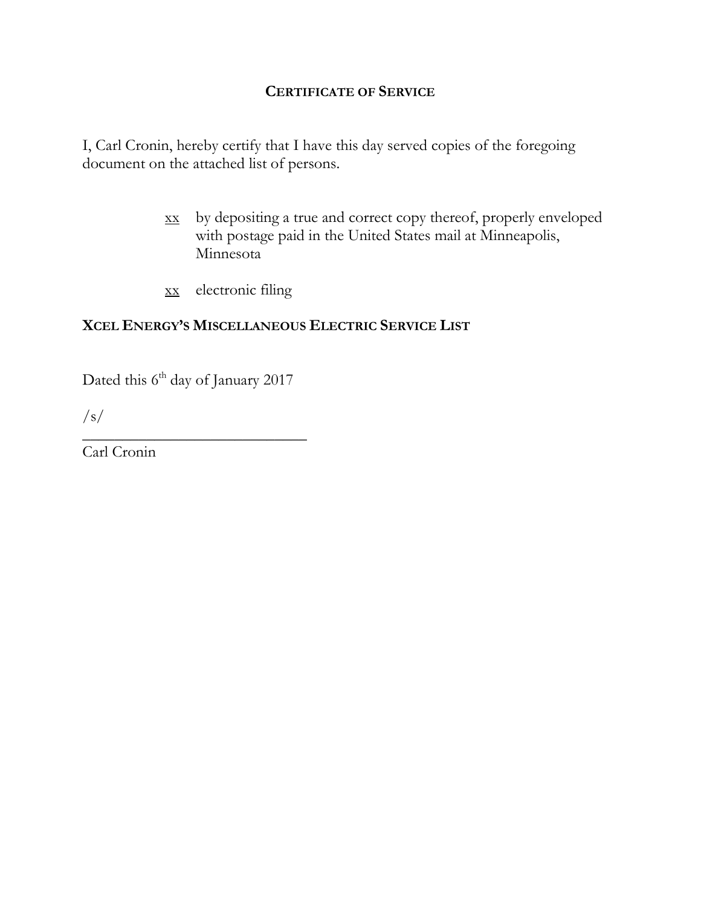## CERTIFICATE OF SERVICE

I, Carl Cronin, hereby certify that I have this day served copies of the foregoing document on the attached list of persons.

xx by depositing a true and correct copy thereof, properly enveloped with postage paid in the United States mail at Minneapolis, Minnesota

xx electronic filing

**XCEL ENERGY'S MISCELLANEOUS ELECTRIC SERVICE LIST**

Dated this 6th day of January 2017

/s/

\_\_\_\_\_\_\_\_\_\_\_\_\_\_\_\_\_\_\_\_\_\_\_\_\_\_\_\_

Carl Cronin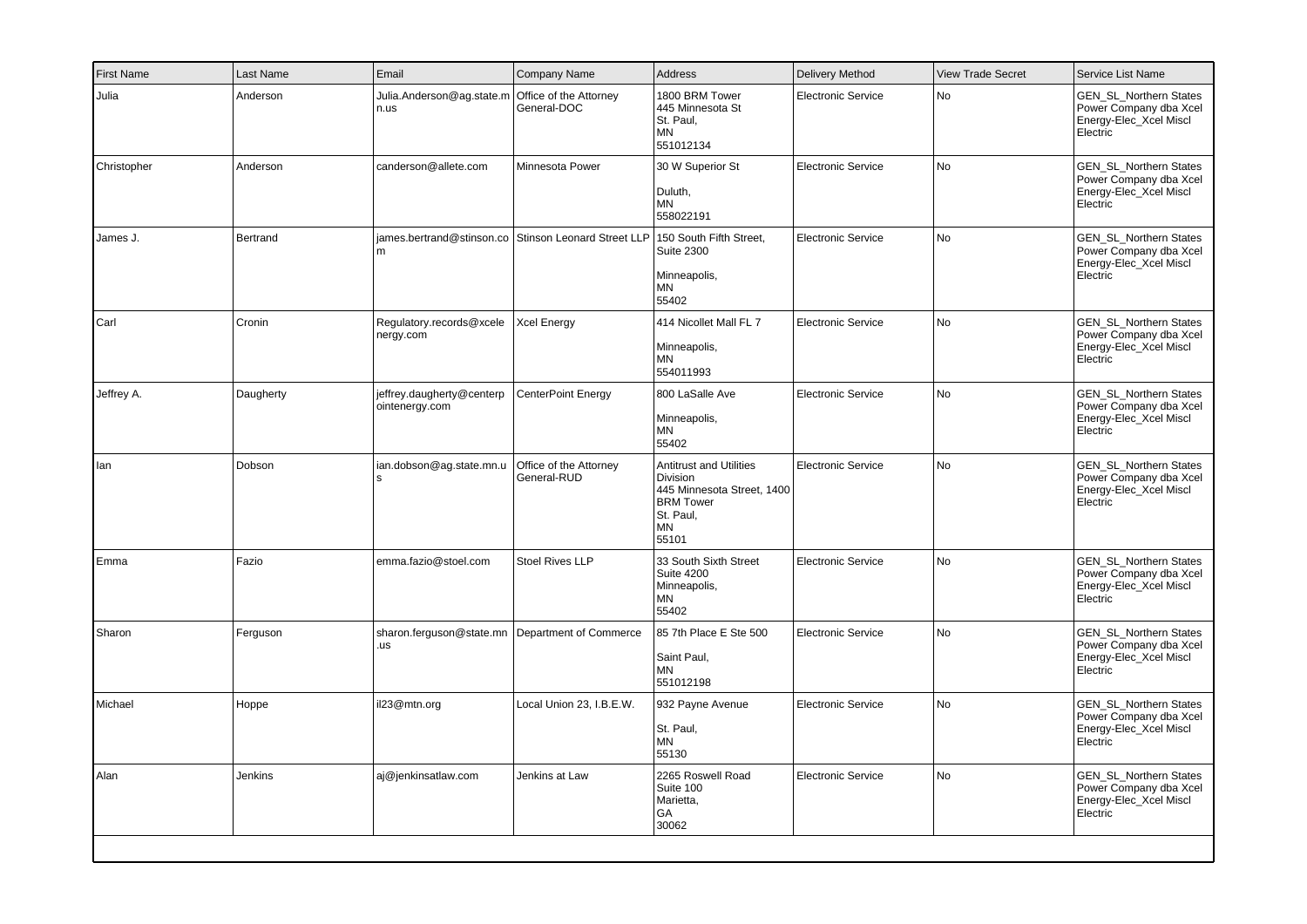| First Name | Last Name | Email | Company Name | Address | Delivery Method | View Trade Secret | Service List Name |
|---|---|---|---|---|---|---|---|
| Julia | Anderson | Julia.Anderson@ag.state.mn.us | Office of the Attorney General-DOC | 1800 BRM Tower<br>445 Minnesota St<br>St. Paul,<br>MN<br>551012134 | Electronic Service | No | GEN_SL_Northern States Power Company dba Xcel Energy-Elec_Xcel Miscl Electric |
| Christopher | Anderson | canderson@allete.com | Minnesota Power | 30 W Superior St<br><br>Duluth,<br>MN<br>558022191 | Electronic Service | No | GEN_SL_Northern States Power Company dba Xcel Energy-Elec_Xcel Miscl Electric |
| James J. | Bertrand | james.bertrand@stinson.com | Stinson Leonard Street LLP | 150 South Fifth Street, Suite 2300<br><br>Minneapolis,<br>MN<br>55402 | Electronic Service | No | GEN_SL_Northern States Power Company dba Xcel Energy-Elec_Xcel Miscl Electric |
| Carl | Cronin | Regulatory.records@xcelenergy.com | Xcel Energy | 414 Nicollet Mall FL 7<br><br>Minneapolis,<br>MN<br>554011993 | Electronic Service | No | GEN_SL_Northern States Power Company dba Xcel Energy-Elec_Xcel Miscl Electric |
| Jeffrey A. | Daugherty | jeffrey.daugherty@centerpointenergy.com | CenterPoint Energy | 800 LaSalle Ave<br><br>Minneapolis,<br>MN<br>55402 | Electronic Service | No | GEN_SL_Northern States Power Company dba Xcel Energy-Elec_Xcel Miscl Electric |
| Ian | Dobson | ian.dobson@ag.state.mn.us | Office of the Attorney General-RUD | Antitrust and Utilities Division<br>445 Minnesota Street, 1400 BRM Tower<br>St. Paul,<br>MN<br>55101 | Electronic Service | No | GEN_SL_Northern States Power Company dba Xcel Energy-Elec_Xcel Miscl Electric |
| Emma | Fazio | emma.fazio@stoel.com | Stoel Rives LLP | 33 South Sixth Street<br>Suite 4200<br>Minneapolis,<br>MN<br>55402 | Electronic Service | No | GEN_SL_Northern States Power Company dba Xcel Energy-Elec_Xcel Miscl Electric |
| Sharon | Ferguson | sharon.ferguson@state.mn.us | Department of Commerce | 85 7th Place E Ste 500<br><br>Saint Paul,<br>MN<br>551012198 | Electronic Service | No | GEN_SL_Northern States Power Company dba Xcel Energy-Elec_Xcel Miscl Electric |
| Michael | Hoppe | il23@mtn.org | Local Union 23, I.B.E.W. | 932 Payne Avenue<br><br>St. Paul,<br>MN<br>55130 | Electronic Service | No | GEN_SL_Northern States Power Company dba Xcel Energy-Elec_Xcel Miscl Electric |
| Alan | Jenkins | aj@jenkinsatlaw.com | Jenkins at Law | 2265 Roswell Road<br>Suite 100<br>Marietta,<br>GA<br>30062 | Electronic Service | No | GEN_SL_Northern States Power Company dba Xcel Energy-Elec_Xcel Miscl Electric |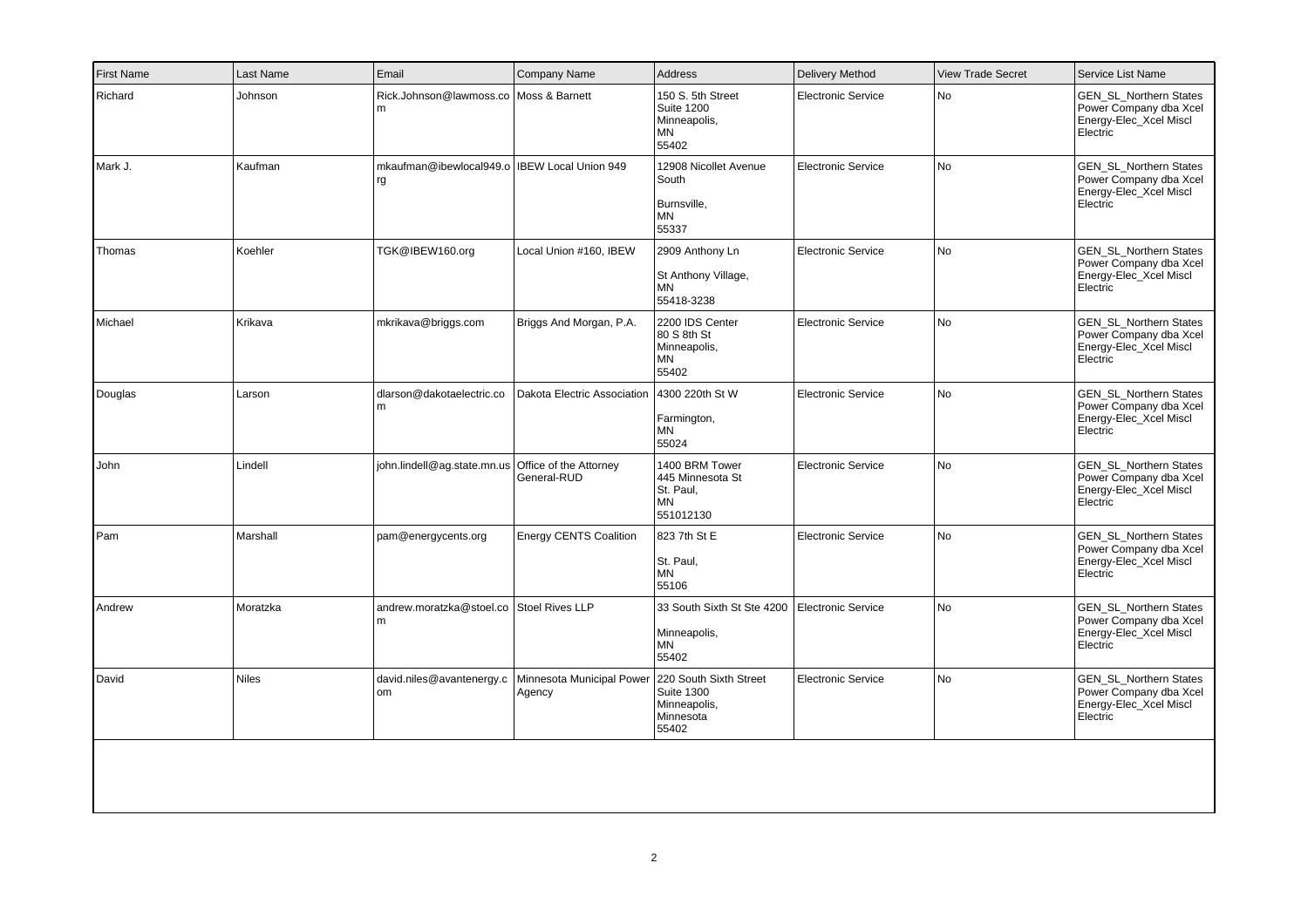| First Name | Last Name | Email | Company Name | Address | Delivery Method | View Trade Secret | Service List Name |
|---|---|---|---|---|---|---|---|
| Richard | Johnson | Rick.Johnson@lawmoss.com | Moss & Barnett | 150 S. 5th Street Suite 1200 Minneapolis, MN 55402 | Electronic Service | No | GEN_SL_Northern States Power Company dba Xcel Energy-Elec_Xcel Miscl Electric |
| Mark J. | Kaufman | mkaufman@ibewlocal949.org | IBEW Local Union 949 | 12908 Nicollet Avenue South Burnsville, MN 55337 | Electronic Service | No | GEN_SL_Northern States Power Company dba Xcel Energy-Elec_Xcel Miscl Electric |
| Thomas | Koehler | TGK@IBEW160.org | Local Union #160, IBEW | 2909 Anthony Ln St Anthony Village, MN 55418-3238 | Electronic Service | No | GEN_SL_Northern States Power Company dba Xcel Energy-Elec_Xcel Miscl Electric |
| Michael | Krikava | mkrikava@briggs.com | Briggs And Morgan, P.A. | 2200 IDS Center 80 S 8th St Minneapolis, MN 55402 | Electronic Service | No | GEN_SL_Northern States Power Company dba Xcel Energy-Elec_Xcel Miscl Electric |
| Douglas | Larson | dlarson@dakotaelectric.com | Dakota Electric Association | 4300 220th St W Farmington, MN 55024 | Electronic Service | No | GEN_SL_Northern States Power Company dba Xcel Energy-Elec_Xcel Miscl Electric |
| John | Lindell | john.lindell@ag.state.mn.us | Office of the Attorney General-RUD | 1400 BRM Tower 445 Minnesota St St. Paul, MN 551012130 | Electronic Service | No | GEN_SL_Northern States Power Company dba Xcel Energy-Elec_Xcel Miscl Electric |
| Pam | Marshall | pam@energycents.org | Energy CENTS Coalition | 823 7th St E St. Paul, MN 55106 | Electronic Service | No | GEN_SL_Northern States Power Company dba Xcel Energy-Elec_Xcel Miscl Electric |
| Andrew | Moratzka | andrew.moratzka@stoel.com | Stoel Rives LLP | 33 South Sixth St Ste 4200 Minneapolis, MN 55402 | Electronic Service | No | GEN_SL_Northern States Power Company dba Xcel Energy-Elec_Xcel Miscl Electric |
| David | Niles | david.niles@avantenergy.com | Minnesota Municipal Power Agency | 220 South Sixth Street Suite 1300 Minneapolis, Minnesota 55402 | Electronic Service | No | GEN_SL_Northern States Power Company dba Xcel Energy-Elec_Xcel Miscl Electric |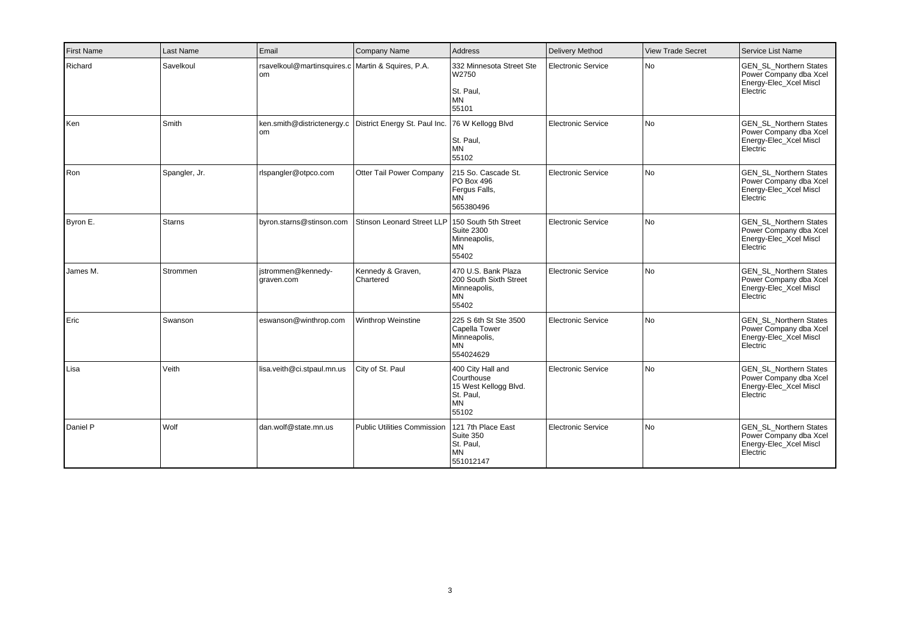| First Name | Last Name | Email | Company Name | Address | Delivery Method | View Trade Secret | Service List Name |
|---|---|---|---|---|---|---|---|
| Richard | Savelkoul | rsavelkoul@martinsquires.com | Martin & Squires, P.A. | 332 Minnesota Street Ste W2750<br><br>St. Paul,<br>MN<br>55101 | Electronic Service | No | GEN_SL_Northern States Power Company dba Xcel Energy-Elec_Xcel Miscl Electric |
| Ken | Smith | ken.smith@districtenergy.com | District Energy St. Paul Inc. | 76 W Kellogg Blvd<br><br>St. Paul,<br>MN<br>55102 | Electronic Service | No | GEN_SL_Northern States Power Company dba Xcel Energy-Elec_Xcel Miscl Electric |
| Ron | Spangler, Jr. | rlspangler@otpco.com | Otter Tail Power Company | 215 So. Cascade St.<br>PO Box 496<br>Fergus Falls,<br>MN<br>565380496 | Electronic Service | No | GEN_SL_Northern States Power Company dba Xcel Energy-Elec_Xcel Miscl Electric |
| Byron E. | Starns | byron.starns@stinson.com | Stinson Leonard Street LLP | 150 South 5th Street<br>Suite 2300<br>Minneapolis,<br>MN<br>55402 | Electronic Service | No | GEN_SL_Northern States Power Company dba Xcel Energy-Elec_Xcel Miscl Electric |
| James M. | Strommen | jstrommen@kennedy-graven.com | Kennedy & Graven, Chartered | 470 U.S. Bank Plaza<br>200 South Sixth Street<br>Minneapolis,<br>MN<br>55402 | Electronic Service | No | GEN_SL_Northern States Power Company dba Xcel Energy-Elec_Xcel Miscl Electric |
| Eric | Swanson | eswanson@winthrop.com | Winthrop Weinstine | 225 S 6th St Ste 3500<br>Capella Tower<br>Minneapolis,<br>MN<br>554024629 | Electronic Service | No | GEN_SL_Northern States Power Company dba Xcel Energy-Elec_Xcel Miscl Electric |
| Lisa | Veith | lisa.veith@ci.stpaul.mn.us | City of St. Paul | 400 City Hall and Courthouse<br>15 West Kellogg Blvd.<br>St. Paul,<br>MN<br>55102 | Electronic Service | No | GEN_SL_Northern States Power Company dba Xcel Energy-Elec_Xcel Miscl Electric |
| Daniel P | Wolf | dan.wolf@state.mn.us | Public Utilities Commission | 121 7th Place East<br>Suite 350<br>St. Paul,<br>MN<br>551012147 | Electronic Service | No | GEN_SL_Northern States Power Company dba Xcel Energy-Elec_Xcel Miscl Electric |